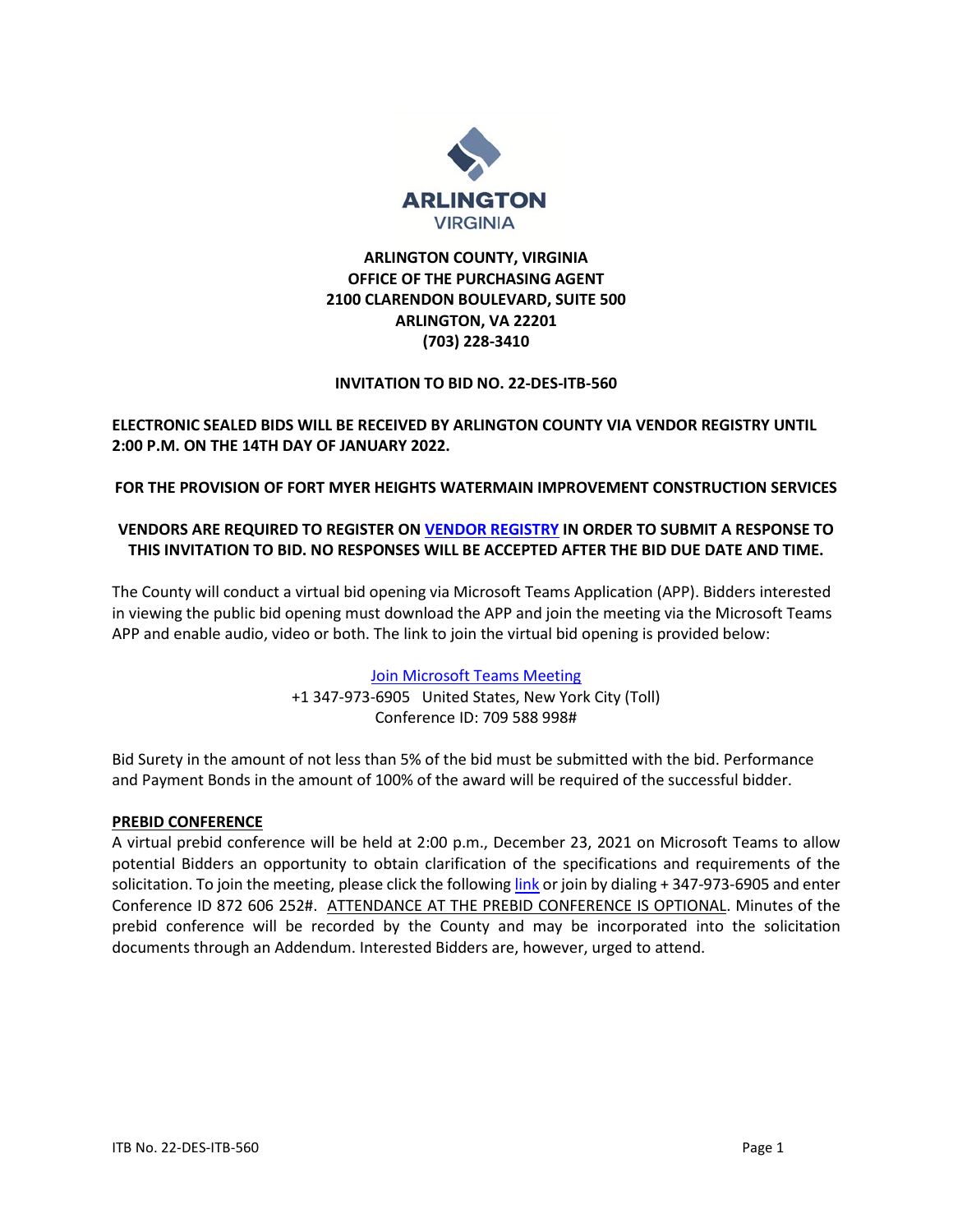ARLINGTON
VIRGINIA

**ARLINGTON COUNTY, VIRGINIA**
**OFFICE OF THE PURCHASING AGENT**
**2100 CLARENDON BOULEVARD, SUITE 500**
**ARLINGTON, VA 22201**
**(703) 228-3410**

**INVITATION TO BID NO. 22-DES-ITB-560**

**ELECTRONIC SEALED BIDS WILL BE RECEIVED BY ARLINGTON COUNTY VIA VENDOR REGISTRY UNTIL 2:00 P.M. ON THE 14TH DAY OF JANUARY 2022.**

**FOR THE PROVISION OF FORT MYER HEIGHTS WATERMAIN IMPROVEMENT CONSTRUCTION SERVICES**

**VENDORS ARE REQUIRED TO REGISTER ON VENDOR REGISTRY IN ORDER TO SUBMIT A RESPONSE TO THIS INVITATION TO BID. NO RESPONSES WILL BE ACCEPTED AFTER THE BID DUE DATE AND TIME.**

The County will conduct a virtual bid opening via Microsoft Teams Application (APP). Bidders interested in viewing the public bid opening must download the APP and join the meeting via the Microsoft Teams APP and enable audio, video or both. The link to join the virtual bid opening is provided below:

Join Microsoft Teams Meeting
+1 347-973-6905 United States, New York City (Toll)
Conference ID: 709 588 998#

Bid Surety in the amount of not less than 5% of the bid must be submitted with the bid. Performance and Payment Bonds in the amount of 100% of the award will be required of the successful bidder.

**PREBID CONFERENCE**

A virtual prebid conference will be held at 2:00 p.m., December 23, 2021 on Microsoft Teams to allow potential Bidders an opportunity to obtain clarification of the specifications and requirements of the solicitation. To join the meeting, please click the following link or join by dialing + 347-973-6905 and enter Conference ID 872 606 252#. ATTENDANCE AT THE PREBID CONFERENCE IS OPTIONAL. Minutes of the prebid conference will be recorded by the County and may be incorporated into the solicitation documents through an Addendum. Interested Bidders are, however, urged to attend.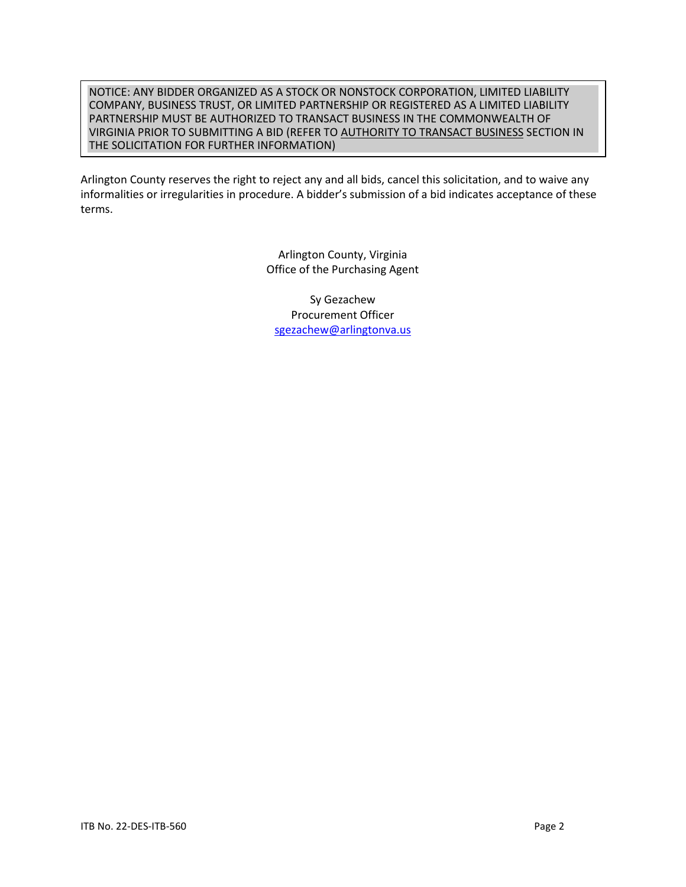NOTICE: ANY BIDDER ORGANIZED AS A STOCK OR NONSTOCK CORPORATION, LIMITED LIABILITY COMPANY, BUSINESS TRUST, OR LIMITED PARTNERSHIP OR REGISTERED AS A LIMITED LIABILITY PARTNERSHIP MUST BE AUTHORIZED TO TRANSACT BUSINESS IN THE COMMONWEALTH OF VIRGINIA PRIOR TO SUBMITTING A BID (REFER TO AUTHORITY TO TRANSACT BUSINESS SECTION IN THE SOLICITATION FOR FURTHER INFORMATION)

Arlington County reserves the right to reject any and all bids, cancel this solicitation, and to waive any informalities or irregularities in procedure. A bidder's submission of a bid indicates acceptance of these terms.

Arlington County, Virginia
Office of the Purchasing Agent

Sy Gezachew
Procurement Officer
sgezachew@arlingtonva.us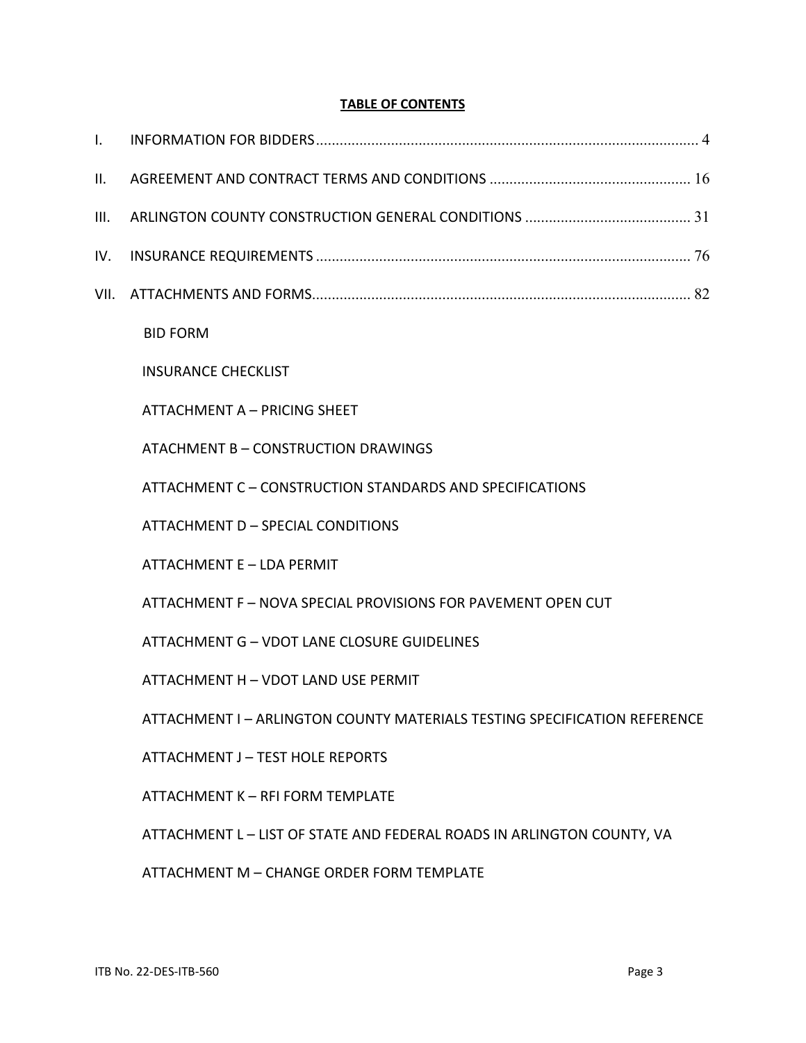**TABLE OF CONTENTS**

I. INFORMATION FOR BIDDERS ............................................................................................ 4

II. AGREEMENT AND CONTRACT TERMS AND CONDITIONS .................................................. 16

III. ARLINGTON COUNTY CONSTRUCTION GENERAL CONDITIONS .......................................... 31

IV. INSURANCE REQUIREMENTS ........................................................................................... 76

VII. ATTACHMENTS AND FORMS ........................................................................................... 82

- BID FORM
- INSURANCE CHECKLIST
- ATTACHMENT A – PRICING SHEET
- ATACHMENT B – CONSTRUCTION DRAWINGS
- ATTACHMENT C – CONSTRUCTION STANDARDS AND SPECIFICATIONS
- ATTACHMENT D – SPECIAL CONDITIONS
- ATTACHMENT E – LDA PERMIT
- ATTACHMENT F – NOVA SPECIAL PROVISIONS FOR PAVEMENT OPEN CUT
- ATTACHMENT G – VDOT LANE CLOSURE GUIDELINES
- ATTACHMENT H – VDOT LAND USE PERMIT
- ATTACHMENT I – ARLINGTON COUNTY MATERIALS TESTING SPECIFICATION REFERENCE
- ATTACHMENT J – TEST HOLE REPORTS
- ATTACHMENT K – RFI FORM TEMPLATE
- ATTACHMENT L – LIST OF STATE AND FEDERAL ROADS IN ARLINGTON COUNTY, VA
- ATTACHMENT M – CHANGE ORDER FORM TEMPLATE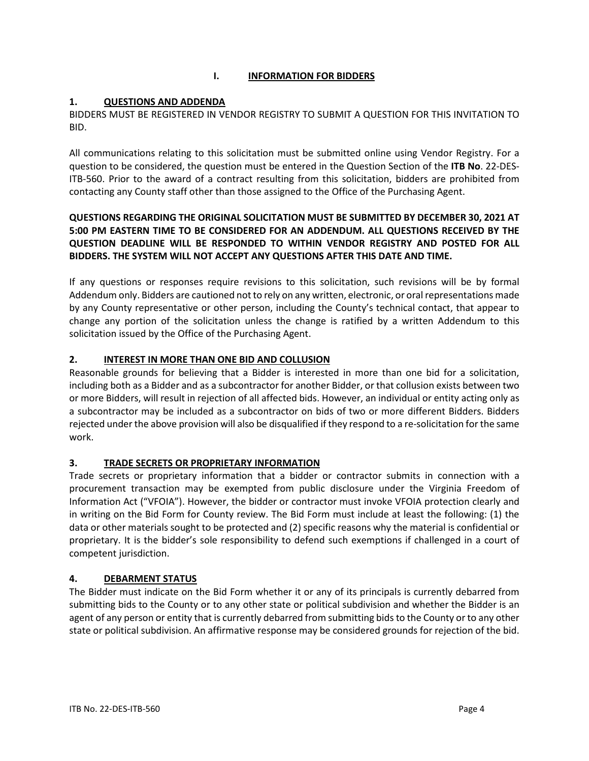# I. INFORMATION FOR BIDDERS

## 1. QUESTIONS AND ADDENDA

BIDDERS MUST BE REGISTERED IN VENDOR REGISTRY TO SUBMIT A QUESTION FOR THIS INVITATION TO BID.

All communications relating to this solicitation must be submitted online using Vendor Registry. For a question to be considered, the question must be entered in the Question Section of the **ITB No**. 22-DES-ITB-560. Prior to the award of a contract resulting from this solicitation, bidders are prohibited from contacting any County staff other than those assigned to the Office of the Purchasing Agent.

**QUESTIONS REGARDING THE ORIGINAL SOLICITATION MUST BE SUBMITTED BY DECEMBER 30, 2021 AT 5:00 PM EASTERN TIME TO BE CONSIDERED FOR AN ADDENDUM. ALL QUESTIONS RECEIVED BY THE QUESTION DEADLINE WILL BE RESPONDED TO WITHIN VENDOR REGISTRY AND POSTED FOR ALL BIDDERS. THE SYSTEM WILL NOT ACCEPT ANY QUESTIONS AFTER THIS DATE AND TIME.**

If any questions or responses require revisions to this solicitation, such revisions will be by formal Addendum only. Bidders are cautioned not to rely on any written, electronic, or oral representations made by any County representative or other person, including the County's technical contact, that appear to change any portion of the solicitation unless the change is ratified by a written Addendum to this solicitation issued by the Office of the Purchasing Agent.

## 2. INTEREST IN MORE THAN ONE BID AND COLLUSION

Reasonable grounds for believing that a Bidder is interested in more than one bid for a solicitation, including both as a Bidder and as a subcontractor for another Bidder, or that collusion exists between two or more Bidders, will result in rejection of all affected bids. However, an individual or entity acting only as a subcontractor may be included as a subcontractor on bids of two or more different Bidders. Bidders rejected under the above provision will also be disqualified if they respond to a re-solicitation for the same work.

## 3. TRADE SECRETS OR PROPRIETARY INFORMATION

Trade secrets or proprietary information that a bidder or contractor submits in connection with a procurement transaction may be exempted from public disclosure under the Virginia Freedom of Information Act ("VFOIA"). However, the bidder or contractor must invoke VFOIA protection clearly and in writing on the Bid Form for County review. The Bid Form must include at least the following: (1) the data or other materials sought to be protected and (2) specific reasons why the material is confidential or proprietary. It is the bidder's sole responsibility to defend such exemptions if challenged in a court of competent jurisdiction.

## 4. DEBARMENT STATUS

The Bidder must indicate on the Bid Form whether it or any of its principals is currently debarred from submitting bids to the County or to any other state or political subdivision and whether the Bidder is an agent of any person or entity that is currently debarred from submitting bids to the County or to any other state or political subdivision. An affirmative response may be considered grounds for rejection of the bid.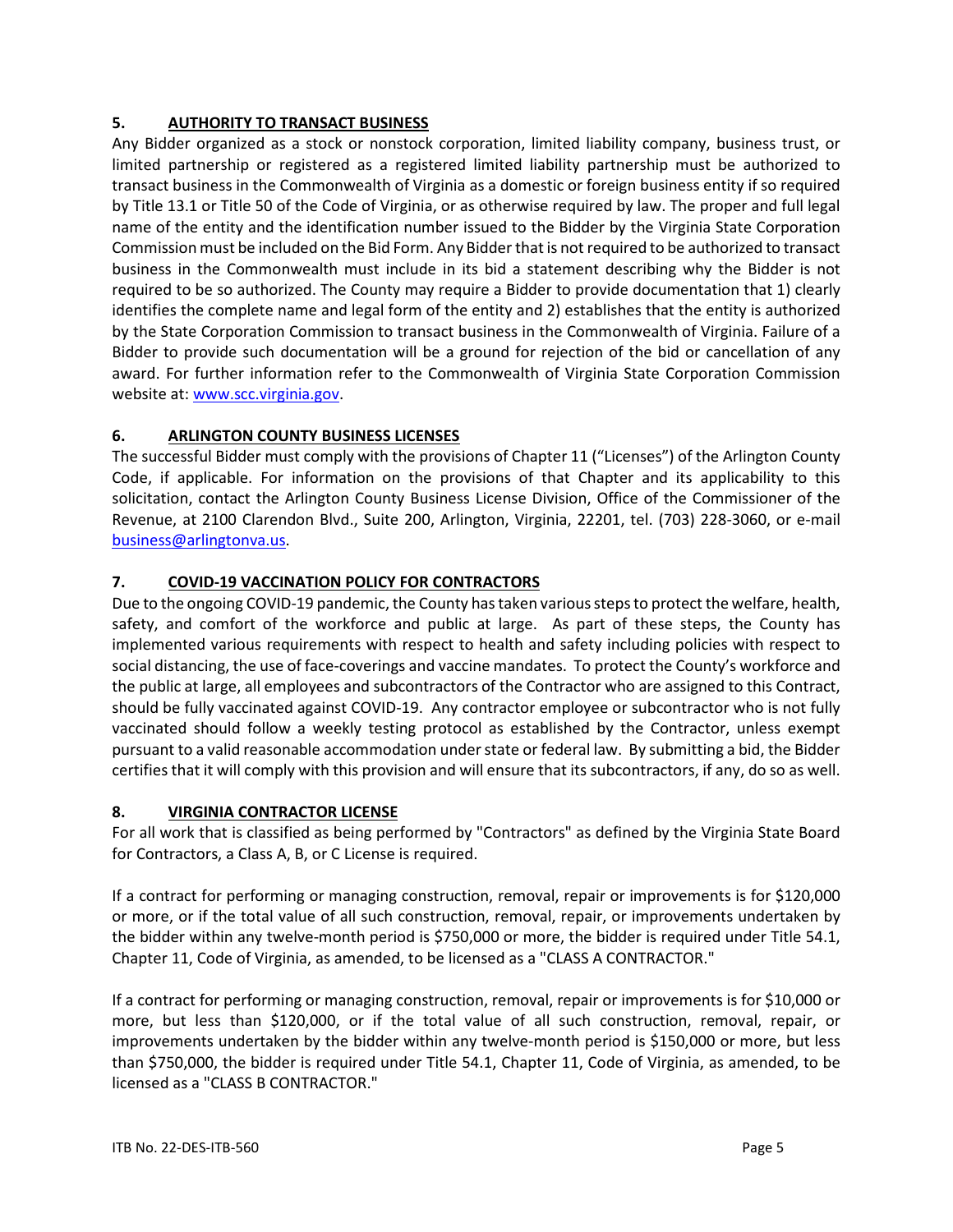## 5. **AUTHORITY TO TRANSACT BUSINESS**

Any Bidder organized as a stock or nonstock corporation, limited liability company, business trust, or limited partnership or registered as a registered limited liability partnership must be authorized to transact business in the Commonwealth of Virginia as a domestic or foreign business entity if so required by Title 13.1 or Title 50 of the Code of Virginia, or as otherwise required by law. The proper and full legal name of the entity and the identification number issued to the Bidder by the Virginia State Corporation Commission must be included on the Bid Form. Any Bidder that is not required to be authorized to transact business in the Commonwealth must include in its bid a statement describing why the Bidder is not required to be so authorized. The County may require a Bidder to provide documentation that 1) clearly identifies the complete name and legal form of the entity and 2) establishes that the entity is authorized by the State Corporation Commission to transact business in the Commonwealth of Virginia. Failure of a Bidder to provide such documentation will be a ground for rejection of the bid or cancellation of any award. For further information refer to the Commonwealth of Virginia State Corporation Commission website at: [www.scc.virginia.gov](http://www.scc.virginia.gov).

## 6. **ARLINGTON COUNTY BUSINESS LICENSES**

The successful Bidder must comply with the provisions of Chapter 11 ("Licenses") of the Arlington County Code, if applicable. For information on the provisions of that Chapter and its applicability to this solicitation, contact the Arlington County Business License Division, Office of the Commissioner of the Revenue, at 2100 Clarendon Blvd., Suite 200, Arlington, Virginia, 22201, tel. (703) 228-3060, or e-mail [business@arlingtonva.us](mailto:business@arlingtonva.us).

## 7. **COVID-19 VACCINATION POLICY FOR CONTRACTORS**

Due to the ongoing COVID-19 pandemic, the County has taken various steps to protect the welfare, health, safety, and comfort of the workforce and public at large. As part of these steps, the County has implemented various requirements with respect to health and safety including policies with respect to social distancing, the use of face-coverings and vaccine mandates. To protect the County's workforce and the public at large, all employees and subcontractors of the Contractor who are assigned to this Contract, should be fully vaccinated against COVID-19. Any contractor employee or subcontractor who is not fully vaccinated should follow a weekly testing protocol as established by the Contractor, unless exempt pursuant to a valid reasonable accommodation under state or federal law. By submitting a bid, the Bidder certifies that it will comply with this provision and will ensure that its subcontractors, if any, do so as well.

## 8. **VIRGINIA CONTRACTOR LICENSE**

For all work that is classified as being performed by "Contractors" as defined by the Virginia State Board for Contractors, a Class A, B, or C License is required.

If a contract for performing or managing construction, removal, repair or improvements is for $120,000 or more, or if the total value of all such construction, removal, repair, or improvements undertaken by the bidder within any twelve-month period is $750,000 or more, the bidder is required under Title 54.1, Chapter 11, Code of Virginia, as amended, to be licensed as a "CLASS A CONTRACTOR."

If a contract for performing or managing construction, removal, repair or improvements is for $10,000 or more, but less than $120,000, or if the total value of all such construction, removal, repair, or improvements undertaken by the bidder within any twelve-month period is $150,000 or more, but less than $750,000, the bidder is required under Title 54.1, Chapter 11, Code of Virginia, as amended, to be licensed as a "CLASS B CONTRACTOR."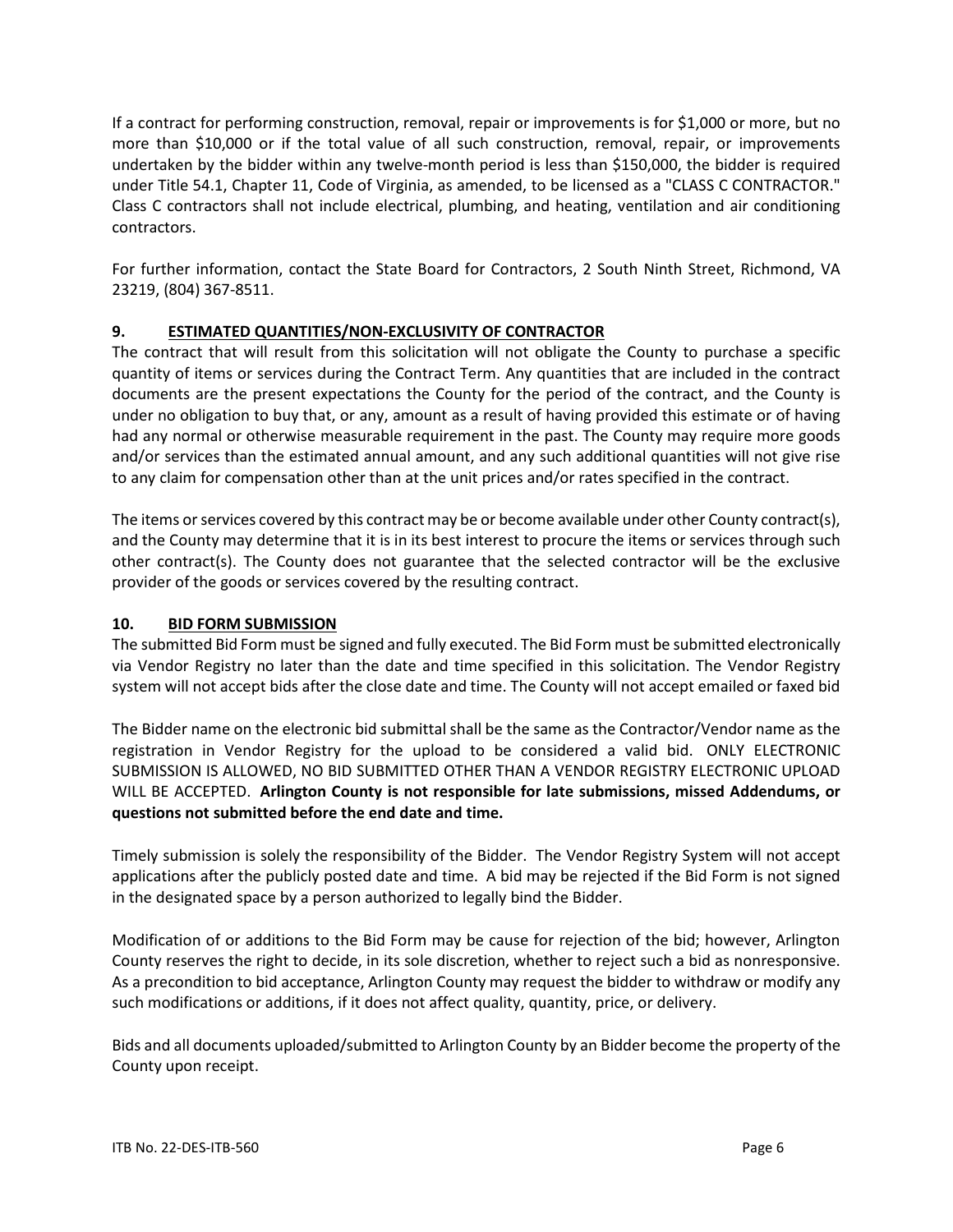If a contract for performing construction, removal, repair or improvements is for $1,000 or more, but no more than $10,000 or if the total value of all such construction, removal, repair, or improvements undertaken by the bidder within any twelve-month period is less than $150,000, the bidder is required under Title 54.1, Chapter 11, Code of Virginia, as amended, to be licensed as a "CLASS C CONTRACTOR." Class C contractors shall not include electrical, plumbing, and heating, ventilation and air conditioning contractors.

For further information, contact the State Board for Contractors, 2 South Ninth Street, Richmond, VA 23219, (804) 367-8511.

## 9. ESTIMATED QUANTITIES/NON-EXCLUSIVITY OF CONTRACTOR

The contract that will result from this solicitation will not obligate the County to purchase a specific quantity of items or services during the Contract Term. Any quantities that are included in the contract documents are the present expectations the County for the period of the contract, and the County is under no obligation to buy that, or any, amount as a result of having provided this estimate or of having had any normal or otherwise measurable requirement in the past. The County may require more goods and/or services than the estimated annual amount, and any such additional quantities will not give rise to any claim for compensation other than at the unit prices and/or rates specified in the contract.

The items or services covered by this contract may be or become available under other County contract(s), and the County may determine that it is in its best interest to procure the items or services through such other contract(s). The County does not guarantee that the selected contractor will be the exclusive provider of the goods or services covered by the resulting contract.

## 10. BID FORM SUBMISSION

The submitted Bid Form must be signed and fully executed. The Bid Form must be submitted electronically via Vendor Registry no later than the date and time specified in this solicitation. The Vendor Registry system will not accept bids after the close date and time. The County will not accept emailed or faxed bid

The Bidder name on the electronic bid submittal shall be the same as the Contractor/Vendor name as the registration in Vendor Registry for the upload to be considered a valid bid. ONLY ELECTRONIC SUBMISSION IS ALLOWED, NO BID SUBMITTED OTHER THAN A VENDOR REGISTRY ELECTRONIC UPLOAD WILL BE ACCEPTED. **Arlington County is not responsible for late submissions, missed Addendums, or questions not submitted before the end date and time.**

Timely submission is solely the responsibility of the Bidder. The Vendor Registry System will not accept applications after the publicly posted date and time. A bid may be rejected if the Bid Form is not signed in the designated space by a person authorized to legally bind the Bidder.

Modification of or additions to the Bid Form may be cause for rejection of the bid; however, Arlington County reserves the right to decide, in its sole discretion, whether to reject such a bid as nonresponsive. As a precondition to bid acceptance, Arlington County may request the bidder to withdraw or modify any such modifications or additions, if it does not affect quality, quantity, price, or delivery.

Bids and all documents uploaded/submitted to Arlington County by an Bidder become the property of the County upon receipt.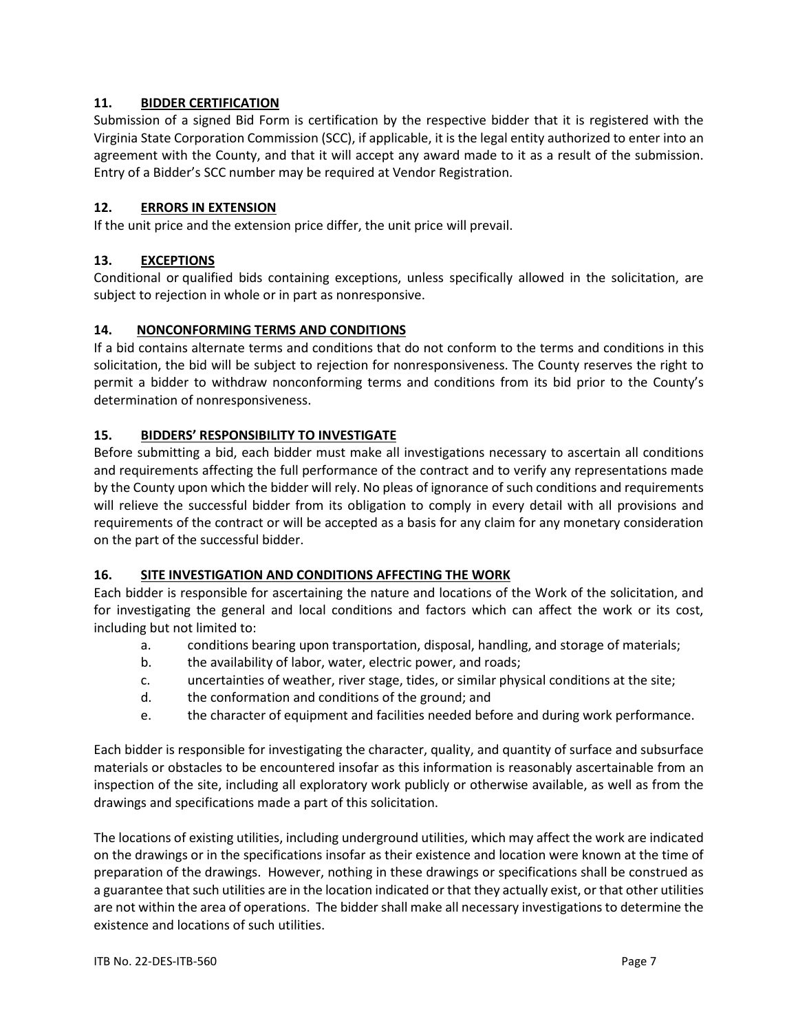## 11. BIDDER CERTIFICATION

Submission of a signed Bid Form is certification by the respective bidder that it is registered with the Virginia State Corporation Commission (SCC), if applicable, it is the legal entity authorized to enter into an agreement with the County, and that it will accept any award made to it as a result of the submission. Entry of a Bidder's SCC number may be required at Vendor Registration.

## 12. ERRORS IN EXTENSION

If the unit price and the extension price differ, the unit price will prevail.

## 13. EXCEPTIONS

Conditional or qualified bids containing exceptions, unless specifically allowed in the solicitation, are subject to rejection in whole or in part as nonresponsive.

## 14. NONCONFORMING TERMS AND CONDITIONS

If a bid contains alternate terms and conditions that do not conform to the terms and conditions in this solicitation, the bid will be subject to rejection for nonresponsiveness. The County reserves the right to permit a bidder to withdraw nonconforming terms and conditions from its bid prior to the County's determination of nonresponsiveness.

## 15. BIDDERS' RESPONSIBILITY TO INVESTIGATE

Before submitting a bid, each bidder must make all investigations necessary to ascertain all conditions and requirements affecting the full performance of the contract and to verify any representations made by the County upon which the bidder will rely. No pleas of ignorance of such conditions and requirements will relieve the successful bidder from its obligation to comply in every detail with all provisions and requirements of the contract or will be accepted as a basis for any claim for any monetary consideration on the part of the successful bidder.

## 16. SITE INVESTIGATION AND CONDITIONS AFFECTING THE WORK

Each bidder is responsible for ascertaining the nature and locations of the Work of the solicitation, and for investigating the general and local conditions and factors which can affect the work or its cost, including but not limited to:

a. conditions bearing upon transportation, disposal, handling, and storage of materials;
b. the availability of labor, water, electric power, and roads;
c. uncertainties of weather, river stage, tides, or similar physical conditions at the site;
d. the conformation and conditions of the ground; and
e. the character of equipment and facilities needed before and during work performance.

Each bidder is responsible for investigating the character, quality, and quantity of surface and subsurface materials or obstacles to be encountered insofar as this information is reasonably ascertainable from an inspection of the site, including all exploratory work publicly or otherwise available, as well as from the drawings and specifications made a part of this solicitation.

The locations of existing utilities, including underground utilities, which may affect the work are indicated on the drawings or in the specifications insofar as their existence and location were known at the time of preparation of the drawings. However, nothing in these drawings or specifications shall be construed as a guarantee that such utilities are in the location indicated or that they actually exist, or that other utilities are not within the area of operations. The bidder shall make all necessary investigations to determine the existence and locations of such utilities.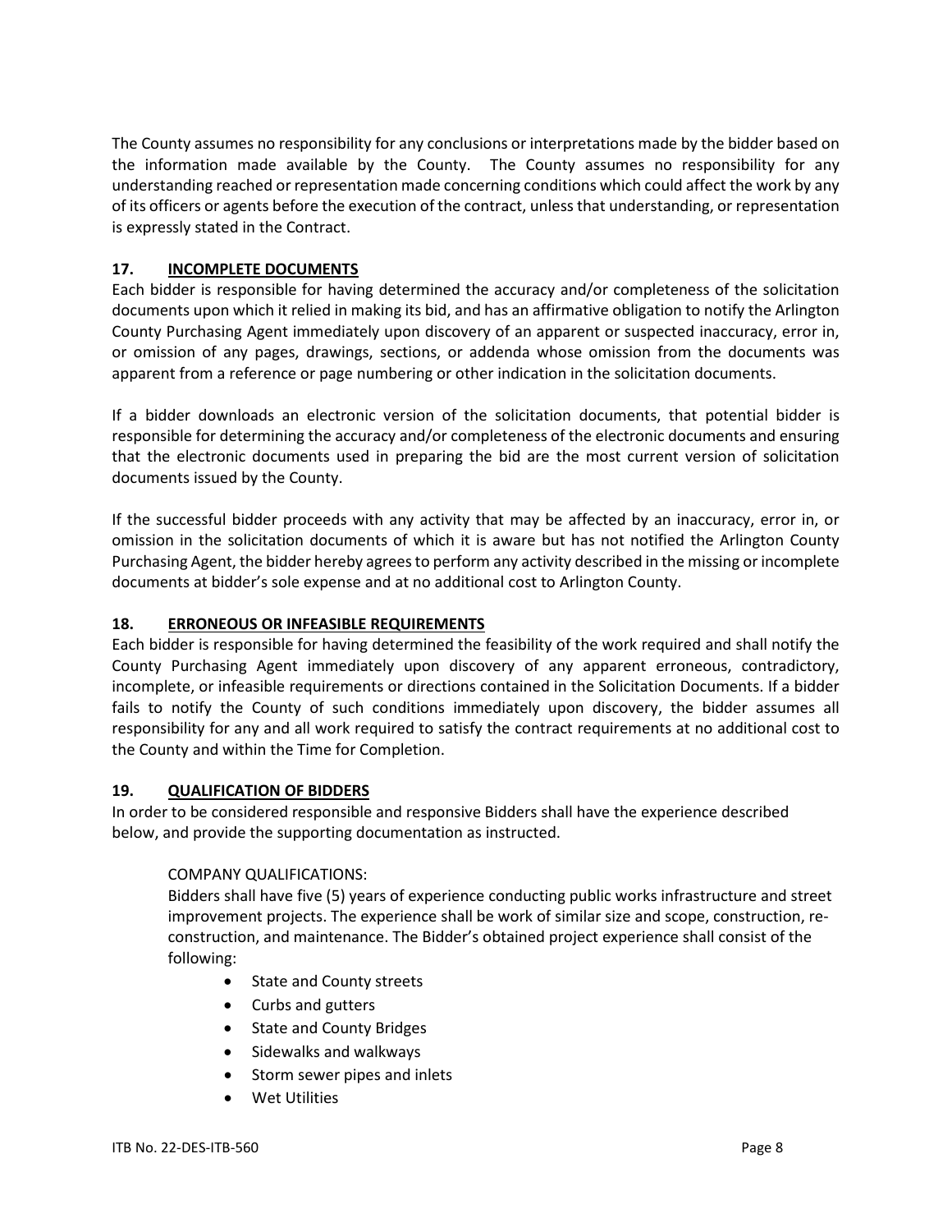The County assumes no responsibility for any conclusions or interpretations made by the bidder based on the information made available by the County. The County assumes no responsibility for any understanding reached or representation made concerning conditions which could affect the work by any of its officers or agents before the execution of the contract, unless that understanding, or representation is expressly stated in the Contract.

## 17. INCOMPLETE DOCUMENTS

Each bidder is responsible for having determined the accuracy and/or completeness of the solicitation documents upon which it relied in making its bid, and has an affirmative obligation to notify the Arlington County Purchasing Agent immediately upon discovery of an apparent or suspected inaccuracy, error in, or omission of any pages, drawings, sections, or addenda whose omission from the documents was apparent from a reference or page numbering or other indication in the solicitation documents.

If a bidder downloads an electronic version of the solicitation documents, that potential bidder is responsible for determining the accuracy and/or completeness of the electronic documents and ensuring that the electronic documents used in preparing the bid are the most current version of solicitation documents issued by the County.

If the successful bidder proceeds with any activity that may be affected by an inaccuracy, error in, or omission in the solicitation documents of which it is aware but has not notified the Arlington County Purchasing Agent, the bidder hereby agrees to perform any activity described in the missing or incomplete documents at bidder's sole expense and at no additional cost to Arlington County.

## 18. ERRONEOUS OR INFEASIBLE REQUIREMENTS

Each bidder is responsible for having determined the feasibility of the work required and shall notify the County Purchasing Agent immediately upon discovery of any apparent erroneous, contradictory, incomplete, or infeasible requirements or directions contained in the Solicitation Documents. If a bidder fails to notify the County of such conditions immediately upon discovery, the bidder assumes all responsibility for any and all work required to satisfy the contract requirements at no additional cost to the County and within the Time for Completion.

## 19. QUALIFICATION OF BIDDERS

In order to be considered responsible and responsive Bidders shall have the experience described below, and provide the supporting documentation as instructed.

COMPANY QUALIFICATIONS:

Bidders shall have five (5) years of experience conducting public works infrastructure and street improvement projects. The experience shall be work of similar size and scope, construction, re-construction, and maintenance. The Bidder's obtained project experience shall consist of the following:

- State and County streets
- Curbs and gutters
- State and County Bridges
- Sidewalks and walkways
- Storm sewer pipes and inlets
- Wet Utilities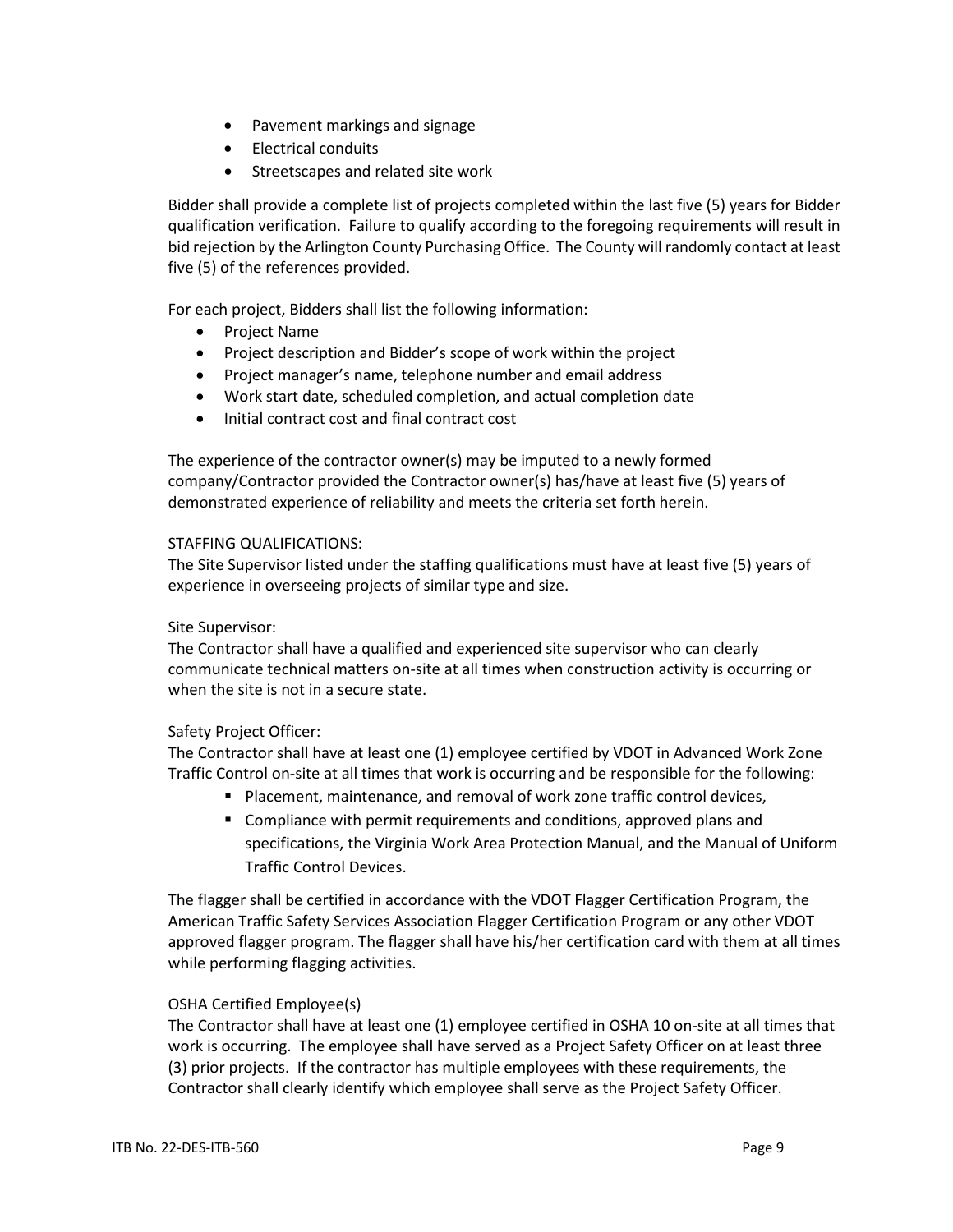- Pavement markings and signage
- Electrical conduits
- Streetscapes and related site work

Bidder shall provide a complete list of projects completed within the last five (5) years for Bidder qualification verification. Failure to qualify according to the foregoing requirements will result in bid rejection by the Arlington County Purchasing Office. The County will randomly contact at least five (5) of the references provided.

For each project, Bidders shall list the following information:

- Project Name
- Project description and Bidder's scope of work within the project
- Project manager's name, telephone number and email address
- Work start date, scheduled completion, and actual completion date
- Initial contract cost and final contract cost

The experience of the contractor owner(s) may be imputed to a newly formed company/Contractor provided the Contractor owner(s) has/have at least five (5) years of demonstrated experience of reliability and meets the criteria set forth herein.

STAFFING QUALIFICATIONS:
The Site Supervisor listed under the staffing qualifications must have at least five (5) years of experience in overseeing projects of similar type and size.

Site Supervisor:
The Contractor shall have a qualified and experienced site supervisor who can clearly communicate technical matters on-site at all times when construction activity is occurring or when the site is not in a secure state.

Safety Project Officer:
The Contractor shall have at least one (1) employee certified by VDOT in Advanced Work Zone Traffic Control on-site at all times that work is occurring and be responsible for the following:

- Placement, maintenance, and removal of work zone traffic control devices,
- Compliance with permit requirements and conditions, approved plans and specifications, the Virginia Work Area Protection Manual, and the Manual of Uniform Traffic Control Devices.

The flagger shall be certified in accordance with the VDOT Flagger Certification Program, the American Traffic Safety Services Association Flagger Certification Program or any other VDOT approved flagger program. The flagger shall have his/her certification card with them at all times while performing flagging activities.

OSHA Certified Employee(s)
The Contractor shall have at least one (1) employee certified in OSHA 10 on-site at all times that work is occurring. The employee shall have served as a Project Safety Officer on at least three (3) prior projects. If the contractor has multiple employees with these requirements, the Contractor shall clearly identify which employee shall serve as the Project Safety Officer.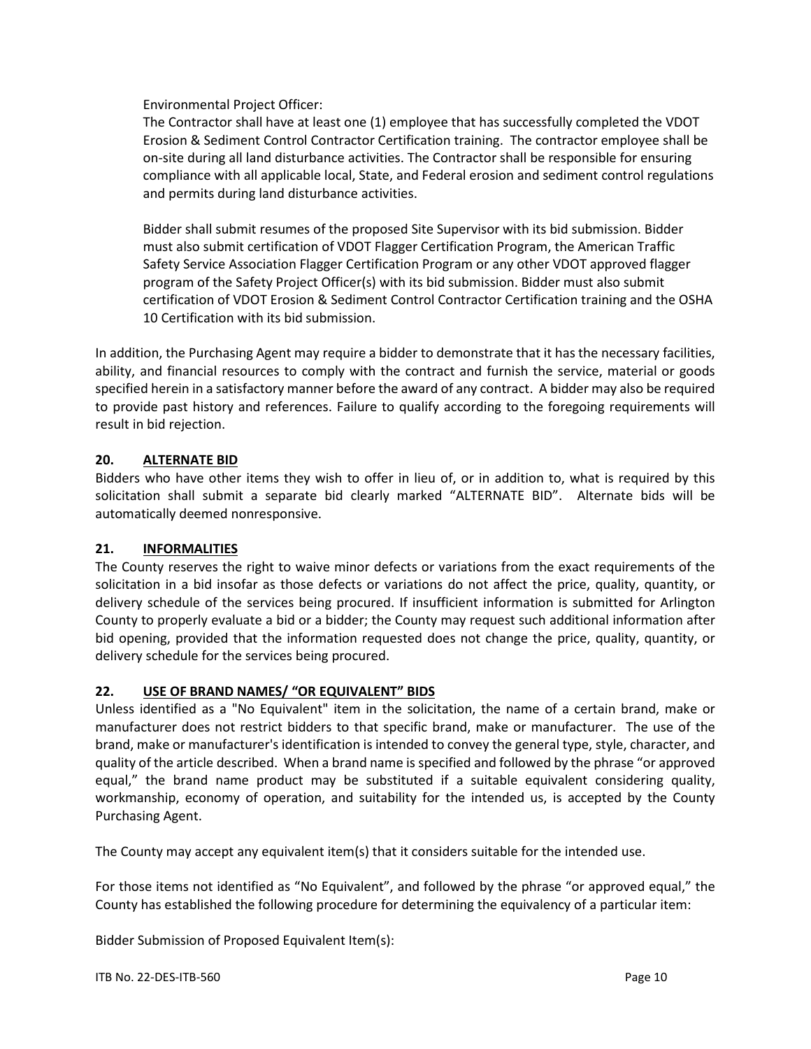Environmental Project Officer:

The Contractor shall have at least one (1) employee that has successfully completed the VDOT Erosion & Sediment Control Contractor Certification training. The contractor employee shall be on-site during all land disturbance activities. The Contractor shall be responsible for ensuring compliance with all applicable local, State, and Federal erosion and sediment control regulations and permits during land disturbance activities.

Bidder shall submit resumes of the proposed Site Supervisor with its bid submission. Bidder must also submit certification of VDOT Flagger Certification Program, the American Traffic Safety Service Association Flagger Certification Program or any other VDOT approved flagger program of the Safety Project Officer(s) with its bid submission. Bidder must also submit certification of VDOT Erosion & Sediment Control Contractor Certification training and the OSHA 10 Certification with its bid submission.

In addition, the Purchasing Agent may require a bidder to demonstrate that it has the necessary facilities, ability, and financial resources to comply with the contract and furnish the service, material or goods specified herein in a satisfactory manner before the award of any contract. A bidder may also be required to provide past history and references. Failure to qualify according to the foregoing requirements will result in bid rejection.

## 20. ALTERNATE BID

Bidders who have other items they wish to offer in lieu of, or in addition to, what is required by this solicitation shall submit a separate bid clearly marked "ALTERNATE BID". Alternate bids will be automatically deemed nonresponsive.

## 21. INFORMALITIES

The County reserves the right to waive minor defects or variations from the exact requirements of the solicitation in a bid insofar as those defects or variations do not affect the price, quality, quantity, or delivery schedule of the services being procured. If insufficient information is submitted for Arlington County to properly evaluate a bid or a bidder; the County may request such additional information after bid opening, provided that the information requested does not change the price, quality, quantity, or delivery schedule for the services being procured.

## 22. USE OF BRAND NAMES/ "OR EQUIVALENT" BIDS

Unless identified as a "No Equivalent" item in the solicitation, the name of a certain brand, make or manufacturer does not restrict bidders to that specific brand, make or manufacturer. The use of the brand, make or manufacturer's identification is intended to convey the general type, style, character, and quality of the article described. When a brand name is specified and followed by the phrase "or approved equal," the brand name product may be substituted if a suitable equivalent considering quality, workmanship, economy of operation, and suitability for the intended us, is accepted by the County Purchasing Agent.

The County may accept any equivalent item(s) that it considers suitable for the intended use.

For those items not identified as "No Equivalent", and followed by the phrase "or approved equal," the County has established the following procedure for determining the equivalency of a particular item:

Bidder Submission of Proposed Equivalent Item(s):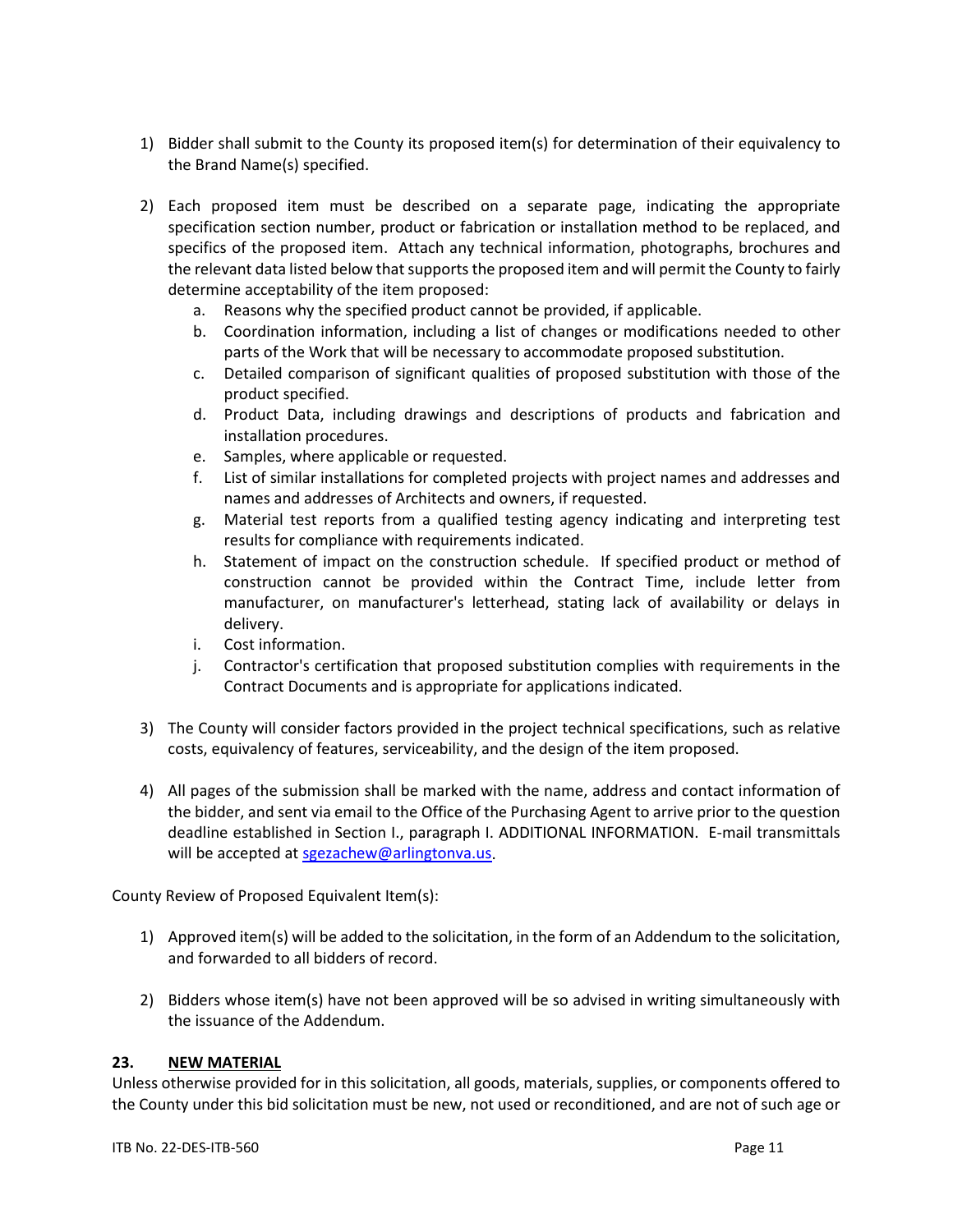1) Bidder shall submit to the County its proposed item(s) for determination of their equivalency to the Brand Name(s) specified.

2) Each proposed item must be described on a separate page, indicating the appropriate specification section number, product or fabrication or installation method to be replaced, and specifics of the proposed item. Attach any technical information, photographs, brochures and the relevant data listed below that supports the proposed item and will permit the County to fairly determine acceptability of the item proposed:
   a. Reasons why the specified product cannot be provided, if applicable.
   b. Coordination information, including a list of changes or modifications needed to other parts of the Work that will be necessary to accommodate proposed substitution.
   c. Detailed comparison of significant qualities of proposed substitution with those of the product specified.
   d. Product Data, including drawings and descriptions of products and fabrication and installation procedures.
   e. Samples, where applicable or requested.
   f. List of similar installations for completed projects with project names and addresses and names and addresses of Architects and owners, if requested.
   g. Material test reports from a qualified testing agency indicating and interpreting test results for compliance with requirements indicated.
   h. Statement of impact on the construction schedule. If specified product or method of construction cannot be provided within the Contract Time, include letter from manufacturer, on manufacturer's letterhead, stating lack of availability or delays in delivery.
   i. Cost information.
   j. Contractor's certification that proposed substitution complies with requirements in the Contract Documents and is appropriate for applications indicated.

3) The County will consider factors provided in the project technical specifications, such as relative costs, equivalency of features, serviceability, and the design of the item proposed.

4) All pages of the submission shall be marked with the name, address and contact information of the bidder, and sent via email to the Office of the Purchasing Agent to arrive prior to the question deadline established in Section I., paragraph I. ADDITIONAL INFORMATION. E-mail transmittals will be accepted at sgezachew@arlingtonva.us.

County Review of Proposed Equivalent Item(s):

1) Approved item(s) will be added to the solicitation, in the form of an Addendum to the solicitation, and forwarded to all bidders of record.

2) Bidders whose item(s) have not been approved will be so advised in writing simultaneously with the issuance of the Addendum.

**23. NEW MATERIAL**

Unless otherwise provided for in this solicitation, all goods, materials, supplies, or components offered to the County under this bid solicitation must be new, not used or reconditioned, and are not of such age or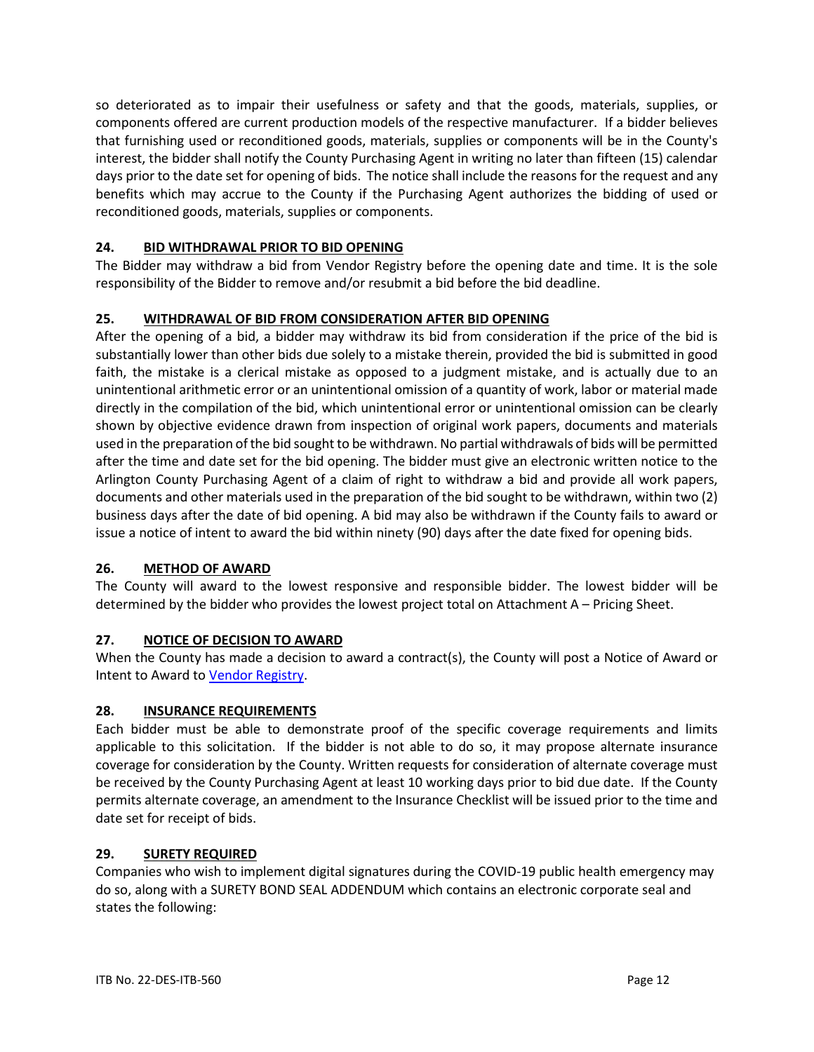so deteriorated as to impair their usefulness or safety and that the goods, materials, supplies, or components offered are current production models of the respective manufacturer. If a bidder believes that furnishing used or reconditioned goods, materials, supplies or components will be in the County's interest, the bidder shall notify the County Purchasing Agent in writing no later than fifteen (15) calendar days prior to the date set for opening of bids. The notice shall include the reasons for the request and any benefits which may accrue to the County if the Purchasing Agent authorizes the bidding of used or reconditioned goods, materials, supplies or components.

## 24. BID WITHDRAWAL PRIOR TO BID OPENING

The Bidder may withdraw a bid from Vendor Registry before the opening date and time. It is the sole responsibility of the Bidder to remove and/or resubmit a bid before the bid deadline.

## 25. WITHDRAWAL OF BID FROM CONSIDERATION AFTER BID OPENING

After the opening of a bid, a bidder may withdraw its bid from consideration if the price of the bid is substantially lower than other bids due solely to a mistake therein, provided the bid is submitted in good faith, the mistake is a clerical mistake as opposed to a judgment mistake, and is actually due to an unintentional arithmetic error or an unintentional omission of a quantity of work, labor or material made directly in the compilation of the bid, which unintentional error or unintentional omission can be clearly shown by objective evidence drawn from inspection of original work papers, documents and materials used in the preparation of the bid sought to be withdrawn. No partial withdrawals of bids will be permitted after the time and date set for the bid opening. The bidder must give an electronic written notice to the Arlington County Purchasing Agent of a claim of right to withdraw a bid and provide all work papers, documents and other materials used in the preparation of the bid sought to be withdrawn, within two (2) business days after the date of bid opening. A bid may also be withdrawn if the County fails to award or issue a notice of intent to award the bid within ninety (90) days after the date fixed for opening bids.

## 26. METHOD OF AWARD

The County will award to the lowest responsive and responsible bidder. The lowest bidder will be determined by the bidder who provides the lowest project total on Attachment A – Pricing Sheet.

## 27. NOTICE OF DECISION TO AWARD

When the County has made a decision to award a contract(s), the County will post a Notice of Award or Intent to Award to Vendor Registry.

## 28. INSURANCE REQUIREMENTS

Each bidder must be able to demonstrate proof of the specific coverage requirements and limits applicable to this solicitation. If the bidder is not able to do so, it may propose alternate insurance coverage for consideration by the County. Written requests for consideration of alternate coverage must be received by the County Purchasing Agent at least 10 working days prior to bid due date. If the County permits alternate coverage, an amendment to the Insurance Checklist will be issued prior to the time and date set for receipt of bids.

## 29. SURETY REQUIRED

Companies who wish to implement digital signatures during the COVID-19 public health emergency may do so, along with a SURETY BOND SEAL ADDENDUM which contains an electronic corporate seal and states the following: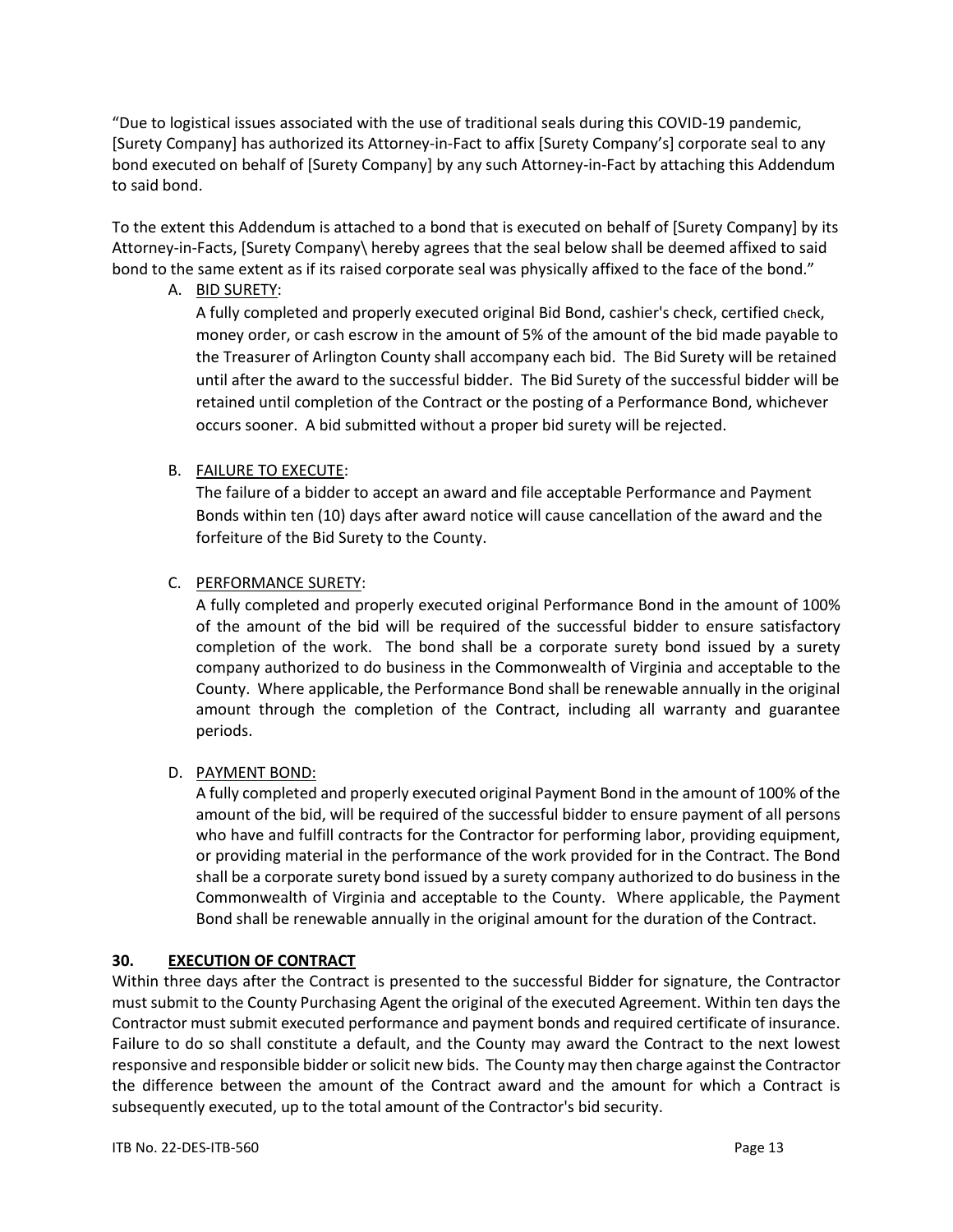"Due to logistical issues associated with the use of traditional seals during this COVID-19 pandemic, [Surety Company] has authorized its Attorney-in-Fact to affix [Surety Company's] corporate seal to any bond executed on behalf of [Surety Company] by any such Attorney-in-Fact by attaching this Addendum to said bond.

To the extent this Addendum is attached to a bond that is executed on behalf of [Surety Company] by its Attorney-in-Facts, [Surety Company\ hereby agrees that the seal below shall be deemed affixed to said bond to the same extent as if its raised corporate seal was physically affixed to the face of the bond."

A. <u>BID SURETY</u>:

   A fully completed and properly executed original Bid Bond, cashier's check, certified check, money order, or cash escrow in the amount of 5% of the amount of the bid made payable to the Treasurer of Arlington County shall accompany each bid. The Bid Surety will be retained until after the award to the successful bidder. The Bid Surety of the successful bidder will be retained until completion of the Contract or the posting of a Performance Bond, whichever occurs sooner. A bid submitted without a proper bid surety will be rejected.

B. <u>FAILURE TO EXECUTE</u>:

   The failure of a bidder to accept an award and file acceptable Performance and Payment Bonds within ten (10) days after award notice will cause cancellation of the award and the forfeiture of the Bid Surety to the County.

C. <u>PERFORMANCE SURETY</u>:

   A fully completed and properly executed original Performance Bond in the amount of 100% of the amount of the bid will be required of the successful bidder to ensure satisfactory completion of the work. The bond shall be a corporate surety bond issued by a surety company authorized to do business in the Commonwealth of Virginia and acceptable to the County. Where applicable, the Performance Bond shall be renewable annually in the original amount through the completion of the Contract, including all warranty and guarantee periods.

D. <u>PAYMENT BOND:</u>

   A fully completed and properly executed original Payment Bond in the amount of 100% of the amount of the bid, will be required of the successful bidder to ensure payment of all persons who have and fulfill contracts for the Contractor for performing labor, providing equipment, or providing material in the performance of the work provided for in the Contract. The Bond shall be a corporate surety bond issued by a surety company authorized to do business in the Commonwealth of Virginia and acceptable to the County. Where applicable, the Payment Bond shall be renewable annually in the original amount for the duration of the Contract.

## 30. EXECUTION OF CONTRACT

Within three days after the Contract is presented to the successful Bidder for signature, the Contractor must submit to the County Purchasing Agent the original of the executed Agreement. Within ten days the Contractor must submit executed performance and payment bonds and required certificate of insurance. Failure to do so shall constitute a default, and the County may award the Contract to the next lowest responsive and responsible bidder or solicit new bids. The County may then charge against the Contractor the difference between the amount of the Contract award and the amount for which a Contract is subsequently executed, up to the total amount of the Contractor's bid security.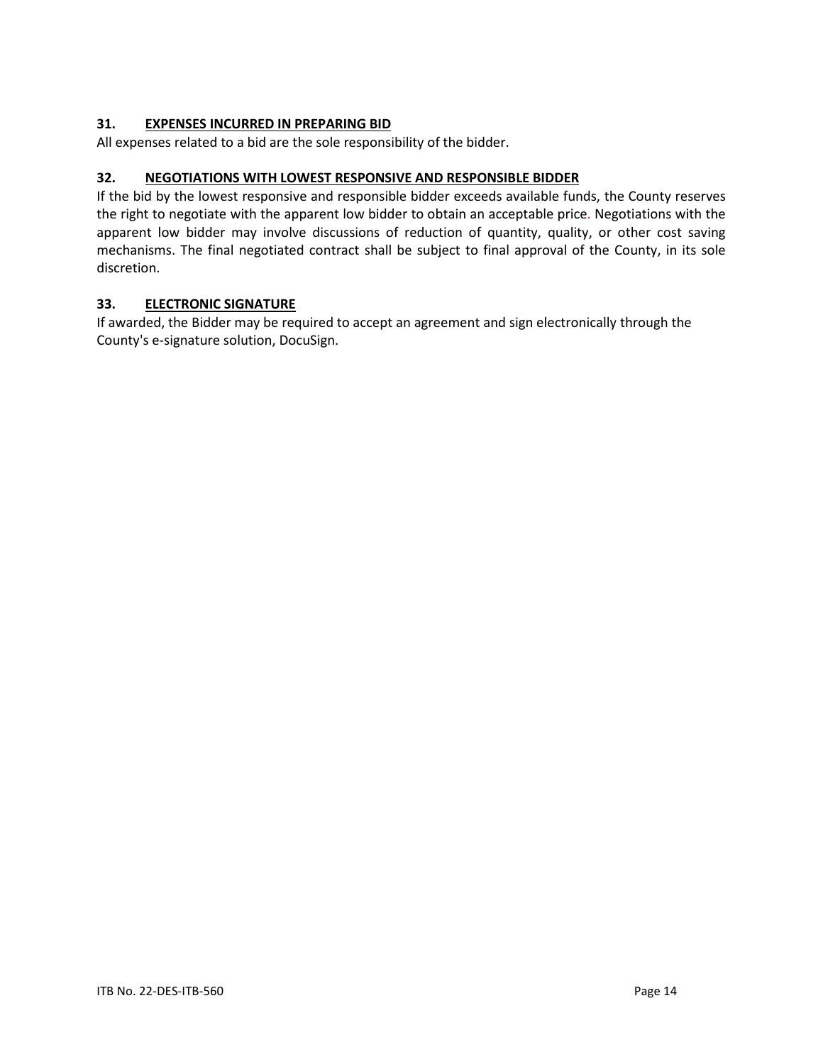### 31. EXPENSES INCURRED IN PREPARING BID

All expenses related to a bid are the sole responsibility of the bidder.

### 32. NEGOTIATIONS WITH LOWEST RESPONSIVE AND RESPONSIBLE BIDDER

If the bid by the lowest responsive and responsible bidder exceeds available funds, the County reserves the right to negotiate with the apparent low bidder to obtain an acceptable price. Negotiations with the apparent low bidder may involve discussions of reduction of quantity, quality, or other cost saving mechanisms. The final negotiated contract shall be subject to final approval of the County, in its sole discretion.

### 33. ELECTRONIC SIGNATURE

If awarded, the Bidder may be required to accept an agreement and sign electronically through the County's e-signature solution, DocuSign.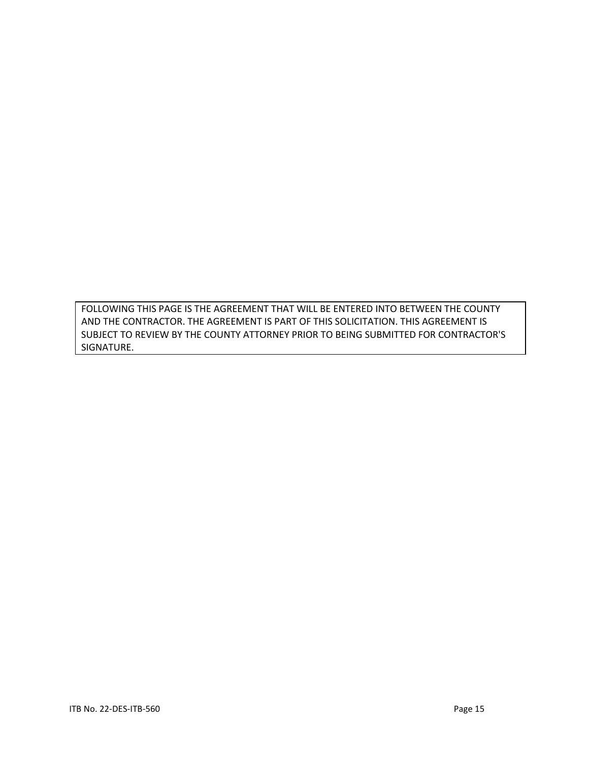FOLLOWING THIS PAGE IS THE AGREEMENT THAT WILL BE ENTERED INTO BETWEEN THE COUNTY AND THE CONTRACTOR. THE AGREEMENT IS PART OF THIS SOLICITATION. THIS AGREEMENT IS SUBJECT TO REVIEW BY THE COUNTY ATTORNEY PRIOR TO BEING SUBMITTED FOR CONTRACTOR'S SIGNATURE.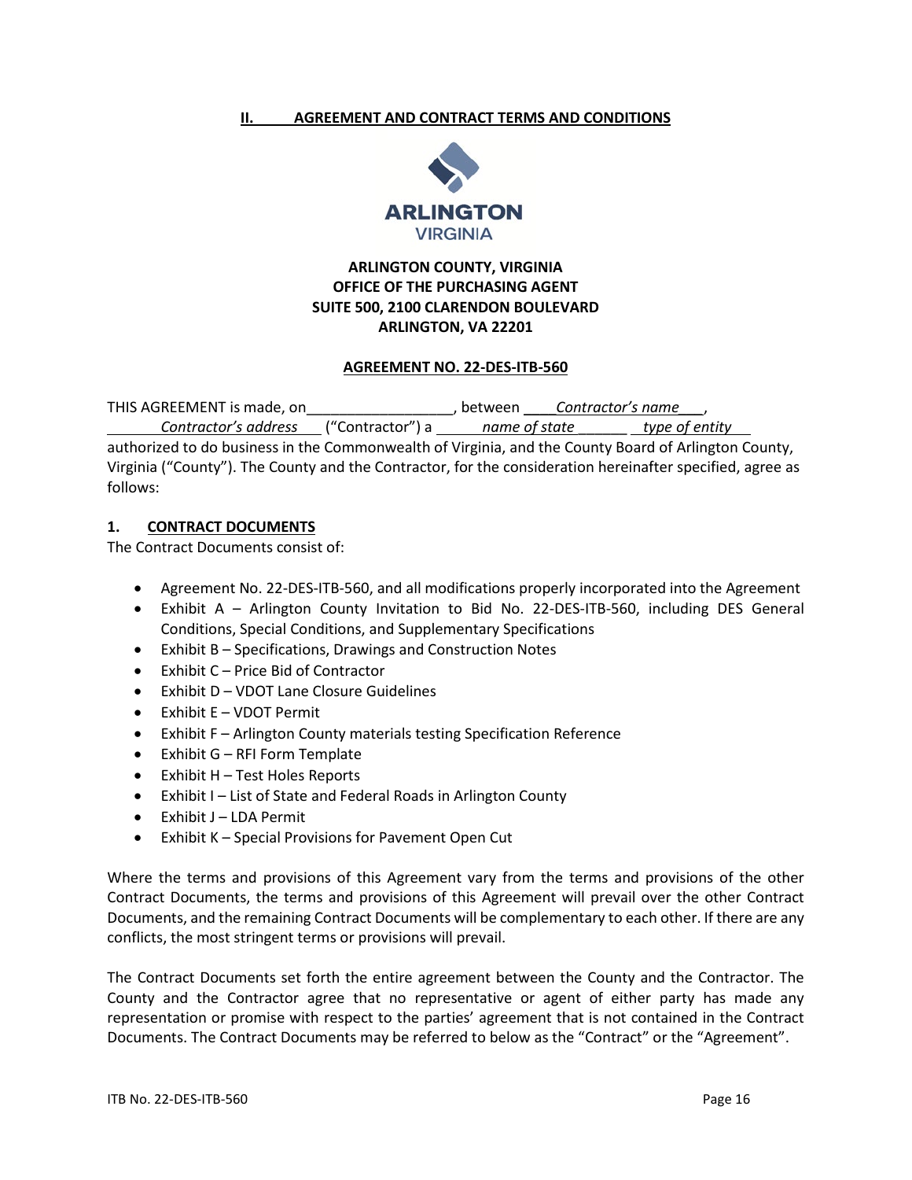## II. AGREEMENT AND CONTRACT TERMS AND CONDITIONS

**ARLINGTON COUNTY, VIRGINIA**
**OFFICE OF THE PURCHASING AGENT**
**SUITE 500, 2100 CLARENDON BOULEVARD**
**ARLINGTON, VA 22201**

**AGREEMENT NO. 22-DES-ITB-560**

THIS AGREEMENT is made, on__________________, between *Contractor's name*, *Contractor's address* ("Contractor") a *name of state* *type of entity* authorized to do business in the Commonwealth of Virginia, and the County Board of Arlington County, Virginia ("County"). The County and the Contractor, for the consideration hereinafter specified, agree as follows:

### 1. CONTRACT DOCUMENTS

The Contract Documents consist of:

- Agreement No. 22-DES-ITB-560, and all modifications properly incorporated into the Agreement
- Exhibit A – Arlington County Invitation to Bid No. 22-DES-ITB-560, including DES General Conditions, Special Conditions, and Supplementary Specifications
- Exhibit B – Specifications, Drawings and Construction Notes
- Exhibit C – Price Bid of Contractor
- Exhibit D – VDOT Lane Closure Guidelines
- Exhibit E – VDOT Permit
- Exhibit F – Arlington County materials testing Specification Reference
- Exhibit G – RFI Form Template
- Exhibit H – Test Holes Reports
- Exhibit I – List of State and Federal Roads in Arlington County
- Exhibit J – LDA Permit
- Exhibit K – Special Provisions for Pavement Open Cut

Where the terms and provisions of this Agreement vary from the terms and provisions of the other Contract Documents, the terms and provisions of this Agreement will prevail over the other Contract Documents, and the remaining Contract Documents will be complementary to each other. If there are any conflicts, the most stringent terms or provisions will prevail.

The Contract Documents set forth the entire agreement between the County and the Contractor. The County and the Contractor agree that no representative or agent of either party has made any representation or promise with respect to the parties' agreement that is not contained in the Contract Documents. The Contract Documents may be referred to below as the "Contract" or the "Agreement".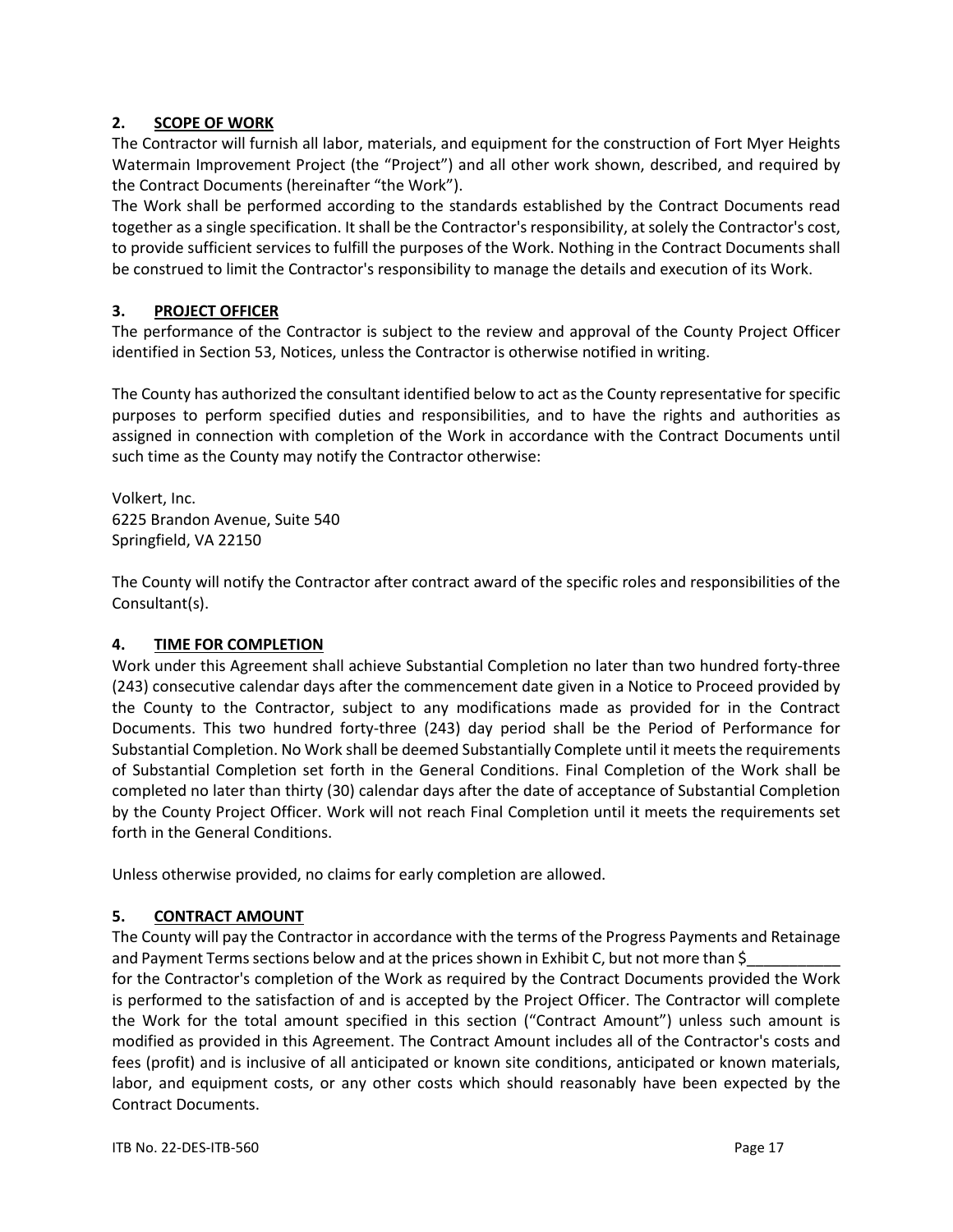## 2. SCOPE OF WORK

The Contractor will furnish all labor, materials, and equipment for the construction of Fort Myer Heights Watermain Improvement Project (the "Project") and all other work shown, described, and required by the Contract Documents (hereinafter "the Work").

The Work shall be performed according to the standards established by the Contract Documents read together as a single specification. It shall be the Contractor's responsibility, at solely the Contractor's cost, to provide sufficient services to fulfill the purposes of the Work. Nothing in the Contract Documents shall be construed to limit the Contractor's responsibility to manage the details and execution of its Work.

## 3. PROJECT OFFICER

The performance of the Contractor is subject to the review and approval of the County Project Officer identified in Section 53, Notices, unless the Contractor is otherwise notified in writing.

The County has authorized the consultant identified below to act as the County representative for specific purposes to perform specified duties and responsibilities, and to have the rights and authorities as assigned in connection with completion of the Work in accordance with the Contract Documents until such time as the County may notify the Contractor otherwise:

Volkert, Inc.
6225 Brandon Avenue, Suite 540
Springfield, VA 22150

The County will notify the Contractor after contract award of the specific roles and responsibilities of the Consultant(s).

## 4. TIME FOR COMPLETION

Work under this Agreement shall achieve Substantial Completion no later than two hundred forty-three (243) consecutive calendar days after the commencement date given in a Notice to Proceed provided by the County to the Contractor, subject to any modifications made as provided for in the Contract Documents. This two hundred forty-three (243) day period shall be the Period of Performance for Substantial Completion. No Work shall be deemed Substantially Complete until it meets the requirements of Substantial Completion set forth in the General Conditions. Final Completion of the Work shall be completed no later than thirty (30) calendar days after the date of acceptance of Substantial Completion by the County Project Officer. Work will not reach Final Completion until it meets the requirements set forth in the General Conditions.

Unless otherwise provided, no claims for early completion are allowed.

## 5. CONTRACT AMOUNT

The County will pay the Contractor in accordance with the terms of the Progress Payments and Retainage and Payment Terms sections below and at the prices shown in Exhibit C, but not more than $___________ for the Contractor's completion of the Work as required by the Contract Documents provided the Work is performed to the satisfaction of and is accepted by the Project Officer. The Contractor will complete the Work for the total amount specified in this section ("Contract Amount") unless such amount is modified as provided in this Agreement. The Contract Amount includes all of the Contractor's costs and fees (profit) and is inclusive of all anticipated or known site conditions, anticipated or known materials, labor, and equipment costs, or any other costs which should reasonably have been expected by the Contract Documents.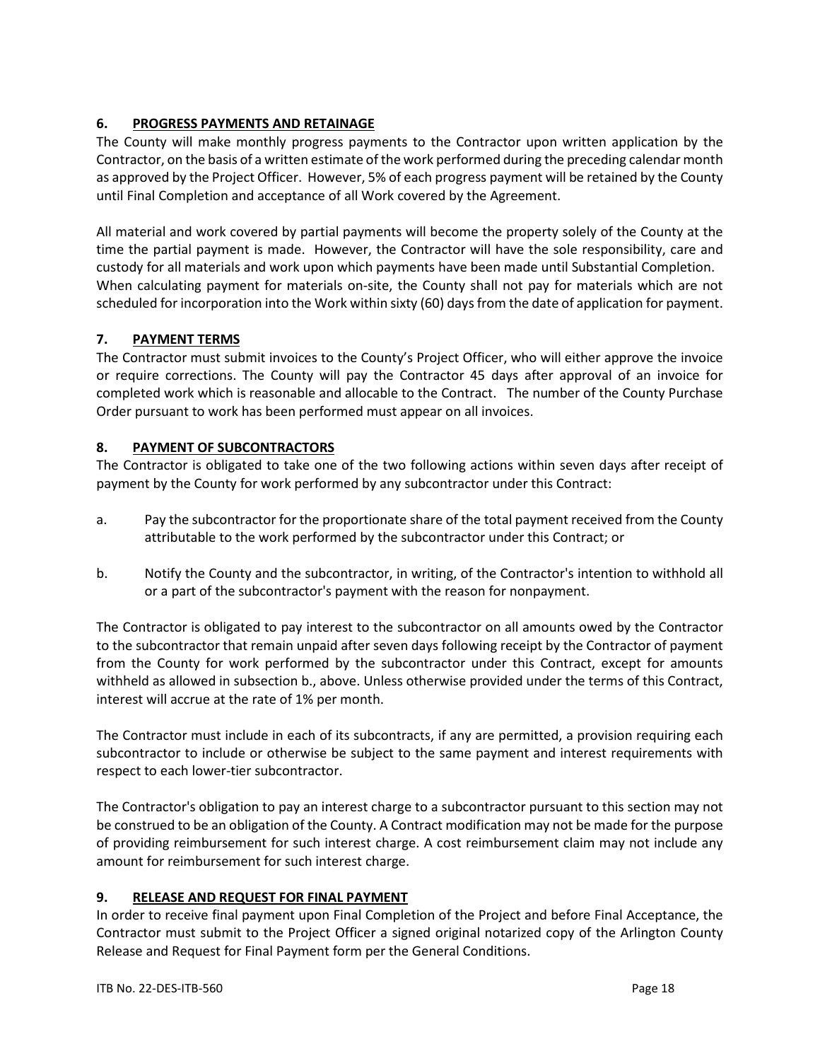## 6. PROGRESS PAYMENTS AND RETAINAGE

The County will make monthly progress payments to the Contractor upon written application by the Contractor, on the basis of a written estimate of the work performed during the preceding calendar month as approved by the Project Officer. However, 5% of each progress payment will be retained by the County until Final Completion and acceptance of all Work covered by the Agreement.

All material and work covered by partial payments will become the property solely of the County at the time the partial payment is made. However, the Contractor will have the sole responsibility, care and custody for all materials and work upon which payments have been made until Substantial Completion. When calculating payment for materials on-site, the County shall not pay for materials which are not scheduled for incorporation into the Work within sixty (60) days from the date of application for payment.

## 7. PAYMENT TERMS

The Contractor must submit invoices to the County's Project Officer, who will either approve the invoice or require corrections. The County will pay the Contractor 45 days after approval of an invoice for completed work which is reasonable and allocable to the Contract. The number of the County Purchase Order pursuant to work has been performed must appear on all invoices.

## 8. PAYMENT OF SUBCONTRACTORS

The Contractor is obligated to take one of the two following actions within seven days after receipt of payment by the County for work performed by any subcontractor under this Contract:

a. Pay the subcontractor for the proportionate share of the total payment received from the County attributable to the work performed by the subcontractor under this Contract; or

b. Notify the County and the subcontractor, in writing, of the Contractor's intention to withhold all or a part of the subcontractor's payment with the reason for nonpayment.

The Contractor is obligated to pay interest to the subcontractor on all amounts owed by the Contractor to the subcontractor that remain unpaid after seven days following receipt by the Contractor of payment from the County for work performed by the subcontractor under this Contract, except for amounts withheld as allowed in subsection b., above. Unless otherwise provided under the terms of this Contract, interest will accrue at the rate of 1% per month.

The Contractor must include in each of its subcontracts, if any are permitted, a provision requiring each subcontractor to include or otherwise be subject to the same payment and interest requirements with respect to each lower-tier subcontractor.

The Contractor's obligation to pay an interest charge to a subcontractor pursuant to this section may not be construed to be an obligation of the County. A Contract modification may not be made for the purpose of providing reimbursement for such interest charge. A cost reimbursement claim may not include any amount for reimbursement for such interest charge.

## 9. RELEASE AND REQUEST FOR FINAL PAYMENT

In order to receive final payment upon Final Completion of the Project and before Final Acceptance, the Contractor must submit to the Project Officer a signed original notarized copy of the Arlington County Release and Request for Final Payment form per the General Conditions.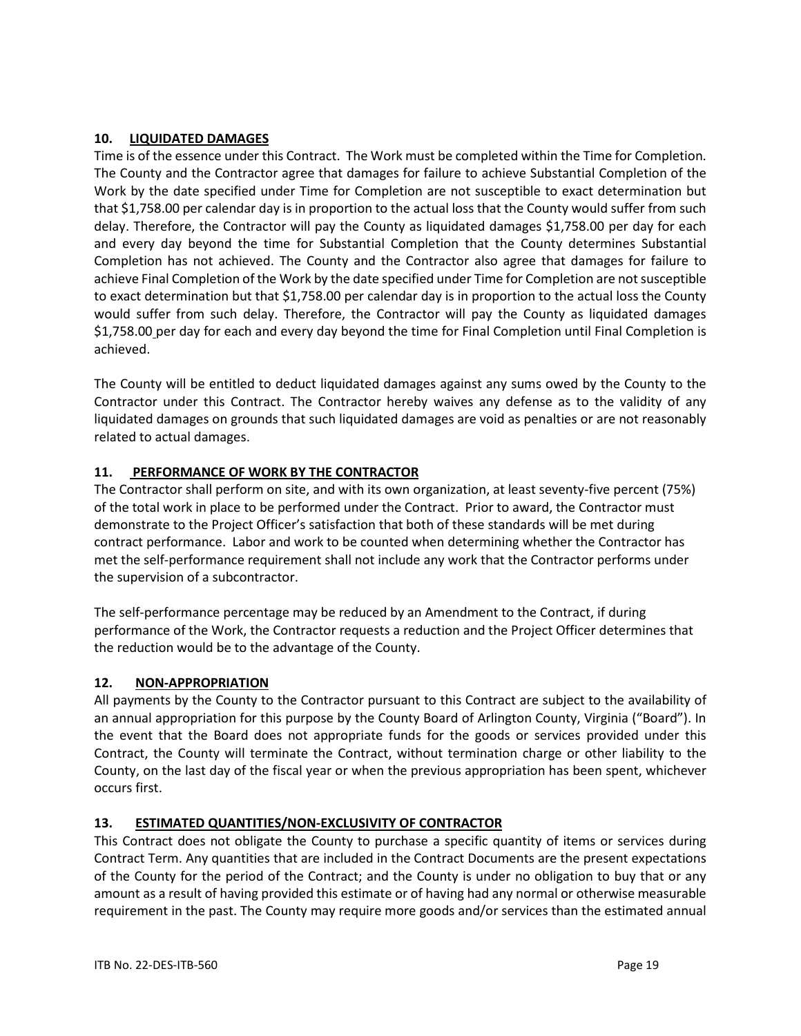## 10. LIQUIDATED DAMAGES

Time is of the essence under this Contract. The Work must be completed within the Time for Completion. The County and the Contractor agree that damages for failure to achieve Substantial Completion of the Work by the date specified under Time for Completion are not susceptible to exact determination but that $1,758.00 per calendar day is in proportion to the actual loss that the County would suffer from such delay. Therefore, the Contractor will pay the County as liquidated damages $1,758.00 per day for each and every day beyond the time for Substantial Completion that the County determines Substantial Completion has not achieved. The County and the Contractor also agree that damages for failure to achieve Final Completion of the Work by the date specified under Time for Completion are not susceptible to exact determination but that $1,758.00 per calendar day is in proportion to the actual loss the County would suffer from such delay. Therefore, the Contractor will pay the County as liquidated damages $1,758.00 per day for each and every day beyond the time for Final Completion until Final Completion is achieved.

The County will be entitled to deduct liquidated damages against any sums owed by the County to the Contractor under this Contract. The Contractor hereby waives any defense as to the validity of any liquidated damages on grounds that such liquidated damages are void as penalties or are not reasonably related to actual damages.

## 11. PERFORMANCE OF WORK BY THE CONTRACTOR

The Contractor shall perform on site, and with its own organization, at least seventy-five percent (75%) of the total work in place to be performed under the Contract. Prior to award, the Contractor must demonstrate to the Project Officer's satisfaction that both of these standards will be met during contract performance. Labor and work to be counted when determining whether the Contractor has met the self-performance requirement shall not include any work that the Contractor performs under the supervision of a subcontractor.

The self-performance percentage may be reduced by an Amendment to the Contract, if during performance of the Work, the Contractor requests a reduction and the Project Officer determines that the reduction would be to the advantage of the County.

## 12. NON-APPROPRIATION

All payments by the County to the Contractor pursuant to this Contract are subject to the availability of an annual appropriation for this purpose by the County Board of Arlington County, Virginia ("Board"). In the event that the Board does not appropriate funds for the goods or services provided under this Contract, the County will terminate the Contract, without termination charge or other liability to the County, on the last day of the fiscal year or when the previous appropriation has been spent, whichever occurs first.

## 13. ESTIMATED QUANTITIES/NON-EXCLUSIVITY OF CONTRACTOR

This Contract does not obligate the County to purchase a specific quantity of items or services during Contract Term. Any quantities that are included in the Contract Documents are the present expectations of the County for the period of the Contract; and the County is under no obligation to buy that or any amount as a result of having provided this estimate or of having had any normal or otherwise measurable requirement in the past. The County may require more goods and/or services than the estimated annual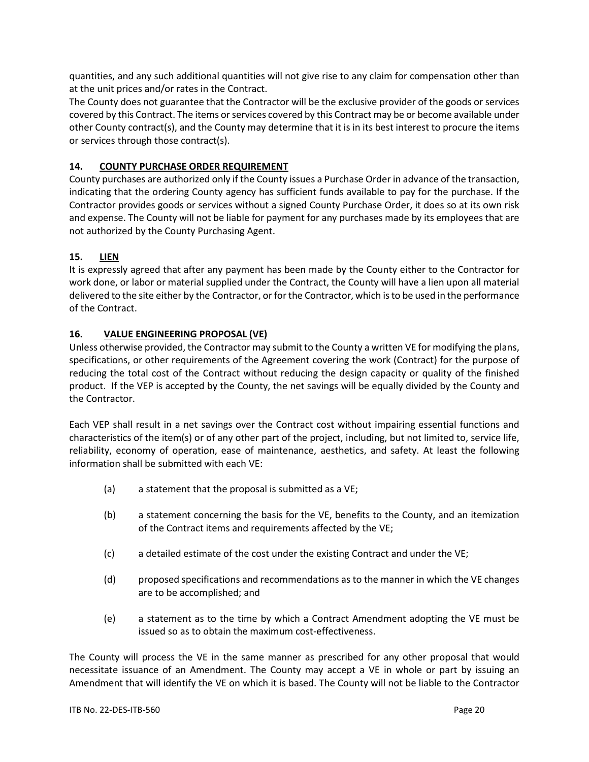quantities, and any such additional quantities will not give rise to any claim for compensation other than at the unit prices and/or rates in the Contract.

The County does not guarantee that the Contractor will be the exclusive provider of the goods or services covered by this Contract. The items or services covered by this Contract may be or become available under other County contract(s), and the County may determine that it is in its best interest to procure the items or services through those contract(s).

### 14. COUNTY PURCHASE ORDER REQUIREMENT

County purchases are authorized only if the County issues a Purchase Order in advance of the transaction, indicating that the ordering County agency has sufficient funds available to pay for the purchase. If the Contractor provides goods or services without a signed County Purchase Order, it does so at its own risk and expense. The County will not be liable for payment for any purchases made by its employees that are not authorized by the County Purchasing Agent.

### 15. LIEN

It is expressly agreed that after any payment has been made by the County either to the Contractor for work done, or labor or material supplied under the Contract, the County will have a lien upon all material delivered to the site either by the Contractor, or for the Contractor, which is to be used in the performance of the Contract.

### 16. VALUE ENGINEERING PROPOSAL (VE)

Unless otherwise provided, the Contractor may submit to the County a written VE for modifying the plans, specifications, or other requirements of the Agreement covering the work (Contract) for the purpose of reducing the total cost of the Contract without reducing the design capacity or quality of the finished product. If the VEP is accepted by the County, the net savings will be equally divided by the County and the Contractor.

Each VEP shall result in a net savings over the Contract cost without impairing essential functions and characteristics of the item(s) or of any other part of the project, including, but not limited to, service life, reliability, economy of operation, ease of maintenance, aesthetics, and safety. At least the following information shall be submitted with each VE:

(a) a statement that the proposal is submitted as a VE;

(b) a statement concerning the basis for the VE, benefits to the County, and an itemization of the Contract items and requirements affected by the VE;

(c) a detailed estimate of the cost under the existing Contract and under the VE;

(d) proposed specifications and recommendations as to the manner in which the VE changes are to be accomplished; and

(e) a statement as to the time by which a Contract Amendment adopting the VE must be issued so as to obtain the maximum cost-effectiveness.

The County will process the VE in the same manner as prescribed for any other proposal that would necessitate issuance of an Amendment. The County may accept a VE in whole or part by issuing an Amendment that will identify the VE on which it is based. The County will not be liable to the Contractor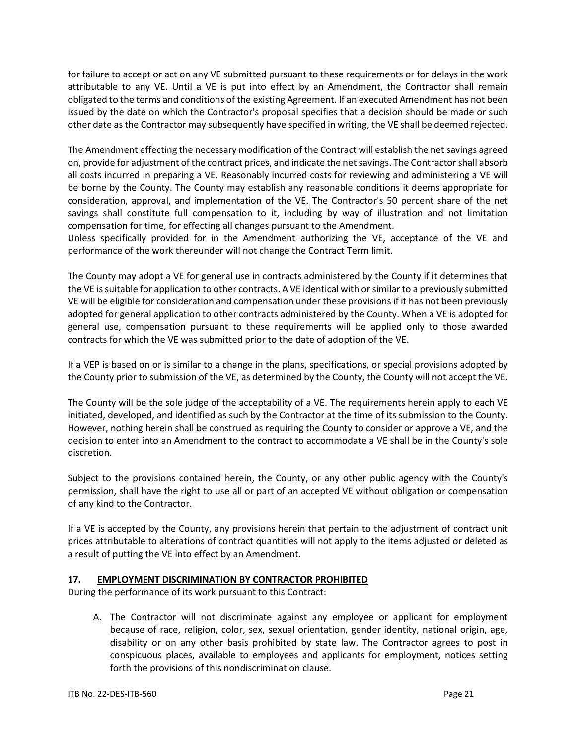for failure to accept or act on any VE submitted pursuant to these requirements or for delays in the work attributable to any VE. Until a VE is put into effect by an Amendment, the Contractor shall remain obligated to the terms and conditions of the existing Agreement. If an executed Amendment has not been issued by the date on which the Contractor's proposal specifies that a decision should be made or such other date as the Contractor may subsequently have specified in writing, the VE shall be deemed rejected.

The Amendment effecting the necessary modification of the Contract will establish the net savings agreed on, provide for adjustment of the contract prices, and indicate the net savings. The Contractor shall absorb all costs incurred in preparing a VE. Reasonably incurred costs for reviewing and administering a VE will be borne by the County. The County may establish any reasonable conditions it deems appropriate for consideration, approval, and implementation of the VE. The Contractor's 50 percent share of the net savings shall constitute full compensation to it, including by way of illustration and not limitation compensation for time, for effecting all changes pursuant to the Amendment.
Unless specifically provided for in the Amendment authorizing the VE, acceptance of the VE and performance of the work thereunder will not change the Contract Term limit.

The County may adopt a VE for general use in contracts administered by the County if it determines that the VE is suitable for application to other contracts. A VE identical with or similar to a previously submitted VE will be eligible for consideration and compensation under these provisions if it has not been previously adopted for general application to other contracts administered by the County. When a VE is adopted for general use, compensation pursuant to these requirements will be applied only to those awarded contracts for which the VE was submitted prior to the date of adoption of the VE.

If a VEP is based on or is similar to a change in the plans, specifications, or special provisions adopted by the County prior to submission of the VE, as determined by the County, the County will not accept the VE.

The County will be the sole judge of the acceptability of a VE. The requirements herein apply to each VE initiated, developed, and identified as such by the Contractor at the time of its submission to the County. However, nothing herein shall be construed as requiring the County to consider or approve a VE, and the decision to enter into an Amendment to the contract to accommodate a VE shall be in the County's sole discretion.

Subject to the provisions contained herein, the County, or any other public agency with the County's permission, shall have the right to use all or part of an accepted VE without obligation or compensation of any kind to the Contractor.

If a VE is accepted by the County, any provisions herein that pertain to the adjustment of contract unit prices attributable to alterations of contract quantities will not apply to the items adjusted or deleted as a result of putting the VE into effect by an Amendment.

### 17. EMPLOYMENT DISCRIMINATION BY CONTRACTOR PROHIBITED

During the performance of its work pursuant to this Contract:

A. The Contractor will not discriminate against any employee or applicant for employment because of race, religion, color, sex, sexual orientation, gender identity, national origin, age, disability or on any other basis prohibited by state law. The Contractor agrees to post in conspicuous places, available to employees and applicants for employment, notices setting forth the provisions of this nondiscrimination clause.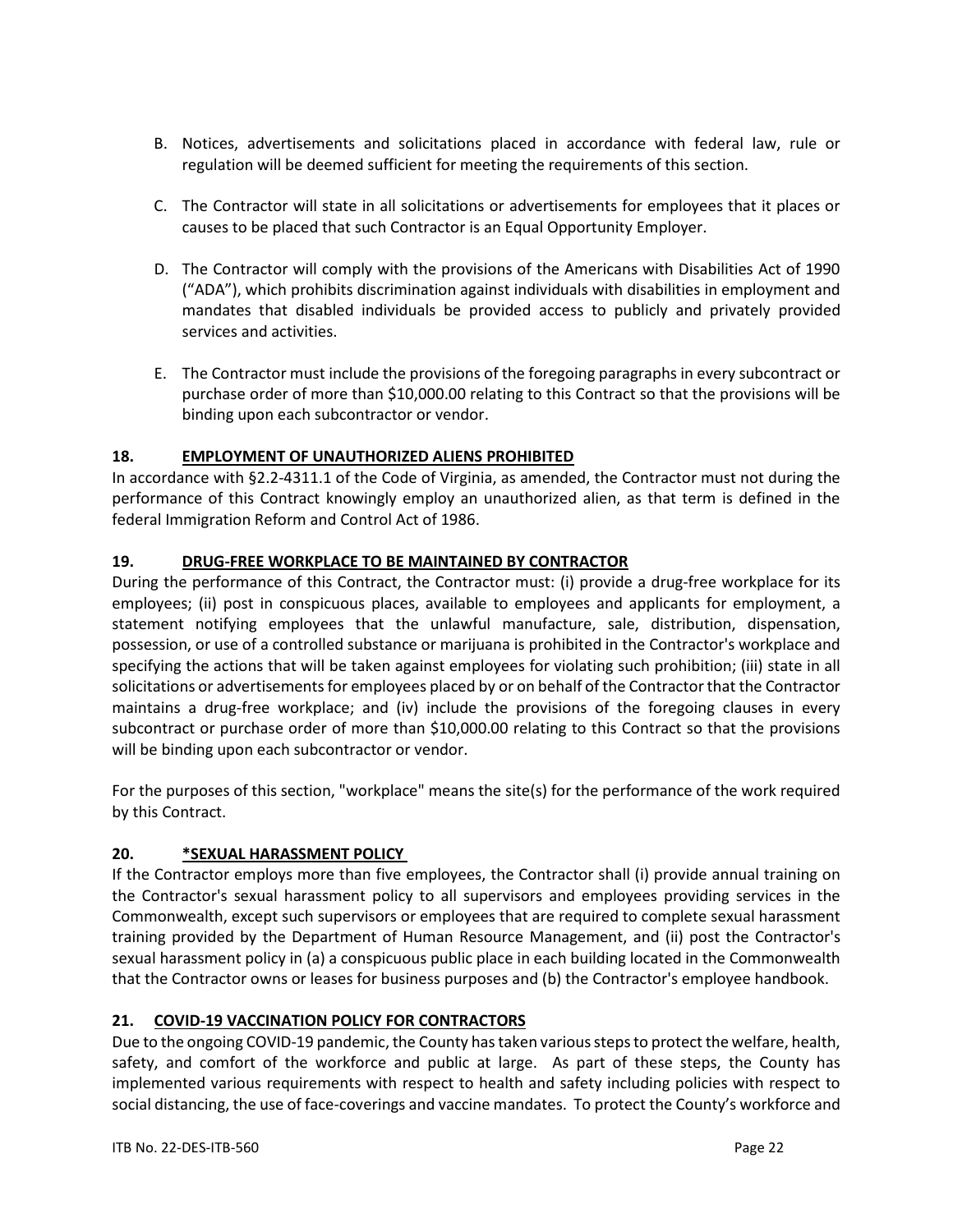B. Notices, advertisements and solicitations placed in accordance with federal law, rule or regulation will be deemed sufficient for meeting the requirements of this section.

C. The Contractor will state in all solicitations or advertisements for employees that it places or causes to be placed that such Contractor is an Equal Opportunity Employer.

D. The Contractor will comply with the provisions of the Americans with Disabilities Act of 1990 ("ADA"), which prohibits discrimination against individuals with disabilities in employment and mandates that disabled individuals be provided access to publicly and privately provided services and activities.

E. The Contractor must include the provisions of the foregoing paragraphs in every subcontract or purchase order of more than $10,000.00 relating to this Contract so that the provisions will be binding upon each subcontractor or vendor.

**18. EMPLOYMENT OF UNAUTHORIZED ALIENS PROHIBITED**

In accordance with §2.2-4311.1 of the Code of Virginia, as amended, the Contractor must not during the performance of this Contract knowingly employ an unauthorized alien, as that term is defined in the federal Immigration Reform and Control Act of 1986.

**19. DRUG-FREE WORKPLACE TO BE MAINTAINED BY CONTRACTOR**

During the performance of this Contract, the Contractor must: (i) provide a drug-free workplace for its employees; (ii) post in conspicuous places, available to employees and applicants for employment, a statement notifying employees that the unlawful manufacture, sale, distribution, dispensation, possession, or use of a controlled substance or marijuana is prohibited in the Contractor's workplace and specifying the actions that will be taken against employees for violating such prohibition; (iii) state in all solicitations or advertisements for employees placed by or on behalf of the Contractor that the Contractor maintains a drug-free workplace; and (iv) include the provisions of the foregoing clauses in every subcontract or purchase order of more than $10,000.00 relating to this Contract so that the provisions will be binding upon each subcontractor or vendor.

For the purposes of this section, "workplace" means the site(s) for the performance of the work required by this Contract.

**20. *SEXUAL HARASSMENT POLICY**

If the Contractor employs more than five employees, the Contractor shall (i) provide annual training on the Contractor's sexual harassment policy to all supervisors and employees providing services in the Commonwealth, except such supervisors or employees that are required to complete sexual harassment training provided by the Department of Human Resource Management, and (ii) post the Contractor's sexual harassment policy in (a) a conspicuous public place in each building located in the Commonwealth that the Contractor owns or leases for business purposes and (b) the Contractor's employee handbook.

**21. COVID-19 VACCINATION POLICY FOR CONTRACTORS**

Due to the ongoing COVID-19 pandemic, the County has taken various steps to protect the welfare, health, safety, and comfort of the workforce and public at large. As part of these steps, the County has implemented various requirements with respect to health and safety including policies with respect to social distancing, the use of face-coverings and vaccine mandates. To protect the County's workforce and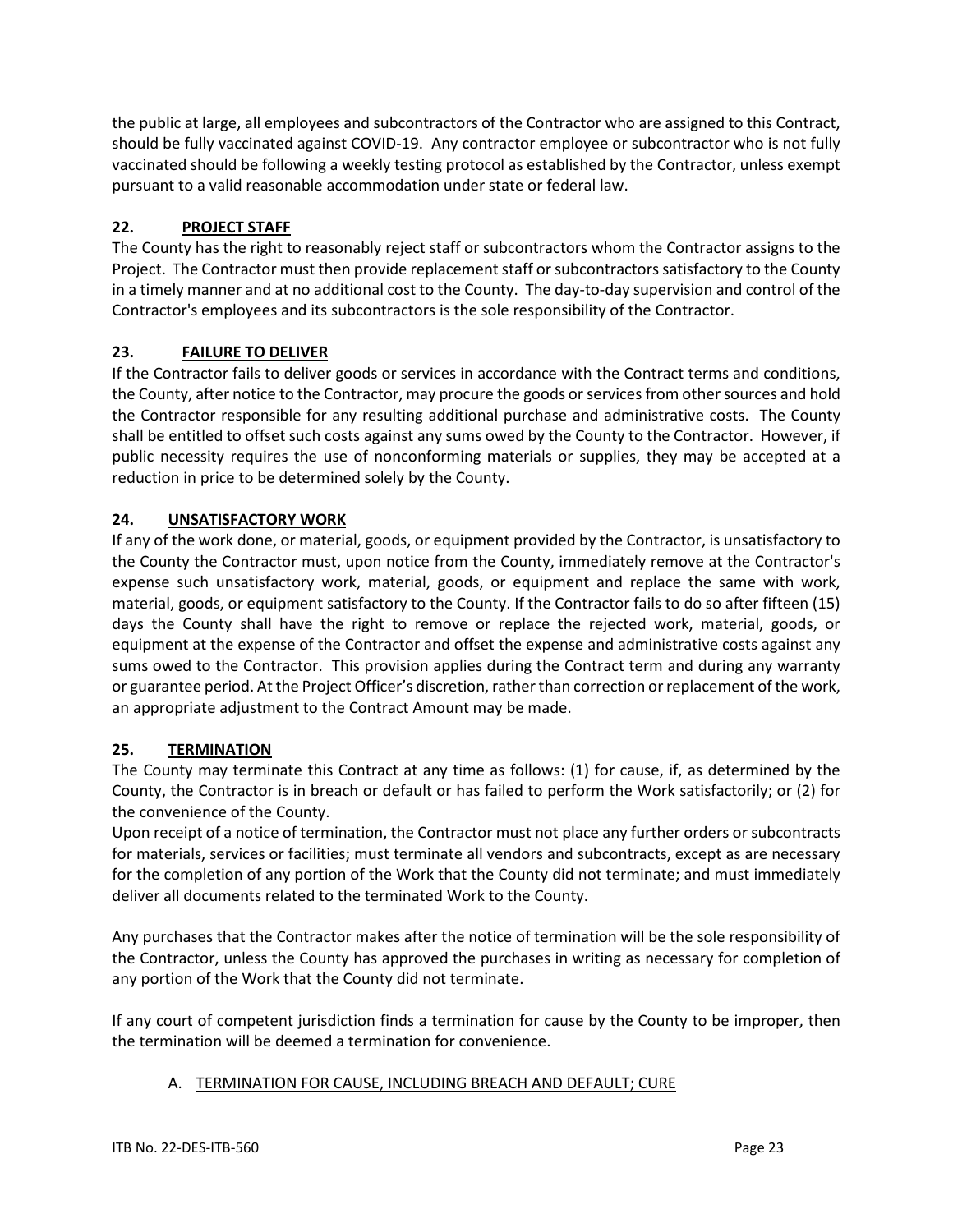the public at large, all employees and subcontractors of the Contractor who are assigned to this Contract, should be fully vaccinated against COVID-19. Any contractor employee or subcontractor who is not fully vaccinated should be following a weekly testing protocol as established by the Contractor, unless exempt pursuant to a valid reasonable accommodation under state or federal law.

**22. <u>PROJECT STAFF</u>**

The County has the right to reasonably reject staff or subcontractors whom the Contractor assigns to the Project. The Contractor must then provide replacement staff or subcontractors satisfactory to the County in a timely manner and at no additional cost to the County. The day-to-day supervision and control of the Contractor's employees and its subcontractors is the sole responsibility of the Contractor.

**23. <u>FAILURE TO DELIVER</u>**

If the Contractor fails to deliver goods or services in accordance with the Contract terms and conditions, the County, after notice to the Contractor, may procure the goods or services from other sources and hold the Contractor responsible for any resulting additional purchase and administrative costs. The County shall be entitled to offset such costs against any sums owed by the County to the Contractor. However, if public necessity requires the use of nonconforming materials or supplies, they may be accepted at a reduction in price to be determined solely by the County.

**24. <u>UNSATISFACTORY WORK</u>**

If any of the work done, or material, goods, or equipment provided by the Contractor, is unsatisfactory to the County the Contractor must, upon notice from the County, immediately remove at the Contractor's expense such unsatisfactory work, material, goods, or equipment and replace the same with work, material, goods, or equipment satisfactory to the County. If the Contractor fails to do so after fifteen (15) days the County shall have the right to remove or replace the rejected work, material, goods, or equipment at the expense of the Contractor and offset the expense and administrative costs against any sums owed to the Contractor. This provision applies during the Contract term and during any warranty or guarantee period. At the Project Officer's discretion, rather than correction or replacement of the work, an appropriate adjustment to the Contract Amount may be made.

**25. <u>TERMINATION</u>**

The County may terminate this Contract at any time as follows: (1) for cause, if, as determined by the County, the Contractor is in breach or default or has failed to perform the Work satisfactorily; or (2) for the convenience of the County.

Upon receipt of a notice of termination, the Contractor must not place any further orders or subcontracts for materials, services or facilities; must terminate all vendors and subcontracts, except as are necessary for the completion of any portion of the Work that the County did not terminate; and must immediately deliver all documents related to the terminated Work to the County.

Any purchases that the Contractor makes after the notice of termination will be the sole responsibility of the Contractor, unless the County has approved the purchases in writing as necessary for completion of any portion of the Work that the County did not terminate.

If any court of competent jurisdiction finds a termination for cause by the County to be improper, then the termination will be deemed a termination for convenience.

A. <u>TERMINATION FOR CAUSE, INCLUDING BREACH AND DEFAULT; CURE</u>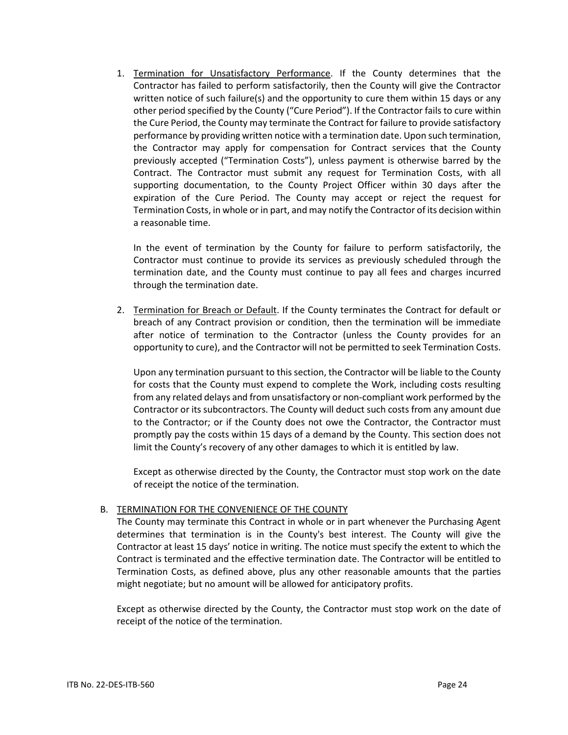1. Termination for Unsatisfactory Performance. If the County determines that the Contractor has failed to perform satisfactorily, then the County will give the Contractor written notice of such failure(s) and the opportunity to cure them within 15 days or any other period specified by the County ("Cure Period"). If the Contractor fails to cure within the Cure Period, the County may terminate the Contract for failure to provide satisfactory performance by providing written notice with a termination date. Upon such termination, the Contractor may apply for compensation for Contract services that the County previously accepted ("Termination Costs"), unless payment is otherwise barred by the Contract. The Contractor must submit any request for Termination Costs, with all supporting documentation, to the County Project Officer within 30 days after the expiration of the Cure Period. The County may accept or reject the request for Termination Costs, in whole or in part, and may notify the Contractor of its decision within a reasonable time.

   In the event of termination by the County for failure to perform satisfactorily, the Contractor must continue to provide its services as previously scheduled through the termination date, and the County must continue to pay all fees and charges incurred through the termination date.

2. Termination for Breach or Default. If the County terminates the Contract for default or breach of any Contract provision or condition, then the termination will be immediate after notice of termination to the Contractor (unless the County provides for an opportunity to cure), and the Contractor will not be permitted to seek Termination Costs.

   Upon any termination pursuant to this section, the Contractor will be liable to the County for costs that the County must expend to complete the Work, including costs resulting from any related delays and from unsatisfactory or non-compliant work performed by the Contractor or its subcontractors. The County will deduct such costs from any amount due to the Contractor; or if the County does not owe the Contractor, the Contractor must promptly pay the costs within 15 days of a demand by the County. This section does not limit the County's recovery of any other damages to which it is entitled by law.

   Except as otherwise directed by the County, the Contractor must stop work on the date of receipt the notice of the termination.

B. TERMINATION FOR THE CONVENIENCE OF THE COUNTY

The County may terminate this Contract in whole or in part whenever the Purchasing Agent determines that termination is in the County's best interest. The County will give the Contractor at least 15 days' notice in writing. The notice must specify the extent to which the Contract is terminated and the effective termination date. The Contractor will be entitled to Termination Costs, as defined above, plus any other reasonable amounts that the parties might negotiate; but no amount will be allowed for anticipatory profits.

Except as otherwise directed by the County, the Contractor must stop work on the date of receipt of the notice of the termination.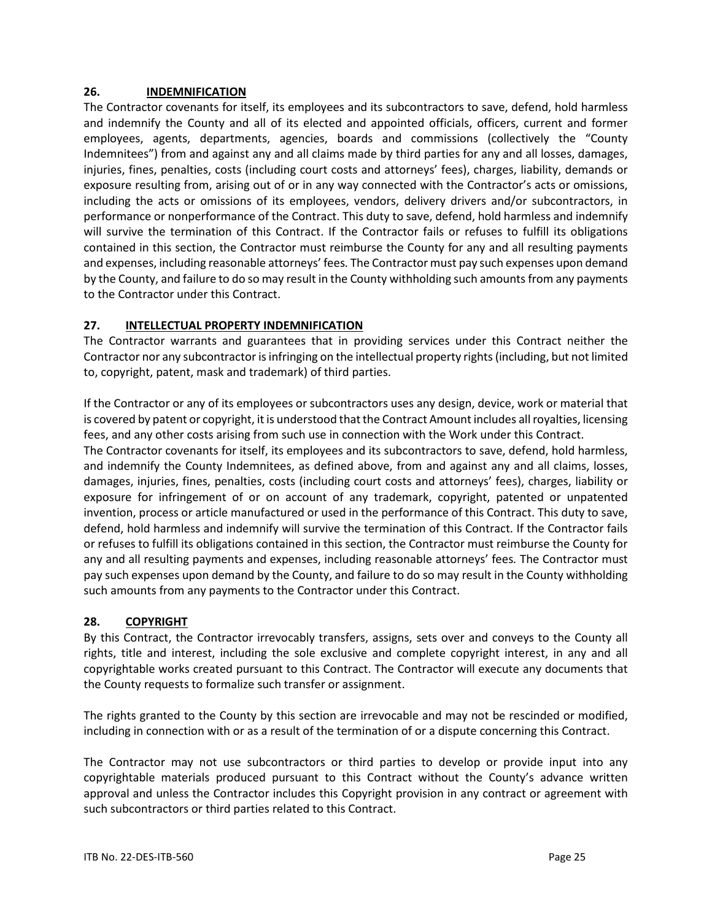## 26. INDEMNIFICATION

The Contractor covenants for itself, its employees and its subcontractors to save, defend, hold harmless and indemnify the County and all of its elected and appointed officials, officers, current and former employees, agents, departments, agencies, boards and commissions (collectively the "County Indemnitees") from and against any and all claims made by third parties for any and all losses, damages, injuries, fines, penalties, costs (including court costs and attorneys' fees), charges, liability, demands or exposure resulting from, arising out of or in any way connected with the Contractor's acts or omissions, including the acts or omissions of its employees, vendors, delivery drivers and/or subcontractors, in performance or nonperformance of the Contract. This duty to save, defend, hold harmless and indemnify will survive the termination of this Contract. If the Contractor fails or refuses to fulfill its obligations contained in this section, the Contractor must reimburse the County for any and all resulting payments and expenses, including reasonable attorneys' fees. The Contractor must pay such expenses upon demand by the County, and failure to do so may result in the County withholding such amounts from any payments to the Contractor under this Contract.

## 27. INTELLECTUAL PROPERTY INDEMNIFICATION

The Contractor warrants and guarantees that in providing services under this Contract neither the Contractor nor any subcontractor is infringing on the intellectual property rights (including, but not limited to, copyright, patent, mask and trademark) of third parties.

If the Contractor or any of its employees or subcontractors uses any design, device, work or material that is covered by patent or copyright, it is understood that the Contract Amount includes all royalties, licensing fees, and any other costs arising from such use in connection with the Work under this Contract.

The Contractor covenants for itself, its employees and its subcontractors to save, defend, hold harmless, and indemnify the County Indemnitees, as defined above, from and against any and all claims, losses, damages, injuries, fines, penalties, costs (including court costs and attorneys' fees), charges, liability or exposure for infringement of or on account of any trademark, copyright, patented or unpatented invention, process or article manufactured or used in the performance of this Contract. This duty to save, defend, hold harmless and indemnify will survive the termination of this Contract. If the Contractor fails or refuses to fulfill its obligations contained in this section, the Contractor must reimburse the County for any and all resulting payments and expenses, including reasonable attorneys' fees. The Contractor must pay such expenses upon demand by the County, and failure to do so may result in the County withholding such amounts from any payments to the Contractor under this Contract.

## 28. COPYRIGHT

By this Contract, the Contractor irrevocably transfers, assigns, sets over and conveys to the County all rights, title and interest, including the sole exclusive and complete copyright interest, in any and all copyrightable works created pursuant to this Contract. The Contractor will execute any documents that the County requests to formalize such transfer or assignment.

The rights granted to the County by this section are irrevocable and may not be rescinded or modified, including in connection with or as a result of the termination of or a dispute concerning this Contract.

The Contractor may not use subcontractors or third parties to develop or provide input into any copyrightable materials produced pursuant to this Contract without the County's advance written approval and unless the Contractor includes this Copyright provision in any contract or agreement with such subcontractors or third parties related to this Contract.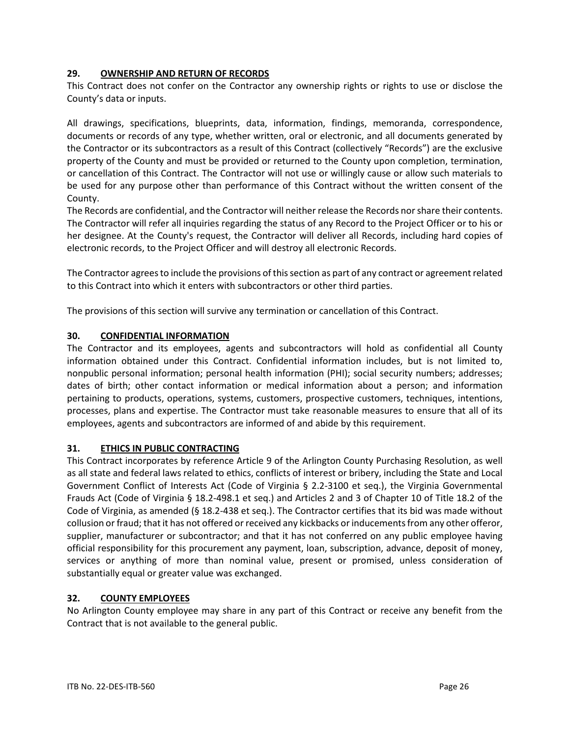## 29. OWNERSHIP AND RETURN OF RECORDS

This Contract does not confer on the Contractor any ownership rights or rights to use or disclose the County's data or inputs.

All drawings, specifications, blueprints, data, information, findings, memoranda, correspondence, documents or records of any type, whether written, oral or electronic, and all documents generated by the Contractor or its subcontractors as a result of this Contract (collectively "Records") are the exclusive property of the County and must be provided or returned to the County upon completion, termination, or cancellation of this Contract. The Contractor will not use or willingly cause or allow such materials to be used for any purpose other than performance of this Contract without the written consent of the County.

The Records are confidential, and the Contractor will neither release the Records nor share their contents. The Contractor will refer all inquiries regarding the status of any Record to the Project Officer or to his or her designee. At the County's request, the Contractor will deliver all Records, including hard copies of electronic records, to the Project Officer and will destroy all electronic Records.

The Contractor agrees to include the provisions of this section as part of any contract or agreement related to this Contract into which it enters with subcontractors or other third parties.

The provisions of this section will survive any termination or cancellation of this Contract.

## 30. CONFIDENTIAL INFORMATION

The Contractor and its employees, agents and subcontractors will hold as confidential all County information obtained under this Contract. Confidential information includes, but is not limited to, nonpublic personal information; personal health information (PHI); social security numbers; addresses; dates of birth; other contact information or medical information about a person; and information pertaining to products, operations, systems, customers, prospective customers, techniques, intentions, processes, plans and expertise. The Contractor must take reasonable measures to ensure that all of its employees, agents and subcontractors are informed of and abide by this requirement.

## 31. ETHICS IN PUBLIC CONTRACTING

This Contract incorporates by reference Article 9 of the Arlington County Purchasing Resolution, as well as all state and federal laws related to ethics, conflicts of interest or bribery, including the State and Local Government Conflict of Interests Act (Code of Virginia § 2.2-3100 et seq.), the Virginia Governmental Frauds Act (Code of Virginia § 18.2-498.1 et seq.) and Articles 2 and 3 of Chapter 10 of Title 18.2 of the Code of Virginia, as amended (§ 18.2-438 et seq.). The Contractor certifies that its bid was made without collusion or fraud; that it has not offered or received any kickbacks or inducements from any other offeror, supplier, manufacturer or subcontractor; and that it has not conferred on any public employee having official responsibility for this procurement any payment, loan, subscription, advance, deposit of money, services or anything of more than nominal value, present or promised, unless consideration of substantially equal or greater value was exchanged.

## 32. COUNTY EMPLOYEES

No Arlington County employee may share in any part of this Contract or receive any benefit from the Contract that is not available to the general public.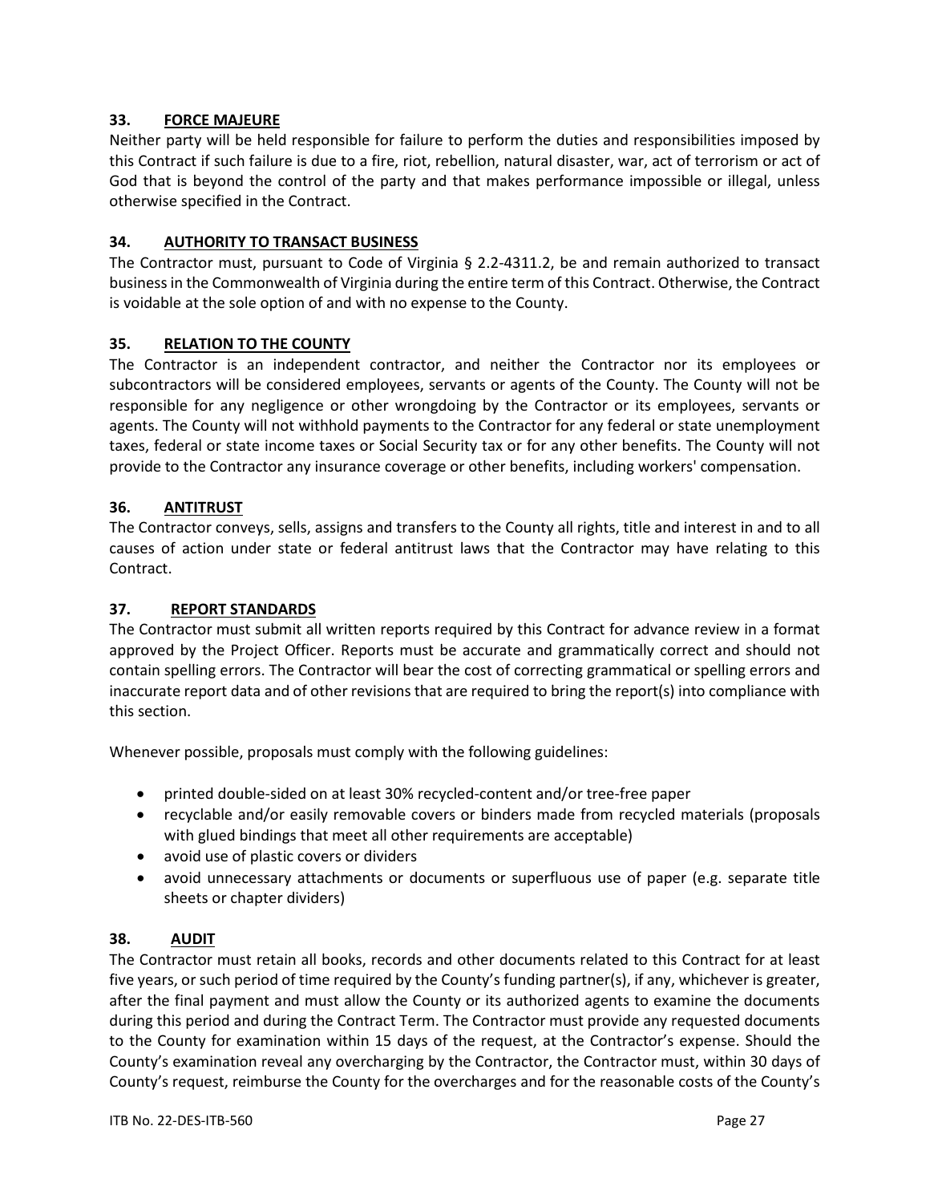### 33. FORCE MAJEURE

Neither party will be held responsible for failure to perform the duties and responsibilities imposed by this Contract if such failure is due to a fire, riot, rebellion, natural disaster, war, act of terrorism or act of God that is beyond the control of the party and that makes performance impossible or illegal, unless otherwise specified in the Contract.

### 34. AUTHORITY TO TRANSACT BUSINESS

The Contractor must, pursuant to Code of Virginia § 2.2-4311.2, be and remain authorized to transact business in the Commonwealth of Virginia during the entire term of this Contract. Otherwise, the Contract is voidable at the sole option of and with no expense to the County.

### 35. RELATION TO THE COUNTY

The Contractor is an independent contractor, and neither the Contractor nor its employees or subcontractors will be considered employees, servants or agents of the County. The County will not be responsible for any negligence or other wrongdoing by the Contractor or its employees, servants or agents. The County will not withhold payments to the Contractor for any federal or state unemployment taxes, federal or state income taxes or Social Security tax or for any other benefits. The County will not provide to the Contractor any insurance coverage or other benefits, including workers' compensation.

### 36. ANTITRUST

The Contractor conveys, sells, assigns and transfers to the County all rights, title and interest in and to all causes of action under state or federal antitrust laws that the Contractor may have relating to this Contract.

### 37. REPORT STANDARDS

The Contractor must submit all written reports required by this Contract for advance review in a format approved by the Project Officer. Reports must be accurate and grammatically correct and should not contain spelling errors. The Contractor will bear the cost of correcting grammatical or spelling errors and inaccurate report data and of other revisions that are required to bring the report(s) into compliance with this section.

Whenever possible, proposals must comply with the following guidelines:

- printed double-sided on at least 30% recycled-content and/or tree-free paper
- recyclable and/or easily removable covers or binders made from recycled materials (proposals with glued bindings that meet all other requirements are acceptable)
- avoid use of plastic covers or dividers
- avoid unnecessary attachments or documents or superfluous use of paper (e.g. separate title sheets or chapter dividers)

### 38. AUDIT

The Contractor must retain all books, records and other documents related to this Contract for at least five years, or such period of time required by the County's funding partner(s), if any, whichever is greater, after the final payment and must allow the County or its authorized agents to examine the documents during this period and during the Contract Term. The Contractor must provide any requested documents to the County for examination within 15 days of the request, at the Contractor's expense. Should the County's examination reveal any overcharging by the Contractor, the Contractor must, within 30 days of County's request, reimburse the County for the overcharges and for the reasonable costs of the County's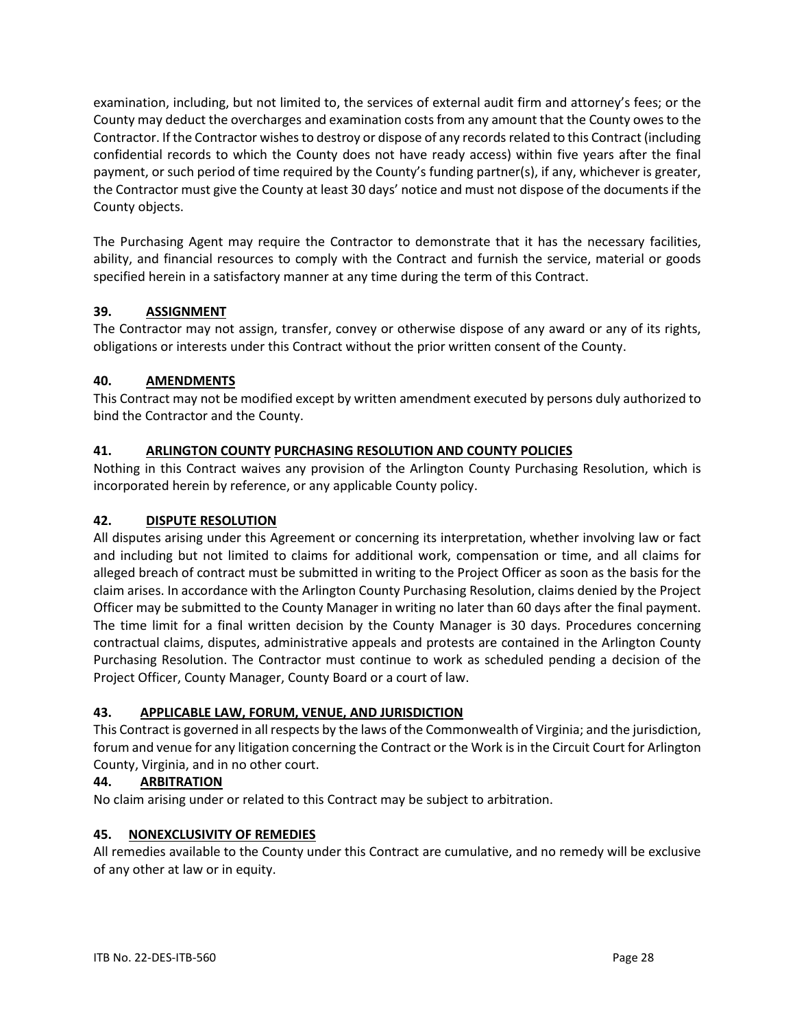examination, including, but not limited to, the services of external audit firm and attorney's fees; or the County may deduct the overcharges and examination costs from any amount that the County owes to the Contractor. If the Contractor wishes to destroy or dispose of any records related to this Contract (including confidential records to which the County does not have ready access) within five years after the final payment, or such period of time required by the County's funding partner(s), if any, whichever is greater, the Contractor must give the County at least 30 days' notice and must not dispose of the documents if the County objects.

The Purchasing Agent may require the Contractor to demonstrate that it has the necessary facilities, ability, and financial resources to comply with the Contract and furnish the service, material or goods specified herein in a satisfactory manner at any time during the term of this Contract.

**39. ASSIGNMENT**

The Contractor may not assign, transfer, convey or otherwise dispose of any award or any of its rights, obligations or interests under this Contract without the prior written consent of the County.

**40. AMENDMENTS**

This Contract may not be modified except by written amendment executed by persons duly authorized to bind the Contractor and the County.

**41. ARLINGTON COUNTY PURCHASING RESOLUTION AND COUNTY POLICIES**

Nothing in this Contract waives any provision of the Arlington County Purchasing Resolution, which is incorporated herein by reference, or any applicable County policy.

**42. DISPUTE RESOLUTION**

All disputes arising under this Agreement or concerning its interpretation, whether involving law or fact and including but not limited to claims for additional work, compensation or time, and all claims for alleged breach of contract must be submitted in writing to the Project Officer as soon as the basis for the claim arises. In accordance with the Arlington County Purchasing Resolution, claims denied by the Project Officer may be submitted to the County Manager in writing no later than 60 days after the final payment. The time limit for a final written decision by the County Manager is 30 days. Procedures concerning contractual claims, disputes, administrative appeals and protests are contained in the Arlington County Purchasing Resolution. The Contractor must continue to work as scheduled pending a decision of the Project Officer, County Manager, County Board or a court of law.

**43. APPLICABLE LAW, FORUM, VENUE, AND JURISDICTION**

This Contract is governed in all respects by the laws of the Commonwealth of Virginia; and the jurisdiction, forum and venue for any litigation concerning the Contract or the Work is in the Circuit Court for Arlington County, Virginia, and in no other court.

**44. ARBITRATION**

No claim arising under or related to this Contract may be subject to arbitration.

**45. NONEXCLUSIVITY OF REMEDIES**

All remedies available to the County under this Contract are cumulative, and no remedy will be exclusive of any other at law or in equity.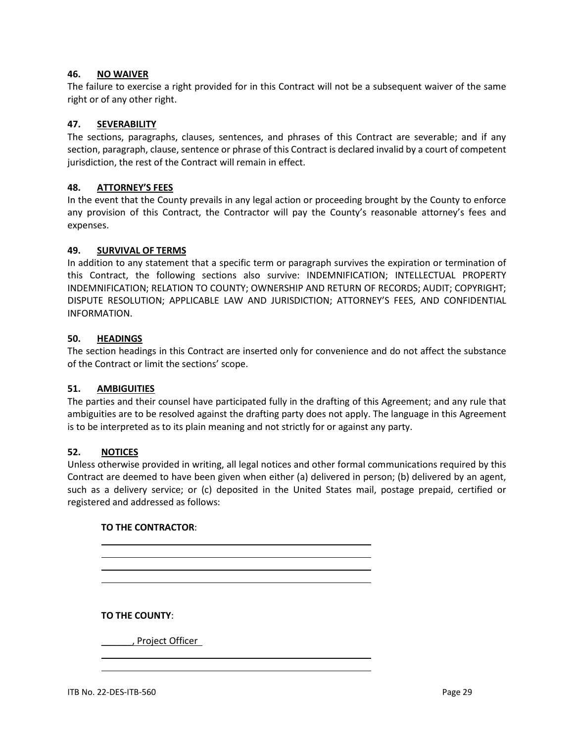**46. NO WAIVER**

The failure to exercise a right provided for in this Contract will not be a subsequent waiver of the same right or of any other right.

**47. SEVERABILITY**

The sections, paragraphs, clauses, sentences, and phrases of this Contract are severable; and if any section, paragraph, clause, sentence or phrase of this Contract is declared invalid by a court of competent jurisdiction, the rest of the Contract will remain in effect.

**48. ATTORNEY'S FEES**

In the event that the County prevails in any legal action or proceeding brought by the County to enforce any provision of this Contract, the Contractor will pay the County's reasonable attorney's fees and expenses.

**49. SURVIVAL OF TERMS**

In addition to any statement that a specific term or paragraph survives the expiration or termination of this Contract, the following sections also survive: INDEMNIFICATION; INTELLECTUAL PROPERTY INDEMNIFICATION; RELATION TO COUNTY; OWNERSHIP AND RETURN OF RECORDS; AUDIT; COPYRIGHT; DISPUTE RESOLUTION; APPLICABLE LAW AND JURISDICTION; ATTORNEY'S FEES, AND CONFIDENTIAL INFORMATION.

**50. HEADINGS**

The section headings in this Contract are inserted only for convenience and do not affect the substance of the Contract or limit the sections' scope.

**51. AMBIGUITIES**

The parties and their counsel have participated fully in the drafting of this Agreement; and any rule that ambiguities are to be resolved against the drafting party does not apply. The language in this Agreement is to be interpreted as to its plain meaning and not strictly for or against any party.

**52. NOTICES**

Unless otherwise provided in writing, all legal notices and other formal communications required by this Contract are deemed to have been given when either (a) delivered in person; (b) delivered by an agent, such as a delivery service; or (c) deposited in the United States mail, postage prepaid, certified or registered and addressed as follows:

**TO THE CONTRACTOR**:

\_\_\_\_\_\_\_\_\_\_\_\_\_\_\_\_\_\_\_\_\_\_\_\_\_\_\_\_\_\_\_\_\_\_\_\_\_\_\_\_

\_\_\_\_\_\_\_\_\_\_\_\_\_\_\_\_\_\_\_\_\_\_\_\_\_\_\_\_\_\_\_\_\_\_\_\_\_\_\_\_

\_\_\_\_\_\_\_\_\_\_\_\_\_\_\_\_\_\_\_\_\_\_\_\_\_\_\_\_\_\_\_\_\_\_\_\_\_\_\_\_

\_\_\_\_\_\_\_\_\_\_\_\_\_\_\_\_\_\_\_\_\_\_\_\_\_\_\_\_\_\_\_\_\_\_\_\_\_\_\_\_

**TO THE COUNTY**:

\_\_\_\_\_\_, Project Officer

\_\_\_\_\_\_\_\_\_\_\_\_\_\_\_\_\_\_\_\_\_\_\_\_\_\_\_\_\_\_\_\_\_\_\_\_\_\_\_\_

\_\_\_\_\_\_\_\_\_\_\_\_\_\_\_\_\_\_\_\_\_\_\_\_\_\_\_\_\_\_\_\_\_\_\_\_\_\_\_\_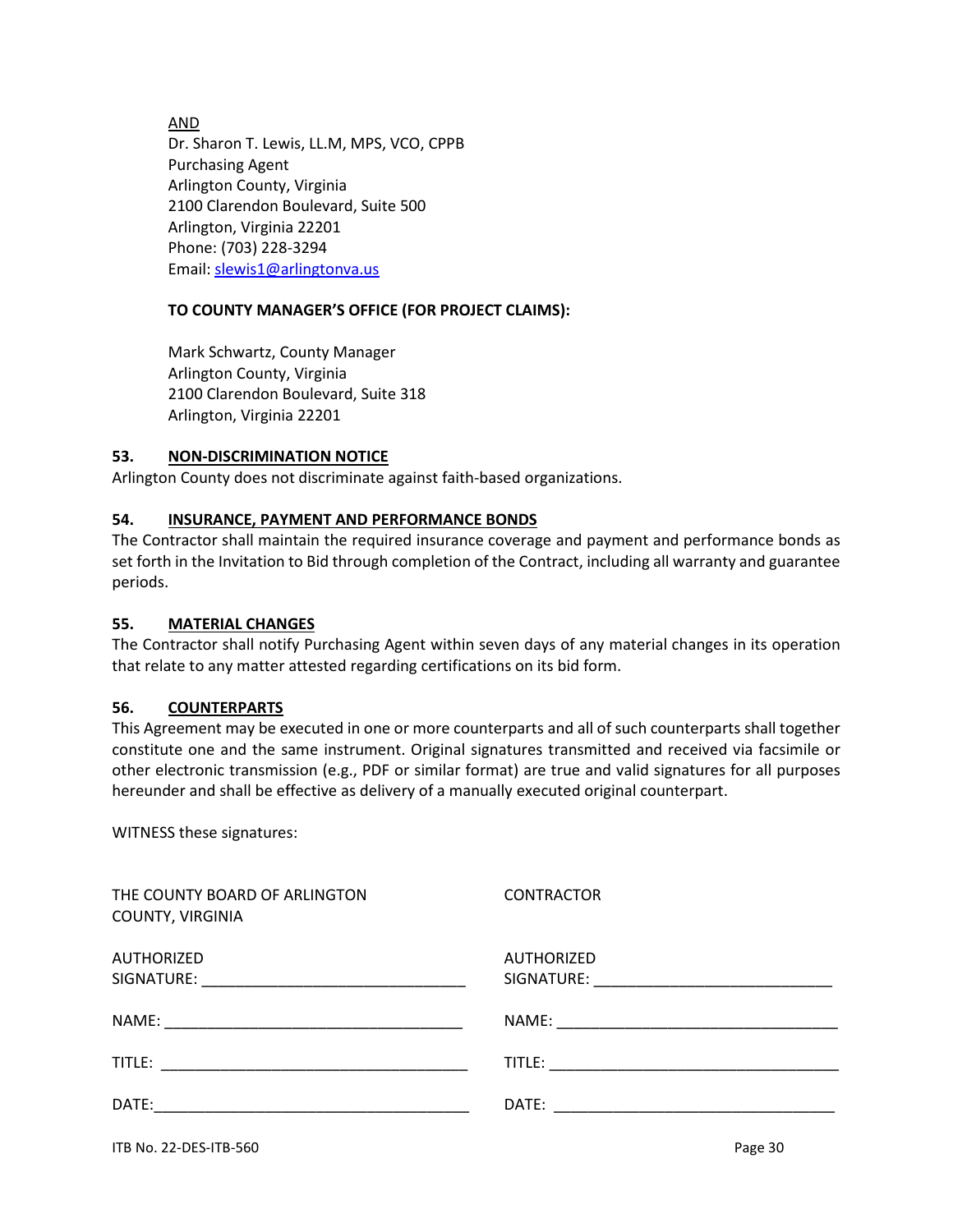AND
Dr. Sharon T. Lewis, LL.M, MPS, VCO, CPPB
Purchasing Agent
Arlington County, Virginia
2100 Clarendon Boulevard, Suite 500
Arlington, Virginia 22201
Phone: (703) 228-3294
Email: slewis1@arlingtonva.us

**TO COUNTY MANAGER'S OFFICE (FOR PROJECT CLAIMS):**

Mark Schwartz, County Manager
Arlington County, Virginia
2100 Clarendon Boulevard, Suite 318
Arlington, Virginia 22201

### 53. NON-DISCRIMINATION NOTICE

Arlington County does not discriminate against faith-based organizations.

### 54. INSURANCE, PAYMENT AND PERFORMANCE BONDS

The Contractor shall maintain the required insurance coverage and payment and performance bonds as set forth in the Invitation to Bid through completion of the Contract, including all warranty and guarantee periods.

### 55. MATERIAL CHANGES

The Contractor shall notify Purchasing Agent within seven days of any material changes in its operation that relate to any matter attested regarding certifications on its bid form.

### 56. COUNTERPARTS

This Agreement may be executed in one or more counterparts and all of such counterparts shall together constitute one and the same instrument. Original signatures transmitted and received via facsimile or other electronic transmission (e.g., PDF or similar format) are true and valid signatures for all purposes hereunder and shall be effective as delivery of a manually executed original counterpart.

WITNESS these signatures:

| THE COUNTY BOARD OF ARLINGTON COUNTY, VIRGINIA | CONTRACTOR |
|---|---|
| AUTHORIZED SIGNATURE: ______________________ | AUTHORIZED SIGNATURE: ______________________ |
| NAME: ______________________ | NAME: ______________________ |
| TITLE: ______________________ | TITLE: ______________________ |
| DATE: ______________________ | DATE: ______________________ |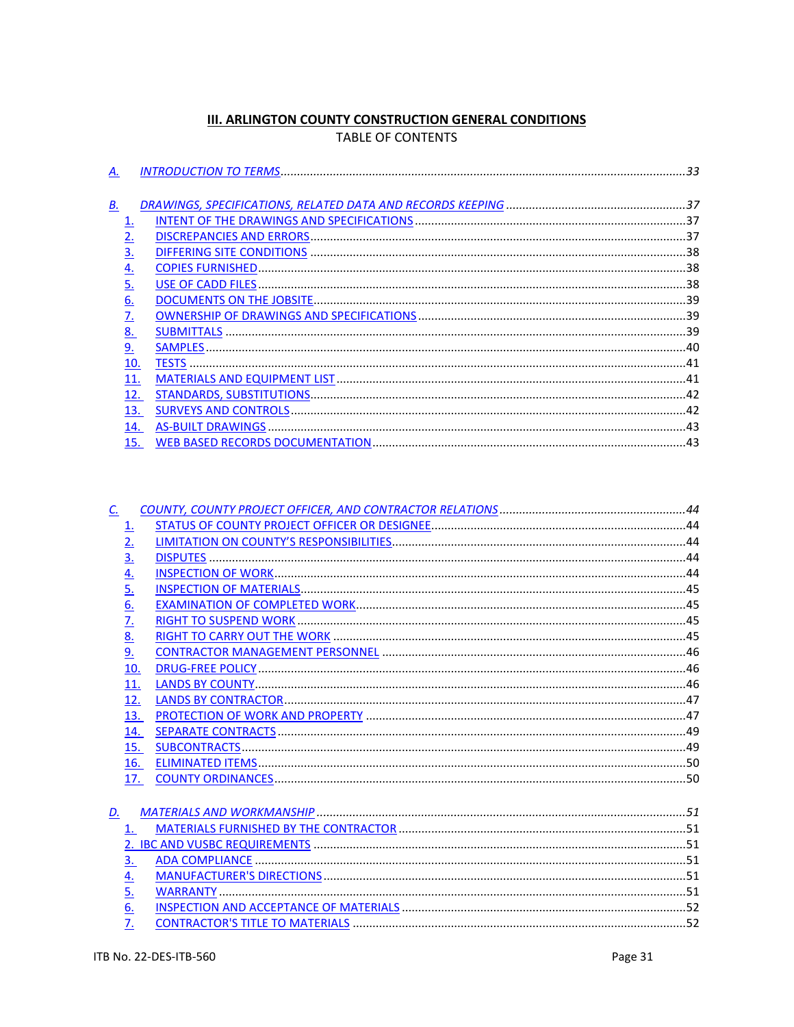# III. ARLINGTON COUNTY CONSTRUCTION GENERAL CONDITIONS

TABLE OF CONTENTS

*A. INTRODUCTION TO TERMS* ........................................................................................................ *33*

*B. DRAWINGS, SPECIFICATIONS, RELATED DATA AND RECORDS KEEPING* ........................................ *37*

1. INTENT OF THE DRAWINGS AND SPECIFICATIONS ........................................................................ 37
2. DISCREPANCIES AND ERRORS ....................................................................................................... 37
3. DIFFERING SITE CONDITIONS ......................................................................................................... 38
4. COPIES FURNISHED ........................................................................................................................ 38
5. USE OF CADD FILES ......................................................................................................................... 38
6. DOCUMENTS ON THE JOBSITE ....................................................................................................... 39
7. OWNERSHIP OF DRAWINGS AND SPECIFICATIONS ......................................................................... 39
8. SUBMITTALS ................................................................................................................................... 39
9. SAMPLES ........................................................................................................................................ 40
10. TESTS ............................................................................................................................................ 41
11. MATERIALS AND EQUIPMENT LIST ................................................................................................ 41
12. STANDARDS, SUBSTITUTIONS ....................................................................................................... 42
13. SURVEYS AND CONTROLS ............................................................................................................. 42
14. AS-BUILT DRAWINGS ..................................................................................................................... 43
15. WEB BASED RECORDS DOCUMENTATION ...................................................................................... 43

*C. COUNTY, COUNTY PROJECT OFFICER, AND CONTRACTOR RELATIONS* ........................................... *44*

1. STATUS OF COUNTY PROJECT OFFICER OR DESIGNEE ..................................................................... 44
2. LIMITATION ON COUNTY'S RESPONSIBILITIES ................................................................................. 44
3. DISPUTES ........................................................................................................................................ 44
4. INSPECTION OF WORK .................................................................................................................... 44
5. INSPECTION OF MATERIALS ............................................................................................................ 45
6. EXAMINATION OF COMPLETED WORK ............................................................................................ 45
7. RIGHT TO SUSPEND WORK .............................................................................................................. 45
8. RIGHT TO CARRY OUT THE WORK .................................................................................................. 45
9. CONTRACTOR MANAGEMENT PERSONNEL ..................................................................................... 46
10. DRUG-FREE POLICY ....................................................................................................................... 46
11. LANDS BY COUNTY ......................................................................................................................... 46
12. LANDS BY CONTRACTOR ................................................................................................................ 47
13. PROTECTION OF WORK AND PROPERTY ......................................................................................... 47
14. SEPARATE CONTRACTS .................................................................................................................. 49
15. SUBCONTRACTS ............................................................................................................................. 49
16. ELIMINATED ITEMS ........................................................................................................................ 50
17. COUNTY ORDINANCES ................................................................................................................... 50

*D. MATERIALS AND WORKMANSHIP* ................................................................................................... *51*

1. MATERIALS FURNISHED BY THE CONTRACTOR ............................................................................... 51
2. IBC AND VUSBC REQUIREMENTS .................................................................................................... 51
3. ADA COMPLIANCE .......................................................................................................................... 51
4. MANUFACTURER'S DIRECTIONS ..................................................................................................... 51
5. WARRANTY ..................................................................................................................................... 51
6. INSPECTION AND ACCEPTANCE OF MATERIALS ............................................................................... 52
7. CONTRACTOR'S TITLE TO MATERIALS ............................................................................................. 52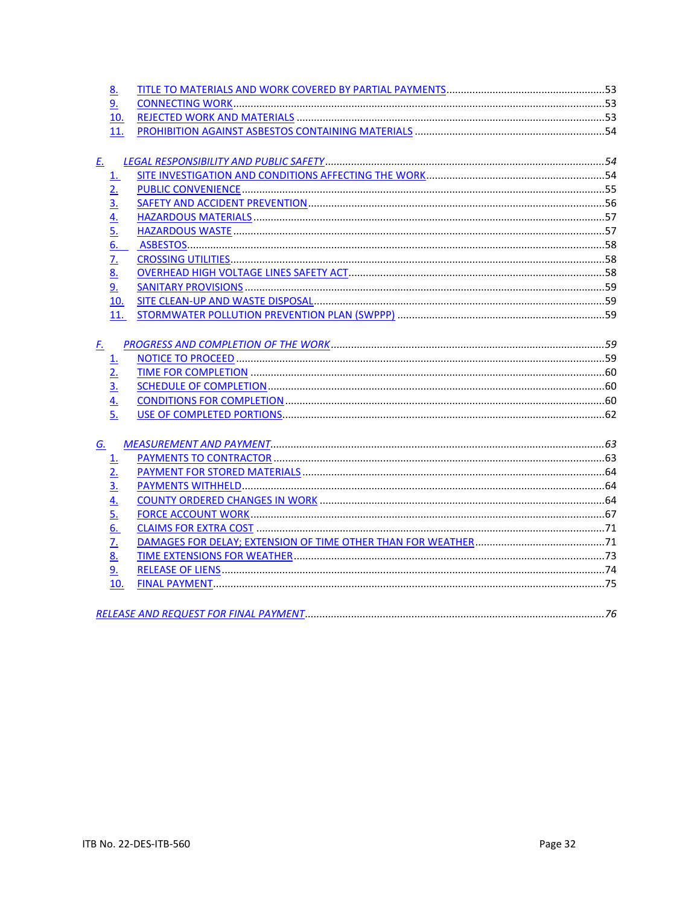8. TITLE TO MATERIALS AND WORK COVERED BY PARTIAL PAYMENTS ....... 53
9. CONNECTING WORK ....... 53
10. REJECTED WORK AND MATERIALS ....... 53
11. PROHIBITION AGAINST ASBESTOS CONTAINING MATERIALS ....... 54

*E. LEGAL RESPONSIBILITY AND PUBLIC SAFETY ....... 54*

1. SITE INVESTIGATION AND CONDITIONS AFFECTING THE WORK ....... 54
2. PUBLIC CONVENIENCE ....... 55
3. SAFETY AND ACCIDENT PREVENTION ....... 56
4. HAZARDOUS MATERIALS ....... 57
5. HAZARDOUS WASTE ....... 57
6. ASBESTOS ....... 58
7. CROSSING UTILITIES ....... 58
8. OVERHEAD HIGH VOLTAGE LINES SAFETY ACT ....... 58
9. SANITARY PROVISIONS ....... 59
10. SITE CLEAN-UP AND WASTE DISPOSAL ....... 59
11. STORMWATER POLLUTION PREVENTION PLAN (SWPPP) ....... 59

*F. PROGRESS AND COMPLETION OF THE WORK ....... 59*

1. NOTICE TO PROCEED ....... 59
2. TIME FOR COMPLETION ....... 60
3. SCHEDULE OF COMPLETION ....... 60
4. CONDITIONS FOR COMPLETION ....... 60
5. USE OF COMPLETED PORTIONS ....... 62

*G. MEASUREMENT AND PAYMENT ....... 63*

1. PAYMENTS TO CONTRACTOR ....... 63
2. PAYMENT FOR STORED MATERIALS ....... 64
3. PAYMENTS WITHHELD ....... 64
4. COUNTY ORDERED CHANGES IN WORK ....... 64
5. FORCE ACCOUNT WORK ....... 67
6. CLAIMS FOR EXTRA COST ....... 71
7. DAMAGES FOR DELAY; EXTENSION OF TIME OTHER THAN FOR WEATHER ....... 71
8. TIME EXTENSIONS FOR WEATHER ....... 73
9. RELEASE OF LIENS ....... 74
10. FINAL PAYMENT ....... 75

*RELEASE AND REQUEST FOR FINAL PAYMENT ....... 76*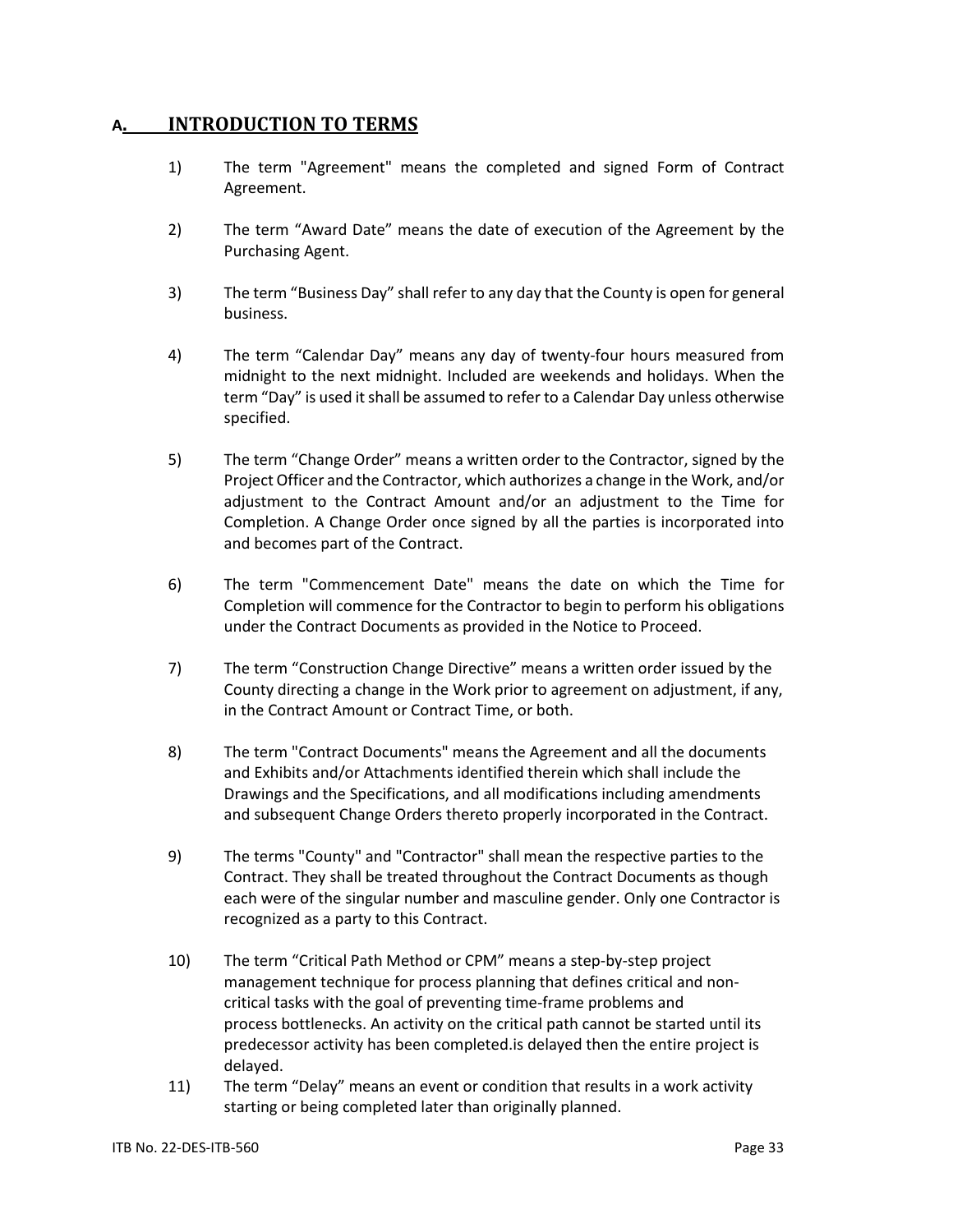## A. INTRODUCTION TO TERMS

1) The term "Agreement" means the completed and signed Form of Contract Agreement.

2) The term “Award Date” means the date of execution of the Agreement by the Purchasing Agent.

3) The term “Business Day” shall refer to any day that the County is open for general business.

4) The term “Calendar Day” means any day of twenty-four hours measured from midnight to the next midnight. Included are weekends and holidays. When the term “Day” is used it shall be assumed to refer to a Calendar Day unless otherwise specified.

5) The term “Change Order” means a written order to the Contractor, signed by the Project Officer and the Contractor, which authorizes a change in the Work, and/or adjustment to the Contract Amount and/or an adjustment to the Time for Completion. A Change Order once signed by all the parties is incorporated into and becomes part of the Contract.

6) The term "Commencement Date" means the date on which the Time for Completion will commence for the Contractor to begin to perform his obligations under the Contract Documents as provided in the Notice to Proceed.

7) The term “Construction Change Directive” means a written order issued by the County directing a change in the Work prior to agreement on adjustment, if any, in the Contract Amount or Contract Time, or both.

8) The term "Contract Documents" means the Agreement and all the documents and Exhibits and/or Attachments identified therein which shall include the Drawings and the Specifications, and all modifications including amendments and subsequent Change Orders thereto properly incorporated in the Contract.

9) The terms "County" and "Contractor" shall mean the respective parties to the Contract. They shall be treated throughout the Contract Documents as though each were of the singular number and masculine gender. Only one Contractor is recognized as a party to this Contract.

10) The term “Critical Path Method or CPM” means a step-by-step project management technique for process planning that defines critical and non-critical tasks with the goal of preventing time-frame problems and process bottlenecks. An activity on the critical path cannot be started until its predecessor activity has been completed.is delayed then the entire project is delayed.

11) The term “Delay” means an event or condition that results in a work activity starting or being completed later than originally planned.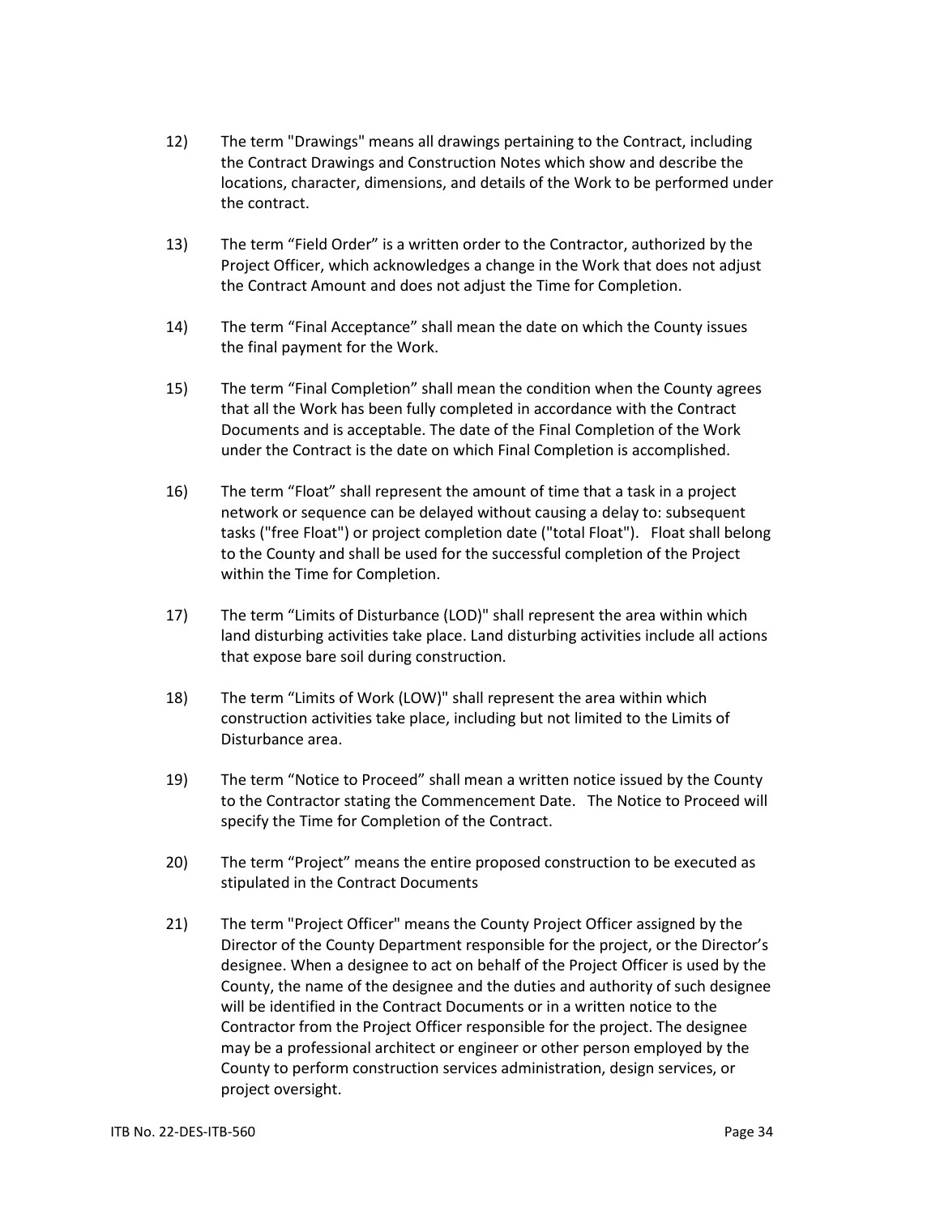12) The term "Drawings" means all drawings pertaining to the Contract, including the Contract Drawings and Construction Notes which show and describe the locations, character, dimensions, and details of the Work to be performed under the contract.

13) The term “Field Order” is a written order to the Contractor, authorized by the Project Officer, which acknowledges a change in the Work that does not adjust the Contract Amount and does not adjust the Time for Completion.

14) The term “Final Acceptance” shall mean the date on which the County issues the final payment for the Work.

15) The term “Final Completion” shall mean the condition when the County agrees that all the Work has been fully completed in accordance with the Contract Documents and is acceptable. The date of the Final Completion of the Work under the Contract is the date on which Final Completion is accomplished.

16) The term “Float” shall represent the amount of time that a task in a project network or sequence can be delayed without causing a delay to: subsequent tasks ("free Float") or project completion date ("total Float"). Float shall belong to the County and shall be used for the successful completion of the Project within the Time for Completion.

17) The term “Limits of Disturbance (LOD)" shall represent the area within which land disturbing activities take place. Land disturbing activities include all actions that expose bare soil during construction.

18) The term “Limits of Work (LOW)" shall represent the area within which construction activities take place, including but not limited to the Limits of Disturbance area.

19) The term “Notice to Proceed” shall mean a written notice issued by the County to the Contractor stating the Commencement Date. The Notice to Proceed will specify the Time for Completion of the Contract.

20) The term “Project” means the entire proposed construction to be executed as stipulated in the Contract Documents

21) The term "Project Officer" means the County Project Officer assigned by the Director of the County Department responsible for the project, or the Director’s designee. When a designee to act on behalf of the Project Officer is used by the County, the name of the designee and the duties and authority of such designee will be identified in the Contract Documents or in a written notice to the Contractor from the Project Officer responsible for the project. The designee may be a professional architect or engineer or other person employed by the County to perform construction services administration, design services, or project oversight.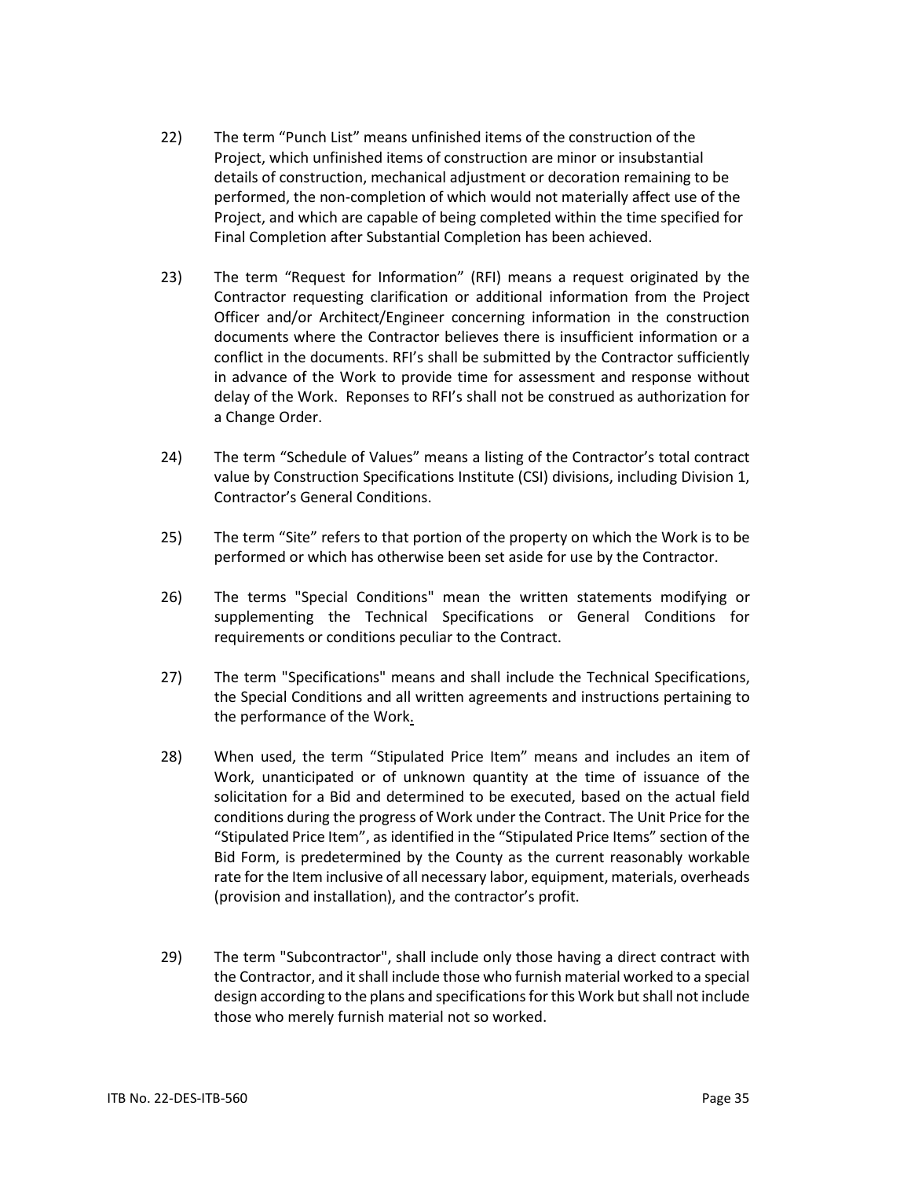22) The term "Punch List" means unfinished items of the construction of the Project, which unfinished items of construction are minor or insubstantial details of construction, mechanical adjustment or decoration remaining to be performed, the non-completion of which would not materially affect use of the Project, and which are capable of being completed within the time specified for Final Completion after Substantial Completion has been achieved.

23) The term "Request for Information" (RFI) means a request originated by the Contractor requesting clarification or additional information from the Project Officer and/or Architect/Engineer concerning information in the construction documents where the Contractor believes there is insufficient information or a conflict in the documents. RFI's shall be submitted by the Contractor sufficiently in advance of the Work to provide time for assessment and response without delay of the Work. Reponses to RFI's shall not be construed as authorization for a Change Order.

24) The term "Schedule of Values" means a listing of the Contractor's total contract value by Construction Specifications Institute (CSI) divisions, including Division 1, Contractor's General Conditions.

25) The term "Site" refers to that portion of the property on which the Work is to be performed or which has otherwise been set aside for use by the Contractor.

26) The terms "Special Conditions" mean the written statements modifying or supplementing the Technical Specifications or General Conditions for requirements or conditions peculiar to the Contract.

27) The term "Specifications" means and shall include the Technical Specifications, the Special Conditions and all written agreements and instructions pertaining to the performance of the Work.

28) When used, the term "Stipulated Price Item" means and includes an item of Work, unanticipated or of unknown quantity at the time of issuance of the solicitation for a Bid and determined to be executed, based on the actual field conditions during the progress of Work under the Contract. The Unit Price for the "Stipulated Price Item", as identified in the "Stipulated Price Items" section of the Bid Form, is predetermined by the County as the current reasonably workable rate for the Item inclusive of all necessary labor, equipment, materials, overheads (provision and installation), and the contractor's profit.

29) The term "Subcontractor", shall include only those having a direct contract with the Contractor, and it shall include those who furnish material worked to a special design according to the plans and specifications for this Work but shall not include those who merely furnish material not so worked.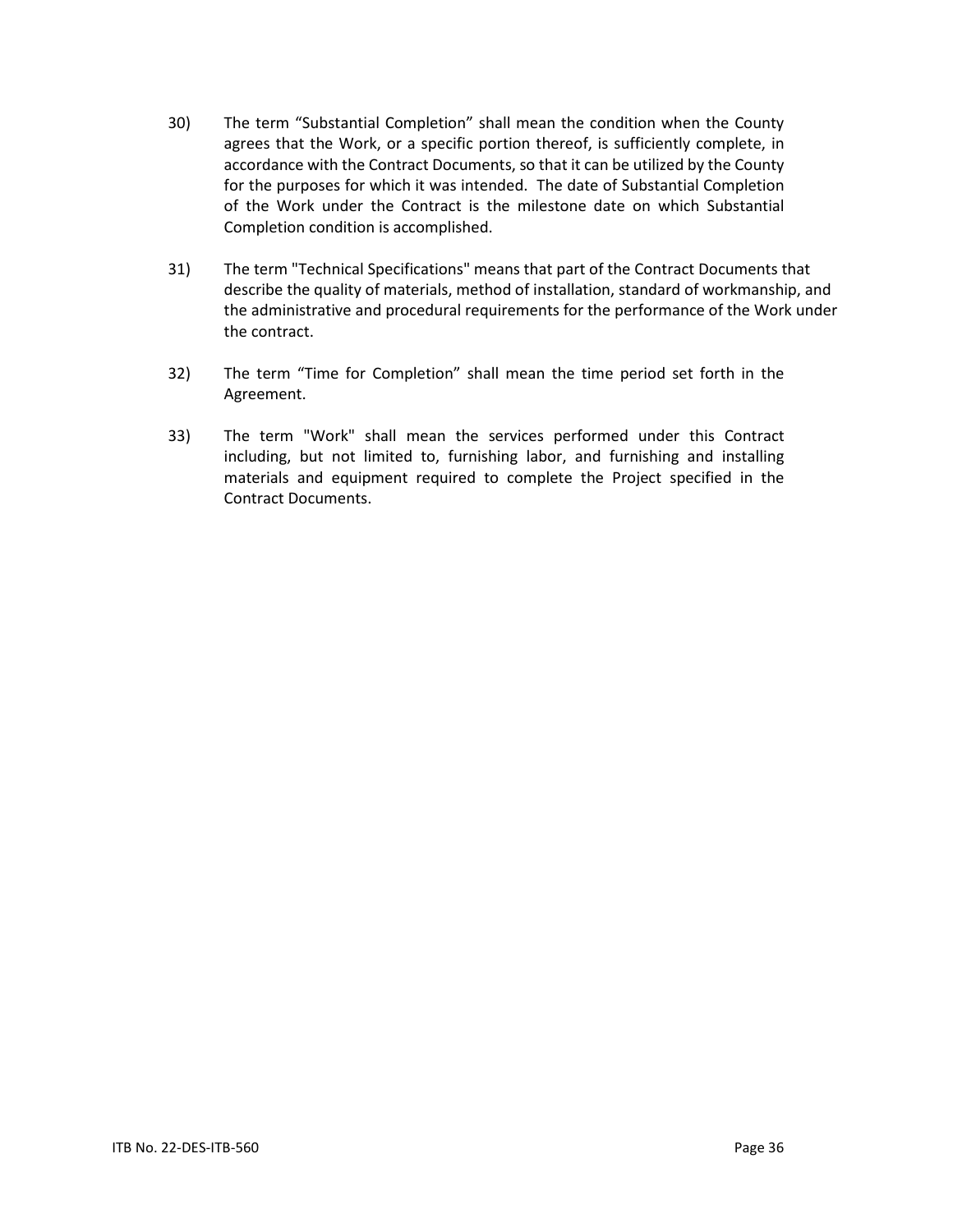30) The term “Substantial Completion” shall mean the condition when the County agrees that the Work, or a specific portion thereof, is sufficiently complete, in accordance with the Contract Documents, so that it can be utilized by the County for the purposes for which it was intended. The date of Substantial Completion of the Work under the Contract is the milestone date on which Substantial Completion condition is accomplished.

31) The term "Technical Specifications" means that part of the Contract Documents that describe the quality of materials, method of installation, standard of workmanship, and the administrative and procedural requirements for the performance of the Work under the contract.

32) The term “Time for Completion” shall mean the time period set forth in the Agreement.

33) The term "Work" shall mean the services performed under this Contract including, but not limited to, furnishing labor, and furnishing and installing materials and equipment required to complete the Project specified in the Contract Documents.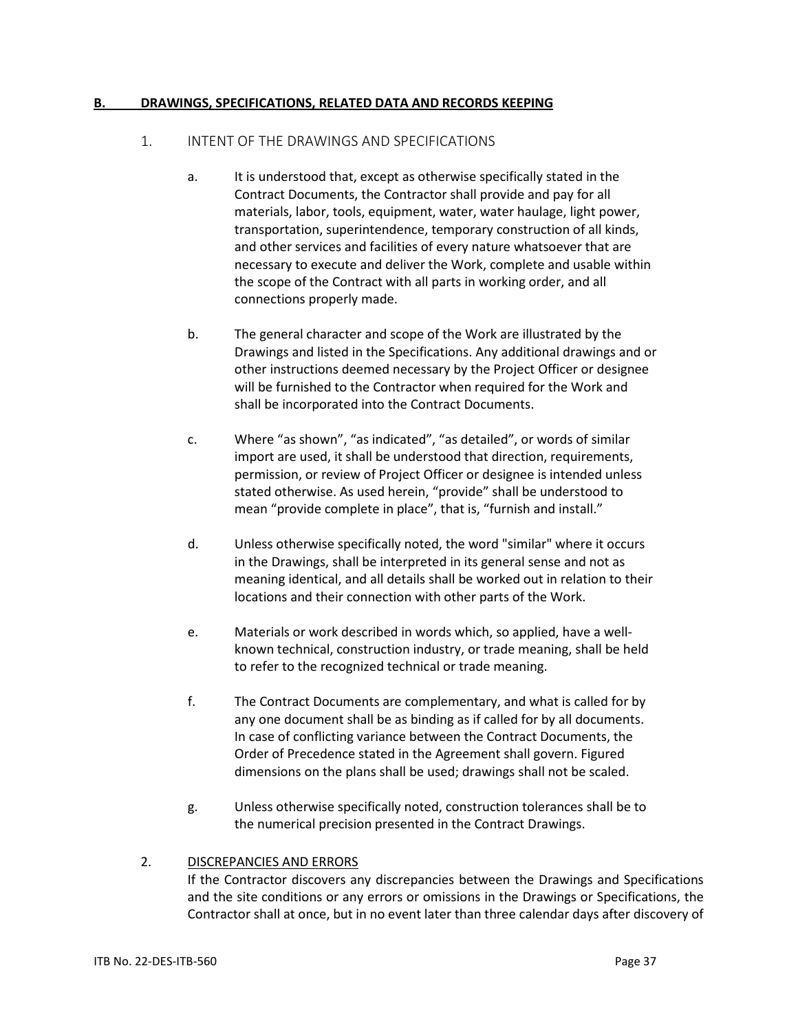**B. DRAWINGS, SPECIFICATIONS, RELATED DATA AND RECORDS KEEPING**

1. INTENT OF THE DRAWINGS AND SPECIFICATIONS

   a. It is understood that, except as otherwise specifically stated in the Contract Documents, the Contractor shall provide and pay for all materials, labor, tools, equipment, water, water haulage, light power, transportation, superintendence, temporary construction of all kinds, and other services and facilities of every nature whatsoever that are necessary to execute and deliver the Work, complete and usable within the scope of the Contract with all parts in working order, and all connections properly made.

   b. The general character and scope of the Work are illustrated by the Drawings and listed in the Specifications. Any additional drawings and or other instructions deemed necessary by the Project Officer or designee will be furnished to the Contractor when required for the Work and shall be incorporated into the Contract Documents.

   c. Where "as shown", "as indicated", "as detailed", or words of similar import are used, it shall be understood that direction, requirements, permission, or review of Project Officer or designee is intended unless stated otherwise. As used herein, "provide" shall be understood to mean "provide complete in place", that is, "furnish and install."

   d. Unless otherwise specifically noted, the word "similar" where it occurs in the Drawings, shall be interpreted in its general sense and not as meaning identical, and all details shall be worked out in relation to their locations and their connection with other parts of the Work.

   e. Materials or work described in words which, so applied, have a well-known technical, construction industry, or trade meaning, shall be held to refer to the recognized technical or trade meaning.

   f. The Contract Documents are complementary, and what is called for by any one document shall be as binding as if called for by all documents. In case of conflicting variance between the Contract Documents, the Order of Precedence stated in the Agreement shall govern. Figured dimensions on the plans shall be used; drawings shall not be scaled.

   g. Unless otherwise specifically noted, construction tolerances shall be to the numerical precision presented in the Contract Drawings.

2. <u>DISCREPANCIES AND ERRORS</u>

   If the Contractor discovers any discrepancies between the Drawings and Specifications and the site conditions or any errors or omissions in the Drawings or Specifications, the Contractor shall at once, but in no event later than three calendar days after discovery of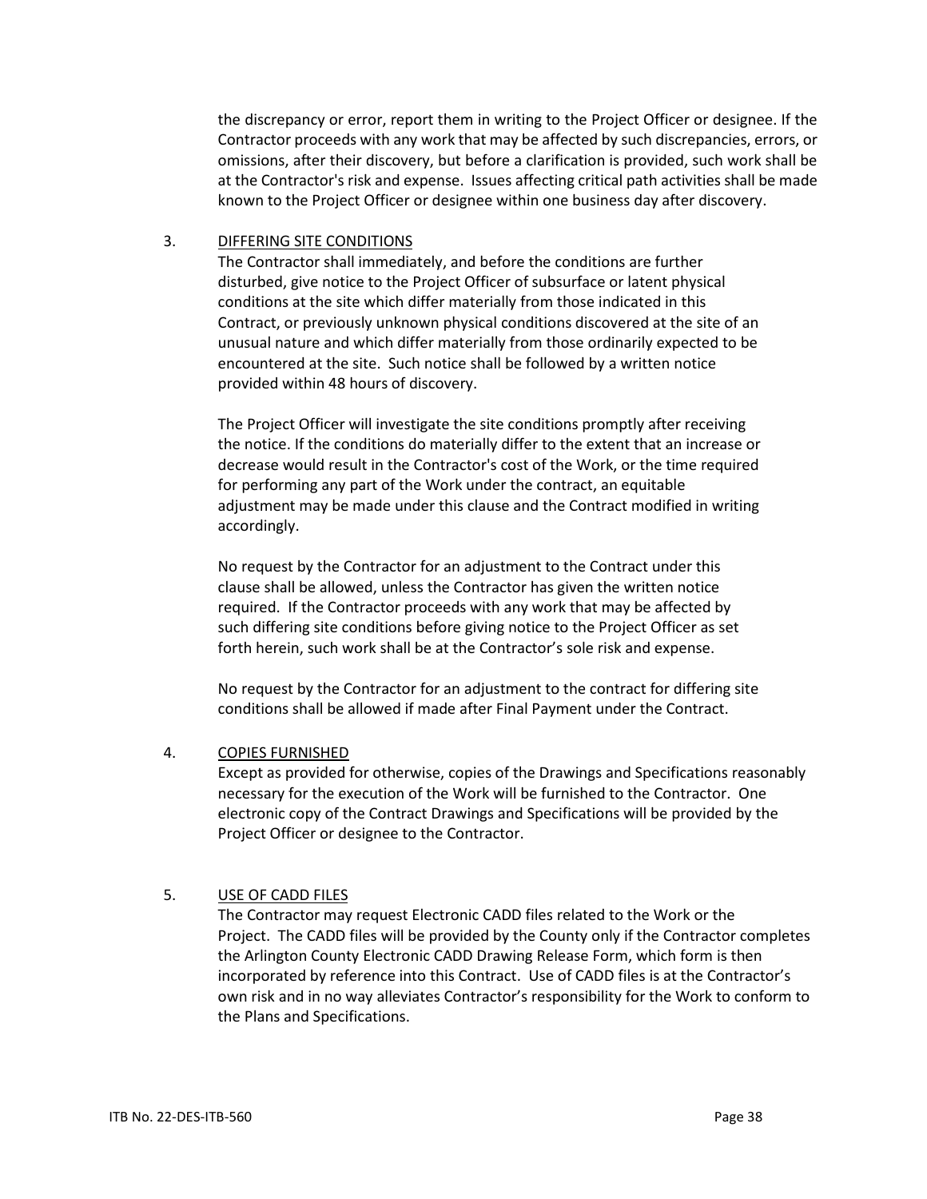the discrepancy or error, report them in writing to the Project Officer or designee. If the Contractor proceeds with any work that may be affected by such discrepancies, errors, or omissions, after their discovery, but before a clarification is provided, such work shall be at the Contractor's risk and expense. Issues affecting critical path activities shall be made known to the Project Officer or designee within one business day after discovery.

3. <u>DIFFERING SITE CONDITIONS</u>

The Contractor shall immediately, and before the conditions are further disturbed, give notice to the Project Officer of subsurface or latent physical conditions at the site which differ materially from those indicated in this Contract, or previously unknown physical conditions discovered at the site of an unusual nature and which differ materially from those ordinarily expected to be encountered at the site. Such notice shall be followed by a written notice provided within 48 hours of discovery.

The Project Officer will investigate the site conditions promptly after receiving the notice. If the conditions do materially differ to the extent that an increase or decrease would result in the Contractor's cost of the Work, or the time required for performing any part of the Work under the contract, an equitable adjustment may be made under this clause and the Contract modified in writing accordingly.

No request by the Contractor for an adjustment to the Contract under this clause shall be allowed, unless the Contractor has given the written notice required. If the Contractor proceeds with any work that may be affected by such differing site conditions before giving notice to the Project Officer as set forth herein, such work shall be at the Contractor's sole risk and expense.

No request by the Contractor for an adjustment to the contract for differing site conditions shall be allowed if made after Final Payment under the Contract.

4. <u>COPIES FURNISHED</u>

Except as provided for otherwise, copies of the Drawings and Specifications reasonably necessary for the execution of the Work will be furnished to the Contractor. One electronic copy of the Contract Drawings and Specifications will be provided by the Project Officer or designee to the Contractor.

5. <u>USE OF CADD FILES</u>

The Contractor may request Electronic CADD files related to the Work or the Project. The CADD files will be provided by the County only if the Contractor completes the Arlington County Electronic CADD Drawing Release Form, which form is then incorporated by reference into this Contract. Use of CADD files is at the Contractor's own risk and in no way alleviates Contractor's responsibility for the Work to conform to the Plans and Specifications.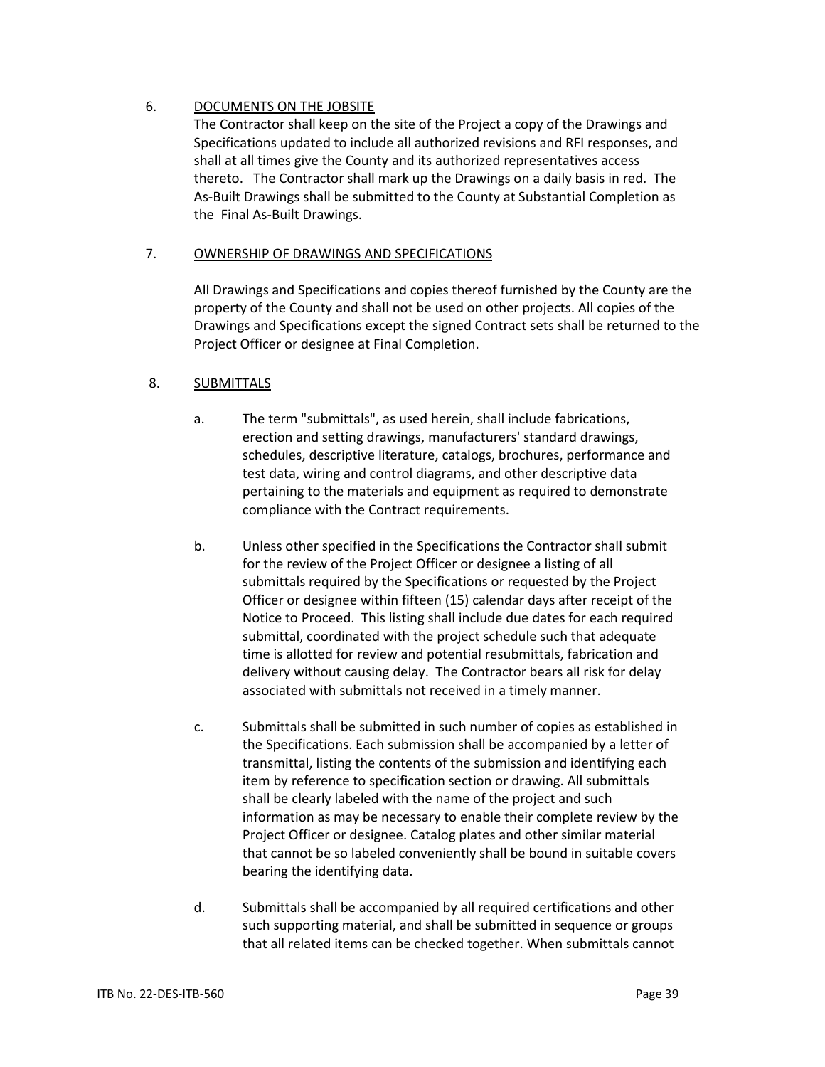6. DOCUMENTS ON THE JOBSITE

The Contractor shall keep on the site of the Project a copy of the Drawings and Specifications updated to include all authorized revisions and RFI responses, and shall at all times give the County and its authorized representatives access thereto. The Contractor shall mark up the Drawings on a daily basis in red. The As-Built Drawings shall be submitted to the County at Substantial Completion as the Final As-Built Drawings.

7. OWNERSHIP OF DRAWINGS AND SPECIFICATIONS

All Drawings and Specifications and copies thereof furnished by the County are the property of the County and shall not be used on other projects. All copies of the Drawings and Specifications except the signed Contract sets shall be returned to the Project Officer or designee at Final Completion.

8. SUBMITTALS

a. The term "submittals", as used herein, shall include fabrications, erection and setting drawings, manufacturers' standard drawings, schedules, descriptive literature, catalogs, brochures, performance and test data, wiring and control diagrams, and other descriptive data pertaining to the materials and equipment as required to demonstrate compliance with the Contract requirements.

b. Unless other specified in the Specifications the Contractor shall submit for the review of the Project Officer or designee a listing of all submittals required by the Specifications or requested by the Project Officer or designee within fifteen (15) calendar days after receipt of the Notice to Proceed. This listing shall include due dates for each required submittal, coordinated with the project schedule such that adequate time is allotted for review and potential resubmittals, fabrication and delivery without causing delay. The Contractor bears all risk for delay associated with submittals not received in a timely manner.

c. Submittals shall be submitted in such number of copies as established in the Specifications. Each submission shall be accompanied by a letter of transmittal, listing the contents of the submission and identifying each item by reference to specification section or drawing. All submittals shall be clearly labeled with the name of the project and such information as may be necessary to enable their complete review by the Project Officer or designee. Catalog plates and other similar material that cannot be so labeled conveniently shall be bound in suitable covers bearing the identifying data.

d. Submittals shall be accompanied by all required certifications and other such supporting material, and shall be submitted in sequence or groups that all related items can be checked together. When submittals cannot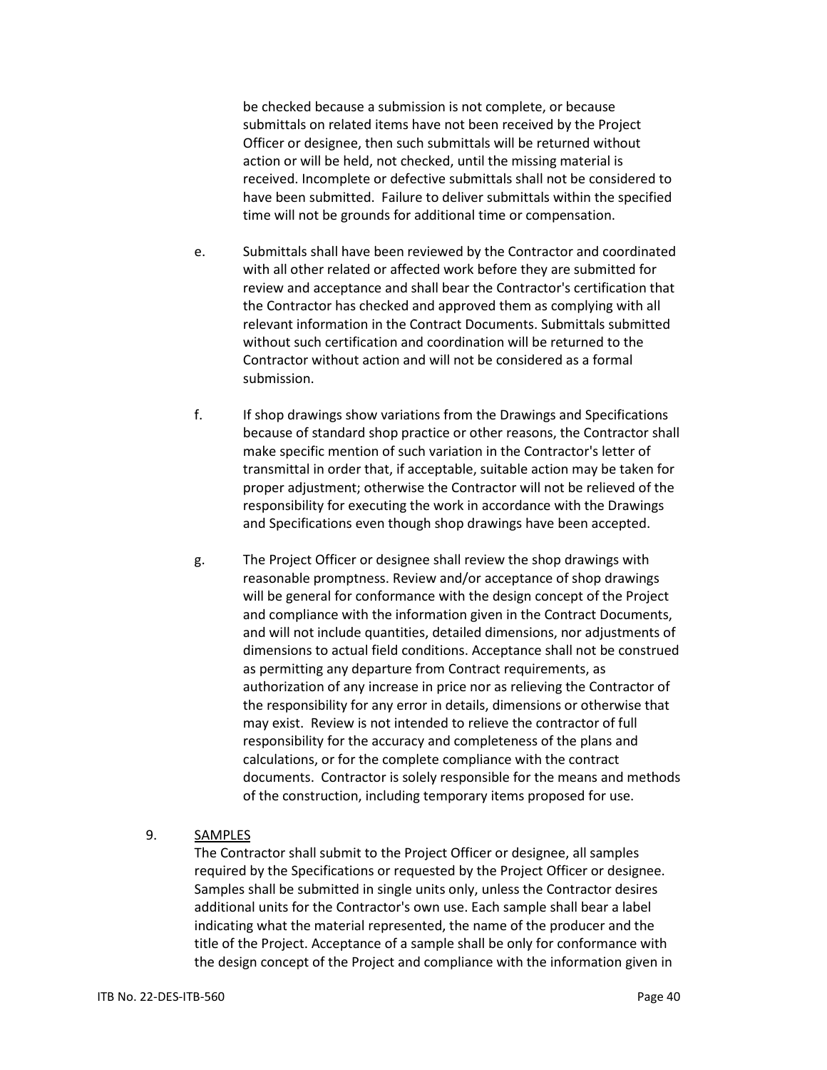be checked because a submission is not complete, or because submittals on related items have not been received by the Project Officer or designee, then such submittals will be returned without action or will be held, not checked, until the missing material is received. Incomplete or defective submittals shall not be considered to have been submitted. Failure to deliver submittals within the specified time will not be grounds for additional time or compensation.

e. Submittals shall have been reviewed by the Contractor and coordinated with all other related or affected work before they are submitted for review and acceptance and shall bear the Contractor's certification that the Contractor has checked and approved them as complying with all relevant information in the Contract Documents. Submittals submitted without such certification and coordination will be returned to the Contractor without action and will not be considered as a formal submission.

f. If shop drawings show variations from the Drawings and Specifications because of standard shop practice or other reasons, the Contractor shall make specific mention of such variation in the Contractor's letter of transmittal in order that, if acceptable, suitable action may be taken for proper adjustment; otherwise the Contractor will not be relieved of the responsibility for executing the work in accordance with the Drawings and Specifications even though shop drawings have been accepted.

g. The Project Officer or designee shall review the shop drawings with reasonable promptness. Review and/or acceptance of shop drawings will be general for conformance with the design concept of the Project and compliance with the information given in the Contract Documents, and will not include quantities, detailed dimensions, nor adjustments of dimensions to actual field conditions. Acceptance shall not be construed as permitting any departure from Contract requirements, as authorization of any increase in price nor as relieving the Contractor of the responsibility for any error in details, dimensions or otherwise that may exist. Review is not intended to relieve the contractor of full responsibility for the accuracy and completeness of the plans and calculations, or for the complete compliance with the contract documents. Contractor is solely responsible for the means and methods of the construction, including temporary items proposed for use.

9. <u>SAMPLES</u>

The Contractor shall submit to the Project Officer or designee, all samples required by the Specifications or requested by the Project Officer or designee. Samples shall be submitted in single units only, unless the Contractor desires additional units for the Contractor's own use. Each sample shall bear a label indicating what the material represented, the name of the producer and the title of the Project. Acceptance of a sample shall be only for conformance with the design concept of the Project and compliance with the information given in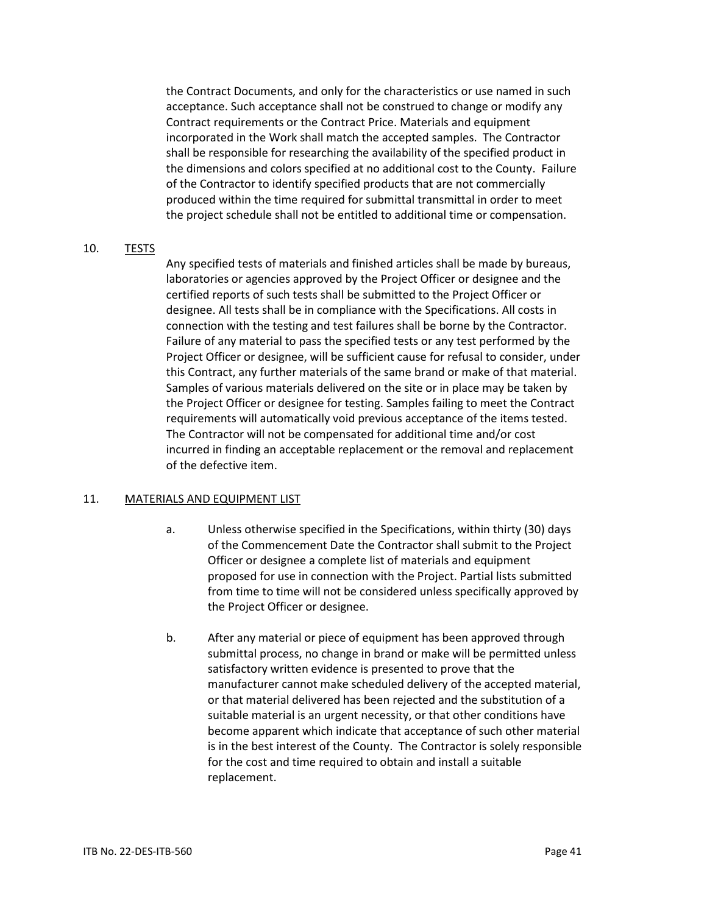the Contract Documents, and only for the characteristics or use named in such acceptance. Such acceptance shall not be construed to change or modify any Contract requirements or the Contract Price. Materials and equipment incorporated in the Work shall match the accepted samples. The Contractor shall be responsible for researching the availability of the specified product in the dimensions and colors specified at no additional cost to the County. Failure of the Contractor to identify specified products that are not commercially produced within the time required for submittal transmittal in order to meet the project schedule shall not be entitled to additional time or compensation.

## 10. TESTS

Any specified tests of materials and finished articles shall be made by bureaus, laboratories or agencies approved by the Project Officer or designee and the certified reports of such tests shall be submitted to the Project Officer or designee. All tests shall be in compliance with the Specifications. All costs in connection with the testing and test failures shall be borne by the Contractor. Failure of any material to pass the specified tests or any test performed by the Project Officer or designee, will be sufficient cause for refusal to consider, under this Contract, any further materials of the same brand or make of that material. Samples of various materials delivered on the site or in place may be taken by the Project Officer or designee for testing. Samples failing to meet the Contract requirements will automatically void previous acceptance of the items tested. The Contractor will not be compensated for additional time and/or cost incurred in finding an acceptable replacement or the removal and replacement of the defective item.

## 11. MATERIALS AND EQUIPMENT LIST

a. Unless otherwise specified in the Specifications, within thirty (30) days of the Commencement Date the Contractor shall submit to the Project Officer or designee a complete list of materials and equipment proposed for use in connection with the Project. Partial lists submitted from time to time will not be considered unless specifically approved by the Project Officer or designee.

b. After any material or piece of equipment has been approved through submittal process, no change in brand or make will be permitted unless satisfactory written evidence is presented to prove that the manufacturer cannot make scheduled delivery of the accepted material, or that material delivered has been rejected and the substitution of a suitable material is an urgent necessity, or that other conditions have become apparent which indicate that acceptance of such other material is in the best interest of the County. The Contractor is solely responsible for the cost and time required to obtain and install a suitable replacement.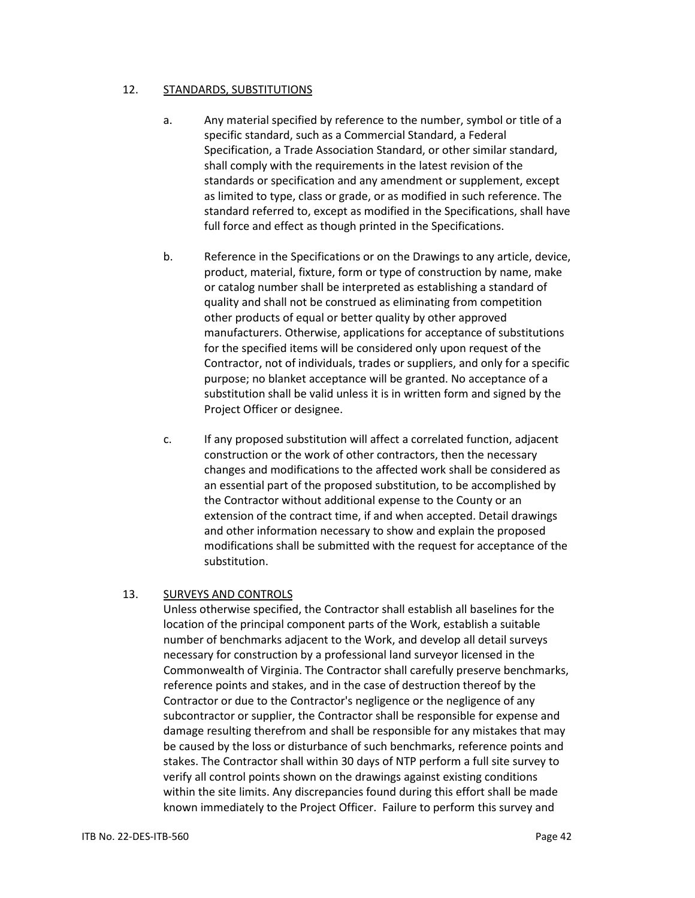12. <u>STANDARDS, SUBSTITUTIONS</u>

a. Any material specified by reference to the number, symbol or title of a specific standard, such as a Commercial Standard, a Federal Specification, a Trade Association Standard, or other similar standard, shall comply with the requirements in the latest revision of the standards or specification and any amendment or supplement, except as limited to type, class or grade, or as modified in such reference. The standard referred to, except as modified in the Specifications, shall have full force and effect as though printed in the Specifications.

b. Reference in the Specifications or on the Drawings to any article, device, product, material, fixture, form or type of construction by name, make or catalog number shall be interpreted as establishing a standard of quality and shall not be construed as eliminating from competition other products of equal or better quality by other approved manufacturers. Otherwise, applications for acceptance of substitutions for the specified items will be considered only upon request of the Contractor, not of individuals, trades or suppliers, and only for a specific purpose; no blanket acceptance will be granted. No acceptance of a substitution shall be valid unless it is in written form and signed by the Project Officer or designee.

c. If any proposed substitution will affect a correlated function, adjacent construction or the work of other contractors, then the necessary changes and modifications to the affected work shall be considered as an essential part of the proposed substitution, to be accomplished by the Contractor without additional expense to the County or an extension of the contract time, if and when accepted. Detail drawings and other information necessary to show and explain the proposed modifications shall be submitted with the request for acceptance of the substitution.

13. <u>SURVEYS AND CONTROLS</u>

Unless otherwise specified, the Contractor shall establish all baselines for the location of the principal component parts of the Work, establish a suitable number of benchmarks adjacent to the Work, and develop all detail surveys necessary for construction by a professional land surveyor licensed in the Commonwealth of Virginia. The Contractor shall carefully preserve benchmarks, reference points and stakes, and in the case of destruction thereof by the Contractor or due to the Contractor's negligence or the negligence of any subcontractor or supplier, the Contractor shall be responsible for expense and damage resulting therefrom and shall be responsible for any mistakes that may be caused by the loss or disturbance of such benchmarks, reference points and stakes. The Contractor shall within 30 days of NTP perform a full site survey to verify all control points shown on the drawings against existing conditions within the site limits. Any discrepancies found during this effort shall be made known immediately to the Project Officer. Failure to perform this survey and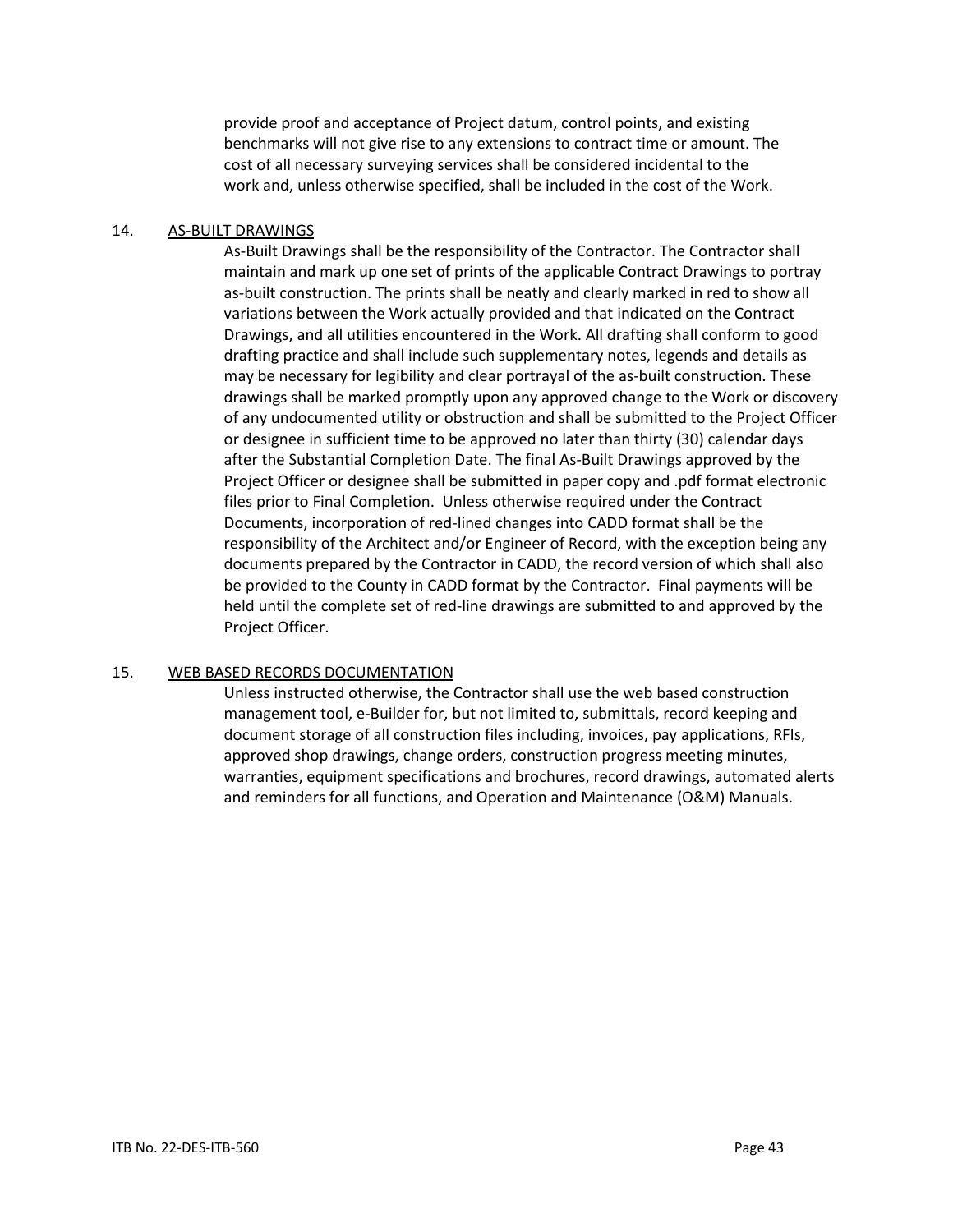provide proof and acceptance of Project datum, control points, and existing benchmarks will not give rise to any extensions to contract time or amount. The cost of all necessary surveying services shall be considered incidental to the work and, unless otherwise specified, shall be included in the cost of the Work.

14. <u>AS-BUILT DRAWINGS</u>

As-Built Drawings shall be the responsibility of the Contractor. The Contractor shall maintain and mark up one set of prints of the applicable Contract Drawings to portray as-built construction. The prints shall be neatly and clearly marked in red to show all variations between the Work actually provided and that indicated on the Contract Drawings, and all utilities encountered in the Work. All drafting shall conform to good drafting practice and shall include such supplementary notes, legends and details as may be necessary for legibility and clear portrayal of the as-built construction. These drawings shall be marked promptly upon any approved change to the Work or discovery of any undocumented utility or obstruction and shall be submitted to the Project Officer or designee in sufficient time to be approved no later than thirty (30) calendar days after the Substantial Completion Date. The final As-Built Drawings approved by the Project Officer or designee shall be submitted in paper copy and .pdf format electronic files prior to Final Completion. Unless otherwise required under the Contract Documents, incorporation of red-lined changes into CADD format shall be the responsibility of the Architect and/or Engineer of Record, with the exception being any documents prepared by the Contractor in CADD, the record version of which shall also be provided to the County in CADD format by the Contractor. Final payments will be held until the complete set of red-line drawings are submitted to and approved by the Project Officer.

15. <u>WEB BASED RECORDS DOCUMENTATION</u>

Unless instructed otherwise, the Contractor shall use the web based construction management tool, e-Builder for, but not limited to, submittals, record keeping and document storage of all construction files including, invoices, pay applications, RFIs, approved shop drawings, change orders, construction progress meeting minutes, warranties, equipment specifications and brochures, record drawings, automated alerts and reminders for all functions, and Operation and Maintenance (O&M) Manuals.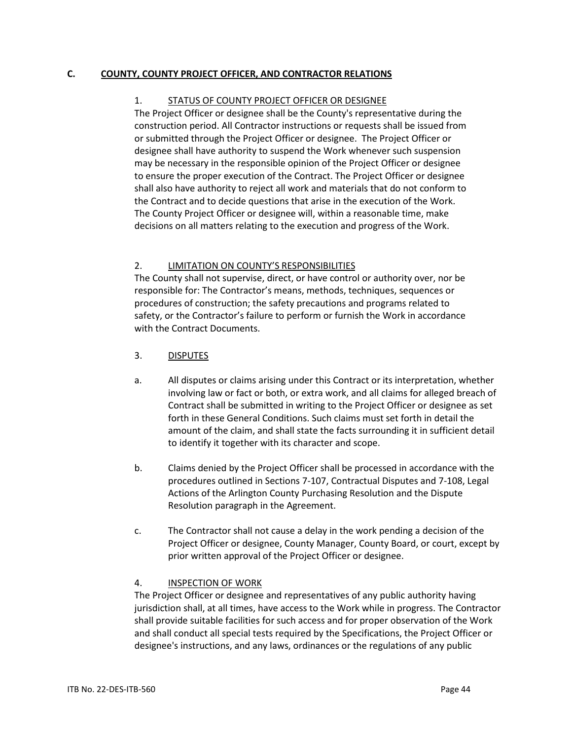## C. COUNTY, COUNTY PROJECT OFFICER, AND CONTRACTOR RELATIONS

### 1. STATUS OF COUNTY PROJECT OFFICER OR DESIGNEE

The Project Officer or designee shall be the County's representative during the construction period. All Contractor instructions or requests shall be issued from or submitted through the Project Officer or designee. The Project Officer or designee shall have authority to suspend the Work whenever such suspension may be necessary in the responsible opinion of the Project Officer or designee to ensure the proper execution of the Contract. The Project Officer or designee shall also have authority to reject all work and materials that do not conform to the Contract and to decide questions that arise in the execution of the Work. The County Project Officer or designee will, within a reasonable time, make decisions on all matters relating to the execution and progress of the Work.

### 2. LIMITATION ON COUNTY'S RESPONSIBILITIES

The County shall not supervise, direct, or have control or authority over, nor be responsible for: The Contractor's means, methods, techniques, sequences or procedures of construction; the safety precautions and programs related to safety, or the Contractor's failure to perform or furnish the Work in accordance with the Contract Documents.

### 3. DISPUTES

a. All disputes or claims arising under this Contract or its interpretation, whether involving law or fact or both, or extra work, and all claims for alleged breach of Contract shall be submitted in writing to the Project Officer or designee as set forth in these General Conditions. Such claims must set forth in detail the amount of the claim, and shall state the facts surrounding it in sufficient detail to identify it together with its character and scope.

b. Claims denied by the Project Officer shall be processed in accordance with the procedures outlined in Sections 7-107, Contractual Disputes and 7-108, Legal Actions of the Arlington County Purchasing Resolution and the Dispute Resolution paragraph in the Agreement.

c. The Contractor shall not cause a delay in the work pending a decision of the Project Officer or designee, County Manager, County Board, or court, except by prior written approval of the Project Officer or designee.

### 4. INSPECTION OF WORK

The Project Officer or designee and representatives of any public authority having jurisdiction shall, at all times, have access to the Work while in progress. The Contractor shall provide suitable facilities for such access and for proper observation of the Work and shall conduct all special tests required by the Specifications, the Project Officer or designee's instructions, and any laws, ordinances or the regulations of any public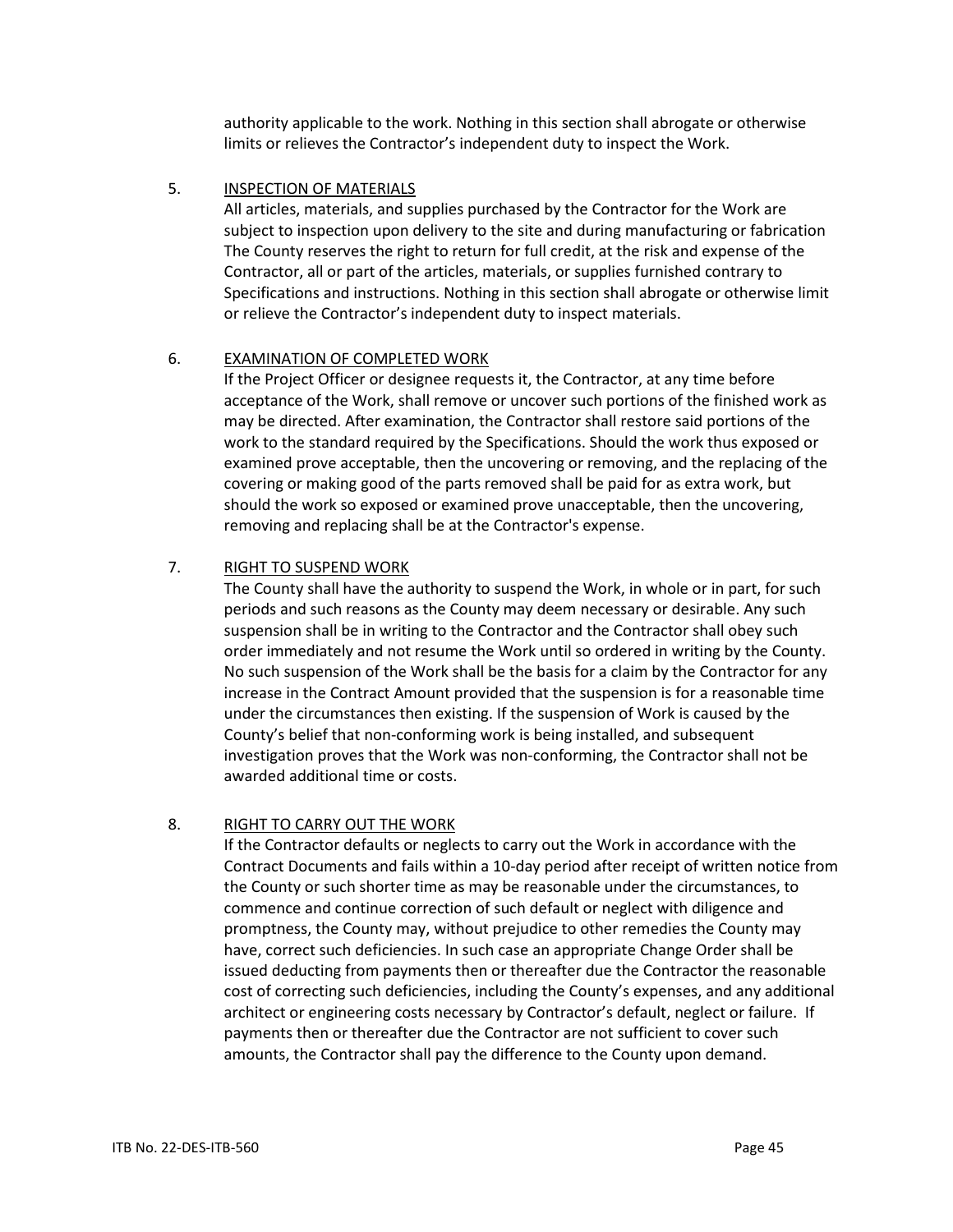authority applicable to the work. Nothing in this section shall abrogate or otherwise limits or relieves the Contractor's independent duty to inspect the Work.

5. INSPECTION OF MATERIALS

All articles, materials, and supplies purchased by the Contractor for the Work are subject to inspection upon delivery to the site and during manufacturing or fabrication The County reserves the right to return for full credit, at the risk and expense of the Contractor, all or part of the articles, materials, or supplies furnished contrary to Specifications and instructions. Nothing in this section shall abrogate or otherwise limit or relieve the Contractor's independent duty to inspect materials.

6. EXAMINATION OF COMPLETED WORK

If the Project Officer or designee requests it, the Contractor, at any time before acceptance of the Work, shall remove or uncover such portions of the finished work as may be directed. After examination, the Contractor shall restore said portions of the work to the standard required by the Specifications. Should the work thus exposed or examined prove acceptable, then the uncovering or removing, and the replacing of the covering or making good of the parts removed shall be paid for as extra work, but should the work so exposed or examined prove unacceptable, then the uncovering, removing and replacing shall be at the Contractor's expense.

7. RIGHT TO SUSPEND WORK

The County shall have the authority to suspend the Work, in whole or in part, for such periods and such reasons as the County may deem necessary or desirable. Any such suspension shall be in writing to the Contractor and the Contractor shall obey such order immediately and not resume the Work until so ordered in writing by the County. No such suspension of the Work shall be the basis for a claim by the Contractor for any increase in the Contract Amount provided that the suspension is for a reasonable time under the circumstances then existing. If the suspension of Work is caused by the County's belief that non-conforming work is being installed, and subsequent investigation proves that the Work was non-conforming, the Contractor shall not be awarded additional time or costs.

8. RIGHT TO CARRY OUT THE WORK

If the Contractor defaults or neglects to carry out the Work in accordance with the Contract Documents and fails within a 10-day period after receipt of written notice from the County or such shorter time as may be reasonable under the circumstances, to commence and continue correction of such default or neglect with diligence and promptness, the County may, without prejudice to other remedies the County may have, correct such deficiencies. In such case an appropriate Change Order shall be issued deducting from payments then or thereafter due the Contractor the reasonable cost of correcting such deficiencies, including the County's expenses, and any additional architect or engineering costs necessary by Contractor's default, neglect or failure. If payments then or thereafter due the Contractor are not sufficient to cover such amounts, the Contractor shall pay the difference to the County upon demand.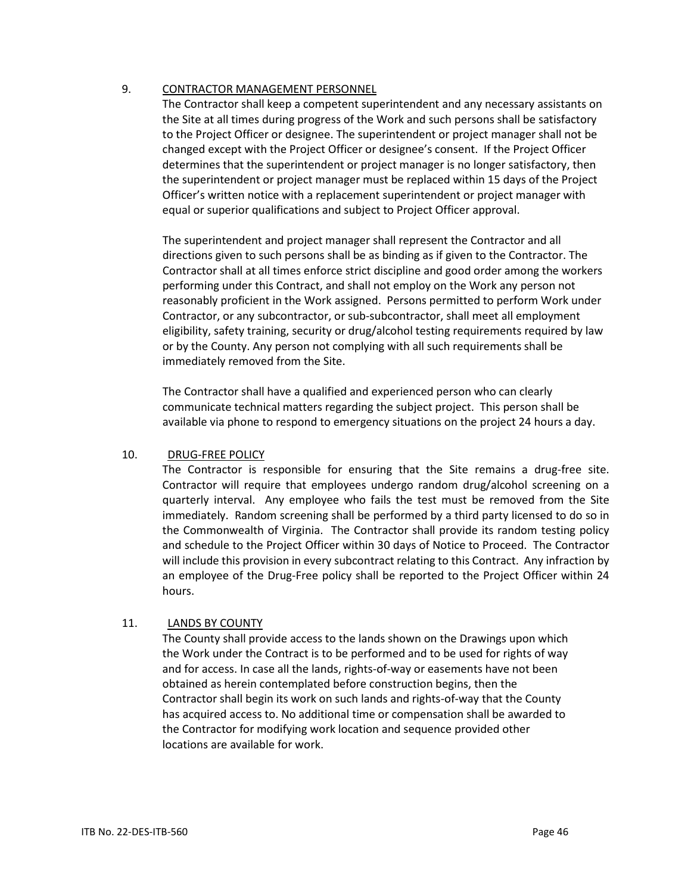9. <u>CONTRACTOR MANAGEMENT PERSONNEL</u>

The Contractor shall keep a competent superintendent and any necessary assistants on the Site at all times during progress of the Work and such persons shall be satisfactory to the Project Officer or designee. The superintendent or project manager shall not be changed except with the Project Officer or designee's consent. If the Project Officer determines that the superintendent or project manager is no longer satisfactory, then the superintendent or project manager must be replaced within 15 days of the Project Officer's written notice with a replacement superintendent or project manager with equal or superior qualifications and subject to Project Officer approval.

The superintendent and project manager shall represent the Contractor and all directions given to such persons shall be as binding as if given to the Contractor. The Contractor shall at all times enforce strict discipline and good order among the workers performing under this Contract, and shall not employ on the Work any person not reasonably proficient in the Work assigned. Persons permitted to perform Work under Contractor, or any subcontractor, or sub-subcontractor, shall meet all employment eligibility, safety training, security or drug/alcohol testing requirements required by law or by the County. Any person not complying with all such requirements shall be immediately removed from the Site.

The Contractor shall have a qualified and experienced person who can clearly communicate technical matters regarding the subject project. This person shall be available via phone to respond to emergency situations on the project 24 hours a day.

10. <u>DRUG-FREE POLICY</u>

The Contractor is responsible for ensuring that the Site remains a drug-free site. Contractor will require that employees undergo random drug/alcohol screening on a quarterly interval. Any employee who fails the test must be removed from the Site immediately. Random screening shall be performed by a third party licensed to do so in the Commonwealth of Virginia. The Contractor shall provide its random testing policy and schedule to the Project Officer within 30 days of Notice to Proceed. The Contractor will include this provision in every subcontract relating to this Contract. Any infraction by an employee of the Drug-Free policy shall be reported to the Project Officer within 24 hours.

11. <u>LANDS BY COUNTY</u>

The County shall provide access to the lands shown on the Drawings upon which the Work under the Contract is to be performed and to be used for rights of way and for access. In case all the lands, rights-of-way or easements have not been obtained as herein contemplated before construction begins, then the Contractor shall begin its work on such lands and rights-of-way that the County has acquired access to. No additional time or compensation shall be awarded to the Contractor for modifying work location and sequence provided other locations are available for work.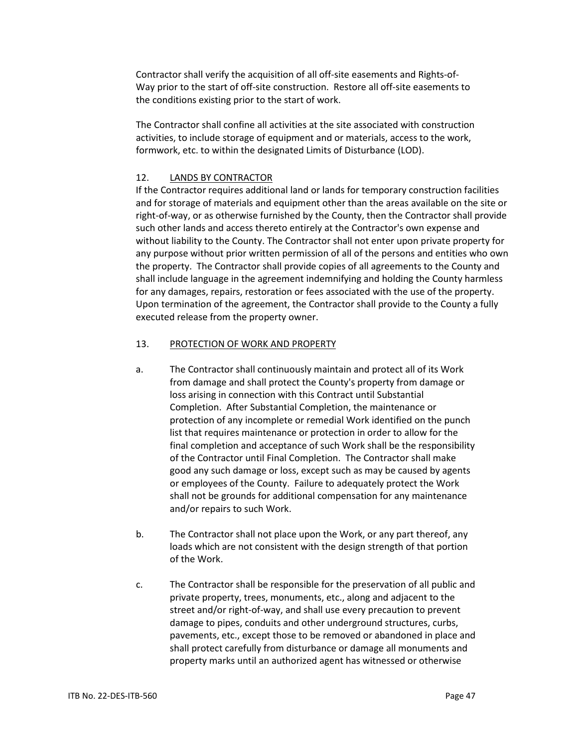Contractor shall verify the acquisition of all off-site easements and Rights-of-Way prior to the start of off-site construction. Restore all off-site easements to the conditions existing prior to the start of work.

The Contractor shall confine all activities at the site associated with construction activities, to include storage of equipment and or materials, access to the work, formwork, etc. to within the designated Limits of Disturbance (LOD).

12. <u>LANDS BY CONTRACTOR</u>

If the Contractor requires additional land or lands for temporary construction facilities and for storage of materials and equipment other than the areas available on the site or right-of-way, or as otherwise furnished by the County, then the Contractor shall provide such other lands and access thereto entirely at the Contractor's own expense and without liability to the County. The Contractor shall not enter upon private property for any purpose without prior written permission of all of the persons and entities who own the property. The Contractor shall provide copies of all agreements to the County and shall include language in the agreement indemnifying and holding the County harmless for any damages, repairs, restoration or fees associated with the use of the property. Upon termination of the agreement, the Contractor shall provide to the County a fully executed release from the property owner.

13. <u>PROTECTION OF WORK AND PROPERTY</u>

a. The Contractor shall continuously maintain and protect all of its Work from damage and shall protect the County's property from damage or loss arising in connection with this Contract until Substantial Completion. After Substantial Completion, the maintenance or protection of any incomplete or remedial Work identified on the punch list that requires maintenance or protection in order to allow for the final completion and acceptance of such Work shall be the responsibility of the Contractor until Final Completion. The Contractor shall make good any such damage or loss, except such as may be caused by agents or employees of the County. Failure to adequately protect the Work shall not be grounds for additional compensation for any maintenance and/or repairs to such Work.

b. The Contractor shall not place upon the Work, or any part thereof, any loads which are not consistent with the design strength of that portion of the Work.

c. The Contractor shall be responsible for the preservation of all public and private property, trees, monuments, etc., along and adjacent to the street and/or right-of-way, and shall use every precaution to prevent damage to pipes, conduits and other underground structures, curbs, pavements, etc., except those to be removed or abandoned in place and shall protect carefully from disturbance or damage all monuments and property marks until an authorized agent has witnessed or otherwise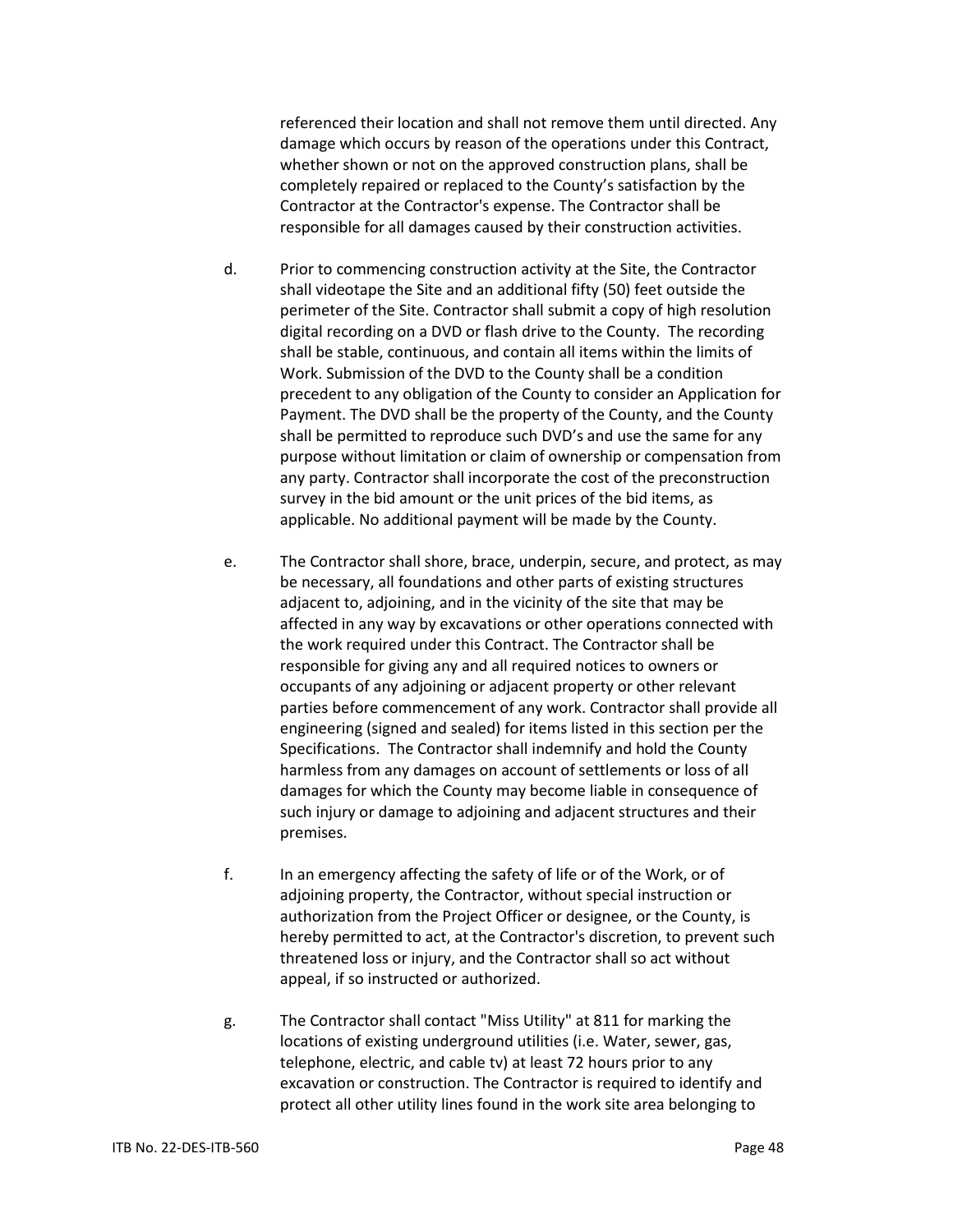referenced their location and shall not remove them until directed. Any damage which occurs by reason of the operations under this Contract, whether shown or not on the approved construction plans, shall be completely repaired or replaced to the County's satisfaction by the Contractor at the Contractor's expense. The Contractor shall be responsible for all damages caused by their construction activities.

d. Prior to commencing construction activity at the Site, the Contractor shall videotape the Site and an additional fifty (50) feet outside the perimeter of the Site. Contractor shall submit a copy of high resolution digital recording on a DVD or flash drive to the County. The recording shall be stable, continuous, and contain all items within the limits of Work. Submission of the DVD to the County shall be a condition precedent to any obligation of the County to consider an Application for Payment. The DVD shall be the property of the County, and the County shall be permitted to reproduce such DVD's and use the same for any purpose without limitation or claim of ownership or compensation from any party. Contractor shall incorporate the cost of the preconstruction survey in the bid amount or the unit prices of the bid items, as applicable. No additional payment will be made by the County.

e. The Contractor shall shore, brace, underpin, secure, and protect, as may be necessary, all foundations and other parts of existing structures adjacent to, adjoining, and in the vicinity of the site that may be affected in any way by excavations or other operations connected with the work required under this Contract. The Contractor shall be responsible for giving any and all required notices to owners or occupants of any adjoining or adjacent property or other relevant parties before commencement of any work. Contractor shall provide all engineering (signed and sealed) for items listed in this section per the Specifications. The Contractor shall indemnify and hold the County harmless from any damages on account of settlements or loss of all damages for which the County may become liable in consequence of such injury or damage to adjoining and adjacent structures and their premises.

f. In an emergency affecting the safety of life or of the Work, or of adjoining property, the Contractor, without special instruction or authorization from the Project Officer or designee, or the County, is hereby permitted to act, at the Contractor's discretion, to prevent such threatened loss or injury, and the Contractor shall so act without appeal, if so instructed or authorized.

g. The Contractor shall contact "Miss Utility" at 811 for marking the locations of existing underground utilities (i.e. Water, sewer, gas, telephone, electric, and cable tv) at least 72 hours prior to any excavation or construction. The Contractor is required to identify and protect all other utility lines found in the work site area belonging to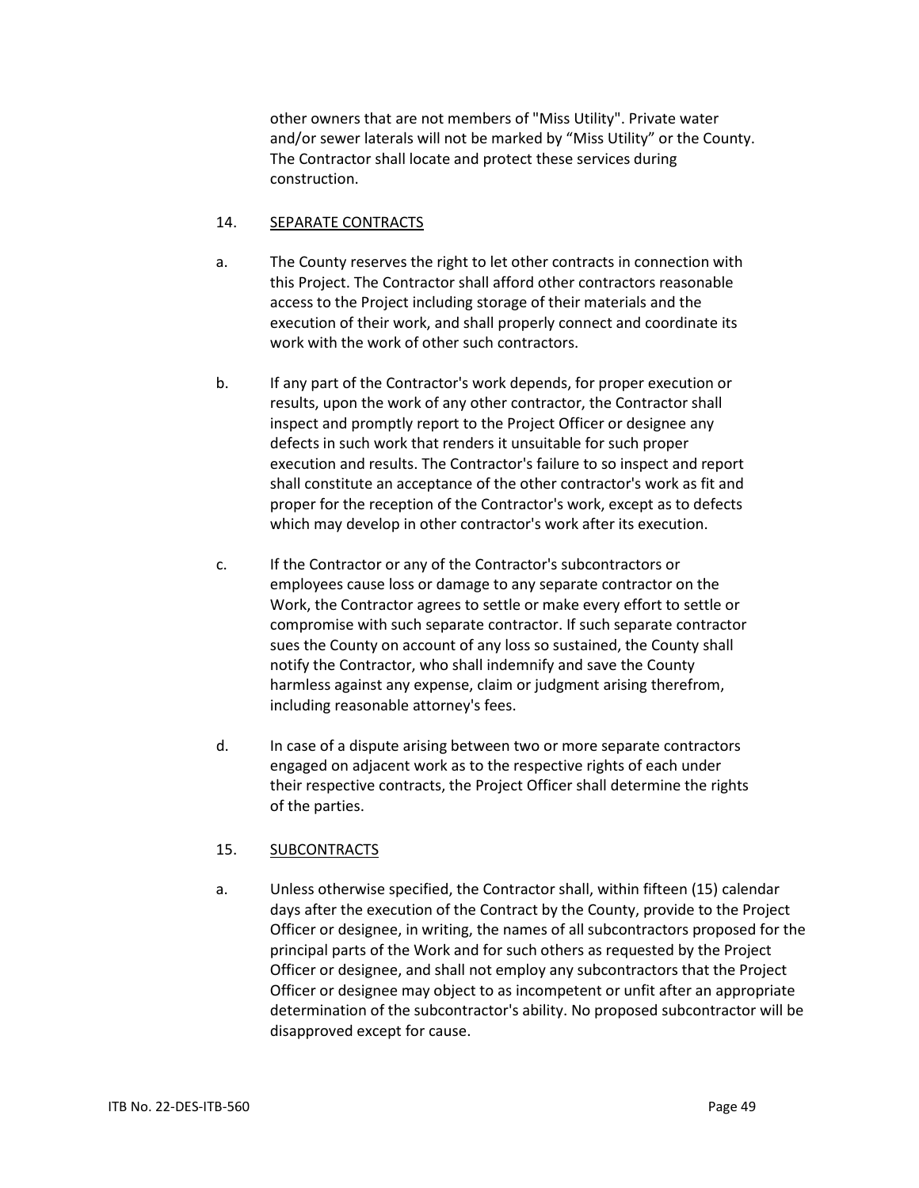other owners that are not members of "Miss Utility". Private water and/or sewer laterals will not be marked by "Miss Utility" or the County. The Contractor shall locate and protect these services during construction.

14. SEPARATE CONTRACTS

a. The County reserves the right to let other contracts in connection with this Project. The Contractor shall afford other contractors reasonable access to the Project including storage of their materials and the execution of their work, and shall properly connect and coordinate its work with the work of other such contractors.

b. If any part of the Contractor's work depends, for proper execution or results, upon the work of any other contractor, the Contractor shall inspect and promptly report to the Project Officer or designee any defects in such work that renders it unsuitable for such proper execution and results. The Contractor's failure to so inspect and report shall constitute an acceptance of the other contractor's work as fit and proper for the reception of the Contractor's work, except as to defects which may develop in other contractor's work after its execution.

c. If the Contractor or any of the Contractor's subcontractors or employees cause loss or damage to any separate contractor on the Work, the Contractor agrees to settle or make every effort to settle or compromise with such separate contractor. If such separate contractor sues the County on account of any loss so sustained, the County shall notify the Contractor, who shall indemnify and save the County harmless against any expense, claim or judgment arising therefrom, including reasonable attorney's fees.

d. In case of a dispute arising between two or more separate contractors engaged on adjacent work as to the respective rights of each under their respective contracts, the Project Officer shall determine the rights of the parties.

15. SUBCONTRACTS

a. Unless otherwise specified, the Contractor shall, within fifteen (15) calendar days after the execution of the Contract by the County, provide to the Project Officer or designee, in writing, the names of all subcontractors proposed for the principal parts of the Work and for such others as requested by the Project Officer or designee, and shall not employ any subcontractors that the Project Officer or designee may object to as incompetent or unfit after an appropriate determination of the subcontractor's ability. No proposed subcontractor will be disapproved except for cause.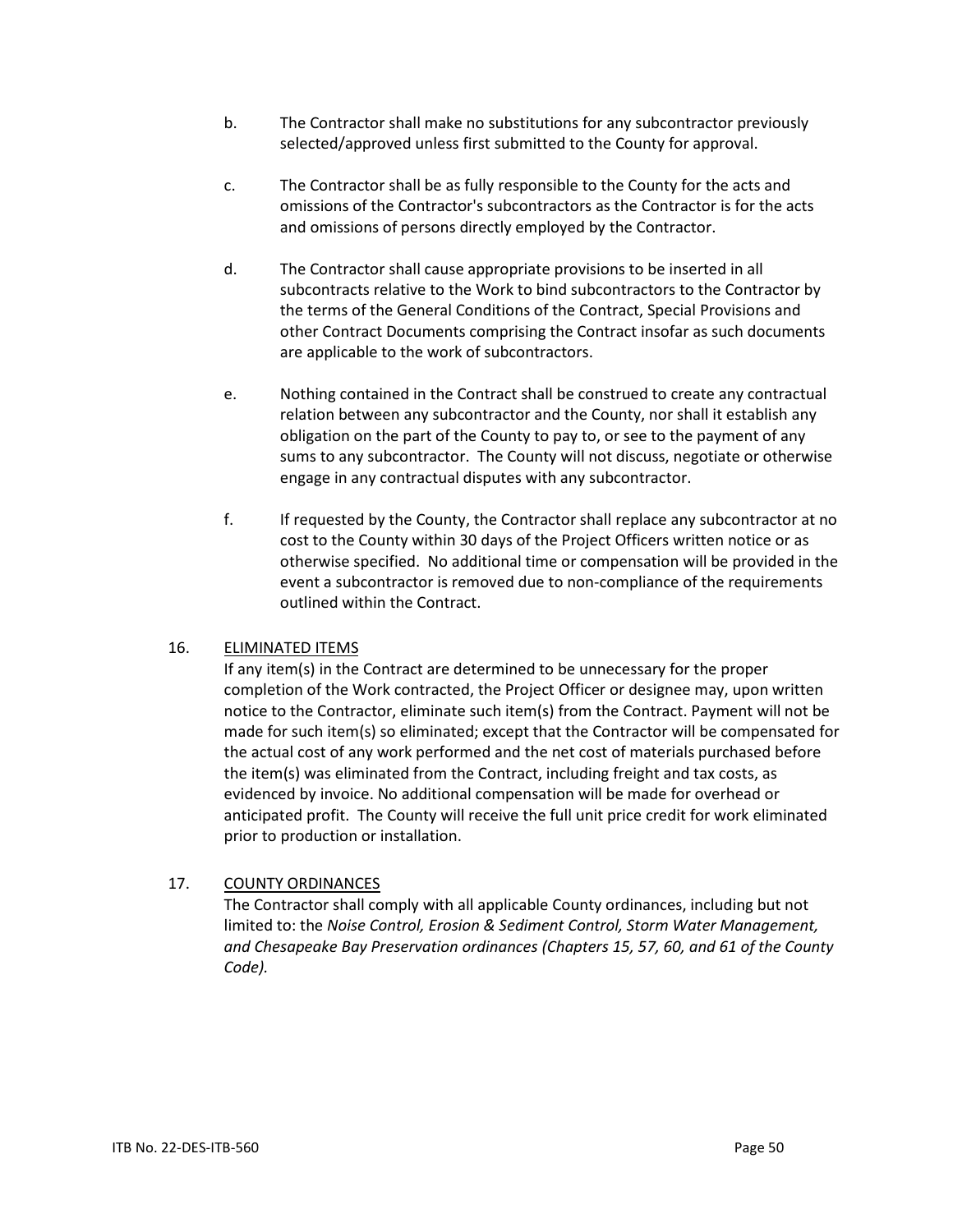b. The Contractor shall make no substitutions for any subcontractor previously selected/approved unless first submitted to the County for approval.

c. The Contractor shall be as fully responsible to the County for the acts and omissions of the Contractor's subcontractors as the Contractor is for the acts and omissions of persons directly employed by the Contractor.

d. The Contractor shall cause appropriate provisions to be inserted in all subcontracts relative to the Work to bind subcontractors to the Contractor by the terms of the General Conditions of the Contract, Special Provisions and other Contract Documents comprising the Contract insofar as such documents are applicable to the work of subcontractors.

e. Nothing contained in the Contract shall be construed to create any contractual relation between any subcontractor and the County, nor shall it establish any obligation on the part of the County to pay to, or see to the payment of any sums to any subcontractor. The County will not discuss, negotiate or otherwise engage in any contractual disputes with any subcontractor.

f. If requested by the County, the Contractor shall replace any subcontractor at no cost to the County within 30 days of the Project Officers written notice or as otherwise specified. No additional time or compensation will be provided in the event a subcontractor is removed due to non-compliance of the requirements outlined within the Contract.

16. <u>ELIMINATED ITEMS</u>

If any item(s) in the Contract are determined to be unnecessary for the proper completion of the Work contracted, the Project Officer or designee may, upon written notice to the Contractor, eliminate such item(s) from the Contract. Payment will not be made for such item(s) so eliminated; except that the Contractor will be compensated for the actual cost of any work performed and the net cost of materials purchased before the item(s) was eliminated from the Contract, including freight and tax costs, as evidenced by invoice. No additional compensation will be made for overhead or anticipated profit. The County will receive the full unit price credit for work eliminated prior to production or installation.

17. <u>COUNTY ORDINANCES</u>

The Contractor shall comply with all applicable County ordinances, including but not limited to: the *Noise Control, Erosion & Sediment Control, Storm Water Management, and Chesapeake Bay Preservation ordinances (Chapters 15, 57, 60, and 61 of the County Code).*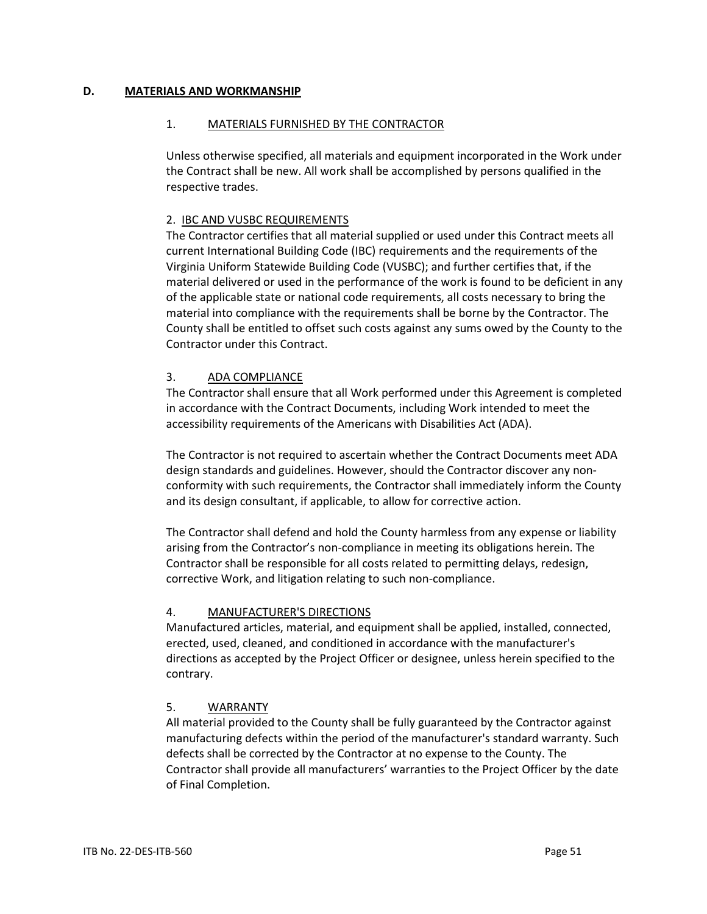## D. MATERIALS AND WORKMANSHIP

### 1. MATERIALS FURNISHED BY THE CONTRACTOR

Unless otherwise specified, all materials and equipment incorporated in the Work under the Contract shall be new. All work shall be accomplished by persons qualified in the respective trades.

### 2. IBC AND VUSBC REQUIREMENTS

The Contractor certifies that all material supplied or used under this Contract meets all current International Building Code (IBC) requirements and the requirements of the Virginia Uniform Statewide Building Code (VUSBC); and further certifies that, if the material delivered or used in the performance of the work is found to be deficient in any of the applicable state or national code requirements, all costs necessary to bring the material into compliance with the requirements shall be borne by the Contractor. The County shall be entitled to offset such costs against any sums owed by the County to the Contractor under this Contract.

### 3. ADA COMPLIANCE

The Contractor shall ensure that all Work performed under this Agreement is completed in accordance with the Contract Documents, including Work intended to meet the accessibility requirements of the Americans with Disabilities Act (ADA).

The Contractor is not required to ascertain whether the Contract Documents meet ADA design standards and guidelines. However, should the Contractor discover any non-conformity with such requirements, the Contractor shall immediately inform the County and its design consultant, if applicable, to allow for corrective action.

The Contractor shall defend and hold the County harmless from any expense or liability arising from the Contractor's non-compliance in meeting its obligations herein. The Contractor shall be responsible for all costs related to permitting delays, redesign, corrective Work, and litigation relating to such non-compliance.

### 4. MANUFACTURER'S DIRECTIONS

Manufactured articles, material, and equipment shall be applied, installed, connected, erected, used, cleaned, and conditioned in accordance with the manufacturer's directions as accepted by the Project Officer or designee, unless herein specified to the contrary.

### 5. WARRANTY

All material provided to the County shall be fully guaranteed by the Contractor against manufacturing defects within the period of the manufacturer's standard warranty. Such defects shall be corrected by the Contractor at no expense to the County. The Contractor shall provide all manufacturers' warranties to the Project Officer by the date of Final Completion.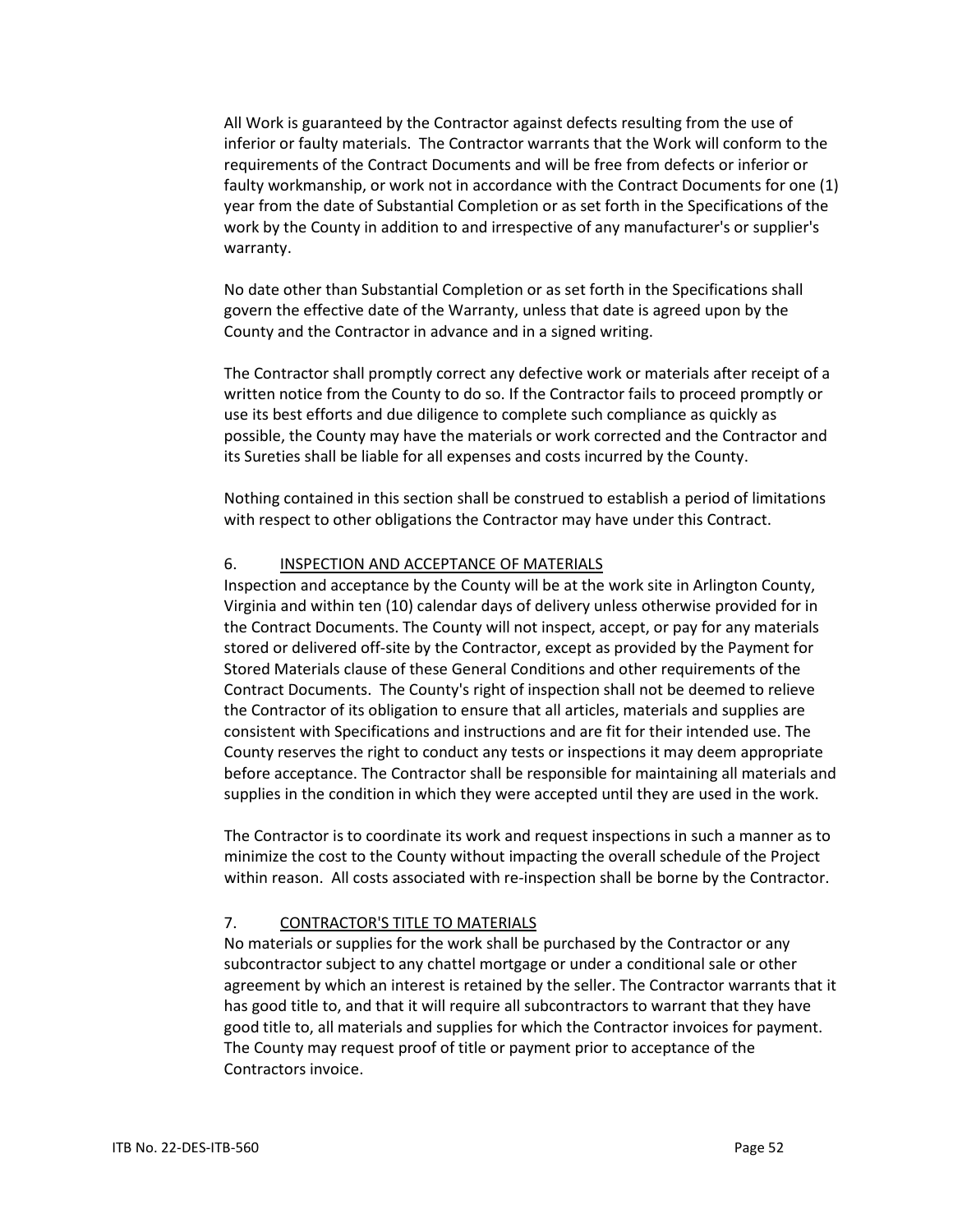All Work is guaranteed by the Contractor against defects resulting from the use of inferior or faulty materials. The Contractor warrants that the Work will conform to the requirements of the Contract Documents and will be free from defects or inferior or faulty workmanship, or work not in accordance with the Contract Documents for one (1) year from the date of Substantial Completion or as set forth in the Specifications of the work by the County in addition to and irrespective of any manufacturer's or supplier's warranty.

No date other than Substantial Completion or as set forth in the Specifications shall govern the effective date of the Warranty, unless that date is agreed upon by the County and the Contractor in advance and in a signed writing.

The Contractor shall promptly correct any defective work or materials after receipt of a written notice from the County to do so. If the Contractor fails to proceed promptly or use its best efforts and due diligence to complete such compliance as quickly as possible, the County may have the materials or work corrected and the Contractor and its Sureties shall be liable for all expenses and costs incurred by the County.

Nothing contained in this section shall be construed to establish a period of limitations with respect to other obligations the Contractor may have under this Contract.

## 6. INSPECTION AND ACCEPTANCE OF MATERIALS

Inspection and acceptance by the County will be at the work site in Arlington County, Virginia and within ten (10) calendar days of delivery unless otherwise provided for in the Contract Documents. The County will not inspect, accept, or pay for any materials stored or delivered off-site by the Contractor, except as provided by the Payment for Stored Materials clause of these General Conditions and other requirements of the Contract Documents. The County's right of inspection shall not be deemed to relieve the Contractor of its obligation to ensure that all articles, materials and supplies are consistent with Specifications and instructions and are fit for their intended use. The County reserves the right to conduct any tests or inspections it may deem appropriate before acceptance. The Contractor shall be responsible for maintaining all materials and supplies in the condition in which they were accepted until they are used in the work.

The Contractor is to coordinate its work and request inspections in such a manner as to minimize the cost to the County without impacting the overall schedule of the Project within reason. All costs associated with re-inspection shall be borne by the Contractor.

## 7. CONTRACTOR'S TITLE TO MATERIALS

No materials or supplies for the work shall be purchased by the Contractor or any subcontractor subject to any chattel mortgage or under a conditional sale or other agreement by which an interest is retained by the seller. The Contractor warrants that it has good title to, and that it will require all subcontractors to warrant that they have good title to, all materials and supplies for which the Contractor invoices for payment. The County may request proof of title or payment prior to acceptance of the Contractors invoice.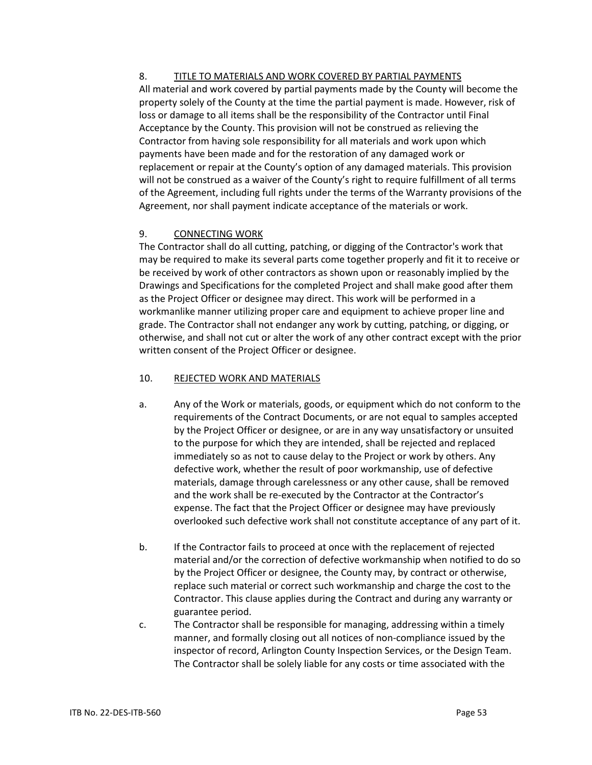## 8. TITLE TO MATERIALS AND WORK COVERED BY PARTIAL PAYMENTS

All material and work covered by partial payments made by the County will become the property solely of the County at the time the partial payment is made. However, risk of loss or damage to all items shall be the responsibility of the Contractor until Final Acceptance by the County. This provision will not be construed as relieving the Contractor from having sole responsibility for all materials and work upon which payments have been made and for the restoration of any damaged work or replacement or repair at the County's option of any damaged materials. This provision will not be construed as a waiver of the County's right to require fulfillment of all terms of the Agreement, including full rights under the terms of the Warranty provisions of the Agreement, nor shall payment indicate acceptance of the materials or work.

## 9. CONNECTING WORK

The Contractor shall do all cutting, patching, or digging of the Contractor's work that may be required to make its several parts come together properly and fit it to receive or be received by work of other contractors as shown upon or reasonably implied by the Drawings and Specifications for the completed Project and shall make good after them as the Project Officer or designee may direct. This work will be performed in a workmanlike manner utilizing proper care and equipment to achieve proper line and grade. The Contractor shall not endanger any work by cutting, patching, or digging, or otherwise, and shall not cut or alter the work of any other contract except with the prior written consent of the Project Officer or designee.

## 10. REJECTED WORK AND MATERIALS

a. Any of the Work or materials, goods, or equipment which do not conform to the requirements of the Contract Documents, or are not equal to samples accepted by the Project Officer or designee, or are in any way unsatisfactory or unsuited to the purpose for which they are intended, shall be rejected and replaced immediately so as not to cause delay to the Project or work by others. Any defective work, whether the result of poor workmanship, use of defective materials, damage through carelessness or any other cause, shall be removed and the work shall be re-executed by the Contractor at the Contractor's expense. The fact that the Project Officer or designee may have previously overlooked such defective work shall not constitute acceptance of any part of it.

b. If the Contractor fails to proceed at once with the replacement of rejected material and/or the correction of defective workmanship when notified to do so by the Project Officer or designee, the County may, by contract or otherwise, replace such material or correct such workmanship and charge the cost to the Contractor. This clause applies during the Contract and during any warranty or guarantee period.

c. The Contractor shall be responsible for managing, addressing within a timely manner, and formally closing out all notices of non-compliance issued by the inspector of record, Arlington County Inspection Services, or the Design Team. The Contractor shall be solely liable for any costs or time associated with the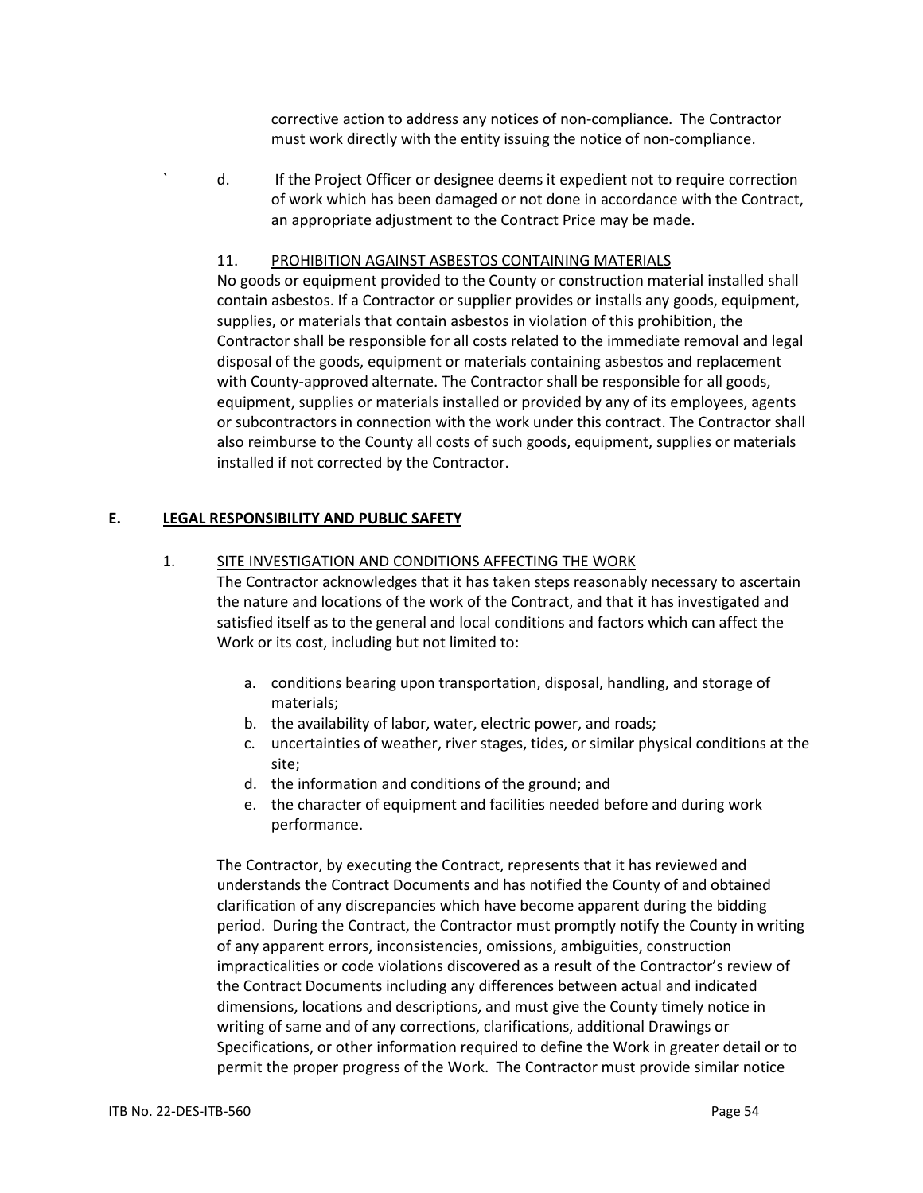corrective action to address any notices of non-compliance. The Contractor must work directly with the entity issuing the notice of non-compliance.

d. If the Project Officer or designee deems it expedient not to require correction of work which has been damaged or not done in accordance with the Contract, an appropriate adjustment to the Contract Price may be made.

11. PROHIBITION AGAINST ASBESTOS CONTAINING MATERIALS

No goods or equipment provided to the County or construction material installed shall contain asbestos. If a Contractor or supplier provides or installs any goods, equipment, supplies, or materials that contain asbestos in violation of this prohibition, the Contractor shall be responsible for all costs related to the immediate removal and legal disposal of the goods, equipment or materials containing asbestos and replacement with County-approved alternate. The Contractor shall be responsible for all goods, equipment, supplies or materials installed or provided by any of its employees, agents or subcontractors in connection with the work under this contract. The Contractor shall also reimburse to the County all costs of such goods, equipment, supplies or materials installed if not corrected by the Contractor.

## E. LEGAL RESPONSIBILITY AND PUBLIC SAFETY

1. SITE INVESTIGATION AND CONDITIONS AFFECTING THE WORK

The Contractor acknowledges that it has taken steps reasonably necessary to ascertain the nature and locations of the work of the Contract, and that it has investigated and satisfied itself as to the general and local conditions and factors which can affect the Work or its cost, including but not limited to:

a. conditions bearing upon transportation, disposal, handling, and storage of materials;
b. the availability of labor, water, electric power, and roads;
c. uncertainties of weather, river stages, tides, or similar physical conditions at the site;
d. the information and conditions of the ground; and
e. the character of equipment and facilities needed before and during work performance.

The Contractor, by executing the Contract, represents that it has reviewed and understands the Contract Documents and has notified the County of and obtained clarification of any discrepancies which have become apparent during the bidding period. During the Contract, the Contractor must promptly notify the County in writing of any apparent errors, inconsistencies, omissions, ambiguities, construction impracticalities or code violations discovered as a result of the Contractor's review of the Contract Documents including any differences between actual and indicated dimensions, locations and descriptions, and must give the County timely notice in writing of same and of any corrections, clarifications, additional Drawings or Specifications, or other information required to define the Work in greater detail or to permit the proper progress of the Work. The Contractor must provide similar notice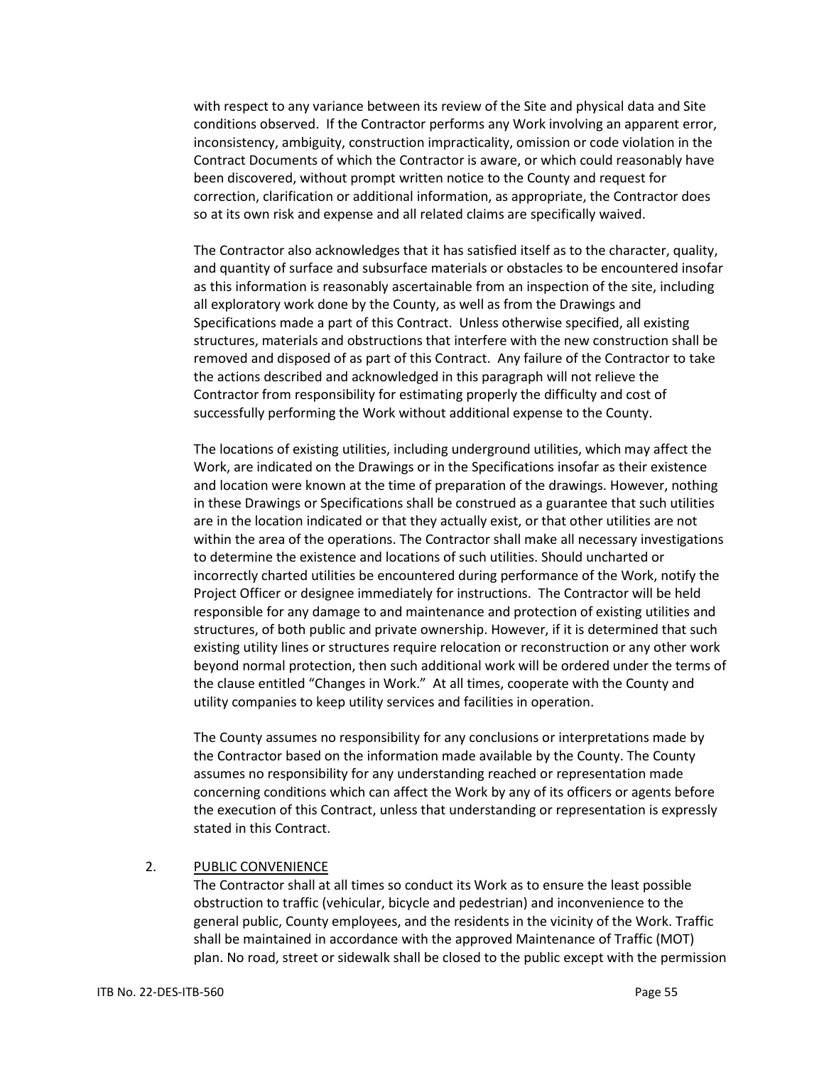with respect to any variance between its review of the Site and physical data and Site conditions observed. If the Contractor performs any Work involving an apparent error, inconsistency, ambiguity, construction impracticality, omission or code violation in the Contract Documents of which the Contractor is aware, or which could reasonably have been discovered, without prompt written notice to the County and request for correction, clarification or additional information, as appropriate, the Contractor does so at its own risk and expense and all related claims are specifically waived.

The Contractor also acknowledges that it has satisfied itself as to the character, quality, and quantity of surface and subsurface materials or obstacles to be encountered insofar as this information is reasonably ascertainable from an inspection of the site, including all exploratory work done by the County, as well as from the Drawings and Specifications made a part of this Contract. Unless otherwise specified, all existing structures, materials and obstructions that interfere with the new construction shall be removed and disposed of as part of this Contract. Any failure of the Contractor to take the actions described and acknowledged in this paragraph will not relieve the Contractor from responsibility for estimating properly the difficulty and cost of successfully performing the Work without additional expense to the County.

The locations of existing utilities, including underground utilities, which may affect the Work, are indicated on the Drawings or in the Specifications insofar as their existence and location were known at the time of preparation of the drawings. However, nothing in these Drawings or Specifications shall be construed as a guarantee that such utilities are in the location indicated or that they actually exist, or that other utilities are not within the area of the operations. The Contractor shall make all necessary investigations to determine the existence and locations of such utilities. Should uncharted or incorrectly charted utilities be encountered during performance of the Work, notify the Project Officer or designee immediately for instructions. The Contractor will be held responsible for any damage to and maintenance and protection of existing utilities and structures, of both public and private ownership. However, if it is determined that such existing utility lines or structures require relocation or reconstruction or any other work beyond normal protection, then such additional work will be ordered under the terms of the clause entitled "Changes in Work." At all times, cooperate with the County and utility companies to keep utility services and facilities in operation.

The County assumes no responsibility for any conclusions or interpretations made by the Contractor based on the information made available by the County. The County assumes no responsibility for any understanding reached or representation made concerning conditions which can affect the Work by any of its officers or agents before the execution of this Contract, unless that understanding or representation is expressly stated in this Contract.

2. PUBLIC CONVENIENCE

The Contractor shall at all times so conduct its Work as to ensure the least possible obstruction to traffic (vehicular, bicycle and pedestrian) and inconvenience to the general public, County employees, and the residents in the vicinity of the Work. Traffic shall be maintained in accordance with the approved Maintenance of Traffic (MOT) plan. No road, street or sidewalk shall be closed to the public except with the permission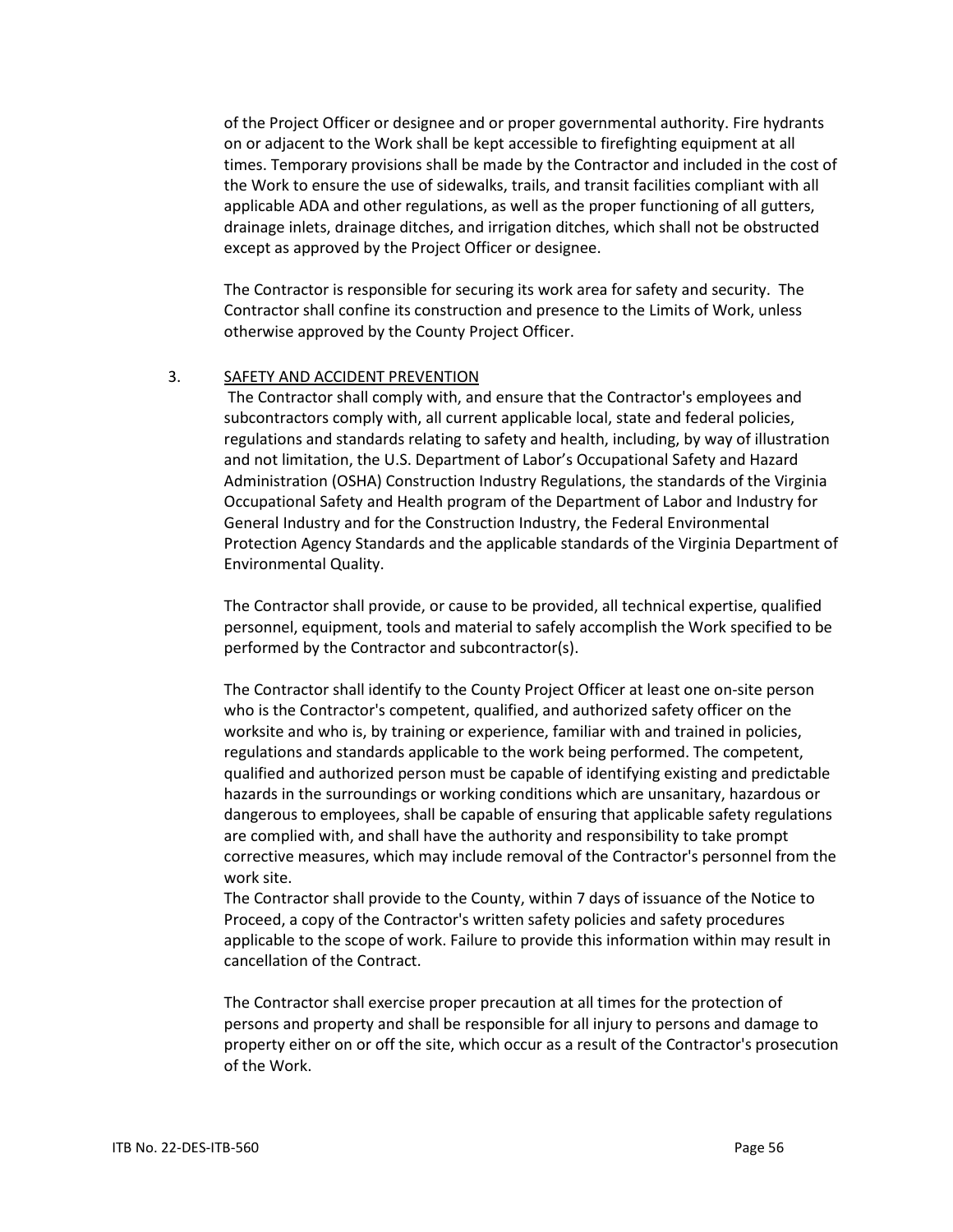of the Project Officer or designee and or proper governmental authority. Fire hydrants on or adjacent to the Work shall be kept accessible to firefighting equipment at all times. Temporary provisions shall be made by the Contractor and included in the cost of the Work to ensure the use of sidewalks, trails, and transit facilities compliant with all applicable ADA and other regulations, as well as the proper functioning of all gutters, drainage inlets, drainage ditches, and irrigation ditches, which shall not be obstructed except as approved by the Project Officer or designee.

The Contractor is responsible for securing its work area for safety and security. The Contractor shall confine its construction and presence to the Limits of Work, unless otherwise approved by the County Project Officer.

3. SAFETY AND ACCIDENT PREVENTION

The Contractor shall comply with, and ensure that the Contractor's employees and subcontractors comply with, all current applicable local, state and federal policies, regulations and standards relating to safety and health, including, by way of illustration and not limitation, the U.S. Department of Labor's Occupational Safety and Hazard Administration (OSHA) Construction Industry Regulations, the standards of the Virginia Occupational Safety and Health program of the Department of Labor and Industry for General Industry and for the Construction Industry, the Federal Environmental Protection Agency Standards and the applicable standards of the Virginia Department of Environmental Quality.

The Contractor shall provide, or cause to be provided, all technical expertise, qualified personnel, equipment, tools and material to safely accomplish the Work specified to be performed by the Contractor and subcontractor(s).

The Contractor shall identify to the County Project Officer at least one on-site person who is the Contractor's competent, qualified, and authorized safety officer on the worksite and who is, by training or experience, familiar with and trained in policies, regulations and standards applicable to the work being performed. The competent, qualified and authorized person must be capable of identifying existing and predictable hazards in the surroundings or working conditions which are unsanitary, hazardous or dangerous to employees, shall be capable of ensuring that applicable safety regulations are complied with, and shall have the authority and responsibility to take prompt corrective measures, which may include removal of the Contractor's personnel from the work site.

The Contractor shall provide to the County, within 7 days of issuance of the Notice to Proceed, a copy of the Contractor's written safety policies and safety procedures applicable to the scope of work. Failure to provide this information within may result in cancellation of the Contract.

The Contractor shall exercise proper precaution at all times for the protection of persons and property and shall be responsible for all injury to persons and damage to property either on or off the site, which occur as a result of the Contractor's prosecution of the Work.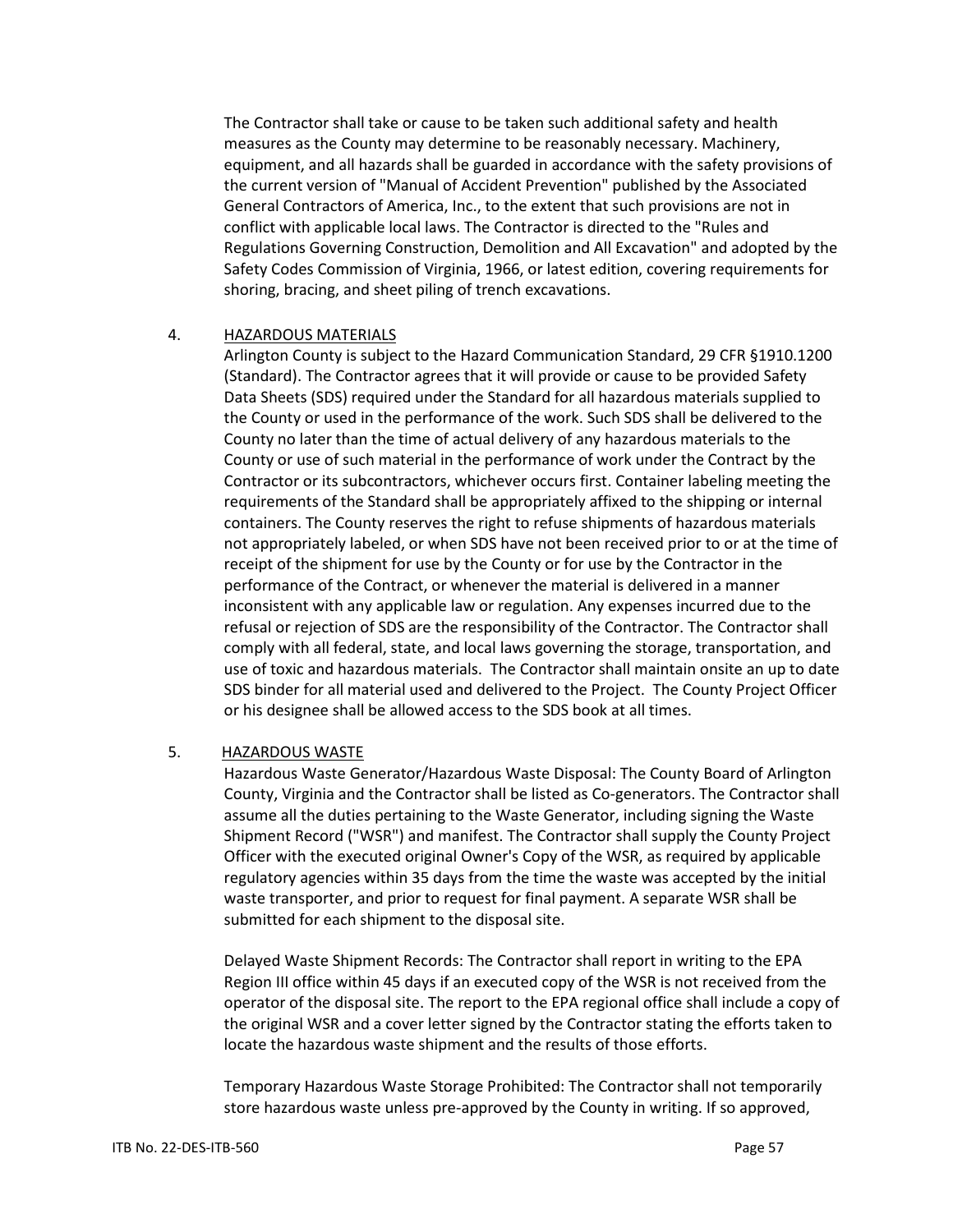The Contractor shall take or cause to be taken such additional safety and health measures as the County may determine to be reasonably necessary. Machinery, equipment, and all hazards shall be guarded in accordance with the safety provisions of the current version of "Manual of Accident Prevention" published by the Associated General Contractors of America, Inc., to the extent that such provisions are not in conflict with applicable local laws. The Contractor is directed to the "Rules and Regulations Governing Construction, Demolition and All Excavation" and adopted by the Safety Codes Commission of Virginia, 1966, or latest edition, covering requirements for shoring, bracing, and sheet piling of trench excavations.

4. <u>HAZARDOUS MATERIALS</u>

Arlington County is subject to the Hazard Communication Standard, 29 CFR §1910.1200 (Standard). The Contractor agrees that it will provide or cause to be provided Safety Data Sheets (SDS) required under the Standard for all hazardous materials supplied to the County or used in the performance of the work. Such SDS shall be delivered to the County no later than the time of actual delivery of any hazardous materials to the County or use of such material in the performance of work under the Contract by the Contractor or its subcontractors, whichever occurs first. Container labeling meeting the requirements of the Standard shall be appropriately affixed to the shipping or internal containers. The County reserves the right to refuse shipments of hazardous materials not appropriately labeled, or when SDS have not been received prior to or at the time of receipt of the shipment for use by the County or for use by the Contractor in the performance of the Contract, or whenever the material is delivered in a manner inconsistent with any applicable law or regulation. Any expenses incurred due to the refusal or rejection of SDS are the responsibility of the Contractor. The Contractor shall comply with all federal, state, and local laws governing the storage, transportation, and use of toxic and hazardous materials. The Contractor shall maintain onsite an up to date SDS binder for all material used and delivered to the Project. The County Project Officer or his designee shall be allowed access to the SDS book at all times.

5. <u>HAZARDOUS WASTE</u>

Hazardous Waste Generator/Hazardous Waste Disposal: The County Board of Arlington County, Virginia and the Contractor shall be listed as Co-generators. The Contractor shall assume all the duties pertaining to the Waste Generator, including signing the Waste Shipment Record ("WSR") and manifest. The Contractor shall supply the County Project Officer with the executed original Owner's Copy of the WSR, as required by applicable regulatory agencies within 35 days from the time the waste was accepted by the initial waste transporter, and prior to request for final payment. A separate WSR shall be submitted for each shipment to the disposal site.

Delayed Waste Shipment Records: The Contractor shall report in writing to the EPA Region III office within 45 days if an executed copy of the WSR is not received from the operator of the disposal site. The report to the EPA regional office shall include a copy of the original WSR and a cover letter signed by the Contractor stating the efforts taken to locate the hazardous waste shipment and the results of those efforts.

Temporary Hazardous Waste Storage Prohibited: The Contractor shall not temporarily store hazardous waste unless pre-approved by the County in writing. If so approved,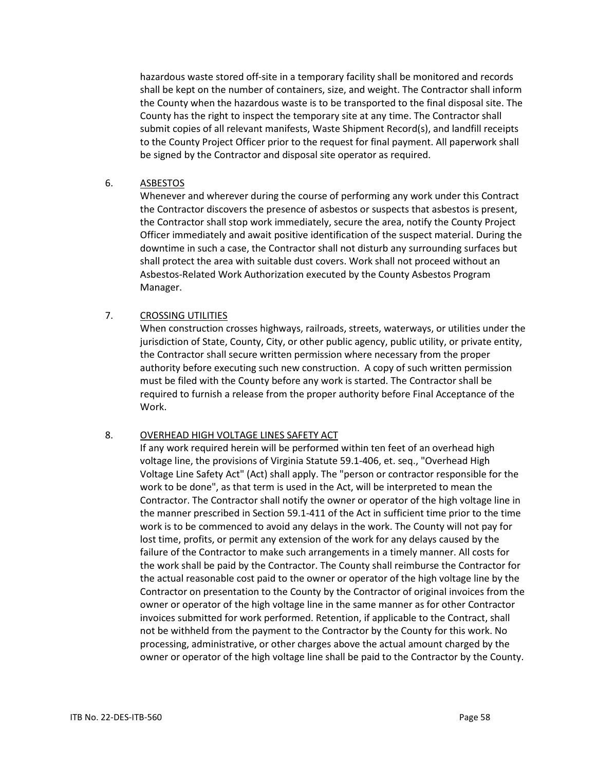hazardous waste stored off-site in a temporary facility shall be monitored and records shall be kept on the number of containers, size, and weight. The Contractor shall inform the County when the hazardous waste is to be transported to the final disposal site. The County has the right to inspect the temporary site at any time. The Contractor shall submit copies of all relevant manifests, Waste Shipment Record(s), and landfill receipts to the County Project Officer prior to the request for final payment. All paperwork shall be signed by the Contractor and disposal site operator as required.

6. <u>ASBESTOS</u>

Whenever and wherever during the course of performing any work under this Contract the Contractor discovers the presence of asbestos or suspects that asbestos is present, the Contractor shall stop work immediately, secure the area, notify the County Project Officer immediately and await positive identification of the suspect material. During the downtime in such a case, the Contractor shall not disturb any surrounding surfaces but shall protect the area with suitable dust covers. Work shall not proceed without an Asbestos-Related Work Authorization executed by the County Asbestos Program Manager.

7. <u>CROSSING UTILITIES</u>

When construction crosses highways, railroads, streets, waterways, or utilities under the jurisdiction of State, County, City, or other public agency, public utility, or private entity, the Contractor shall secure written permission where necessary from the proper authority before executing such new construction. A copy of such written permission must be filed with the County before any work is started. The Contractor shall be required to furnish a release from the proper authority before Final Acceptance of the Work.

8. <u>OVERHEAD HIGH VOLTAGE LINES SAFETY ACT</u>

If any work required herein will be performed within ten feet of an overhead high voltage line, the provisions of Virginia Statute 59.1-406, et. seq., "Overhead High Voltage Line Safety Act" (Act) shall apply. The "person or contractor responsible for the work to be done", as that term is used in the Act, will be interpreted to mean the Contractor. The Contractor shall notify the owner or operator of the high voltage line in the manner prescribed in Section 59.1-411 of the Act in sufficient time prior to the time work is to be commenced to avoid any delays in the work. The County will not pay for lost time, profits, or permit any extension of the work for any delays caused by the failure of the Contractor to make such arrangements in a timely manner. All costs for the work shall be paid by the Contractor. The County shall reimburse the Contractor for the actual reasonable cost paid to the owner or operator of the high voltage line by the Contractor on presentation to the County by the Contractor of original invoices from the owner or operator of the high voltage line in the same manner as for other Contractor invoices submitted for work performed. Retention, if applicable to the Contract, shall not be withheld from the payment to the Contractor by the County for this work. No processing, administrative, or other charges above the actual amount charged by the owner or operator of the high voltage line shall be paid to the Contractor by the County.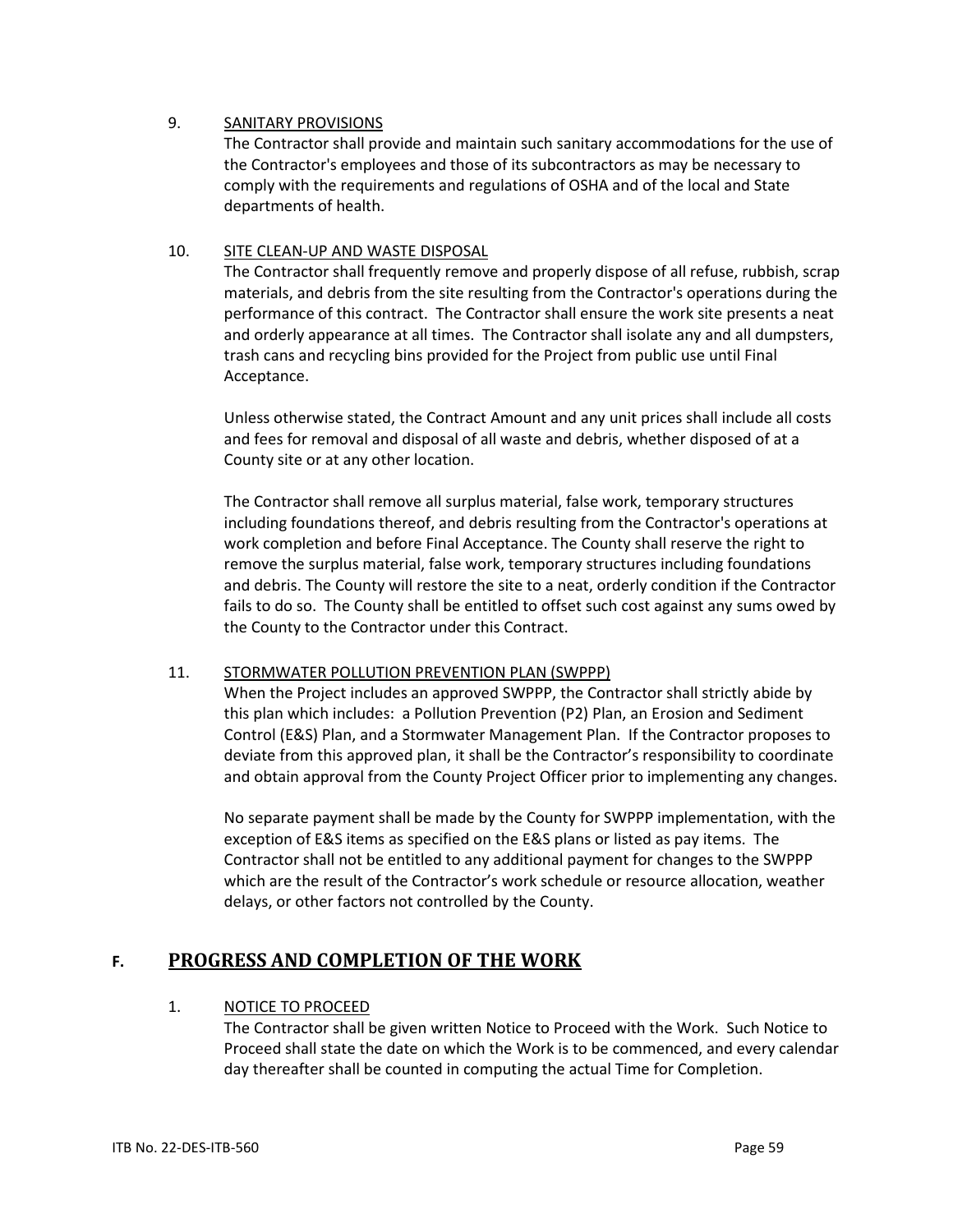9. <u>SANITARY PROVISIONS</u>

   The Contractor shall provide and maintain such sanitary accommodations for the use of the Contractor's employees and those of its subcontractors as may be necessary to comply with the requirements and regulations of OSHA and of the local and State departments of health.

10. <u>SITE CLEAN-UP AND WASTE DISPOSAL</u>

    The Contractor shall frequently remove and properly dispose of all refuse, rubbish, scrap materials, and debris from the site resulting from the Contractor's operations during the performance of this contract. The Contractor shall ensure the work site presents a neat and orderly appearance at all times. The Contractor shall isolate any and all dumpsters, trash cans and recycling bins provided for the Project from public use until Final Acceptance.

    Unless otherwise stated, the Contract Amount and any unit prices shall include all costs and fees for removal and disposal of all waste and debris, whether disposed of at a County site or at any other location.

    The Contractor shall remove all surplus material, false work, temporary structures including foundations thereof, and debris resulting from the Contractor's operations at work completion and before Final Acceptance. The County shall reserve the right to remove the surplus material, false work, temporary structures including foundations and debris. The County will restore the site to a neat, orderly condition if the Contractor fails to do so. The County shall be entitled to offset such cost against any sums owed by the County to the Contractor under this Contract.

11. <u>STORMWATER POLLUTION PREVENTION PLAN (SWPPP)</u>

    When the Project includes an approved SWPPP, the Contractor shall strictly abide by this plan which includes: a Pollution Prevention (P2) Plan, an Erosion and Sediment Control (E&S) Plan, and a Stormwater Management Plan. If the Contractor proposes to deviate from this approved plan, it shall be the Contractor's responsibility to coordinate and obtain approval from the County Project Officer prior to implementing any changes.

    No separate payment shall be made by the County for SWPPP implementation, with the exception of E&S items as specified on the E&S plans or listed as pay items. The Contractor shall not be entitled to any additional payment for changes to the SWPPP which are the result of the Contractor's work schedule or resource allocation, weather delays, or other factors not controlled by the County.

## F. PROGRESS AND COMPLETION OF THE WORK

1. <u>NOTICE TO PROCEED</u>

   The Contractor shall be given written Notice to Proceed with the Work. Such Notice to Proceed shall state the date on which the Work is to be commenced, and every calendar day thereafter shall be counted in computing the actual Time for Completion.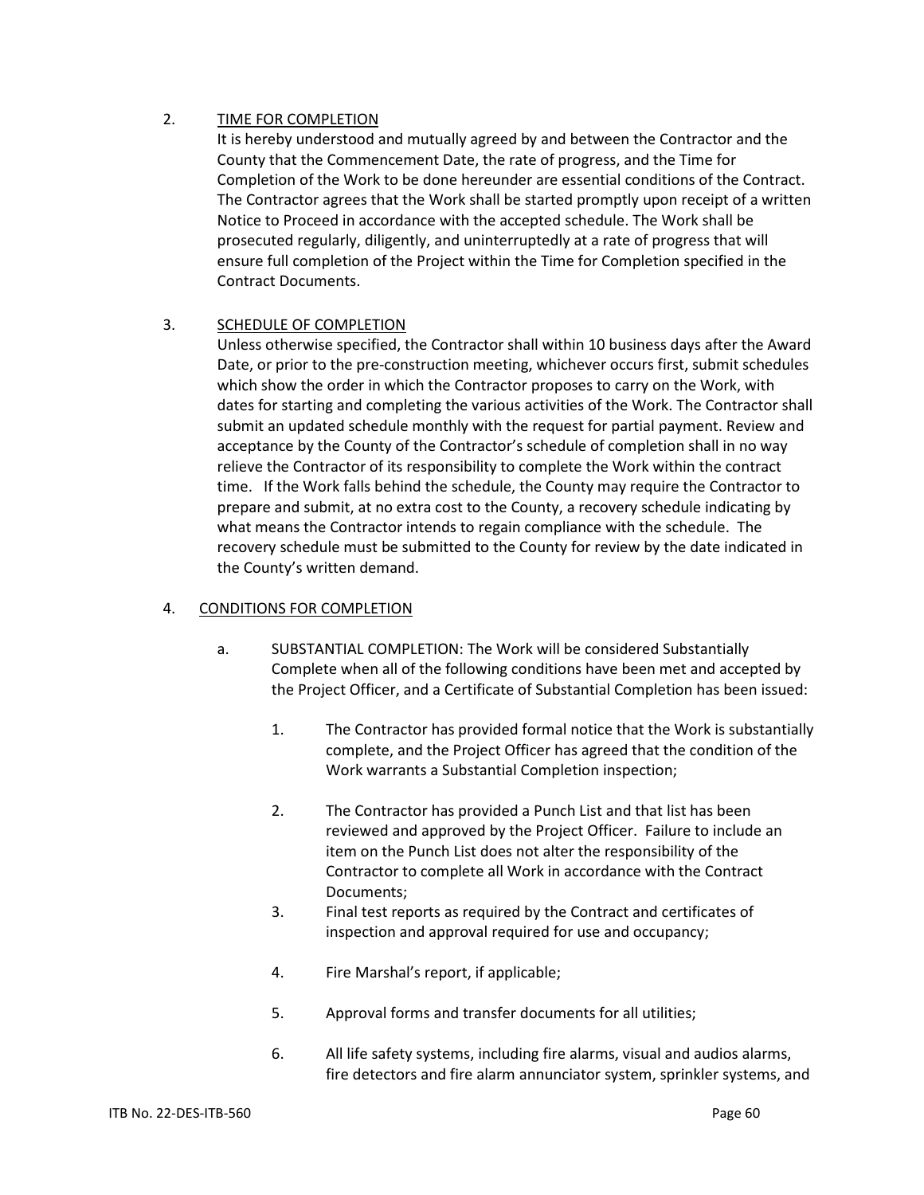2. <u>TIME FOR COMPLETION</u>

It is hereby understood and mutually agreed by and between the Contractor and the County that the Commencement Date, the rate of progress, and the Time for Completion of the Work to be done hereunder are essential conditions of the Contract. The Contractor agrees that the Work shall be started promptly upon receipt of a written Notice to Proceed in accordance with the accepted schedule. The Work shall be prosecuted regularly, diligently, and uninterruptedly at a rate of progress that will ensure full completion of the Project within the Time for Completion specified in the Contract Documents.

3. <u>SCHEDULE OF COMPLETION</u>

Unless otherwise specified, the Contractor shall within 10 business days after the Award Date, or prior to the pre-construction meeting, whichever occurs first, submit schedules which show the order in which the Contractor proposes to carry on the Work, with dates for starting and completing the various activities of the Work. The Contractor shall submit an updated schedule monthly with the request for partial payment. Review and acceptance by the County of the Contractor's schedule of completion shall in no way relieve the Contractor of its responsibility to complete the Work within the contract time. If the Work falls behind the schedule, the County may require the Contractor to prepare and submit, at no extra cost to the County, a recovery schedule indicating by what means the Contractor intends to regain compliance with the schedule. The recovery schedule must be submitted to the County for review by the date indicated in the County's written demand.

4. <u>CONDITIONS FOR COMPLETION</u>

   a. SUBSTANTIAL COMPLETION: The Work will be considered Substantially Complete when all of the following conditions have been met and accepted by the Project Officer, and a Certificate of Substantial Completion has been issued:

      1. The Contractor has provided formal notice that the Work is substantially complete, and the Project Officer has agreed that the condition of the Work warrants a Substantial Completion inspection;

      2. The Contractor has provided a Punch List and that list has been reviewed and approved by the Project Officer. Failure to include an item on the Punch List does not alter the responsibility of the Contractor to complete all Work in accordance with the Contract Documents;

      3. Final test reports as required by the Contract and certificates of inspection and approval required for use and occupancy;

      4. Fire Marshal's report, if applicable;

      5. Approval forms and transfer documents for all utilities;

      6. All life safety systems, including fire alarms, visual and audios alarms, fire detectors and fire alarm annunciator system, sprinkler systems, and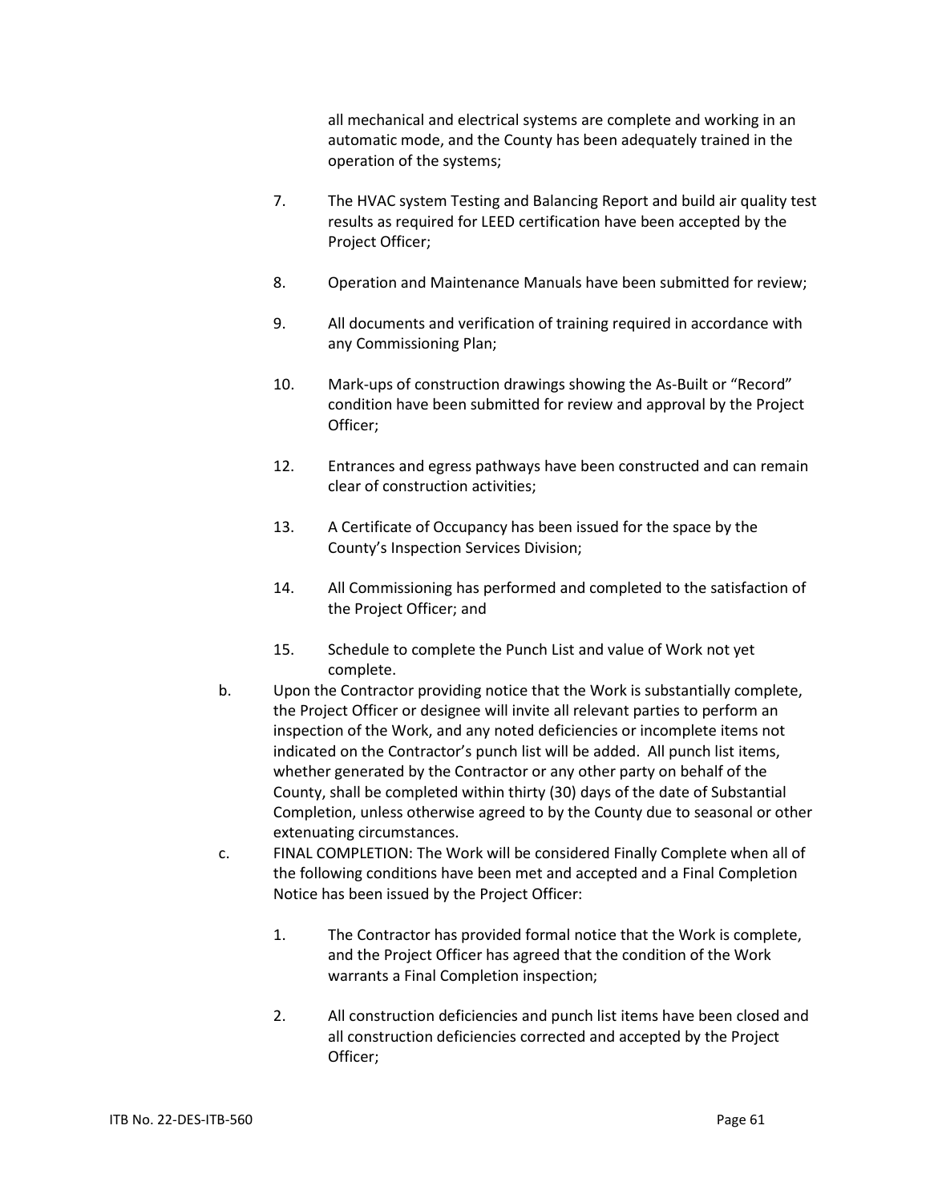all mechanical and electrical systems are complete and working in an automatic mode, and the County has been adequately trained in the operation of the systems;

7. The HVAC system Testing and Balancing Report and build air quality test results as required for LEED certification have been accepted by the Project Officer;

8. Operation and Maintenance Manuals have been submitted for review;

9. All documents and verification of training required in accordance with any Commissioning Plan;

10. Mark-ups of construction drawings showing the As-Built or "Record" condition have been submitted for review and approval by the Project Officer;

12. Entrances and egress pathways have been constructed and can remain clear of construction activities;

13. A Certificate of Occupancy has been issued for the space by the County's Inspection Services Division;

14. All Commissioning has performed and completed to the satisfaction of the Project Officer; and

15. Schedule to complete the Punch List and value of Work not yet complete.

b. Upon the Contractor providing notice that the Work is substantially complete, the Project Officer or designee will invite all relevant parties to perform an inspection of the Work, and any noted deficiencies or incomplete items not indicated on the Contractor's punch list will be added. All punch list items, whether generated by the Contractor or any other party on behalf of the County, shall be completed within thirty (30) days of the date of Substantial Completion, unless otherwise agreed to by the County due to seasonal or other extenuating circumstances.

c. FINAL COMPLETION: The Work will be considered Finally Complete when all of the following conditions have been met and accepted and a Final Completion Notice has been issued by the Project Officer:

1. The Contractor has provided formal notice that the Work is complete, and the Project Officer has agreed that the condition of the Work warrants a Final Completion inspection;

2. All construction deficiencies and punch list items have been closed and all construction deficiencies corrected and accepted by the Project Officer;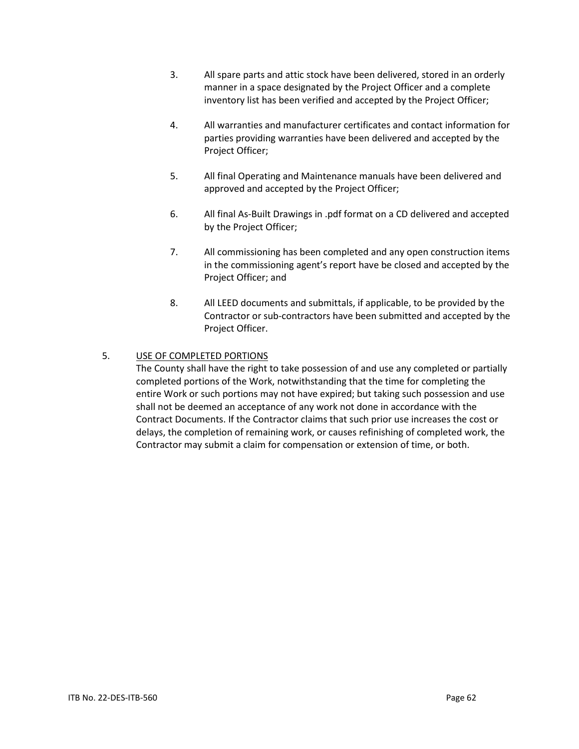3. All spare parts and attic stock have been delivered, stored in an orderly manner in a space designated by the Project Officer and a complete inventory list has been verified and accepted by the Project Officer;

4. All warranties and manufacturer certificates and contact information for parties providing warranties have been delivered and accepted by the Project Officer;

5. All final Operating and Maintenance manuals have been delivered and approved and accepted by the Project Officer;

6. All final As-Built Drawings in .pdf format on a CD delivered and accepted by the Project Officer;

7. All commissioning has been completed and any open construction items in the commissioning agent's report have be closed and accepted by the Project Officer; and

8. All LEED documents and submittals, if applicable, to be provided by the Contractor or sub-contractors have been submitted and accepted by the Project Officer.

5. <u>USE OF COMPLETED PORTIONS</u>

The County shall have the right to take possession of and use any completed or partially completed portions of the Work, notwithstanding that the time for completing the entire Work or such portions may not have expired; but taking such possession and use shall not be deemed an acceptance of any work not done in accordance with the Contract Documents. If the Contractor claims that such prior use increases the cost or delays, the completion of remaining work, or causes refinishing of completed work, the Contractor may submit a claim for compensation or extension of time, or both.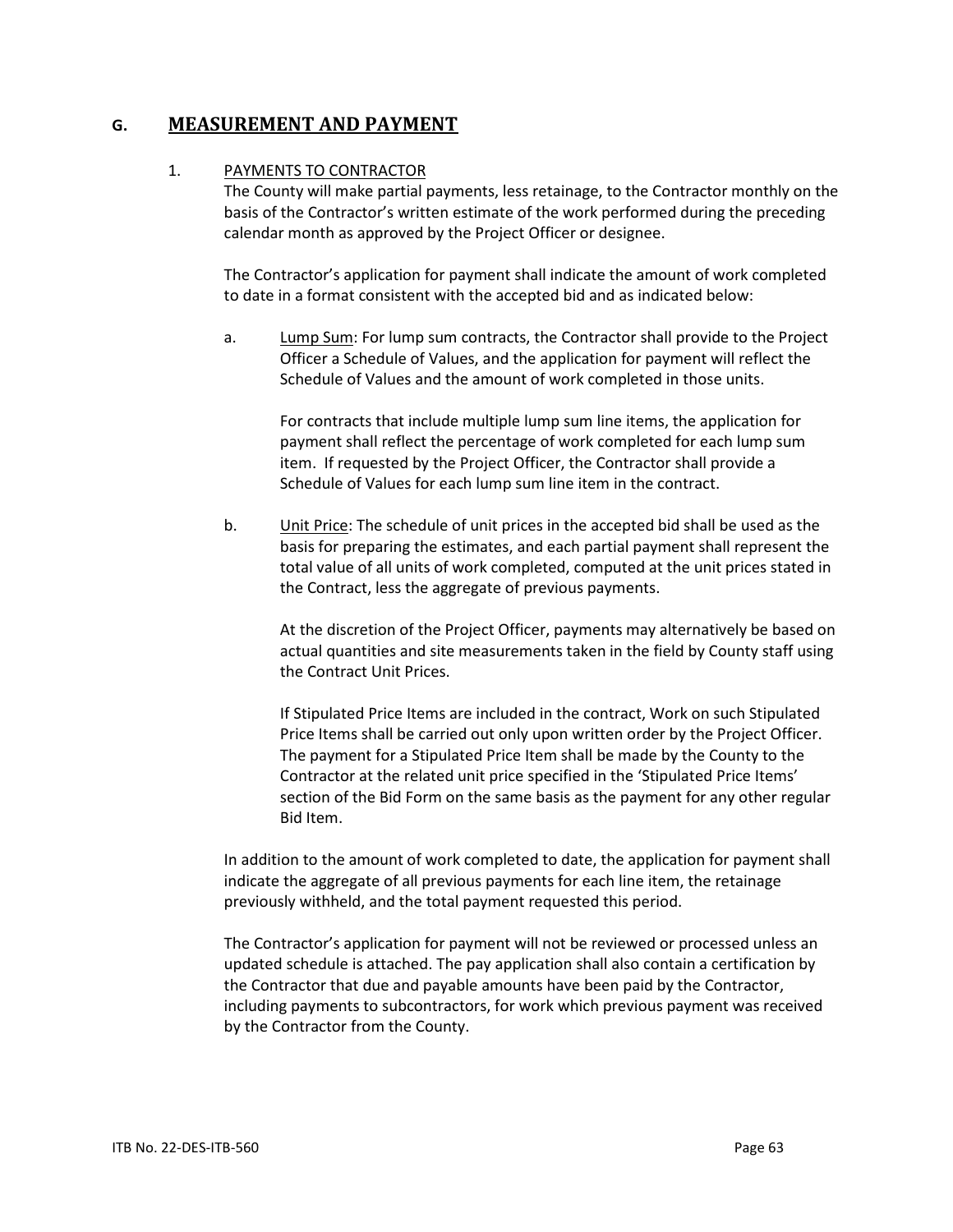## G. MEASUREMENT AND PAYMENT

### 1. PAYMENTS TO CONTRACTOR

The County will make partial payments, less retainage, to the Contractor monthly on the basis of the Contractor's written estimate of the work performed during the preceding calendar month as approved by the Project Officer or designee.

The Contractor's application for payment shall indicate the amount of work completed to date in a format consistent with the accepted bid and as indicated below:

a. Lump Sum: For lump sum contracts, the Contractor shall provide to the Project Officer a Schedule of Values, and the application for payment will reflect the Schedule of Values and the amount of work completed in those units.

   For contracts that include multiple lump sum line items, the application for payment shall reflect the percentage of work completed for each lump sum item. If requested by the Project Officer, the Contractor shall provide a Schedule of Values for each lump sum line item in the contract.

b. Unit Price: The schedule of unit prices in the accepted bid shall be used as the basis for preparing the estimates, and each partial payment shall represent the total value of all units of work completed, computed at the unit prices stated in the Contract, less the aggregate of previous payments.

   At the discretion of the Project Officer, payments may alternatively be based on actual quantities and site measurements taken in the field by County staff using the Contract Unit Prices.

   If Stipulated Price Items are included in the contract, Work on such Stipulated Price Items shall be carried out only upon written order by the Project Officer. The payment for a Stipulated Price Item shall be made by the County to the Contractor at the related unit price specified in the 'Stipulated Price Items' section of the Bid Form on the same basis as the payment for any other regular Bid Item.

In addition to the amount of work completed to date, the application for payment shall indicate the aggregate of all previous payments for each line item, the retainage previously withheld, and the total payment requested this period.

The Contractor's application for payment will not be reviewed or processed unless an updated schedule is attached. The pay application shall also contain a certification by the Contractor that due and payable amounts have been paid by the Contractor, including payments to subcontractors, for work which previous payment was received by the Contractor from the County.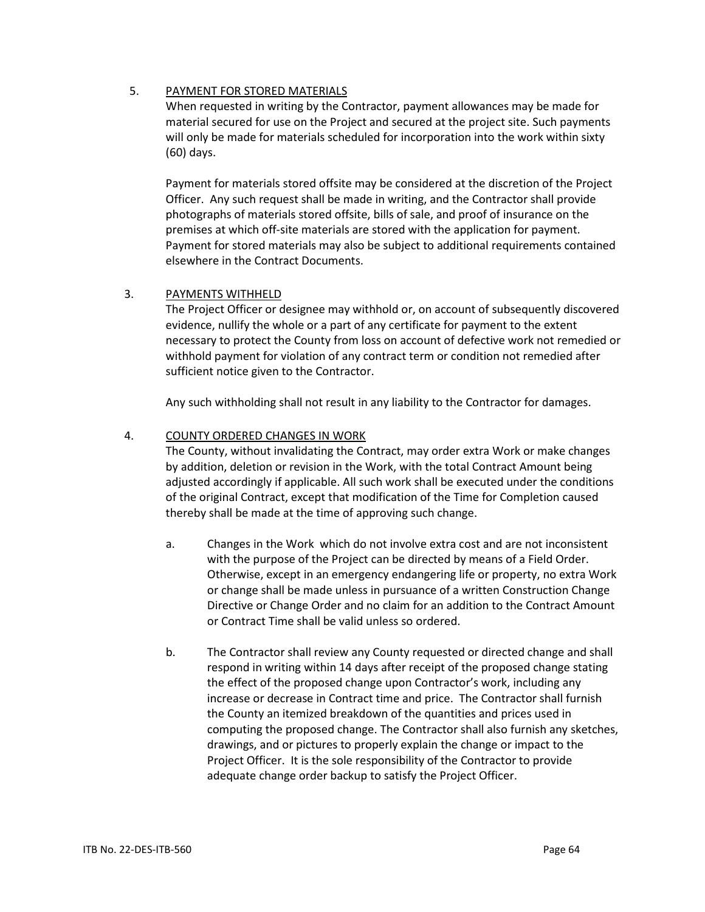5. PAYMENT FOR STORED MATERIALS

When requested in writing by the Contractor, payment allowances may be made for material secured for use on the Project and secured at the project site. Such payments will only be made for materials scheduled for incorporation into the work within sixty (60) days.

Payment for materials stored offsite may be considered at the discretion of the Project Officer. Any such request shall be made in writing, and the Contractor shall provide photographs of materials stored offsite, bills of sale, and proof of insurance on the premises at which off-site materials are stored with the application for payment. Payment for stored materials may also be subject to additional requirements contained elsewhere in the Contract Documents.

3. PAYMENTS WITHHELD

The Project Officer or designee may withhold or, on account of subsequently discovered evidence, nullify the whole or a part of any certificate for payment to the extent necessary to protect the County from loss on account of defective work not remedied or withhold payment for violation of any contract term or condition not remedied after sufficient notice given to the Contractor.

Any such withholding shall not result in any liability to the Contractor for damages.

4. COUNTY ORDERED CHANGES IN WORK

The County, without invalidating the Contract, may order extra Work or make changes by addition, deletion or revision in the Work, with the total Contract Amount being adjusted accordingly if applicable. All such work shall be executed under the conditions of the original Contract, except that modification of the Time for Completion caused thereby shall be made at the time of approving such change.

a. Changes in the Work which do not involve extra cost and are not inconsistent with the purpose of the Project can be directed by means of a Field Order. Otherwise, except in an emergency endangering life or property, no extra Work or change shall be made unless in pursuance of a written Construction Change Directive or Change Order and no claim for an addition to the Contract Amount or Contract Time shall be valid unless so ordered.

b. The Contractor shall review any County requested or directed change and shall respond in writing within 14 days after receipt of the proposed change stating the effect of the proposed change upon Contractor's work, including any increase or decrease in Contract time and price. The Contractor shall furnish the County an itemized breakdown of the quantities and prices used in computing the proposed change. The Contractor shall also furnish any sketches, drawings, and or pictures to properly explain the change or impact to the Project Officer. It is the sole responsibility of the Contractor to provide adequate change order backup to satisfy the Project Officer.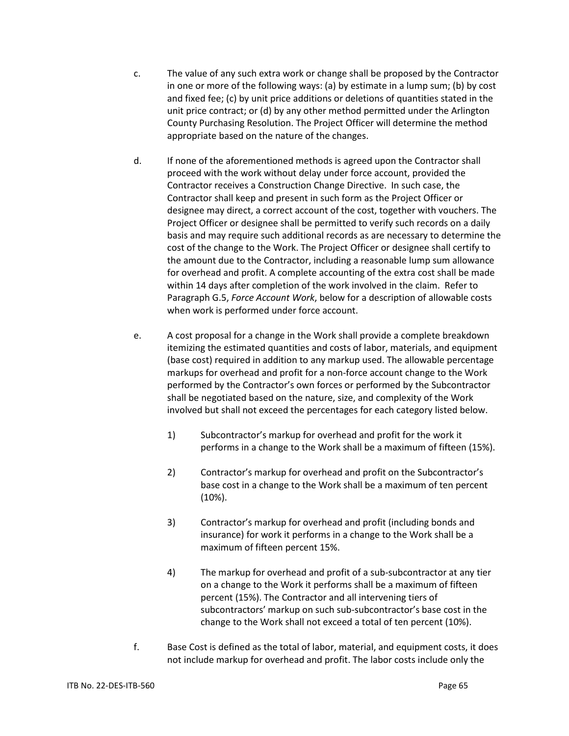c. The value of any such extra work or change shall be proposed by the Contractor in one or more of the following ways: (a) by estimate in a lump sum; (b) by cost and fixed fee; (c) by unit price additions or deletions of quantities stated in the unit price contract; or (d) by any other method permitted under the Arlington County Purchasing Resolution. The Project Officer will determine the method appropriate based on the nature of the changes.

d. If none of the aforementioned methods is agreed upon the Contractor shall proceed with the work without delay under force account, provided the Contractor receives a Construction Change Directive. In such case, the Contractor shall keep and present in such form as the Project Officer or designee may direct, a correct account of the cost, together with vouchers. The Project Officer or designee shall be permitted to verify such records on a daily basis and may require such additional records as are necessary to determine the cost of the change to the Work. The Project Officer or designee shall certify to the amount due to the Contractor, including a reasonable lump sum allowance for overhead and profit. A complete accounting of the extra cost shall be made within 14 days after completion of the work involved in the claim. Refer to Paragraph G.5, *Force Account Work*, below for a description of allowable costs when work is performed under force account.

e. A cost proposal for a change in the Work shall provide a complete breakdown itemizing the estimated quantities and costs of labor, materials, and equipment (base cost) required in addition to any markup used. The allowable percentage markups for overhead and profit for a non-force account change to the Work performed by the Contractor's own forces or performed by the Subcontractor shall be negotiated based on the nature, size, and complexity of the Work involved but shall not exceed the percentages for each category listed below.

   1) Subcontractor's markup for overhead and profit for the work it performs in a change to the Work shall be a maximum of fifteen (15%).

   2) Contractor's markup for overhead and profit on the Subcontractor's base cost in a change to the Work shall be a maximum of ten percent (10%).

   3) Contractor's markup for overhead and profit (including bonds and insurance) for work it performs in a change to the Work shall be a maximum of fifteen percent 15%.

   4) The markup for overhead and profit of a sub-subcontractor at any tier on a change to the Work it performs shall be a maximum of fifteen percent (15%). The Contractor and all intervening tiers of subcontractors' markup on such sub-subcontractor's base cost in the change to the Work shall not exceed a total of ten percent (10%).

f. Base Cost is defined as the total of labor, material, and equipment costs, it does not include markup for overhead and profit. The labor costs include only the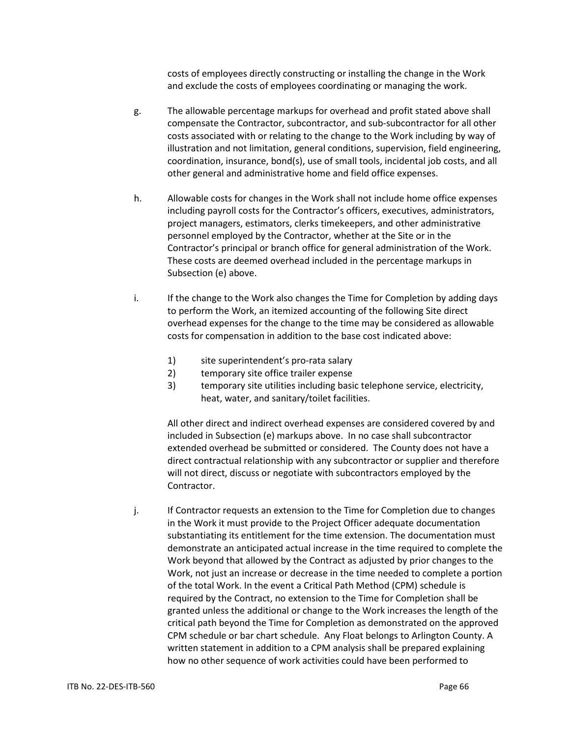costs of employees directly constructing or installing the change in the Work and exclude the costs of employees coordinating or managing the work.

g. The allowable percentage markups for overhead and profit stated above shall compensate the Contractor, subcontractor, and sub-subcontractor for all other costs associated with or relating to the change to the Work including by way of illustration and not limitation, general conditions, supervision, field engineering, coordination, insurance, bond(s), use of small tools, incidental job costs, and all other general and administrative home and field office expenses.

h. Allowable costs for changes in the Work shall not include home office expenses including payroll costs for the Contractor's officers, executives, administrators, project managers, estimators, clerks timekeepers, and other administrative personnel employed by the Contractor, whether at the Site or in the Contractor's principal or branch office for general administration of the Work. These costs are deemed overhead included in the percentage markups in Subsection (e) above.

i. If the change to the Work also changes the Time for Completion by adding days to perform the Work, an itemized accounting of the following Site direct overhead expenses for the change to the time may be considered as allowable costs for compensation in addition to the base cost indicated above:

   1) site superintendent's pro-rata salary
   2) temporary site office trailer expense
   3) temporary site utilities including basic telephone service, electricity, heat, water, and sanitary/toilet facilities.

   All other direct and indirect overhead expenses are considered covered by and included in Subsection (e) markups above. In no case shall subcontractor extended overhead be submitted or considered. The County does not have a direct contractual relationship with any subcontractor or supplier and therefore will not direct, discuss or negotiate with subcontractors employed by the Contractor.

j. If Contractor requests an extension to the Time for Completion due to changes in the Work it must provide to the Project Officer adequate documentation substantiating its entitlement for the time extension. The documentation must demonstrate an anticipated actual increase in the time required to complete the Work beyond that allowed by the Contract as adjusted by prior changes to the Work, not just an increase or decrease in the time needed to complete a portion of the total Work. In the event a Critical Path Method (CPM) schedule is required by the Contract, no extension to the Time for Completion shall be granted unless the additional or change to the Work increases the length of the critical path beyond the Time for Completion as demonstrated on the approved CPM schedule or bar chart schedule. Any Float belongs to Arlington County. A written statement in addition to a CPM analysis shall be prepared explaining how no other sequence of work activities could have been performed to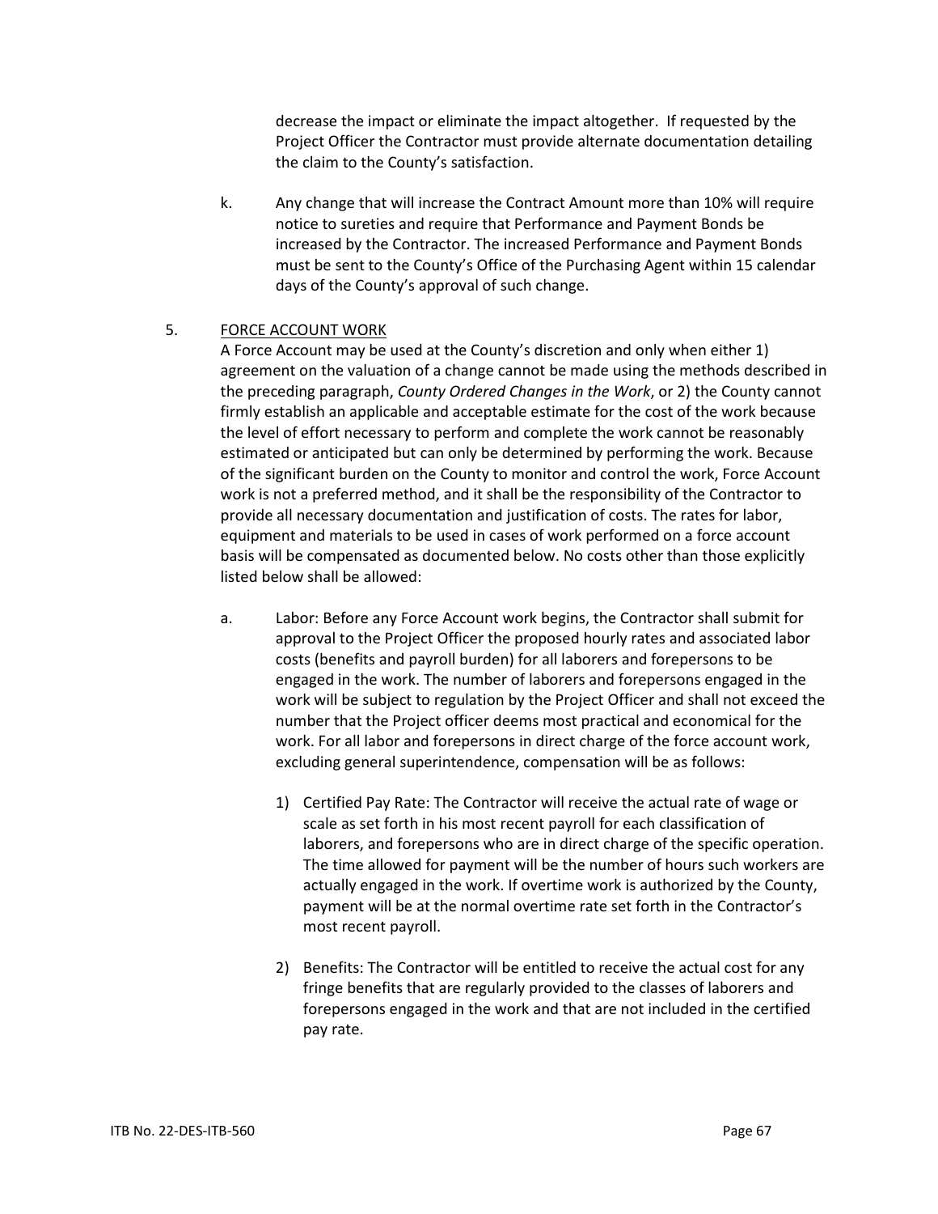decrease the impact or eliminate the impact altogether. If requested by the Project Officer the Contractor must provide alternate documentation detailing the claim to the County's satisfaction.

k. Any change that will increase the Contract Amount more than 10% will require notice to sureties and require that Performance and Payment Bonds be increased by the Contractor. The increased Performance and Payment Bonds must be sent to the County's Office of the Purchasing Agent within 15 calendar days of the County's approval of such change.

5. FORCE ACCOUNT WORK

A Force Account may be used at the County's discretion and only when either 1) agreement on the valuation of a change cannot be made using the methods described in the preceding paragraph, *County Ordered Changes in the Work*, or 2) the County cannot firmly establish an applicable and acceptable estimate for the cost of the work because the level of effort necessary to perform and complete the work cannot be reasonably estimated or anticipated but can only be determined by performing the work. Because of the significant burden on the County to monitor and control the work, Force Account work is not a preferred method, and it shall be the responsibility of the Contractor to provide all necessary documentation and justification of costs. The rates for labor, equipment and materials to be used in cases of work performed on a force account basis will be compensated as documented below. No costs other than those explicitly listed below shall be allowed:

a. Labor: Before any Force Account work begins, the Contractor shall submit for approval to the Project Officer the proposed hourly rates and associated labor costs (benefits and payroll burden) for all laborers and forepersons to be engaged in the work. The number of laborers and forepersons engaged in the work will be subject to regulation by the Project Officer and shall not exceed the number that the Project officer deems most practical and economical for the work. For all labor and forepersons in direct charge of the force account work, excluding general superintendence, compensation will be as follows:

1) Certified Pay Rate: The Contractor will receive the actual rate of wage or scale as set forth in his most recent payroll for each classification of laborers, and forepersons who are in direct charge of the specific operation. The time allowed for payment will be the number of hours such workers are actually engaged in the work. If overtime work is authorized by the County, payment will be at the normal overtime rate set forth in the Contractor's most recent payroll.

2) Benefits: The Contractor will be entitled to receive the actual cost for any fringe benefits that are regularly provided to the classes of laborers and forepersons engaged in the work and that are not included in the certified pay rate.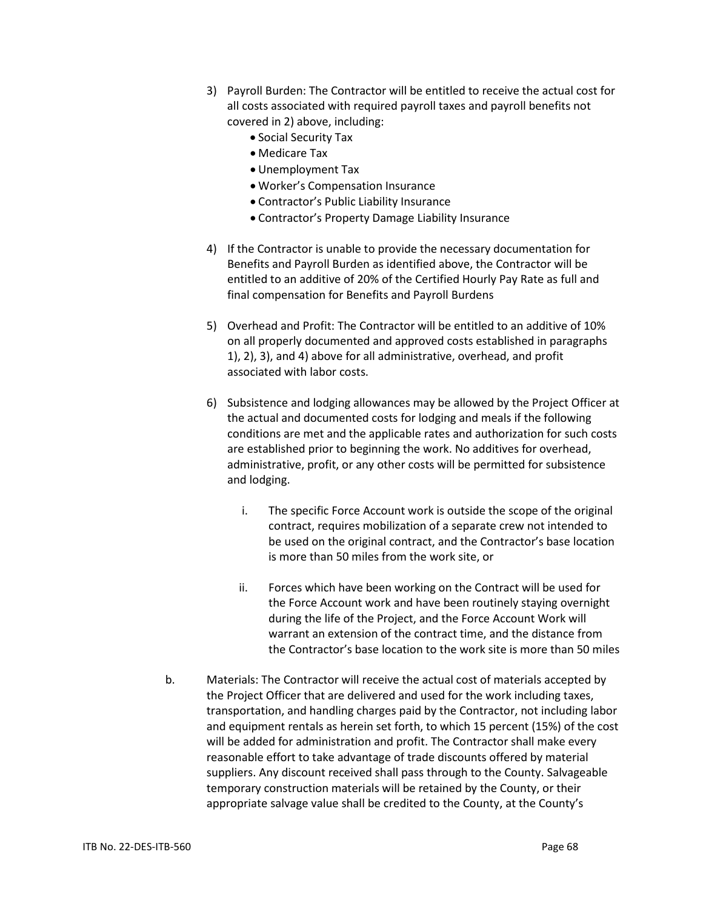3) Payroll Burden: The Contractor will be entitled to receive the actual cost for all costs associated with required payroll taxes and payroll benefits not covered in 2) above, including:
   - Social Security Tax
   - Medicare Tax
   - Unemployment Tax
   - Worker's Compensation Insurance
   - Contractor's Public Liability Insurance
   - Contractor's Property Damage Liability Insurance

4) If the Contractor is unable to provide the necessary documentation for Benefits and Payroll Burden as identified above, the Contractor will be entitled to an additive of 20% of the Certified Hourly Pay Rate as full and final compensation for Benefits and Payroll Burdens

5) Overhead and Profit: The Contractor will be entitled to an additive of 10% on all properly documented and approved costs established in paragraphs 1), 2), 3), and 4) above for all administrative, overhead, and profit associated with labor costs.

6) Subsistence and lodging allowances may be allowed by the Project Officer at the actual and documented costs for lodging and meals if the following conditions are met and the applicable rates and authorization for such costs are established prior to beginning the work. No additives for overhead, administrative, profit, or any other costs will be permitted for subsistence and lodging.

   i. The specific Force Account work is outside the scope of the original contract, requires mobilization of a separate crew not intended to be used on the original contract, and the Contractor's base location is more than 50 miles from the work site, or

   ii. Forces which have been working on the Contract will be used for the Force Account work and have been routinely staying overnight during the life of the Project, and the Force Account Work will warrant an extension of the contract time, and the distance from the Contractor's base location to the work site is more than 50 miles

b. Materials: The Contractor will receive the actual cost of materials accepted by the Project Officer that are delivered and used for the work including taxes, transportation, and handling charges paid by the Contractor, not including labor and equipment rentals as herein set forth, to which 15 percent (15%) of the cost will be added for administration and profit. The Contractor shall make every reasonable effort to take advantage of trade discounts offered by material suppliers. Any discount received shall pass through to the County. Salvageable temporary construction materials will be retained by the County, or their appropriate salvage value shall be credited to the County, at the County's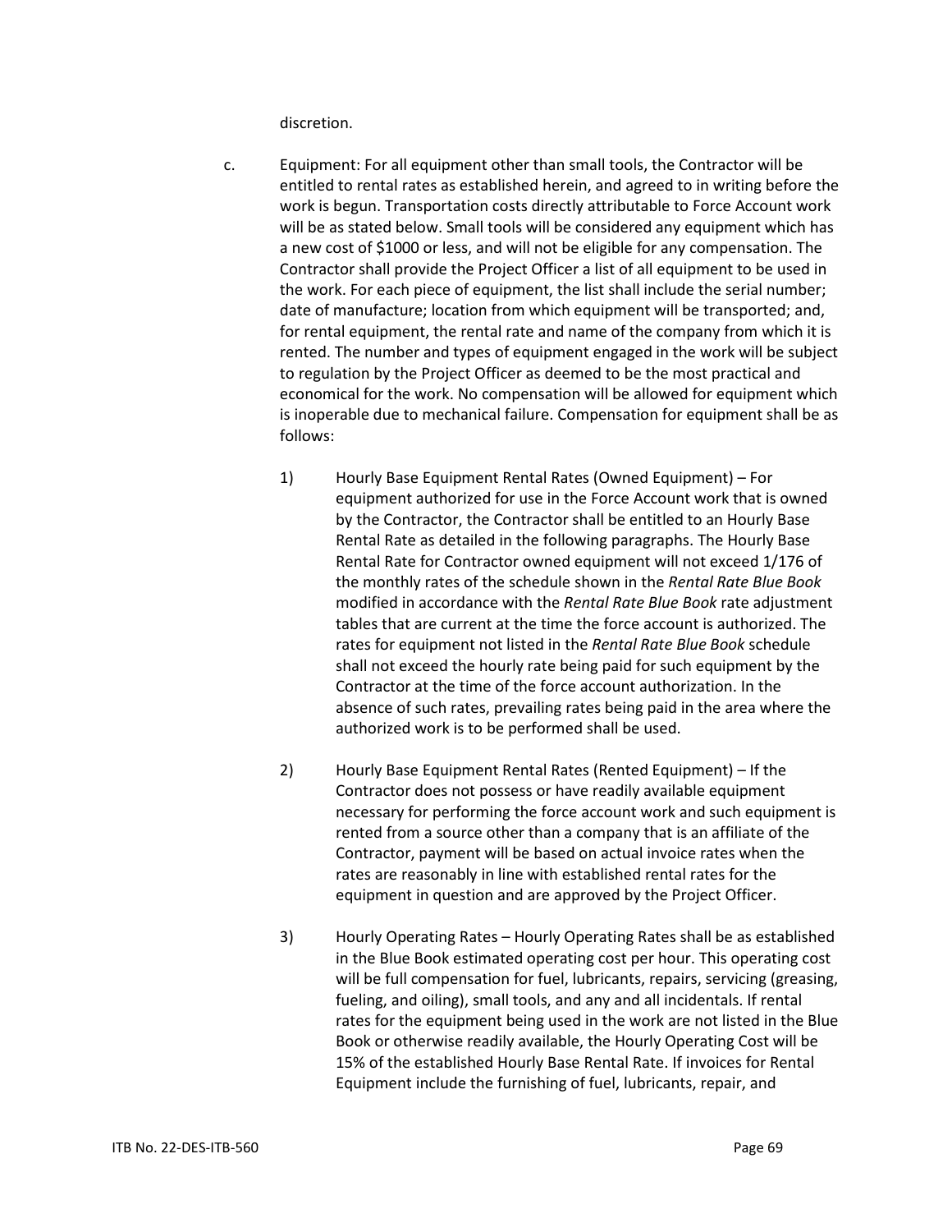discretion.

c. Equipment: For all equipment other than small tools, the Contractor will be entitled to rental rates as established herein, and agreed to in writing before the work is begun. Transportation costs directly attributable to Force Account work will be as stated below. Small tools will be considered any equipment which has a new cost of $1000 or less, and will not be eligible for any compensation. The Contractor shall provide the Project Officer a list of all equipment to be used in the work. For each piece of equipment, the list shall include the serial number; date of manufacture; location from which equipment will be transported; and, for rental equipment, the rental rate and name of the company from which it is rented. The number and types of equipment engaged in the work will be subject to regulation by the Project Officer as deemed to be the most practical and economical for the work. No compensation will be allowed for equipment which is inoperable due to mechanical failure. Compensation for equipment shall be as follows:

1) Hourly Base Equipment Rental Rates (Owned Equipment) – For equipment authorized for use in the Force Account work that is owned by the Contractor, the Contractor shall be entitled to an Hourly Base Rental Rate as detailed in the following paragraphs. The Hourly Base Rental Rate for Contractor owned equipment will not exceed 1/176 of the monthly rates of the schedule shown in the *Rental Rate Blue Book* modified in accordance with the *Rental Rate Blue Book* rate adjustment tables that are current at the time the force account is authorized. The rates for equipment not listed in the *Rental Rate Blue Book* schedule shall not exceed the hourly rate being paid for such equipment by the Contractor at the time of the force account authorization. In the absence of such rates, prevailing rates being paid in the area where the authorized work is to be performed shall be used.

2) Hourly Base Equipment Rental Rates (Rented Equipment) – If the Contractor does not possess or have readily available equipment necessary for performing the force account work and such equipment is rented from a source other than a company that is an affiliate of the Contractor, payment will be based on actual invoice rates when the rates are reasonably in line with established rental rates for the equipment in question and are approved by the Project Officer.

3) Hourly Operating Rates – Hourly Operating Rates shall be as established in the Blue Book estimated operating cost per hour. This operating cost will be full compensation for fuel, lubricants, repairs, servicing (greasing, fueling, and oiling), small tools, and any and all incidentals. If rental rates for the equipment being used in the work are not listed in the Blue Book or otherwise readily available, the Hourly Operating Cost will be 15% of the established Hourly Base Rental Rate. If invoices for Rental Equipment include the furnishing of fuel, lubricants, repair, and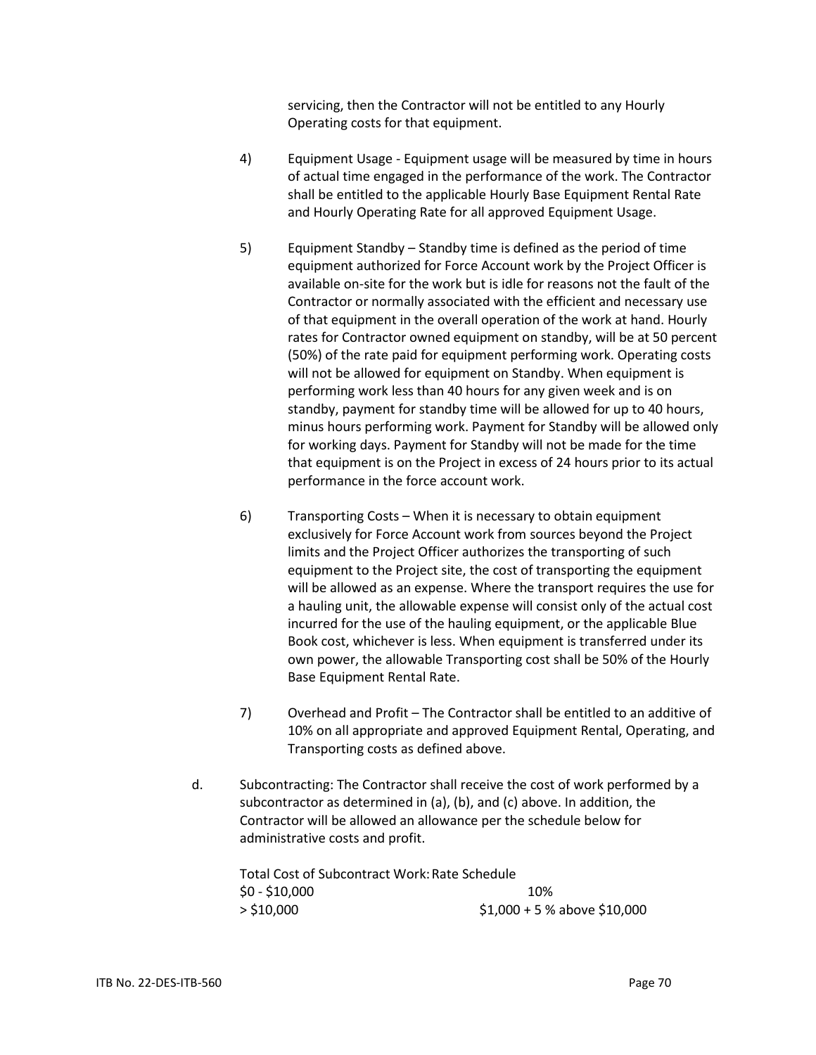servicing, then the Contractor will not be entitled to any Hourly Operating costs for that equipment.

4) Equipment Usage - Equipment usage will be measured by time in hours of actual time engaged in the performance of the work. The Contractor shall be entitled to the applicable Hourly Base Equipment Rental Rate and Hourly Operating Rate for all approved Equipment Usage.

5) Equipment Standby – Standby time is defined as the period of time equipment authorized for Force Account work by the Project Officer is available on-site for the work but is idle for reasons not the fault of the Contractor or normally associated with the efficient and necessary use of that equipment in the overall operation of the work at hand. Hourly rates for Contractor owned equipment on standby, will be at 50 percent (50%) of the rate paid for equipment performing work. Operating costs will not be allowed for equipment on Standby. When equipment is performing work less than 40 hours for any given week and is on standby, payment for standby time will be allowed for up to 40 hours, minus hours performing work. Payment for Standby will be allowed only for working days. Payment for Standby will not be made for the time that equipment is on the Project in excess of 24 hours prior to its actual performance in the force account work.

6) Transporting Costs – When it is necessary to obtain equipment exclusively for Force Account work from sources beyond the Project limits and the Project Officer authorizes the transporting of such equipment to the Project site, the cost of transporting the equipment will be allowed as an expense. Where the transport requires the use for a hauling unit, the allowable expense will consist only of the actual cost incurred for the use of the hauling equipment, or the applicable Blue Book cost, whichever is less. When equipment is transferred under its own power, the allowable Transporting cost shall be 50% of the Hourly Base Equipment Rental Rate.

7) Overhead and Profit – The Contractor shall be entitled to an additive of 10% on all appropriate and approved Equipment Rental, Operating, and Transporting costs as defined above.

d. Subcontracting: The Contractor shall receive the cost of work performed by a subcontractor as determined in (a), (b), and (c) above. In addition, the Contractor will be allowed an allowance per the schedule below for administrative costs and profit.

| Total Cost of Subcontract Work: | Rate Schedule |
|---|---|
| $0 - $10,000 | 10% |
| > $10,000 | $1,000 + 5 % above $10,000 |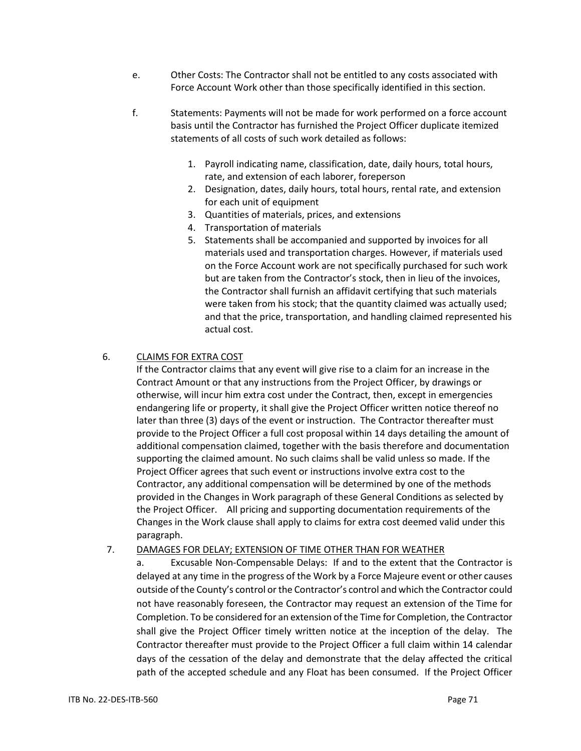e. Other Costs: The Contractor shall not be entitled to any costs associated with Force Account Work other than those specifically identified in this section.

f. Statements: Payments will not be made for work performed on a force account basis until the Contractor has furnished the Project Officer duplicate itemized statements of all costs of such work detailed as follows:

1. Payroll indicating name, classification, date, daily hours, total hours, rate, and extension of each laborer, foreperson
2. Designation, dates, daily hours, total hours, rental rate, and extension for each unit of equipment
3. Quantities of materials, prices, and extensions
4. Transportation of materials
5. Statements shall be accompanied and supported by invoices for all materials used and transportation charges. However, if materials used on the Force Account work are not specifically purchased for such work but are taken from the Contractor's stock, then in lieu of the invoices, the Contractor shall furnish an affidavit certifying that such materials were taken from his stock; that the quantity claimed was actually used; and that the price, transportation, and handling claimed represented his actual cost.

6. <u>CLAIMS FOR EXTRA COST</u>

If the Contractor claims that any event will give rise to a claim for an increase in the Contract Amount or that any instructions from the Project Officer, by drawings or otherwise, will incur him extra cost under the Contract, then, except in emergencies endangering life or property, it shall give the Project Officer written notice thereof no later than three (3) days of the event or instruction. The Contractor thereafter must provide to the Project Officer a full cost proposal within 14 days detailing the amount of additional compensation claimed, together with the basis therefore and documentation supporting the claimed amount. No such claims shall be valid unless so made. If the Project Officer agrees that such event or instructions involve extra cost to the Contractor, any additional compensation will be determined by one of the methods provided in the Changes in Work paragraph of these General Conditions as selected by the Project Officer. All pricing and supporting documentation requirements of the Changes in the Work clause shall apply to claims for extra cost deemed valid under this paragraph.

7. <u>DAMAGES FOR DELAY; EXTENSION OF TIME OTHER THAN FOR WEATHER</u>

a. Excusable Non-Compensable Delays: If and to the extent that the Contractor is delayed at any time in the progress of the Work by a Force Majeure event or other causes outside of the County's control or the Contractor's control and which the Contractor could not have reasonably foreseen, the Contractor may request an extension of the Time for Completion. To be considered for an extension of the Time for Completion, the Contractor shall give the Project Officer timely written notice at the inception of the delay. The Contractor thereafter must provide to the Project Officer a full claim within 14 calendar days of the cessation of the delay and demonstrate that the delay affected the critical path of the accepted schedule and any Float has been consumed. If the Project Officer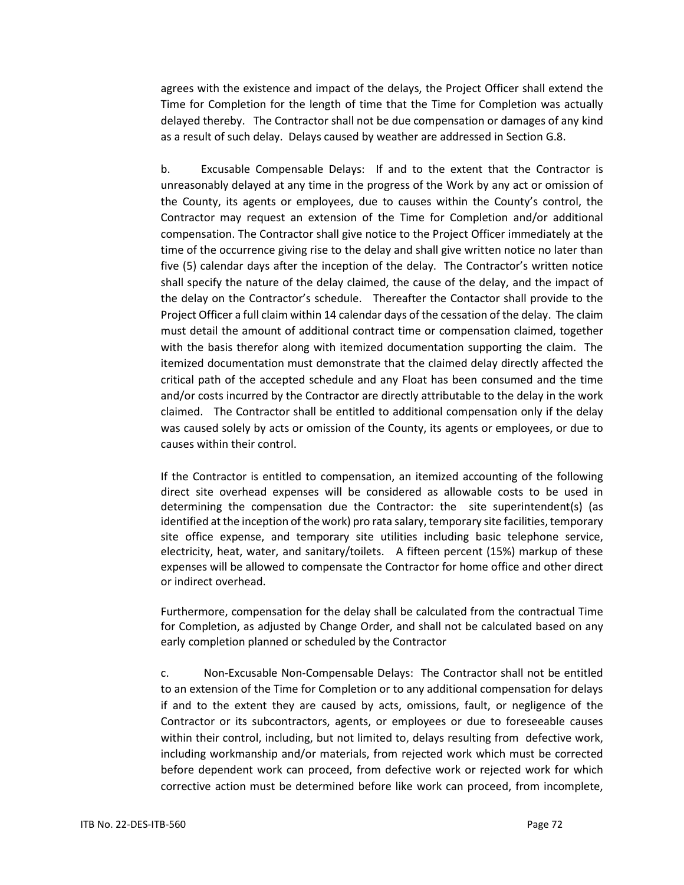agrees with the existence and impact of the delays, the Project Officer shall extend the Time for Completion for the length of time that the Time for Completion was actually delayed thereby. The Contractor shall not be due compensation or damages of any kind as a result of such delay. Delays caused by weather are addressed in Section G.8.

b. Excusable Compensable Delays: If and to the extent that the Contractor is unreasonably delayed at any time in the progress of the Work by any act or omission of the County, its agents or employees, due to causes within the County's control, the Contractor may request an extension of the Time for Completion and/or additional compensation. The Contractor shall give notice to the Project Officer immediately at the time of the occurrence giving rise to the delay and shall give written notice no later than five (5) calendar days after the inception of the delay. The Contractor's written notice shall specify the nature of the delay claimed, the cause of the delay, and the impact of the delay on the Contractor's schedule. Thereafter the Contactor shall provide to the Project Officer a full claim within 14 calendar days of the cessation of the delay. The claim must detail the amount of additional contract time or compensation claimed, together with the basis therefor along with itemized documentation supporting the claim. The itemized documentation must demonstrate that the claimed delay directly affected the critical path of the accepted schedule and any Float has been consumed and the time and/or costs incurred by the Contractor are directly attributable to the delay in the work claimed. The Contractor shall be entitled to additional compensation only if the delay was caused solely by acts or omission of the County, its agents or employees, or due to causes within their control.

If the Contractor is entitled to compensation, an itemized accounting of the following direct site overhead expenses will be considered as allowable costs to be used in determining the compensation due the Contractor: the site superintendent(s) (as identified at the inception of the work) pro rata salary, temporary site facilities, temporary site office expense, and temporary site utilities including basic telephone service, electricity, heat, water, and sanitary/toilets. A fifteen percent (15%) markup of these expenses will be allowed to compensate the Contractor for home office and other direct or indirect overhead.

Furthermore, compensation for the delay shall be calculated from the contractual Time for Completion, as adjusted by Change Order, and shall not be calculated based on any early completion planned or scheduled by the Contractor

c. Non-Excusable Non-Compensable Delays: The Contractor shall not be entitled to an extension of the Time for Completion or to any additional compensation for delays if and to the extent they are caused by acts, omissions, fault, or negligence of the Contractor or its subcontractors, agents, or employees or due to foreseeable causes within their control, including, but not limited to, delays resulting from defective work, including workmanship and/or materials, from rejected work which must be corrected before dependent work can proceed, from defective work or rejected work for which corrective action must be determined before like work can proceed, from incomplete,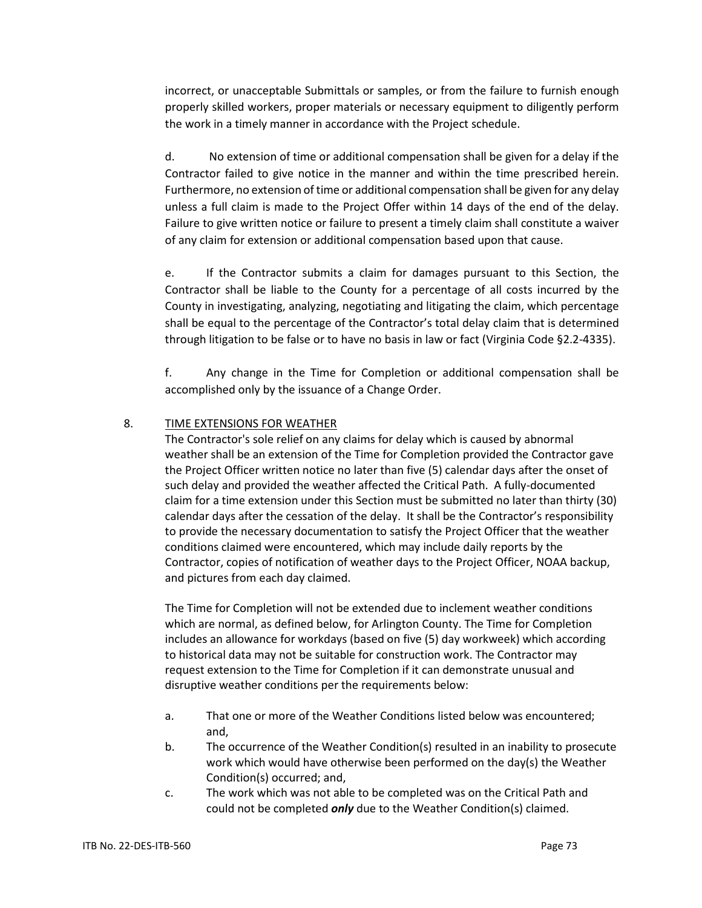incorrect, or unacceptable Submittals or samples, or from the failure to furnish enough properly skilled workers, proper materials or necessary equipment to diligently perform the work in a timely manner in accordance with the Project schedule.

d. No extension of time or additional compensation shall be given for a delay if the Contractor failed to give notice in the manner and within the time prescribed herein. Furthermore, no extension of time or additional compensation shall be given for any delay unless a full claim is made to the Project Offer within 14 days of the end of the delay. Failure to give written notice or failure to present a timely claim shall constitute a waiver of any claim for extension or additional compensation based upon that cause.

e. If the Contractor submits a claim for damages pursuant to this Section, the Contractor shall be liable to the County for a percentage of all costs incurred by the County in investigating, analyzing, negotiating and litigating the claim, which percentage shall be equal to the percentage of the Contractor's total delay claim that is determined through litigation to be false or to have no basis in law or fact (Virginia Code §2.2-4335).

f. Any change in the Time for Completion or additional compensation shall be accomplished only by the issuance of a Change Order.

8. <u>TIME EXTENSIONS FOR WEATHER</u>

The Contractor's sole relief on any claims for delay which is caused by abnormal weather shall be an extension of the Time for Completion provided the Contractor gave the Project Officer written notice no later than five (5) calendar days after the onset of such delay and provided the weather affected the Critical Path. A fully-documented claim for a time extension under this Section must be submitted no later than thirty (30) calendar days after the cessation of the delay. It shall be the Contractor's responsibility to provide the necessary documentation to satisfy the Project Officer that the weather conditions claimed were encountered, which may include daily reports by the Contractor, copies of notification of weather days to the Project Officer, NOAA backup, and pictures from each day claimed.

The Time for Completion will not be extended due to inclement weather conditions which are normal, as defined below, for Arlington County. The Time for Completion includes an allowance for workdays (based on five (5) day workweek) which according to historical data may not be suitable for construction work. The Contractor may request extension to the Time for Completion if it can demonstrate unusual and disruptive weather conditions per the requirements below:

a. That one or more of the Weather Conditions listed below was encountered; and,

b. The occurrence of the Weather Condition(s) resulted in an inability to prosecute work which would have otherwise been performed on the day(s) the Weather Condition(s) occurred; and,

c. The work which was not able to be completed was on the Critical Path and could not be completed ***only*** due to the Weather Condition(s) claimed.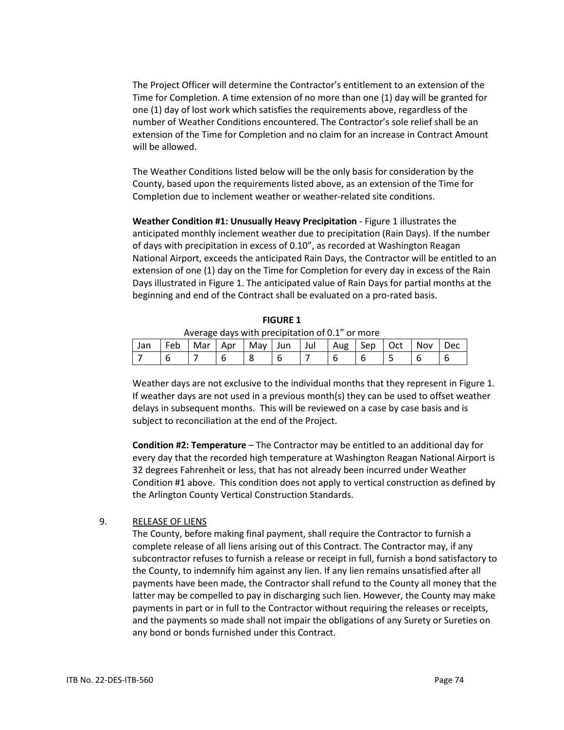The Project Officer will determine the Contractor's entitlement to an extension of the Time for Completion. A time extension of no more than one (1) day will be granted for one (1) day of lost work which satisfies the requirements above, regardless of the number of Weather Conditions encountered. The Contractor's sole relief shall be an extension of the Time for Completion and no claim for an increase in Contract Amount will be allowed.

The Weather Conditions listed below will be the only basis for consideration by the County, based upon the requirements listed above, as an extension of the Time for Completion due to inclement weather or weather-related site conditions.

**Weather Condition #1: Unusually Heavy Precipitation** - Figure 1 illustrates the anticipated monthly inclement weather due to precipitation (Rain Days). If the number of days with precipitation in excess of 0.10", as recorded at Washington Reagan National Airport, exceeds the anticipated Rain Days, the Contractor will be entitled to an extension of one (1) day on the Time for Completion for every day in excess of the Rain Days illustrated in Figure 1. The anticipated value of Rain Days for partial months at the beginning and end of the Contract shall be evaluated on a pro-rated basis.

**FIGURE 1**

Average days with precipitation of 0.1" or more

| Jan | Feb | Mar | Apr | May | Jun | Jul | Aug | Sep | Oct | Nov | Dec |
|---|---|---|---|---|---|---|---|---|---|---|---|
| 7 | 6 | 7 | 6 | 8 | 6 | 7 | 6 | 6 | 5 | 6 | 6 |

Weather days are not exclusive to the individual months that they represent in Figure 1. If weather days are not used in a previous month(s) they can be used to offset weather delays in subsequent months. This will be reviewed on a case by case basis and is subject to reconciliation at the end of the Project.

**Condition #2: Temperature** – The Contractor may be entitled to an additional day for every day that the recorded high temperature at Washington Reagan National Airport is 32 degrees Fahrenheit or less, that has not already been incurred under Weather Condition #1 above. This condition does not apply to vertical construction as defined by the Arlington County Vertical Construction Standards.

9. RELEASE OF LIENS

The County, before making final payment, shall require the Contractor to furnish a complete release of all liens arising out of this Contract. The Contractor may, if any subcontractor refuses to furnish a release or receipt in full, furnish a bond satisfactory to the County, to indemnify him against any lien. If any lien remains unsatisfied after all payments have been made, the Contractor shall refund to the County all money that the latter may be compelled to pay in discharging such lien. However, the County may make payments in part or in full to the Contractor without requiring the releases or receipts, and the payments so made shall not impair the obligations of any Surety or Sureties on any bond or bonds furnished under this Contract.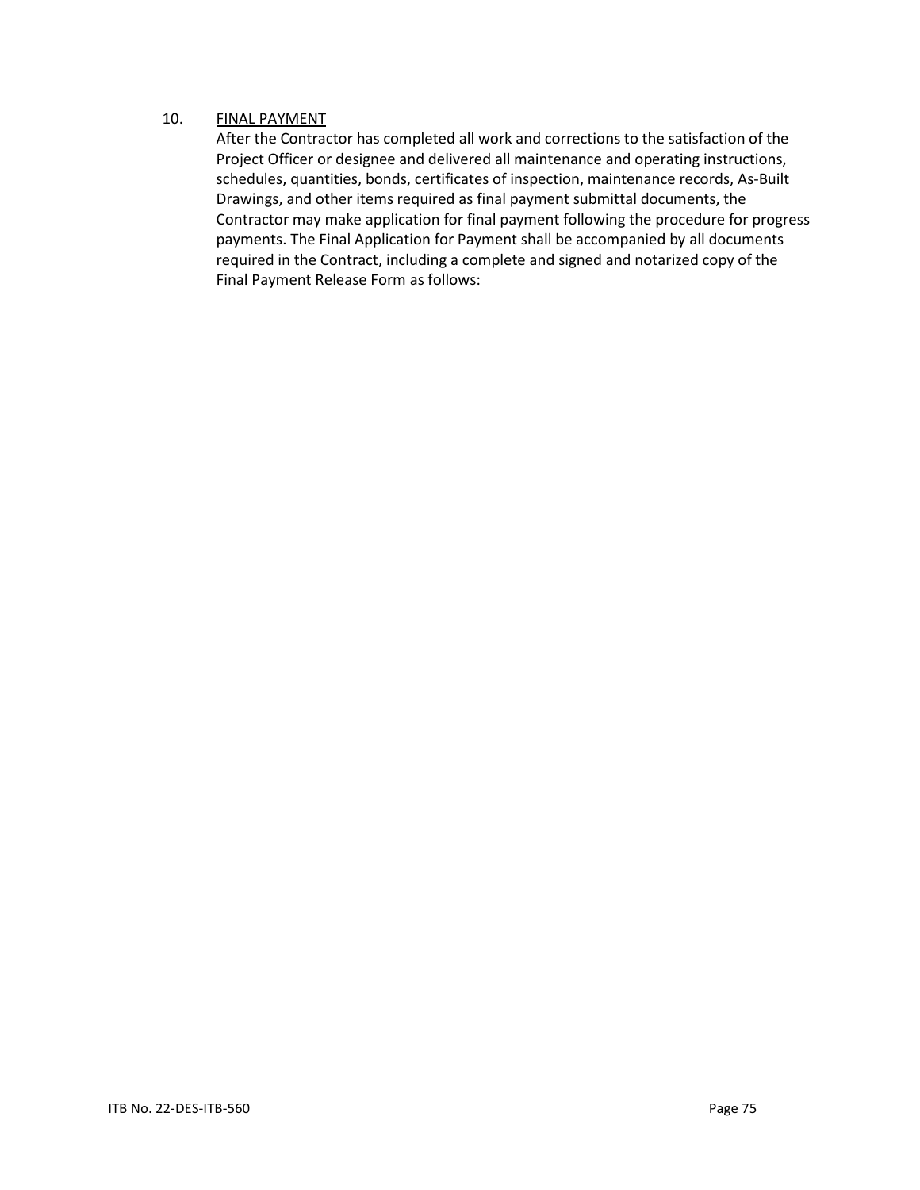10. <u>FINAL PAYMENT</u>

After the Contractor has completed all work and corrections to the satisfaction of the Project Officer or designee and delivered all maintenance and operating instructions, schedules, quantities, bonds, certificates of inspection, maintenance records, As-Built Drawings, and other items required as final payment submittal documents, the Contractor may make application for final payment following the procedure for progress payments. The Final Application for Payment shall be accompanied by all documents required in the Contract, including a complete and signed and notarized copy of the Final Payment Release Form as follows: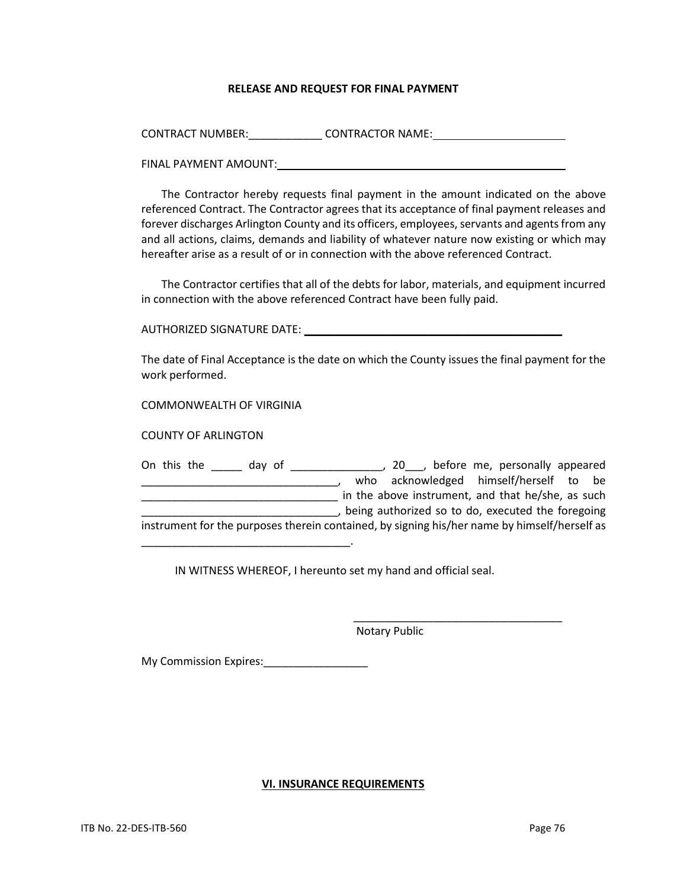## RELEASE AND REQUEST FOR FINAL PAYMENT

CONTRACT NUMBER:____________ CONTRACTOR NAME:_____________________

FINAL PAYMENT AMOUNT:_______________________________________________

The Contractor hereby requests final payment in the amount indicated on the above referenced Contract. The Contractor agrees that its acceptance of final payment releases and forever discharges Arlington County and its officers, employees, servants and agents from any and all actions, claims, demands and liability of whatever nature now existing or which may hereafter arise as a result of or in connection with the above referenced Contract.

The Contractor certifies that all of the debts for labor, materials, and equipment incurred in connection with the above referenced Contract have been fully paid.

AUTHORIZED SIGNATURE DATE: ____________________________________________

The date of Final Acceptance is the date on which the County issues the final payment for the work performed.

COMMONWEALTH OF VIRGINIA

COUNTY OF ARLINGTON

On this the _____ day of _______________, 20___, before me, personally appeared ________________________________, who acknowledged himself/herself to be ________________________________ in the above instrument, and that he/she, as such ________________________________, being authorized so to do, executed the foregoing instrument for the purposes therein contained, by signing his/her name by himself/herself as ___________________________________.

IN WITNESS WHEREOF, I hereunto set my hand and official seal.

___________________________________
Notary Public

My Commission Expires:_________________

## VI. INSURANCE REQUIREMENTS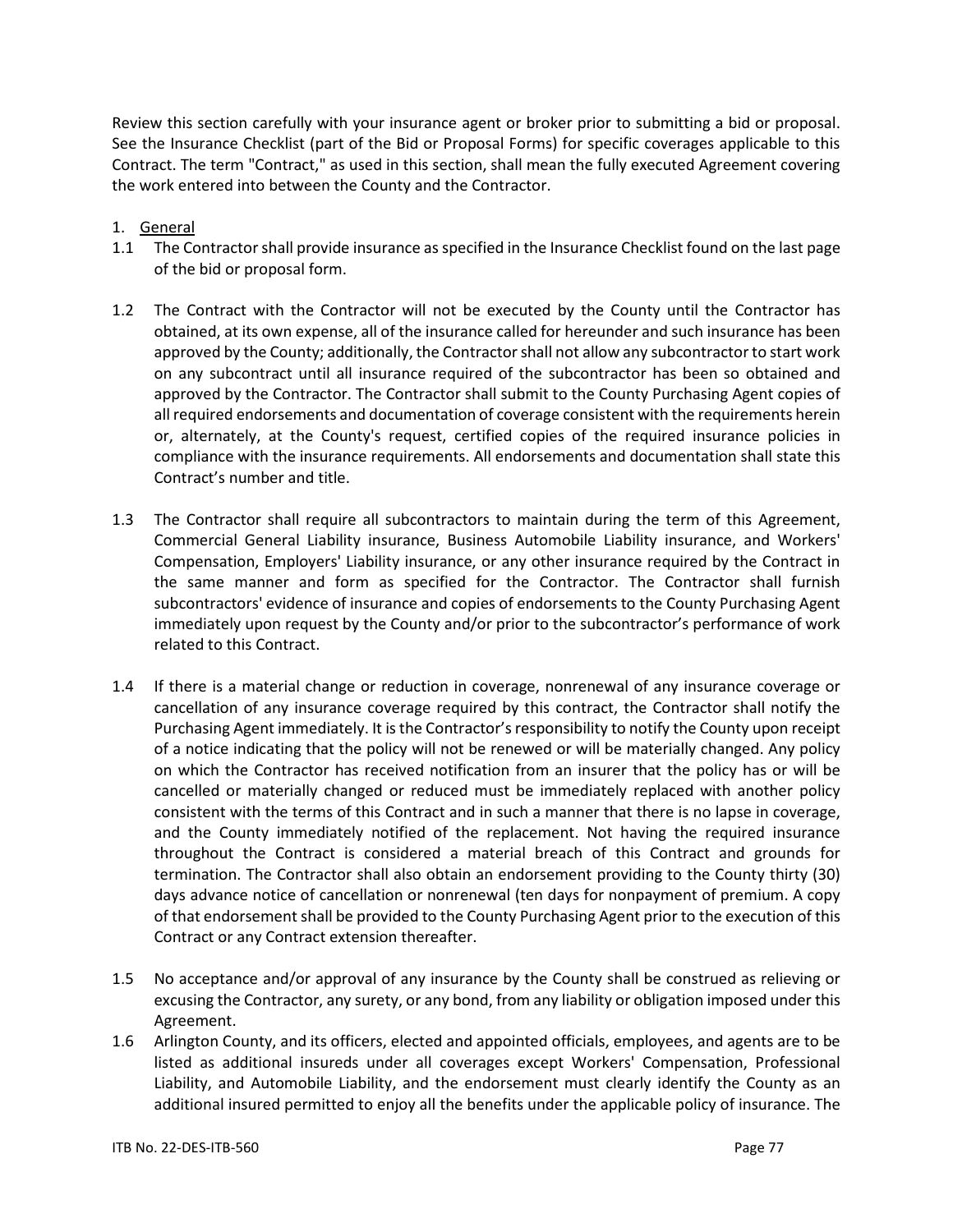Review this section carefully with your insurance agent or broker prior to submitting a bid or proposal. See the Insurance Checklist (part of the Bid or Proposal Forms) for specific coverages applicable to this Contract. The term "Contract," as used in this section, shall mean the fully executed Agreement covering the work entered into between the County and the Contractor.

1. General

1.1 The Contractor shall provide insurance as specified in the Insurance Checklist found on the last page of the bid or proposal form.

1.2 The Contract with the Contractor will not be executed by the County until the Contractor has obtained, at its own expense, all of the insurance called for hereunder and such insurance has been approved by the County; additionally, the Contractor shall not allow any subcontractor to start work on any subcontract until all insurance required of the subcontractor has been so obtained and approved by the Contractor. The Contractor shall submit to the County Purchasing Agent copies of all required endorsements and documentation of coverage consistent with the requirements herein or, alternately, at the County's request, certified copies of the required insurance policies in compliance with the insurance requirements. All endorsements and documentation shall state this Contract's number and title.

1.3 The Contractor shall require all subcontractors to maintain during the term of this Agreement, Commercial General Liability insurance, Business Automobile Liability insurance, and Workers' Compensation, Employers' Liability insurance, or any other insurance required by the Contract in the same manner and form as specified for the Contractor. The Contractor shall furnish subcontractors' evidence of insurance and copies of endorsements to the County Purchasing Agent immediately upon request by the County and/or prior to the subcontractor's performance of work related to this Contract.

1.4 If there is a material change or reduction in coverage, nonrenewal of any insurance coverage or cancellation of any insurance coverage required by this contract, the Contractor shall notify the Purchasing Agent immediately. It is the Contractor's responsibility to notify the County upon receipt of a notice indicating that the policy will not be renewed or will be materially changed. Any policy on which the Contractor has received notification from an insurer that the policy has or will be cancelled or materially changed or reduced must be immediately replaced with another policy consistent with the terms of this Contract and in such a manner that there is no lapse in coverage, and the County immediately notified of the replacement. Not having the required insurance throughout the Contract is considered a material breach of this Contract and grounds for termination. The Contractor shall also obtain an endorsement providing to the County thirty (30) days advance notice of cancellation or nonrenewal (ten days for nonpayment of premium. A copy of that endorsement shall be provided to the County Purchasing Agent prior to the execution of this Contract or any Contract extension thereafter.

1.5 No acceptance and/or approval of any insurance by the County shall be construed as relieving or excusing the Contractor, any surety, or any bond, from any liability or obligation imposed under this Agreement.

1.6 Arlington County, and its officers, elected and appointed officials, employees, and agents are to be listed as additional insureds under all coverages except Workers' Compensation, Professional Liability, and Automobile Liability, and the endorsement must clearly identify the County as an additional insured permitted to enjoy all the benefits under the applicable policy of insurance. The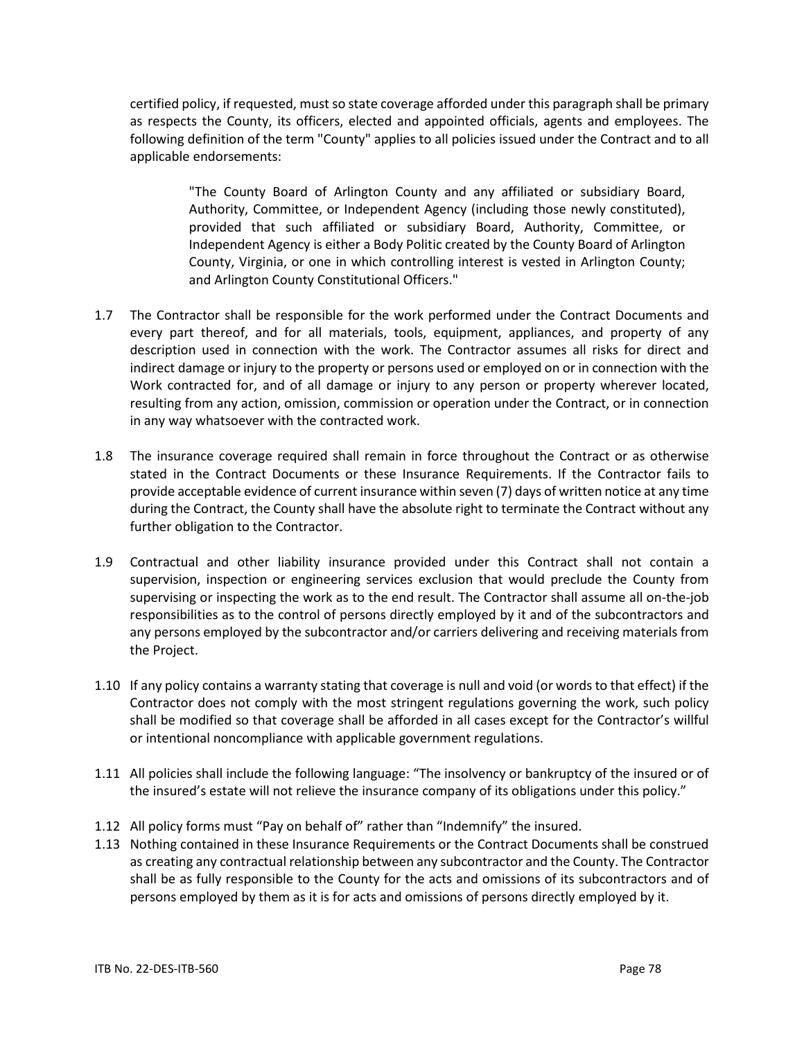certified policy, if requested, must so state coverage afforded under this paragraph shall be primary as respects the County, its officers, elected and appointed officials, agents and employees. The following definition of the term "County" applies to all policies issued under the Contract and to all applicable endorsements:

> "The County Board of Arlington County and any affiliated or subsidiary Board, Authority, Committee, or Independent Agency (including those newly constituted), provided that such affiliated or subsidiary Board, Authority, Committee, or Independent Agency is either a Body Politic created by the County Board of Arlington County, Virginia, or one in which controlling interest is vested in Arlington County; and Arlington County Constitutional Officers."

1.7 The Contractor shall be responsible for the work performed under the Contract Documents and every part thereof, and for all materials, tools, equipment, appliances, and property of any description used in connection with the work. The Contractor assumes all risks for direct and indirect damage or injury to the property or persons used or employed on or in connection with the Work contracted for, and of all damage or injury to any person or property wherever located, resulting from any action, omission, commission or operation under the Contract, or in connection in any way whatsoever with the contracted work.

1.8 The insurance coverage required shall remain in force throughout the Contract or as otherwise stated in the Contract Documents or these Insurance Requirements. If the Contractor fails to provide acceptable evidence of current insurance within seven (7) days of written notice at any time during the Contract, the County shall have the absolute right to terminate the Contract without any further obligation to the Contractor.

1.9 Contractual and other liability insurance provided under this Contract shall not contain a supervision, inspection or engineering services exclusion that would preclude the County from supervising or inspecting the work as to the end result. The Contractor shall assume all on-the-job responsibilities as to the control of persons directly employed by it and of the subcontractors and any persons employed by the subcontractor and/or carriers delivering and receiving materials from the Project.

1.10 If any policy contains a warranty stating that coverage is null and void (or words to that effect) if the Contractor does not comply with the most stringent regulations governing the work, such policy shall be modified so that coverage shall be afforded in all cases except for the Contractor's willful or intentional noncompliance with applicable government regulations.

1.11 All policies shall include the following language: "The insolvency or bankruptcy of the insured or of the insured's estate will not relieve the insurance company of its obligations under this policy."

1.12 All policy forms must "Pay on behalf of" rather than "Indemnify" the insured.

1.13 Nothing contained in these Insurance Requirements or the Contract Documents shall be construed as creating any contractual relationship between any subcontractor and the County. The Contractor shall be as fully responsible to the County for the acts and omissions of its subcontractors and of persons employed by them as it is for acts and omissions of persons directly employed by it.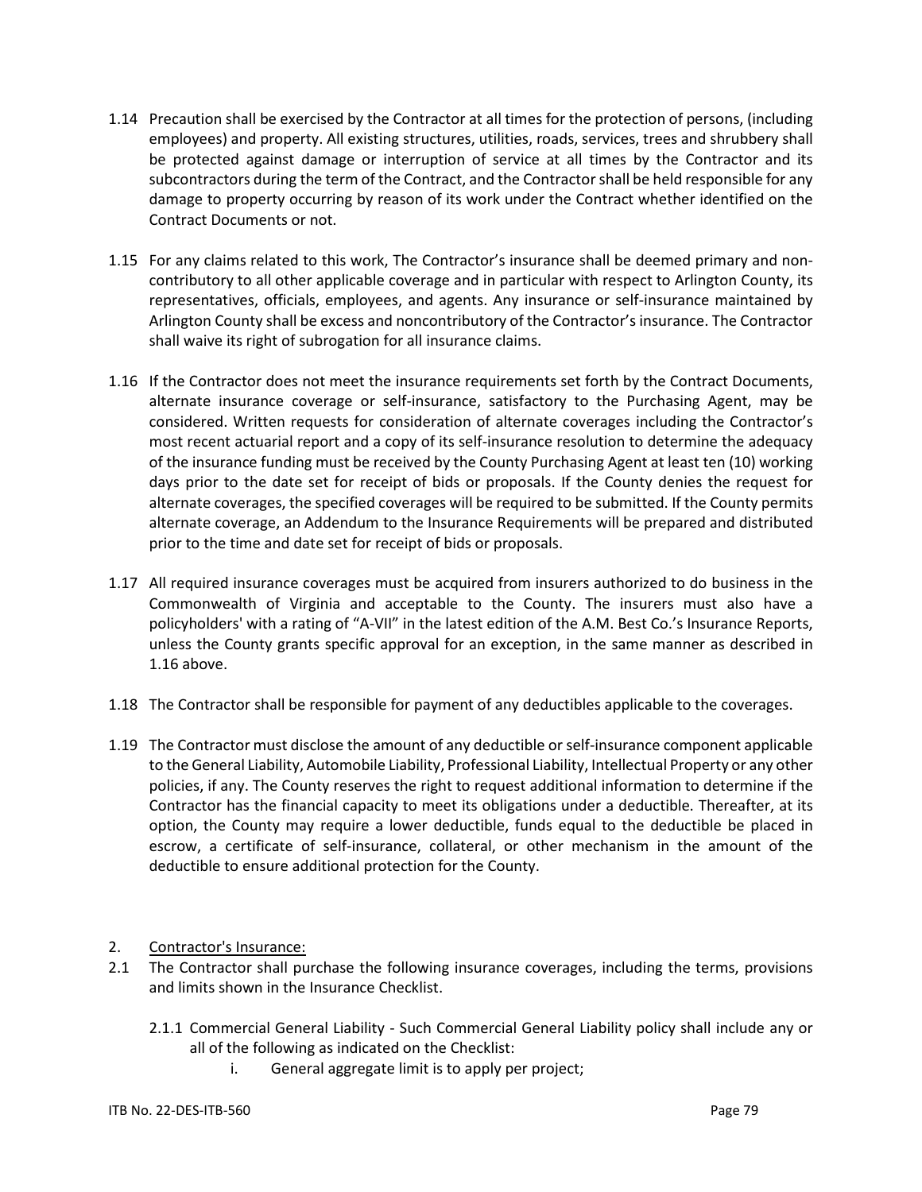1.14 Precaution shall be exercised by the Contractor at all times for the protection of persons, (including employees) and property. All existing structures, utilities, roads, services, trees and shrubbery shall be protected against damage or interruption of service at all times by the Contractor and its subcontractors during the term of the Contract, and the Contractor shall be held responsible for any damage to property occurring by reason of its work under the Contract whether identified on the Contract Documents or not.

1.15 For any claims related to this work, The Contractor's insurance shall be deemed primary and non-contributory to all other applicable coverage and in particular with respect to Arlington County, its representatives, officials, employees, and agents. Any insurance or self-insurance maintained by Arlington County shall be excess and noncontributory of the Contractor's insurance. The Contractor shall waive its right of subrogation for all insurance claims.

1.16 If the Contractor does not meet the insurance requirements set forth by the Contract Documents, alternate insurance coverage or self-insurance, satisfactory to the Purchasing Agent, may be considered. Written requests for consideration of alternate coverages including the Contractor's most recent actuarial report and a copy of its self-insurance resolution to determine the adequacy of the insurance funding must be received by the County Purchasing Agent at least ten (10) working days prior to the date set for receipt of bids or proposals. If the County denies the request for alternate coverages, the specified coverages will be required to be submitted. If the County permits alternate coverage, an Addendum to the Insurance Requirements will be prepared and distributed prior to the time and date set for receipt of bids or proposals.

1.17 All required insurance coverages must be acquired from insurers authorized to do business in the Commonwealth of Virginia and acceptable to the County. The insurers must also have a policyholders' with a rating of "A-VII" in the latest edition of the A.M. Best Co.'s Insurance Reports, unless the County grants specific approval for an exception, in the same manner as described in 1.16 above.

1.18 The Contractor shall be responsible for payment of any deductibles applicable to the coverages.

1.19 The Contractor must disclose the amount of any deductible or self-insurance component applicable to the General Liability, Automobile Liability, Professional Liability, Intellectual Property or any other policies, if any. The County reserves the right to request additional information to determine if the Contractor has the financial capacity to meet its obligations under a deductible. Thereafter, at its option, the County may require a lower deductible, funds equal to the deductible be placed in escrow, a certificate of self-insurance, collateral, or other mechanism in the amount of the deductible to ensure additional protection for the County.

2. Contractor's Insurance:

2.1 The Contractor shall purchase the following insurance coverages, including the terms, provisions and limits shown in the Insurance Checklist.

2.1.1 Commercial General Liability - Such Commercial General Liability policy shall include any or all of the following as indicated on the Checklist:

i. General aggregate limit is to apply per project;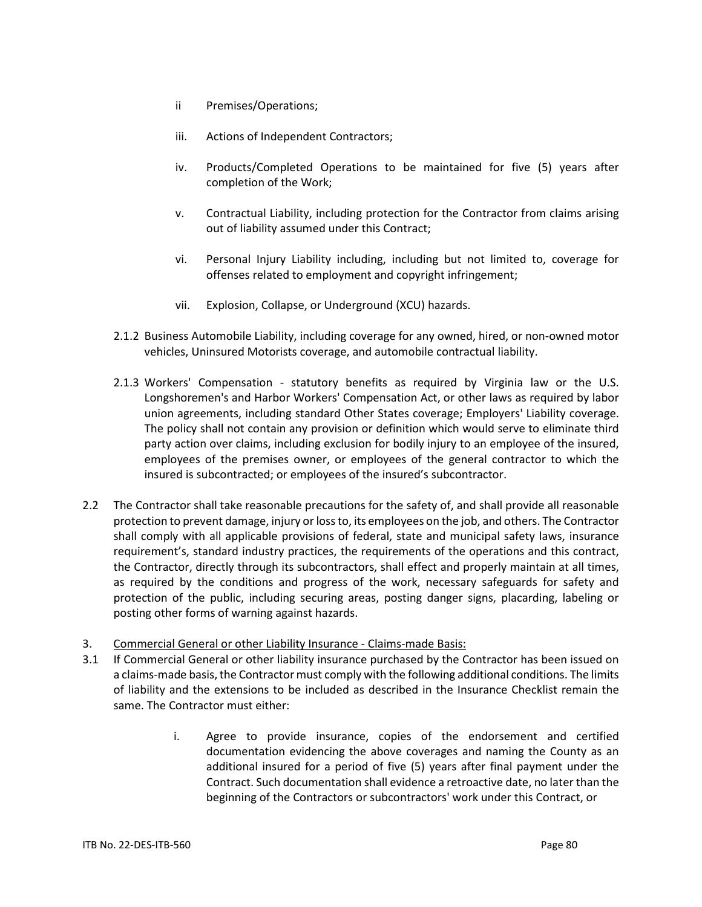ii Premises/Operations;

iii. Actions of Independent Contractors;

iv. Products/Completed Operations to be maintained for five (5) years after completion of the Work;

v. Contractual Liability, including protection for the Contractor from claims arising out of liability assumed under this Contract;

vi. Personal Injury Liability including, including but not limited to, coverage for offenses related to employment and copyright infringement;

vii. Explosion, Collapse, or Underground (XCU) hazards.

2.1.2 Business Automobile Liability, including coverage for any owned, hired, or non-owned motor vehicles, Uninsured Motorists coverage, and automobile contractual liability.

2.1.3 Workers' Compensation - statutory benefits as required by Virginia law or the U.S. Longshoremen's and Harbor Workers' Compensation Act, or other laws as required by labor union agreements, including standard Other States coverage; Employers' Liability coverage. The policy shall not contain any provision or definition which would serve to eliminate third party action over claims, including exclusion for bodily injury to an employee of the insured, employees of the premises owner, or employees of the general contractor to which the insured is subcontracted; or employees of the insured's subcontractor.

2.2 The Contractor shall take reasonable precautions for the safety of, and shall provide all reasonable protection to prevent damage, injury or loss to, its employees on the job, and others. The Contractor shall comply with all applicable provisions of federal, state and municipal safety laws, insurance requirement's, standard industry practices, the requirements of the operations and this contract, the Contractor, directly through its subcontractors, shall effect and properly maintain at all times, as required by the conditions and progress of the work, necessary safeguards for safety and protection of the public, including securing areas, posting danger signs, placarding, labeling or posting other forms of warning against hazards.

3. <u>Commercial General or other Liability Insurance - Claims-made Basis:</u>

3.1 If Commercial General or other liability insurance purchased by the Contractor has been issued on a claims-made basis, the Contractor must comply with the following additional conditions. The limits of liability and the extensions to be included as described in the Insurance Checklist remain the same. The Contractor must either:

i. Agree to provide insurance, copies of the endorsement and certified documentation evidencing the above coverages and naming the County as an additional insured for a period of five (5) years after final payment under the Contract. Such documentation shall evidence a retroactive date, no later than the beginning of the Contractors or subcontractors' work under this Contract, or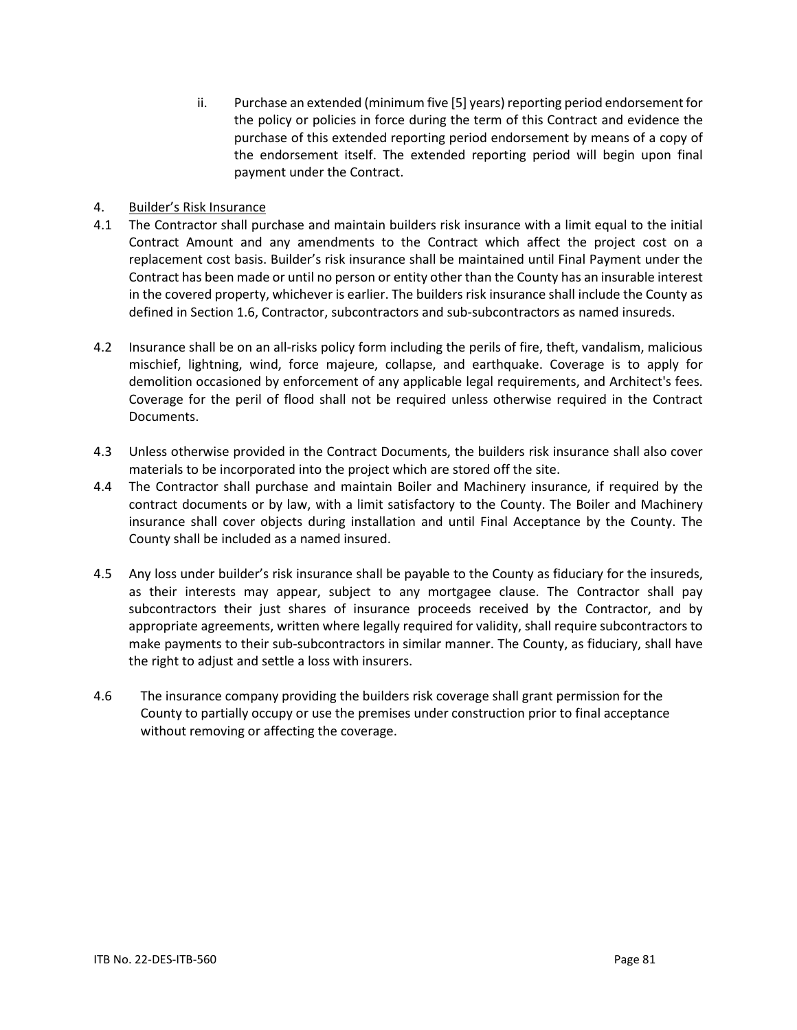ii. Purchase an extended (minimum five [5] years) reporting period endorsement for the policy or policies in force during the term of this Contract and evidence the purchase of this extended reporting period endorsement by means of a copy of the endorsement itself. The extended reporting period will begin upon final payment under the Contract.

4. <u>Builder's Risk Insurance</u>

4.1 The Contractor shall purchase and maintain builders risk insurance with a limit equal to the initial Contract Amount and any amendments to the Contract which affect the project cost on a replacement cost basis. Builder's risk insurance shall be maintained until Final Payment under the Contract has been made or until no person or entity other than the County has an insurable interest in the covered property, whichever is earlier. The builders risk insurance shall include the County as defined in Section 1.6, Contractor, subcontractors and sub-subcontractors as named insureds.

4.2 Insurance shall be on an all-risks policy form including the perils of fire, theft, vandalism, malicious mischief, lightning, wind, force majeure, collapse, and earthquake. Coverage is to apply for demolition occasioned by enforcement of any applicable legal requirements, and Architect's fees. Coverage for the peril of flood shall not be required unless otherwise required in the Contract Documents.

4.3 Unless otherwise provided in the Contract Documents, the builders risk insurance shall also cover materials to be incorporated into the project which are stored off the site.

4.4 The Contractor shall purchase and maintain Boiler and Machinery insurance, if required by the contract documents or by law, with a limit satisfactory to the County. The Boiler and Machinery insurance shall cover objects during installation and until Final Acceptance by the County. The County shall be included as a named insured.

4.5 Any loss under builder's risk insurance shall be payable to the County as fiduciary for the insureds, as their interests may appear, subject to any mortgagee clause. The Contractor shall pay subcontractors their just shares of insurance proceeds received by the Contractor, and by appropriate agreements, written where legally required for validity, shall require subcontractors to make payments to their sub-subcontractors in similar manner. The County, as fiduciary, shall have the right to adjust and settle a loss with insurers.

4.6 The insurance company providing the builders risk coverage shall grant permission for the County to partially occupy or use the premises under construction prior to final acceptance without removing or affecting the coverage.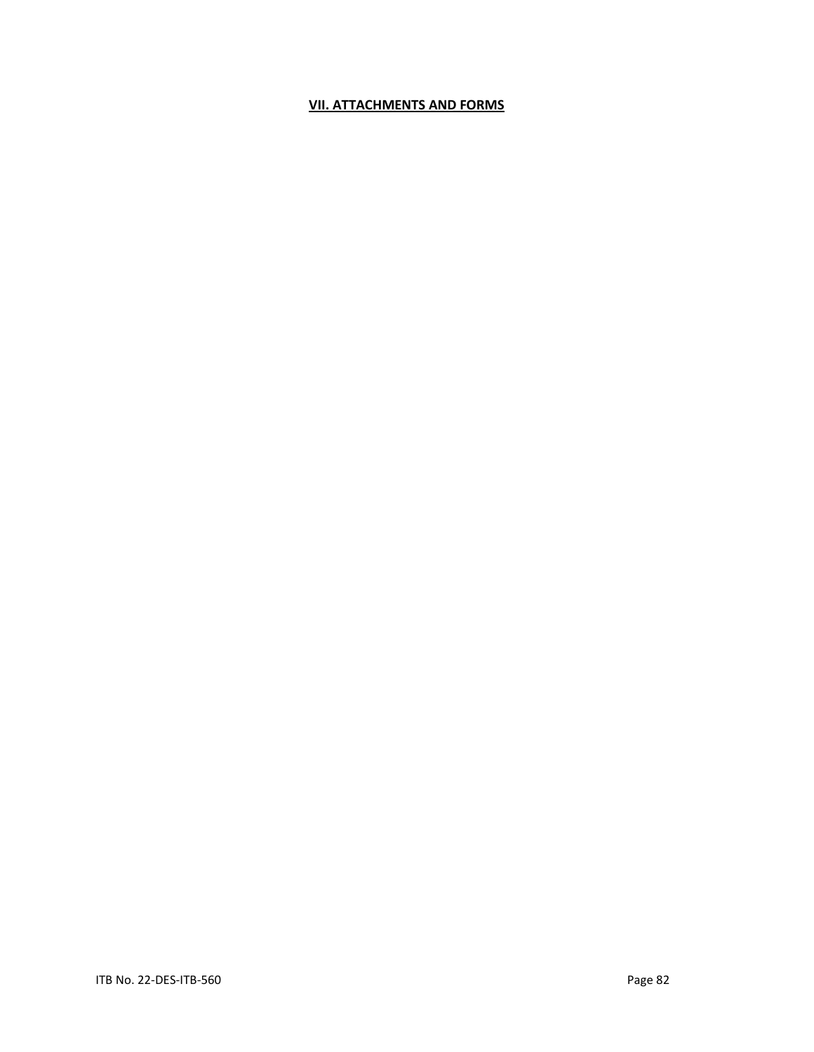## VII. ATTACHMENTS AND FORMS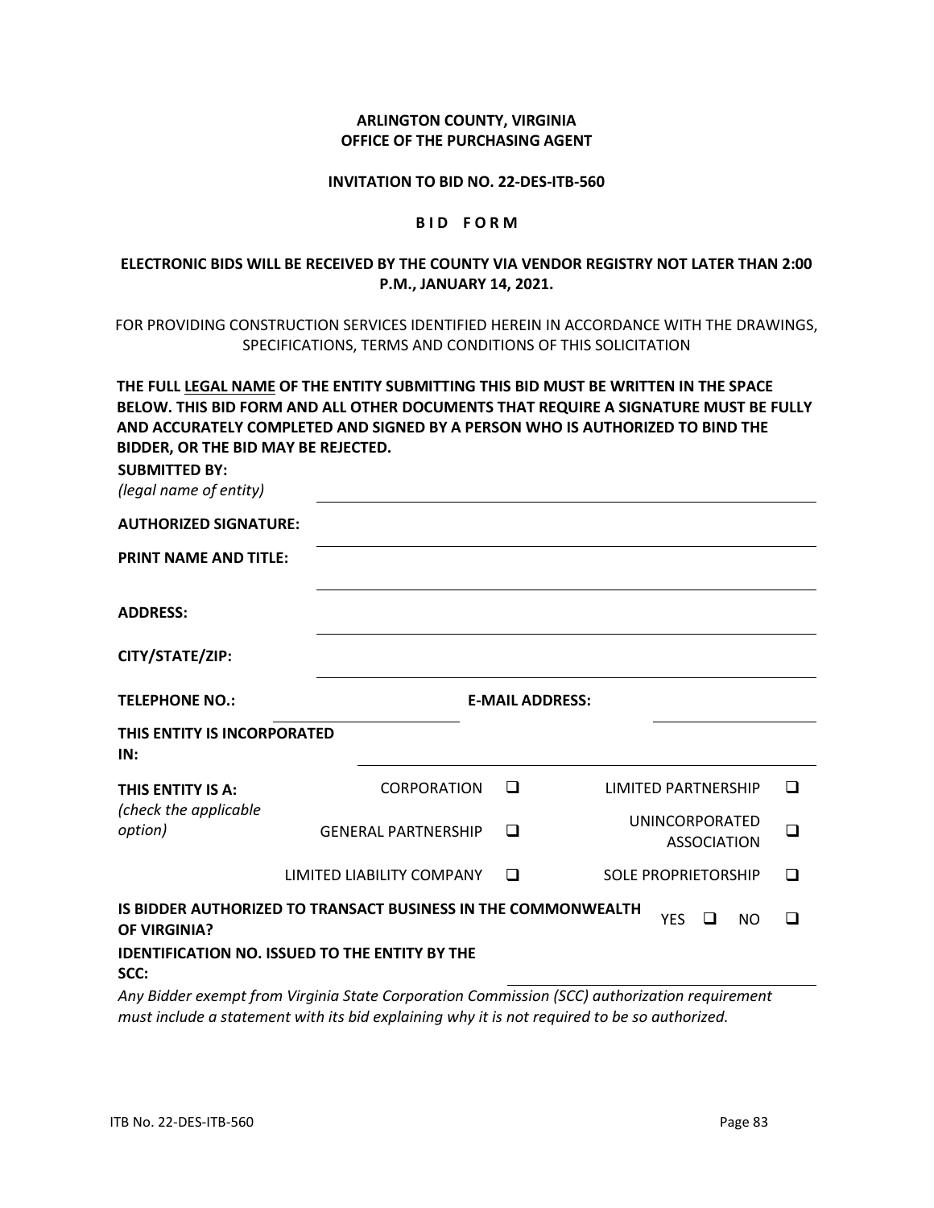**ARLINGTON COUNTY, VIRGINIA**
**OFFICE OF THE PURCHASING AGENT**

**INVITATION TO BID NO. 22-DES-ITB-560**

**B I D F O R M**

**ELECTRONIC BIDS WILL BE RECEIVED BY THE COUNTY VIA VENDOR REGISTRY NOT LATER THAN 2:00 P.M., JANUARY 14, 2021.**

FOR PROVIDING CONSTRUCTION SERVICES IDENTIFIED HEREIN IN ACCORDANCE WITH THE DRAWINGS, SPECIFICATIONS, TERMS AND CONDITIONS OF THIS SOLICITATION

**THE FULL <u>LEGAL NAME</u> OF THE ENTITY SUBMITTING THIS BID MUST BE WRITTEN IN THE SPACE BELOW. THIS BID FORM AND ALL OTHER DOCUMENTS THAT REQUIRE A SIGNATURE MUST BE FULLY AND ACCURATELY COMPLETED AND SIGNED BY A PERSON WHO IS AUTHORIZED TO BIND THE BIDDER, OR THE BID MAY BE REJECTED.**

**SUBMITTED BY:**
*(legal name of entity)* \_\_\_\_\_\_\_\_\_\_\_\_\_\_\_\_\_\_\_\_\_\_\_\_\_\_\_\_\_\_\_\_\_\_\_\_\_\_\_\_

**AUTHORIZED SIGNATURE:** \_\_\_\_\_\_\_\_\_\_\_\_\_\_\_\_\_\_\_\_\_\_\_\_\_\_\_\_\_\_\_\_\_\_\_\_\_\_\_\_

**PRINT NAME AND TITLE:** \_\_\_\_\_\_\_\_\_\_\_\_\_\_\_\_\_\_\_\_\_\_\_\_\_\_\_\_\_\_\_\_\_\_\_\_\_\_\_\_

\_\_\_\_\_\_\_\_\_\_\_\_\_\_\_\_\_\_\_\_\_\_\_\_\_\_\_\_\_\_\_\_\_\_\_\_\_\_\_\_

**ADDRESS:** \_\_\_\_\_\_\_\_\_\_\_\_\_\_\_\_\_\_\_\_\_\_\_\_\_\_\_\_\_\_\_\_\_\_\_\_\_\_\_\_

**CITY/STATE/ZIP:** \_\_\_\_\_\_\_\_\_\_\_\_\_\_\_\_\_\_\_\_\_\_\_\_\_\_\_\_\_\_\_\_\_\_\_\_\_\_\_\_

**TELEPHONE NO.:** \_\_\_\_\_\_\_\_\_\_\_\_\_\_\_\_\_\_\_\_ **E-MAIL ADDRESS:** \_\_\_\_\_\_\_\_\_\_\_\_\_\_\_\_\_\_\_\_

**THIS ENTITY IS INCORPORATED IN:** \_\_\_\_\_\_\_\_\_\_\_\_\_\_\_\_\_\_\_\_\_\_\_\_\_\_\_\_\_\_\_\_\_\_\_\_\_\_\_\_

| **THIS ENTITY IS A:** *(check the applicable option)* | | | | |
|---|---|---|---|---|
| | CORPORATION | ❑ | LIMITED PARTNERSHIP | ❑ |
| | GENERAL PARTNERSHIP | ❑ | UNINCORPORATED ASSOCIATION | ❑ |
| | LIMITED LIABILITY COMPANY | ❑ | SOLE PROPRIETORSHIP | ❑ |

**IS BIDDER AUTHORIZED TO TRANSACT BUSINESS IN THE COMMONWEALTH OF VIRGINIA?** YES ❑ NO ❑

**IDENTIFICATION NO. ISSUED TO THE ENTITY BY THE SCC:** \_\_\_\_\_\_\_\_\_\_\_\_\_\_\_\_\_\_\_\_\_\_\_\_\_\_\_\_\_\_\_\_\_\_\_\_\_\_\_\_

*Any Bidder exempt from Virginia State Corporation Commission (SCC) authorization requirement must include a statement with its bid explaining why it is not required to be so authorized.*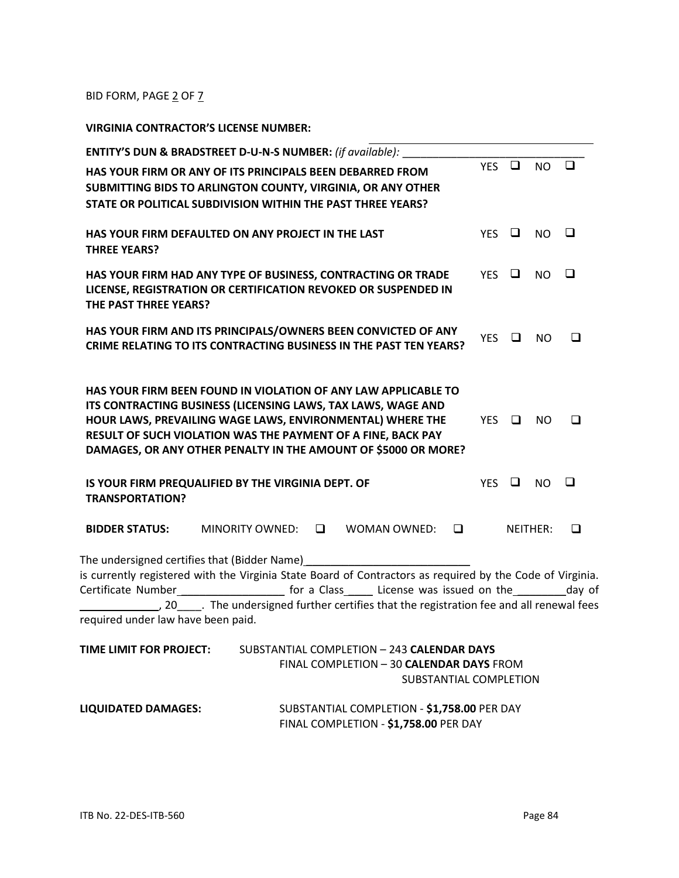BID FORM, PAGE 2 OF 7

**VIRGINIA CONTRACTOR'S LICENSE NUMBER:** ______________________________

**ENTITY'S DUN & BRADSTREET D-U-N-S NUMBER:** *(if available)*: ______________________________

| | | |
|---|---|---|
| **HAS YOUR FIRM OR ANY OF ITS PRINCIPALS BEEN DEBARRED FROM SUBMITTING BIDS TO ARLINGTON COUNTY, VIRGINIA, OR ANY OTHER STATE OR POLITICAL SUBDIVISION WITHIN THE PAST THREE YEARS?** | YES ❑ | NO ❑ |
| **HAS YOUR FIRM DEFAULTED ON ANY PROJECT IN THE LAST THREE YEARS?** | YES ❑ | NO ❑ |
| **HAS YOUR FIRM HAD ANY TYPE OF BUSINESS, CONTRACTING OR TRADE LICENSE, REGISTRATION OR CERTIFICATION REVOKED OR SUSPENDED IN THE PAST THREE YEARS?** | YES ❑ | NO ❑ |
| **HAS YOUR FIRM AND ITS PRINCIPALS/OWNERS BEEN CONVICTED OF ANY CRIME RELATING TO ITS CONTRACTING BUSINESS IN THE PAST TEN YEARS?** | YES ❑ | NO ❑ |
| **HAS YOUR FIRM BEEN FOUND IN VIOLATION OF ANY LAW APPLICABLE TO ITS CONTRACTING BUSINESS (LICENSING LAWS, TAX LAWS, WAGE AND HOUR LAWS, PREVAILING WAGE LAWS, ENVIRONMENTAL) WHERE THE RESULT OF SUCH VIOLATION WAS THE PAYMENT OF A FINE, BACK PAY DAMAGES, OR ANY OTHER PENALTY IN THE AMOUNT OF $5000 OR MORE?** | YES ❑ | NO ❑ |
| **IS YOUR FIRM PREQUALIFIED BY THE VIRGINIA DEPT. OF TRANSPORTATION?** | YES ❑ | NO ❑ |

**BIDDER STATUS:** MINORITY OWNED: ❑ WOMAN OWNED: ❑ NEITHER: ❑

The undersigned certifies that (Bidder Name)___________________________ is currently registered with the Virginia State Board of Contractors as required by the Code of Virginia. Certificate Number_________________ for a Class_____ License was issued on the_________day of _____________, 20____. The undersigned further certifies that the registration fee and all renewal fees required under law have been paid.

**TIME LIMIT FOR PROJECT:** SUBSTANTIAL COMPLETION – 243 **CALENDAR DAYS**
FINAL COMPLETION – 30 **CALENDAR DAYS** FROM SUBSTANTIAL COMPLETION

**LIQUIDATED DAMAGES:** SUBSTANTIAL COMPLETION - **$1,758.00** PER DAY
FINAL COMPLETION - **$1,758.00** PER DAY

ITB No. 22-DES-ITB-560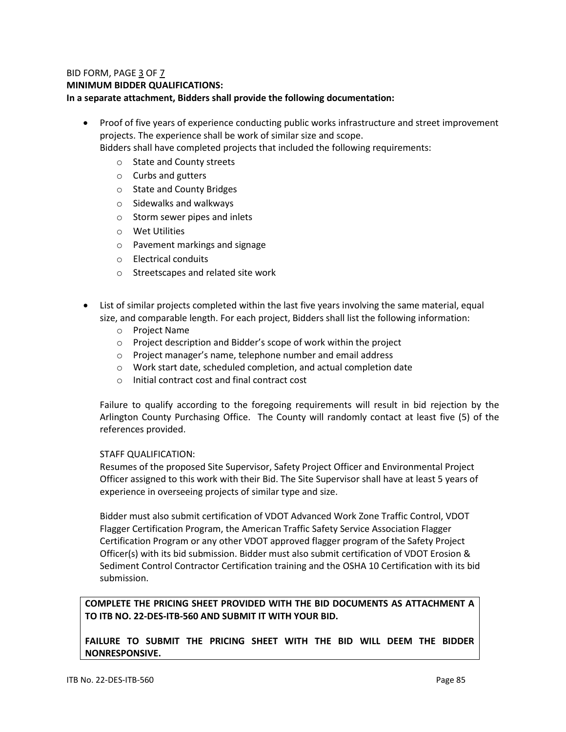BID FORM, PAGE 3 OF 7

**MINIMUM BIDDER QUALIFICATIONS:**

**In a separate attachment, Bidders shall provide the following documentation:**

- Proof of five years of experience conducting public works infrastructure and street improvement projects. The experience shall be work of similar size and scope.
  Bidders shall have completed projects that included the following requirements:
  - State and County streets
  - Curbs and gutters
  - State and County Bridges
  - Sidewalks and walkways
  - Storm sewer pipes and inlets
  - Wet Utilities
  - Pavement markings and signage
  - Electrical conduits
  - Streetscapes and related site work

- List of similar projects completed within the last five years involving the same material, equal size, and comparable length. For each project, Bidders shall list the following information:
  - Project Name
  - Project description and Bidder's scope of work within the project
  - Project manager's name, telephone number and email address
  - Work start date, scheduled completion, and actual completion date
  - Initial contract cost and final contract cost

  Failure to qualify according to the foregoing requirements will result in bid rejection by the Arlington County Purchasing Office. The County will randomly contact at least five (5) of the references provided.

  STAFF QUALIFICATION:
  Resumes of the proposed Site Supervisor, Safety Project Officer and Environmental Project Officer assigned to this work with their Bid. The Site Supervisor shall have at least 5 years of experience in overseeing projects of similar type and size.

  Bidder must also submit certification of VDOT Advanced Work Zone Traffic Control, VDOT Flagger Certification Program, the American Traffic Safety Service Association Flagger Certification Program or any other VDOT approved flagger program of the Safety Project Officer(s) with its bid submission. Bidder must also submit certification of VDOT Erosion & Sediment Control Contractor Certification training and the OSHA 10 Certification with its bid submission.

**COMPLETE THE PRICING SHEET PROVIDED WITH THE BID DOCUMENTS AS ATTACHMENT A TO ITB NO. 22-DES-ITB-560 AND SUBMIT IT WITH YOUR BID.**

**FAILURE TO SUBMIT THE PRICING SHEET WITH THE BID WILL DEEM THE BIDDER NONRESPONSIVE.**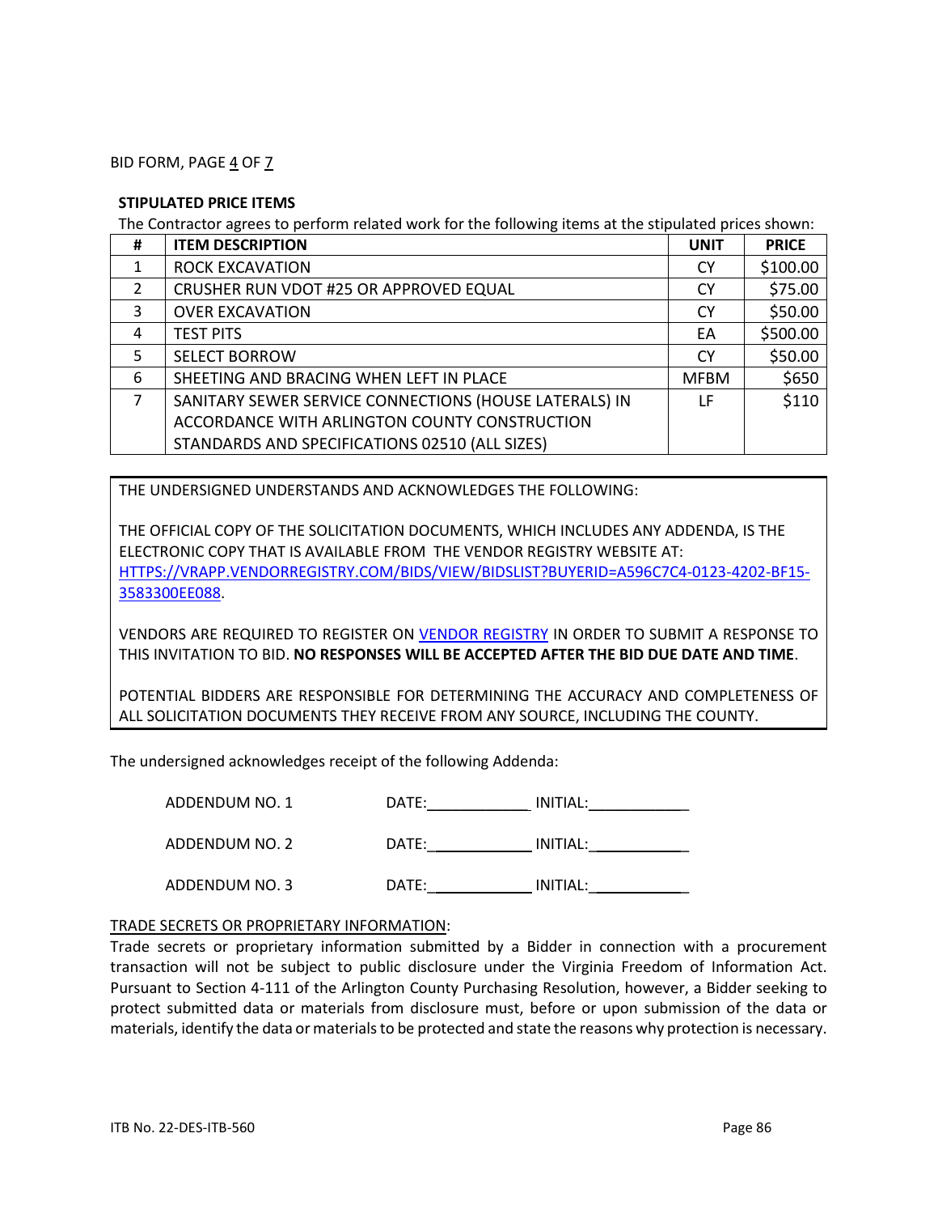BID FORM, PAGE 4 OF 7

**STIPULATED PRICE ITEMS**

The Contractor agrees to perform related work for the following items at the stipulated prices shown:

| # | ITEM DESCRIPTION | UNIT | PRICE |
|---|---|---|---|
| 1 | ROCK EXCAVATION | CY | $100.00 |
| 2 | CRUSHER RUN VDOT #25 OR APPROVED EQUAL | CY | $75.00 |
| 3 | OVER EXCAVATION | CY | $50.00 |
| 4 | TEST PITS | EA | $500.00 |
| 5 | SELECT BORROW | CY | $50.00 |
| 6 | SHEETING AND BRACING WHEN LEFT IN PLACE | MFBM | $650 |
| 7 | SANITARY SEWER SERVICE CONNECTIONS (HOUSE LATERALS) IN ACCORDANCE WITH ARLINGTON COUNTY CONSTRUCTION STANDARDS AND SPECIFICATIONS 02510 (ALL SIZES) | LF | $110 |

THE UNDERSIGNED UNDERSTANDS AND ACKNOWLEDGES THE FOLLOWING:

THE OFFICIAL COPY OF THE SOLICITATION DOCUMENTS, WHICH INCLUDES ANY ADDENDA, IS THE ELECTRONIC COPY THAT IS AVAILABLE FROM THE VENDOR REGISTRY WEBSITE AT: HTTPS://VRAPP.VENDORREGISTRY.COM/BIDS/VIEW/BIDSLIST?BUYERID=A596C7C4-0123-4202-BF15-3583300EE088.

VENDORS ARE REQUIRED TO REGISTER ON VENDOR REGISTRY IN ORDER TO SUBMIT A RESPONSE TO THIS INVITATION TO BID. **NO RESPONSES WILL BE ACCEPTED AFTER THE BID DUE DATE AND TIME**.

POTENTIAL BIDDERS ARE RESPONSIBLE FOR DETERMINING THE ACCURACY AND COMPLETENESS OF ALL SOLICITATION DOCUMENTS THEY RECEIVE FROM ANY SOURCE, INCLUDING THE COUNTY.

The undersigned acknowledges receipt of the following Addenda:

ADDENDUM NO. 1 DATE:____________ INITIAL:____________

ADDENDUM NO. 2 DATE:____________ INITIAL:____________

ADDENDUM NO. 3 DATE:____________ INITIAL:____________

TRADE SECRETS OR PROPRIETARY INFORMATION:

Trade secrets or proprietary information submitted by a Bidder in connection with a procurement transaction will not be subject to public disclosure under the Virginia Freedom of Information Act. Pursuant to Section 4-111 of the Arlington County Purchasing Resolution, however, a Bidder seeking to protect submitted data or materials from disclosure must, before or upon submission of the data or materials, identify the data or materials to be protected and state the reasons why protection is necessary.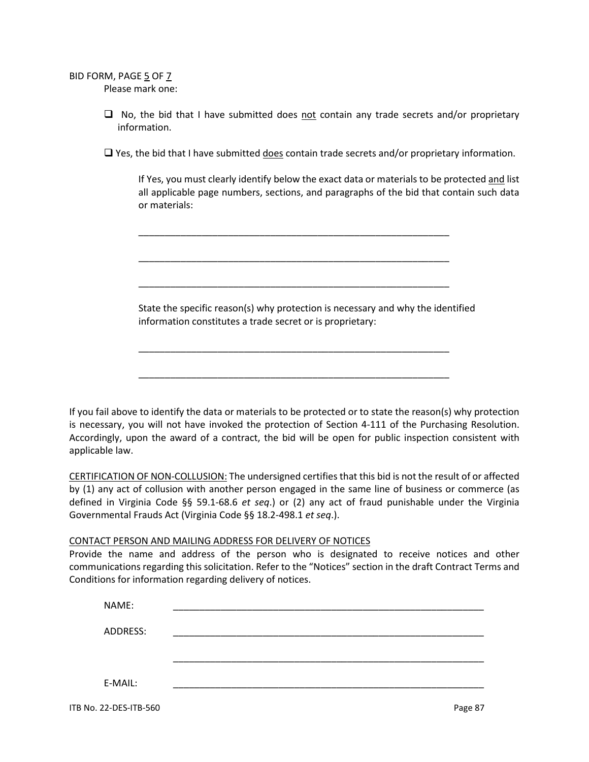BID FORM, PAGE 5 OF 7

Please mark one:

- ☐ No, the bid that I have submitted does not contain any trade secrets and/or proprietary information.

- ☐ Yes, the bid that I have submitted does contain trade secrets and/or proprietary information.

If Yes, you must clearly identify below the exact data or materials to be protected and list all applicable page numbers, sections, and paragraphs of the bid that contain such data or materials:

_______________________________________________________________

_______________________________________________________________

_______________________________________________________________

State the specific reason(s) why protection is necessary and why the identified information constitutes a trade secret or is proprietary:

_______________________________________________________________

_______________________________________________________________

If you fail above to identify the data or materials to be protected or to state the reason(s) why protection is necessary, you will not have invoked the protection of Section 4-111 of the Purchasing Resolution. Accordingly, upon the award of a contract, the bid will be open for public inspection consistent with applicable law.

CERTIFICATION OF NON-COLLUSION: The undersigned certifies that this bid is not the result of or affected by (1) any act of collusion with another person engaged in the same line of business or commerce (as defined in Virginia Code §§ 59.1-68.6 *et seq*.) or (2) any act of fraud punishable under the Virginia Governmental Frauds Act (Virginia Code §§ 18.2-498.1 *et seq*.).

CONTACT PERSON AND MAILING ADDRESS FOR DELIVERY OF NOTICES

Provide the name and address of the person who is designated to receive notices and other communications regarding this solicitation. Refer to the "Notices" section in the draft Contract Terms and Conditions for information regarding delivery of notices.

NAME: _______________________________________________________________

ADDRESS: _______________________________________________________________

_______________________________________________________________

E-MAIL: _______________________________________________________________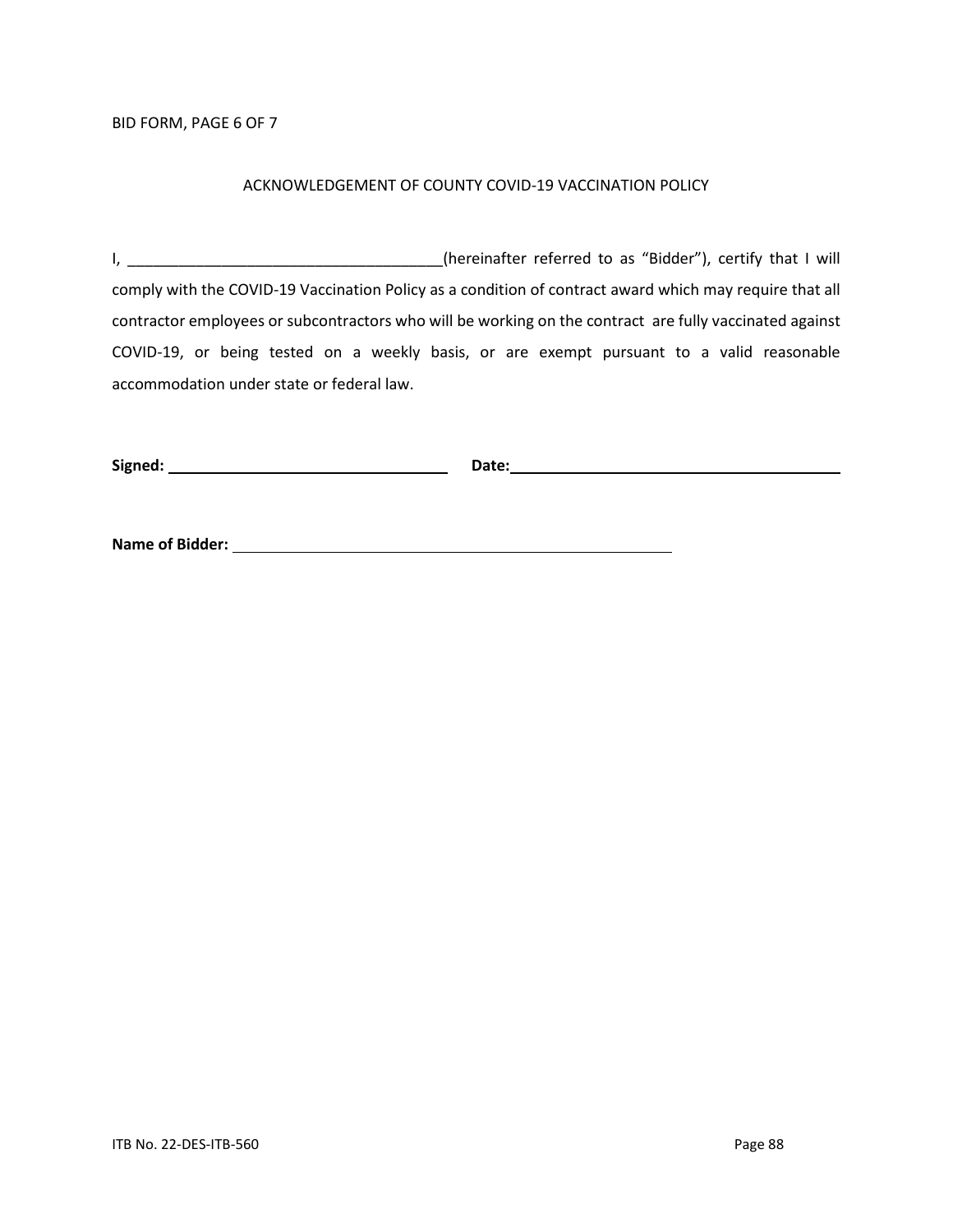BID FORM, PAGE 6 OF 7

## ACKNOWLEDGEMENT OF COUNTY COVID-19 VACCINATION POLICY

I, _____________________________________(hereinafter referred to as "Bidder"), certify that I will comply with the COVID-19 Vaccination Policy as a condition of contract award which may require that all contractor employees or subcontractors who will be working on the contract are fully vaccinated against COVID-19, or being tested on a weekly basis, or are exempt pursuant to a valid reasonable accommodation under state or federal law.

**Signed:** _________________________________ **Date:** _________________________________

**Name of Bidder:** _________________________________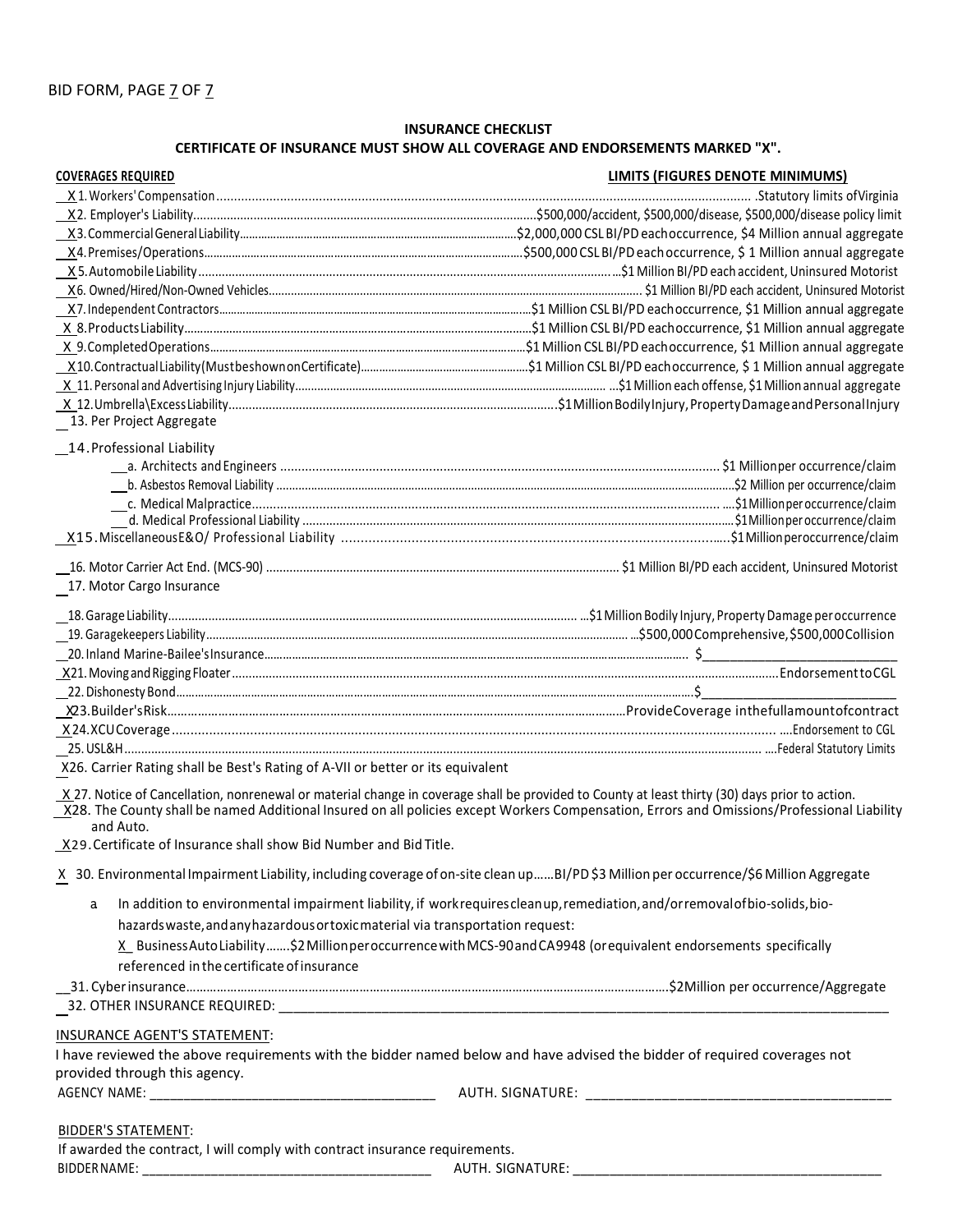BID FORM, PAGE 7 OF 7

### INSURANCE CHECKLIST

### CERTIFICATE OF INSURANCE MUST SHOW ALL COVERAGE AND ENDORSEMENTS MARKED "X".

| COVERAGES REQUIRED | LIMITS (FIGURES DENOTE MINIMUMS) |
|---|---|
| X 1. Workers' Compensation | Statutory limits of Virginia |
| X 2. Employer's Liability | $500,000/accident, $500,000/disease, $500,000/disease policy limit |
| X 3. Commercial General Liability | $2,000,000 CSL BI/PD each occurrence, $4 Million annual aggregate |
| X 4. Premises/Operations | $500,000 CSL BI/PD each occurrence, $ 1 Million annual aggregate |
| X 5. Automobile Liability | $1 Million BI/PD each accident, Uninsured Motorist |
| X 6. Owned/Hired/Non-Owned Vehicles | $1 Million BI/PD each accident, Uninsured Motorist |
| X 7. Independent Contractors | $1 Million CSL BI/PD each occurrence, $1 Million annual aggregate |
| X 8. Products Liability | $1 Million CSL BI/PD each occurrence, $1 Million annual aggregate |
| X 9. Completed Operations | $1 Million CSL BI/PD each occurrence, $1 Million annual aggregate |
| X 10. Contractual Liability (Must be shown on Certificate) | $1 Million CSL BI/PD each occurrence, $ 1 Million annual aggregate |
| X 11. Personal and Advertising Injury Liability | $1 Million each offense, $1 Million annual aggregate |
| X 12. Umbrella\Excess Liability | $1 Million Bodily Injury, Property Damage and Personal Injury |
| __ 13. Per Project Aggregate | |
| __ 14. Professional Liability | |
| __ a. Architects and Engineers | $1 Million per occurrence/claim |
| __ b. Asbestos Removal Liability | $2 Million per occurrence/claim |
| __ c. Medical Malpractice | $1 Million per occurrence/claim |
| __ d. Medical Professional Liability | $1 Million per occurrence/claim |
| X 15. Miscellaneous E&O/ Professional Liability | $1 Million per occurrence/claim |
| __ 16. Motor Carrier Act End. (MCS-90) | $1 Million BI/PD each accident, Uninsured Motorist |
| __ 17. Motor Cargo Insurance | |
| __ 18. Garage Liability | $1 Million Bodily Injury, Property Damage per occurrence |
| __ 19. Garagekeepers Liability | $500,000 Comprehensive, $500,000 Collision |
| __ 20. Inland Marine-Bailee's Insurance | $__________ |
| X 21. Moving and Rigging Floater | Endorsement to CGL |
| __ 22. Dishonesty Bond | $__________ |
| X 23. Builder's Risk | Provide Coverage in the full amount of contract |
| X 24. XCU Coverage | Endorsement to CGL |
| __ 25. USL&H | Federal Statutory Limits |

X 26. Carrier Rating shall be Best's Rating of A-VII or better or its equivalent

X 27. Notice of Cancellation, nonrenewal or material change in coverage shall be provided to County at least thirty (30) days prior to action.

X 28. The County shall be named Additional Insured on all policies except Workers Compensation, Errors and Omissions/Professional Liability and Auto.

X 29. Certificate of Insurance shall show Bid Number and Bid Title.

X 30. Environmental Impairment Liability, including coverage of on-site clean up……BI/PD $3 Million per occurrence/$6 Million Aggregate

a. In addition to environmental impairment liability, if work requires clean up, remediation, and/or removal of bio-solids, bio-hazards waste, and any hazardous or toxic material via transportation request:

X Business Auto Liability…….$2 Million per occurrence with MCS-90 and CA9948 (or equivalent endorsements specifically referenced in the certificate of insurance

__ 31. Cyber insurance……………………………………………………………$2Million per occurrence/Aggregate

__ 32. OTHER INSURANCE REQUIRED: ______________________________________________

INSURANCE AGENT'S STATEMENT:

I have reviewed the above requirements with the bidder named below and have advised the bidder of required coverages not provided through this agency.

AGENCY NAME: ______________________ AUTH. SIGNATURE: ______________________

BIDDER'S STATEMENT:

If awarded the contract, I will comply with contract insurance requirements.

BIDDER NAME: ______________________ AUTH. SIGNATURE: ______________________